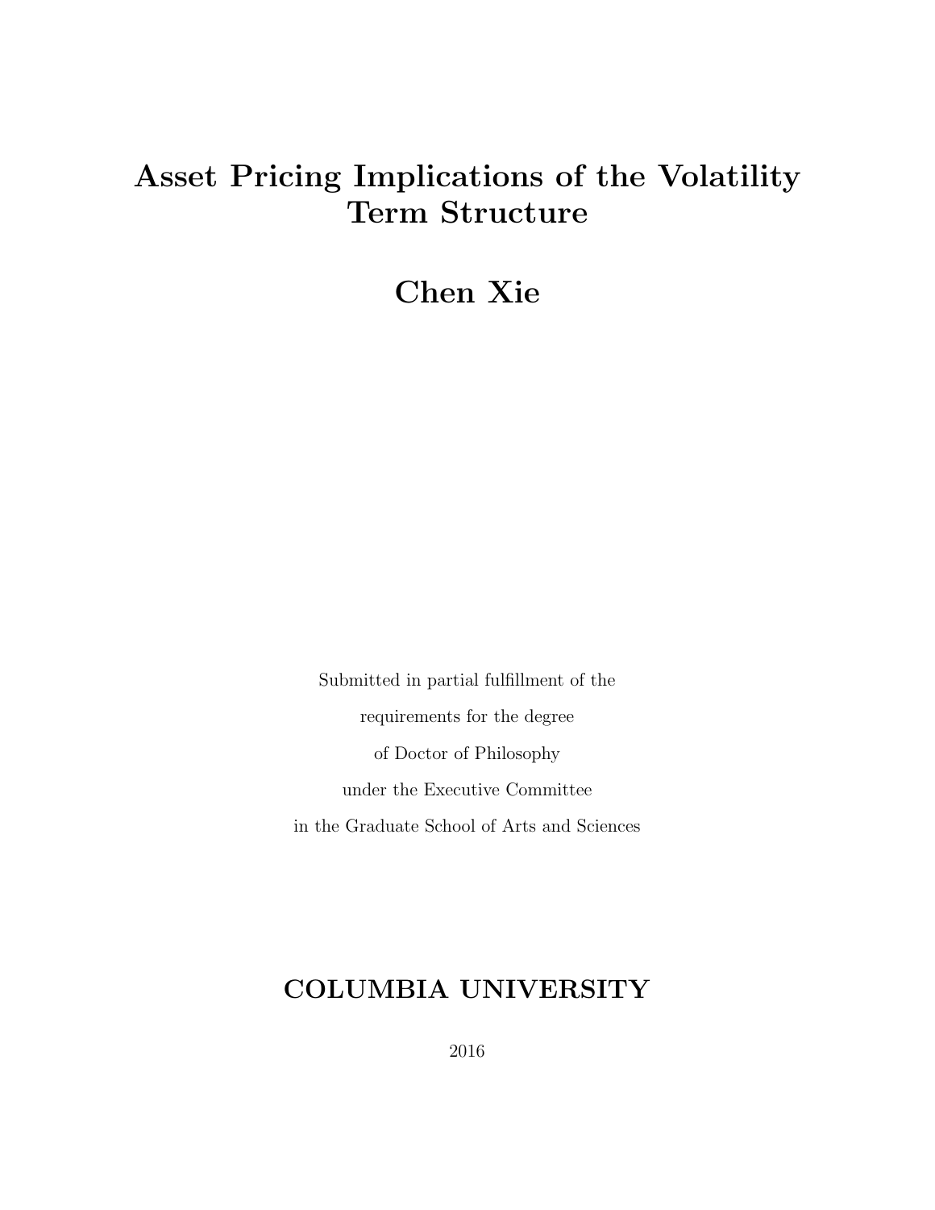# Asset Pricing Implications of the Volatility Term Structure

## Chen Xie

Submitted in partial fulfillment of the

requirements for the degree

of Doctor of Philosophy

under the Executive Committee

in the Graduate School of Arts and Sciences

## COLUMBIA UNIVERSITY

2016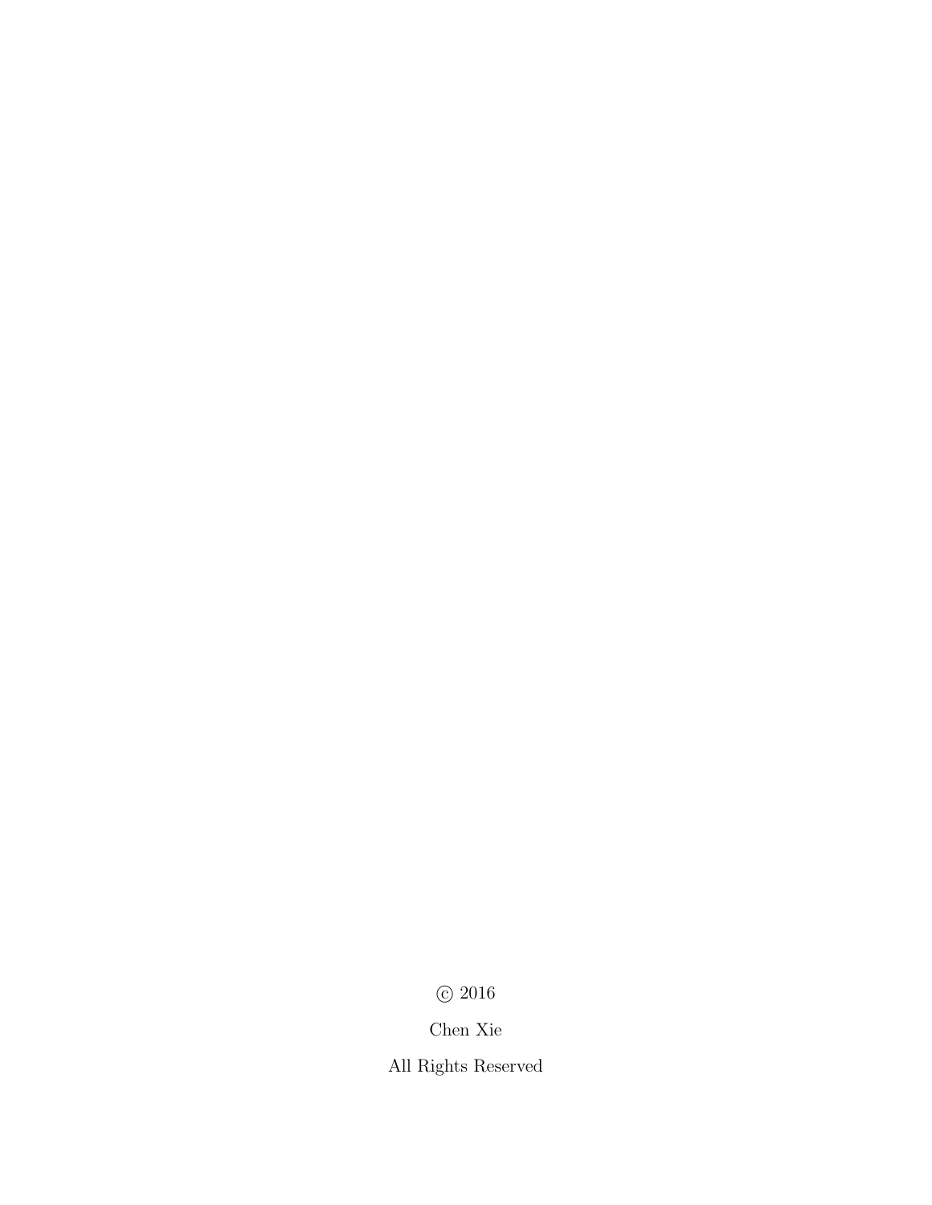© 2016

Chen Xie

All Rights Reserved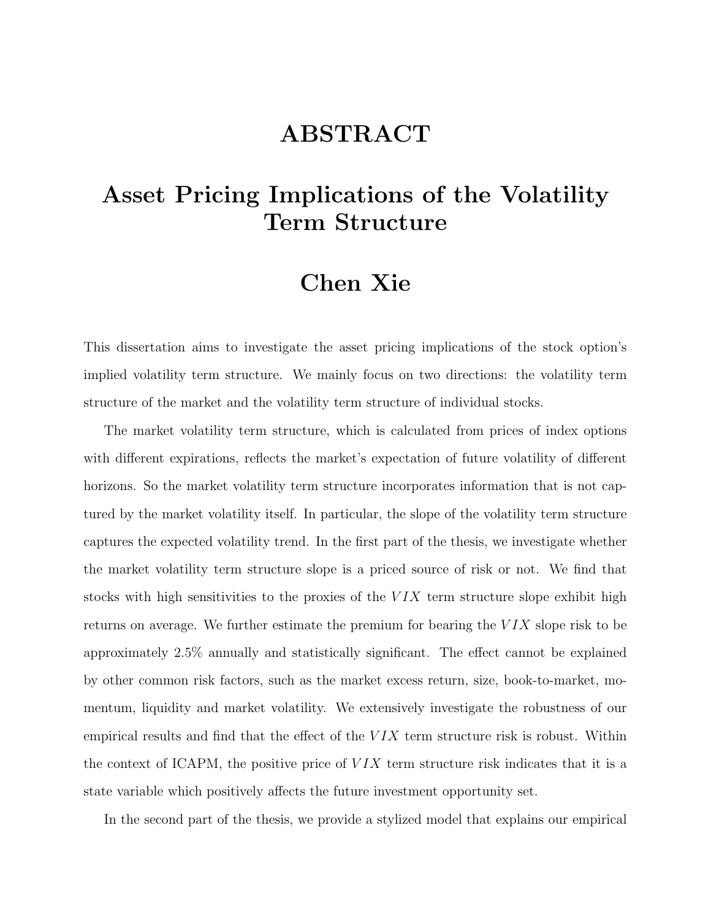# ABSTRACT

# Asset Pricing Implications of the Volatility Term Structure

# Chen Xie

This dissertation aims to investigate the asset pricing implications of the stock option's implied volatility term structure. We mainly focus on two directions: the volatility term structure of the market and the volatility term structure of individual stocks.

The market volatility term structure, which is calculated from prices of index options with different expirations, reflects the market's expectation of future volatility of different horizons. So the market volatility term structure incorporates information that is not captured by the market volatility itself. In particular, the slope of the volatility term structure captures the expected volatility trend. In the first part of the thesis, we investigate whether the market volatility term structure slope is a priced source of risk or not. We find that stocks with high sensitivities to the proxies of the $VIX$ term structure slope exhibit high returns on average. We further estimate the premium for bearing the $VIX$ slope risk to be approximately 2.5% annually and statistically significant. The effect cannot be explained by other common risk factors, such as the market excess return, size, book-to-market, momentum, liquidity and market volatility. We extensively investigate the robustness of our empirical results and find that the effect of the $VIX$ term structure risk is robust. Within the context of ICAPM, the positive price of $VIX$ term structure risk indicates that it is a state variable which positively affects the future investment opportunity set.

In the second part of the thesis, we provide a stylized model that explains our empirical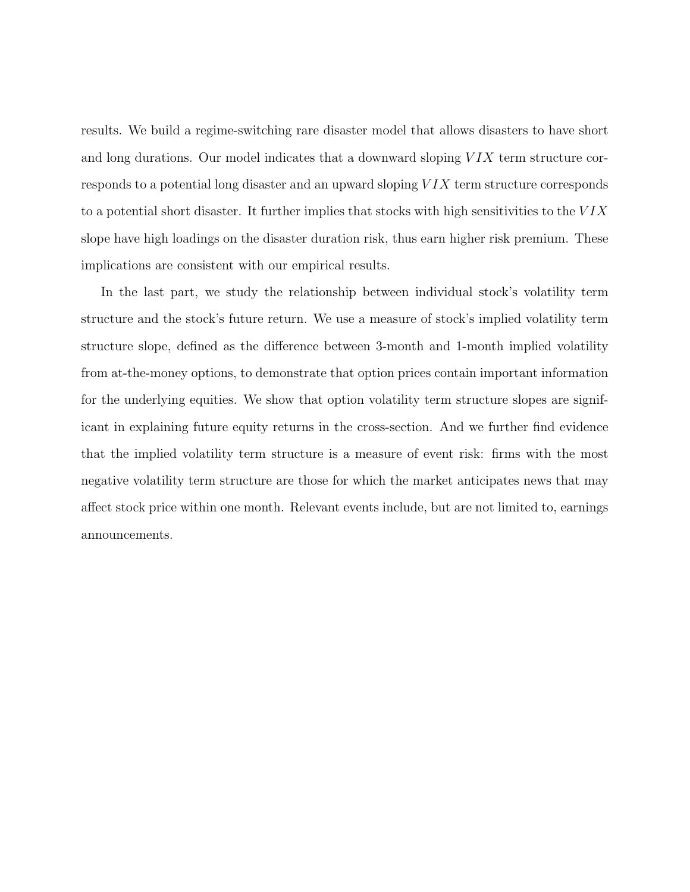results. We build a regime-switching rare disaster model that allows disasters to have short and long durations. Our model indicates that a downward sloping $VIX$ term structure corresponds to a potential long disaster and an upward sloping $VIX$ term structure corresponds to a potential short disaster. It further implies that stocks with high sensitivities to the $VIX$ slope have high loadings on the disaster duration risk, thus earn higher risk premium. These implications are consistent with our empirical results.

In the last part, we study the relationship between individual stock's volatility term structure and the stock's future return. We use a measure of stock's implied volatility term structure slope, defined as the difference between 3-month and 1-month implied volatility from at-the-money options, to demonstrate that option prices contain important information for the underlying equities. We show that option volatility term structure slopes are significant in explaining future equity returns in the cross-section. And we further find evidence that the implied volatility term structure is a measure of event risk: firms with the most negative volatility term structure are those for which the market anticipates news that may affect stock price within one month. Relevant events include, but are not limited to, earnings announcements.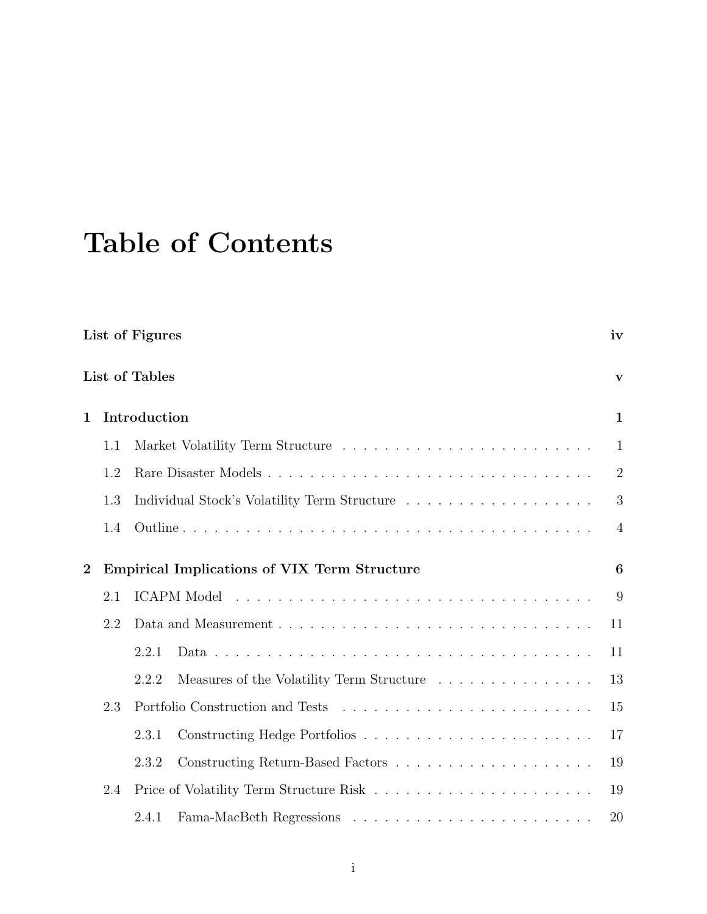# Table of Contents

**List of Figures** **iv**

**List of Tables** **v**

**1 Introduction** **1**

- 1.1 Market Volatility Term Structure . . . . . . . . . . . . . . . . . . . . . . . . 1
- 1.2 Rare Disaster Models . . . . . . . . . . . . . . . . . . . . . . . . . . . . . . . 2
- 1.3 Individual Stock's Volatility Term Structure . . . . . . . . . . . . . . . . . . 3
- 1.4 Outline . . . . . . . . . . . . . . . . . . . . . . . . . . . . . . . . . . . . . . 4

**2 Empirical Implications of VIX Term Structure** **6**

- 2.1 ICAPM Model . . . . . . . . . . . . . . . . . . . . . . . . . . . . . . . . . . 9
- 2.2 Data and Measurement . . . . . . . . . . . . . . . . . . . . . . . . . . . . . 11
  - 2.2.1 Data . . . . . . . . . . . . . . . . . . . . . . . . . . . . . . . . . . . 11
  - 2.2.2 Measures of the Volatility Term Structure . . . . . . . . . . . . . . . 13
- 2.3 Portfolio Construction and Tests . . . . . . . . . . . . . . . . . . . . . . . . 15
  - 2.3.1 Constructing Hedge Portfolios . . . . . . . . . . . . . . . . . . . . . 17
  - 2.3.2 Constructing Return-Based Factors . . . . . . . . . . . . . . . . . . 19
- 2.4 Price of Volatility Term Structure Risk . . . . . . . . . . . . . . . . . . . . 19
  - 2.4.1 Fama-MacBeth Regressions . . . . . . . . . . . . . . . . . . . . . . . 20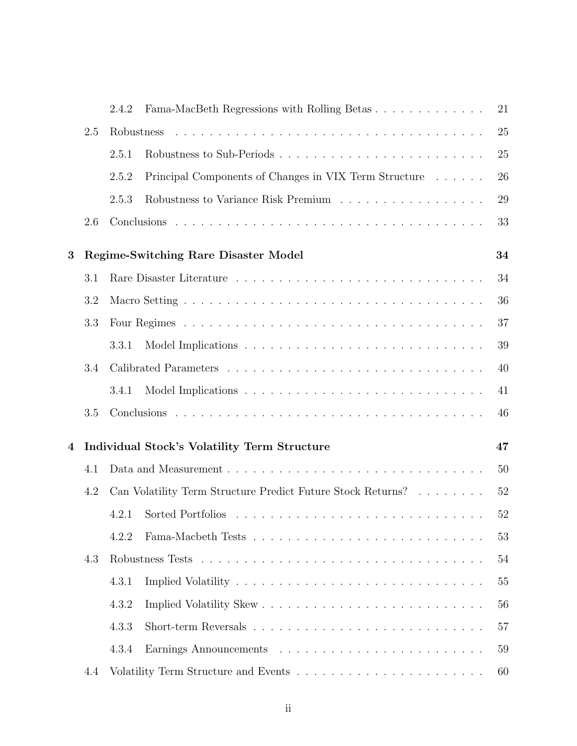2.4.2 Fama-MacBeth Regressions with Rolling Betas . . . . . . . . . . . . . 21

2.5 Robustness . . . . . . . . . . . . . . . . . . . . . . . . . . . . . . . . . . 25

2.5.1 Robustness to Sub-Periods . . . . . . . . . . . . . . . . . . . . . . . 25

2.5.2 Principal Components of Changes in VIX Term Structure . . . . . . 26

2.5.3 Robustness to Variance Risk Premium . . . . . . . . . . . . . . . . . 29

2.6 Conclusions . . . . . . . . . . . . . . . . . . . . . . . . . . . . . . . . . . 33

**3 Regime-Switching Rare Disaster Model** **34**

3.1 Rare Disaster Literature . . . . . . . . . . . . . . . . . . . . . . . . . . . 34

3.2 Macro Setting . . . . . . . . . . . . . . . . . . . . . . . . . . . . . . . . . 36

3.3 Four Regimes . . . . . . . . . . . . . . . . . . . . . . . . . . . . . . . . . 37

3.3.1 Model Implications . . . . . . . . . . . . . . . . . . . . . . . . . . . 39

3.4 Calibrated Parameters . . . . . . . . . . . . . . . . . . . . . . . . . . . . 40

3.4.1 Model Implications . . . . . . . . . . . . . . . . . . . . . . . . . . . 41

3.5 Conclusions . . . . . . . . . . . . . . . . . . . . . . . . . . . . . . . . . . 46

**4 Individual Stock's Volatility Term Structure** **47**

4.1 Data and Measurement . . . . . . . . . . . . . . . . . . . . . . . . . . . 50

4.2 Can Volatility Term Structure Predict Future Stock Returns? . . . . . . . . 52

4.2.1 Sorted Portfolios . . . . . . . . . . . . . . . . . . . . . . . . . . . . 52

4.2.2 Fama-Macbeth Tests . . . . . . . . . . . . . . . . . . . . . . . . . . 53

4.3 Robustness Tests . . . . . . . . . . . . . . . . . . . . . . . . . . . . . . . 54

4.3.1 Implied Volatility . . . . . . . . . . . . . . . . . . . . . . . . . . . . 55

4.3.2 Implied Volatility Skew . . . . . . . . . . . . . . . . . . . . . . . . . 56

4.3.3 Short-term Reversals . . . . . . . . . . . . . . . . . . . . . . . . . . 57

4.3.4 Earnings Announcements . . . . . . . . . . . . . . . . . . . . . . . 59

4.4 Volatility Term Structure and Events . . . . . . . . . . . . . . . . . . . . 60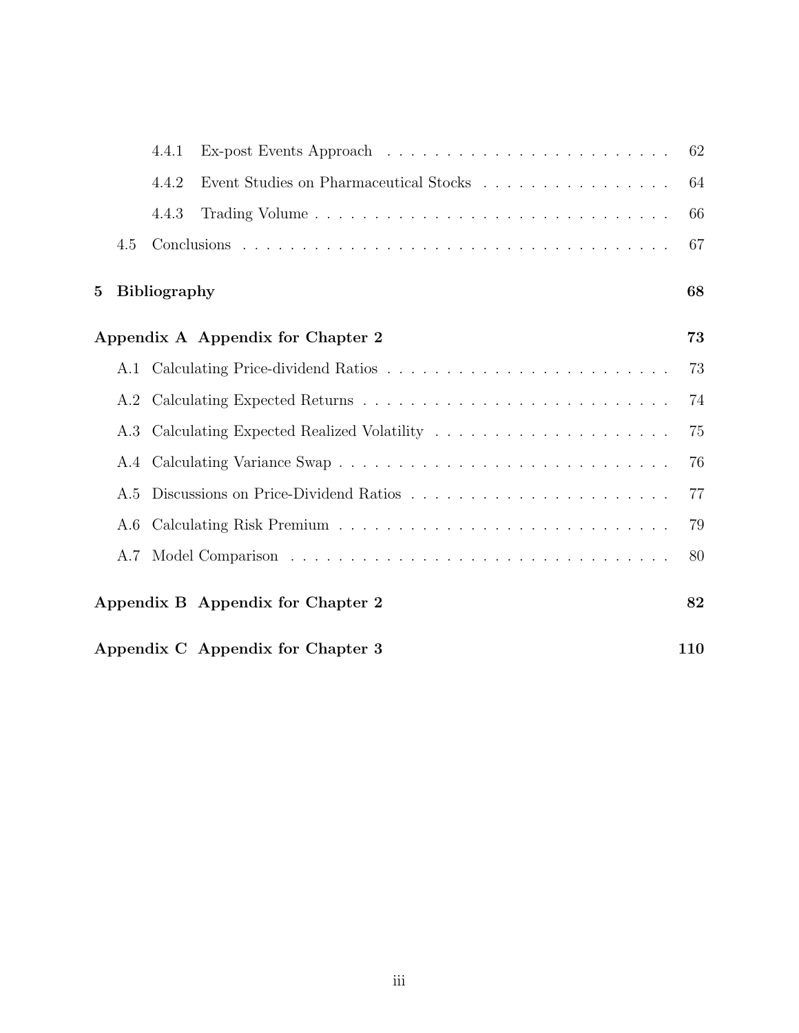4.4.1 Ex-post Events Approach . . . . . . . . . . . . . . . . . . . . . . . . 62

4.4.2 Event Studies on Pharmaceutical Stocks . . . . . . . . . . . . . . . . . 64

4.4.3 Trading Volume . . . . . . . . . . . . . . . . . . . . . . . . . . . . . . 66

4.5 Conclusions . . . . . . . . . . . . . . . . . . . . . . . . . . . . . . . . . . . 67

**5 Bibliography** **68**

**Appendix A Appendix for Chapter 2** **73**

A.1 Calculating Price-dividend Ratios . . . . . . . . . . . . . . . . . . . . . . . 73

A.2 Calculating Expected Returns . . . . . . . . . . . . . . . . . . . . . . . . . 74

A.3 Calculating Expected Realized Volatility . . . . . . . . . . . . . . . . . . . 75

A.4 Calculating Variance Swap . . . . . . . . . . . . . . . . . . . . . . . . . . . 76

A.5 Discussions on Price-Dividend Ratios . . . . . . . . . . . . . . . . . . . . . 77

A.6 Calculating Risk Premium . . . . . . . . . . . . . . . . . . . . . . . . . . . 79

A.7 Model Comparison . . . . . . . . . . . . . . . . . . . . . . . . . . . . . . . 80

**Appendix B Appendix for Chapter 2** **82**

**Appendix C Appendix for Chapter 3** **110**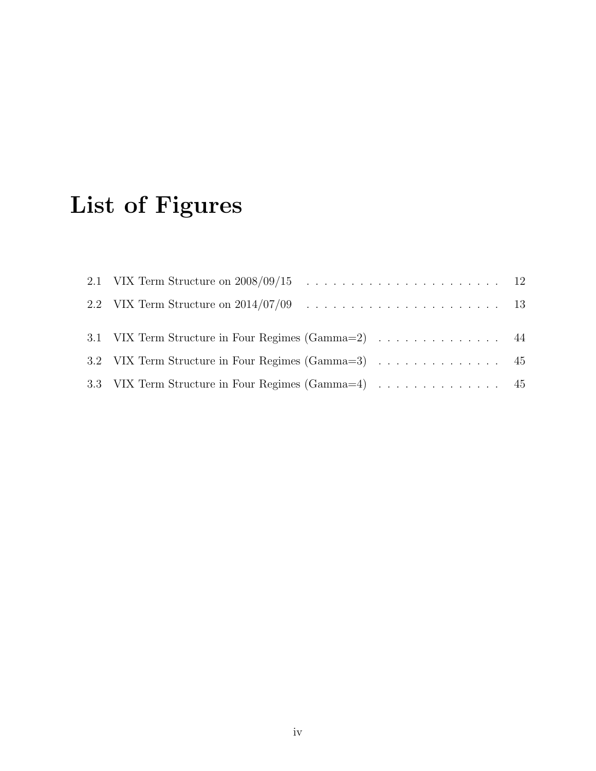# List of Figures

2.1 VIX Term Structure on 2008/09/15 . . . . . . . . . . . . . . . . . . . . . . 12

2.2 VIX Term Structure on 2014/07/09 . . . . . . . . . . . . . . . . . . . . . . 13

3.1 VIX Term Structure in Four Regimes (Gamma=2) . . . . . . . . . . . . . . 44

3.2 VIX Term Structure in Four Regimes (Gamma=3) . . . . . . . . . . . . . . 45

3.3 VIX Term Structure in Four Regimes (Gamma=4) . . . . . . . . . . . . . . 45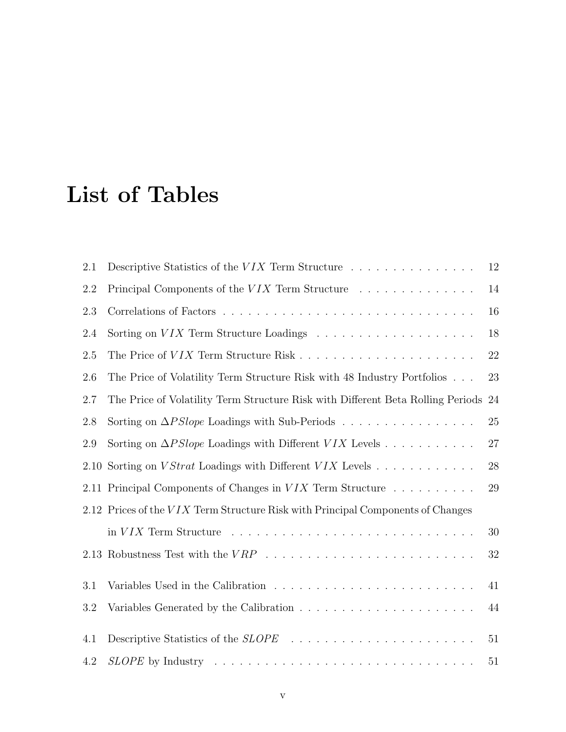# List of Tables

2.1 Descriptive Statistics of the $VIX$ Term Structure . . . . . . . . . . . . . . . 12

2.2 Principal Components of the $VIX$ Term Structure . . . . . . . . . . . . . . 14

2.3 Correlations of Factors . . . . . . . . . . . . . . . . . . . . . . . . . . . . . . . . 16

2.4 Sorting on $VIX$ Term Structure Loadings . . . . . . . . . . . . . . . . . . . 18

2.5 The Price of $VIX$ Term Structure Risk . . . . . . . . . . . . . . . . . . . . . 22

2.6 The Price of Volatility Term Structure Risk with 48 Industry Portfolios . . . 23

2.7 The Price of Volatility Term Structure Risk with Different Beta Rolling Periods 24

2.8 Sorting on $\Delta PSlope$ Loadings with Sub-Periods . . . . . . . . . . . . . . . . 25

2.9 Sorting on $\Delta PSlope$ Loadings with Different $VIX$ Levels . . . . . . . . . . . 27

2.10 Sorting on $VStrat$ Loadings with Different $VIX$ Levels . . . . . . . . . . . . 28

2.11 Principal Components of Changes in $VIX$ Term Structure . . . . . . . . . . 29

2.12 Prices of the $VIX$ Term Structure Risk with Principal Components of Changes in $VIX$ Term Structure . . . . . . . . . . . . . . . . . . . . . . . . . . . . . 30

2.13 Robustness Test with the $VRP$ . . . . . . . . . . . . . . . . . . . . . . . . . 32

3.1 Variables Used in the Calibration . . . . . . . . . . . . . . . . . . . . . . . . 41

3.2 Variables Generated by the Calibration . . . . . . . . . . . . . . . . . . . . . 44

4.1 Descriptive Statistics of the $SLOPE$ . . . . . . . . . . . . . . . . . . . . . . 51

4.2 $SLOPE$ by Industry . . . . . . . . . . . . . . . . . . . . . . . . . . . . . . . 51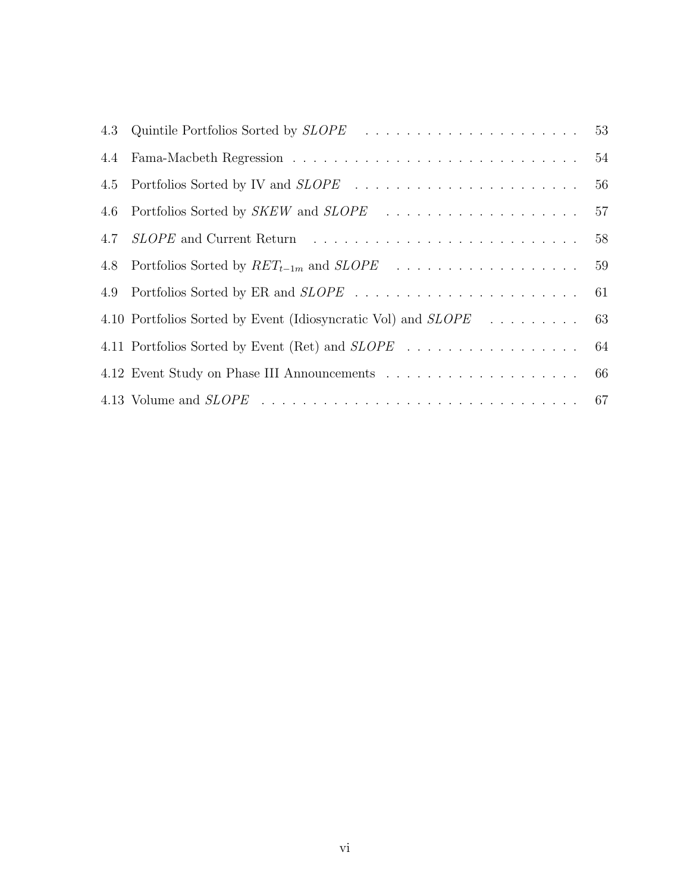4.3 Quintile Portfolios Sorted by *SLOPE* . . . . . . . . . . . . . . . . . . . . . . 53

4.4 Fama-Macbeth Regression . . . . . . . . . . . . . . . . . . . . . . . . . . . . 54

4.5 Portfolios Sorted by IV and *SLOPE* . . . . . . . . . . . . . . . . . . . . . . 56

4.6 Portfolios Sorted by *SKEW* and *SLOPE* . . . . . . . . . . . . . . . . . . . 57

4.7 *SLOPE* and Current Return . . . . . . . . . . . . . . . . . . . . . . . . . . 58

4.8 Portfolios Sorted by $RET_{t-1m}$ and *SLOPE* . . . . . . . . . . . . . . . . . . 59

4.9 Portfolios Sorted by ER and *SLOPE* . . . . . . . . . . . . . . . . . . . . . . 61

4.10 Portfolios Sorted by Event (Idiosyncratic Vol) and *SLOPE* . . . . . . . . . 63

4.11 Portfolios Sorted by Event (Ret) and *SLOPE* . . . . . . . . . . . . . . . . . 64

4.12 Event Study on Phase III Announcements . . . . . . . . . . . . . . . . . . . 66

4.13 Volume and *SLOPE* . . . . . . . . . . . . . . . . . . . . . . . . . . . . . . . 67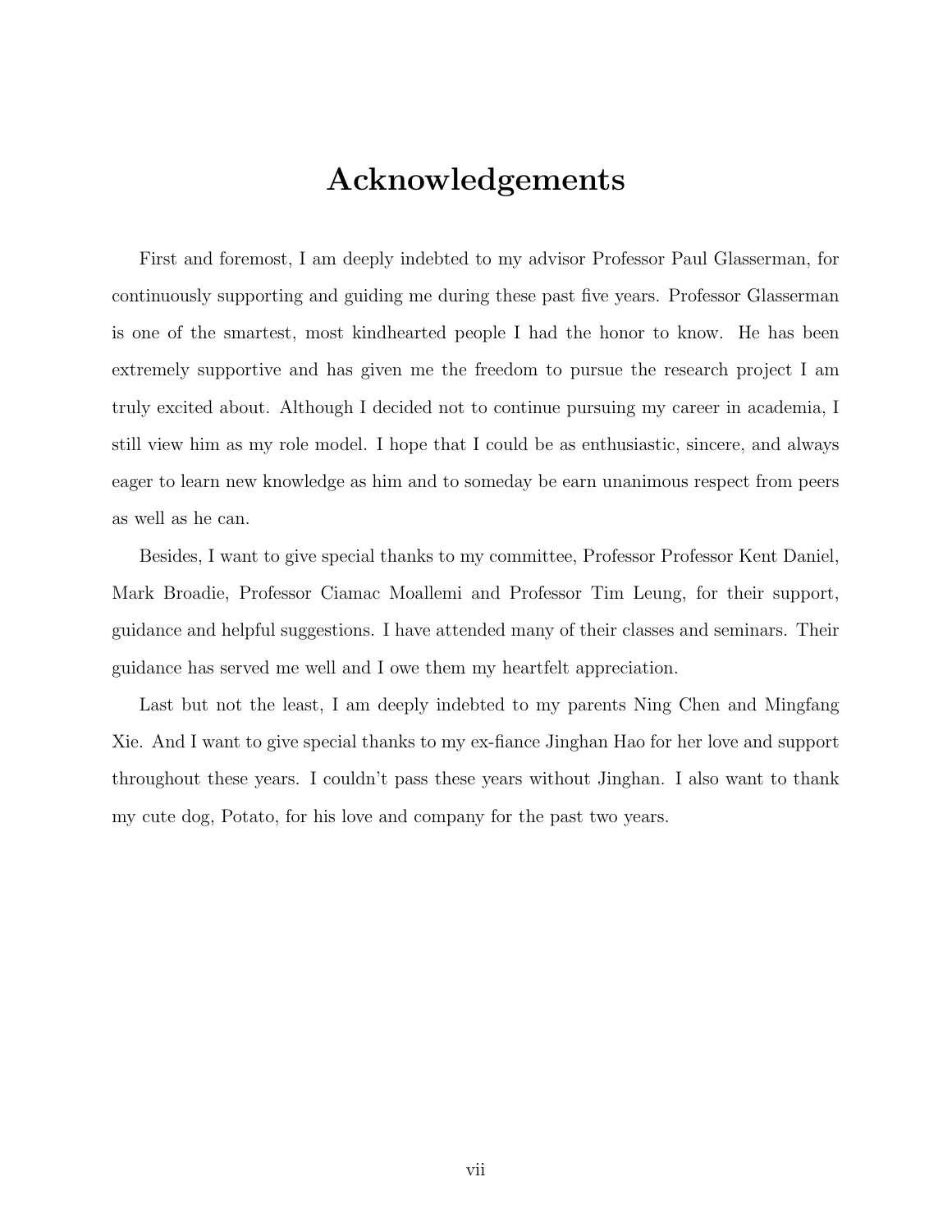# Acknowledgements

First and foremost, I am deeply indebted to my advisor Professor Paul Glasserman, for continuously supporting and guiding me during these past five years. Professor Glasserman is one of the smartest, most kindhearted people I had the honor to know. He has been extremely supportive and has given me the freedom to pursue the research project I am truly excited about. Although I decided not to continue pursuing my career in academia, I still view him as my role model. I hope that I could be as enthusiastic, sincere, and always eager to learn new knowledge as him and to someday be earn unanimous respect from peers as well as he can.

Besides, I want to give special thanks to my committee, Professor Professor Kent Daniel, Mark Broadie, Professor Ciamac Moallemi and Professor Tim Leung, for their support, guidance and helpful suggestions. I have attended many of their classes and seminars. Their guidance has served me well and I owe them my heartfelt appreciation.

Last but not the least, I am deeply indebted to my parents Ning Chen and Mingfang Xie. And I want to give special thanks to my ex-fiance Jinghan Hao for her love and support throughout these years. I couldn't pass these years without Jinghan. I also want to thank my cute dog, Potato, for his love and company for the past two years.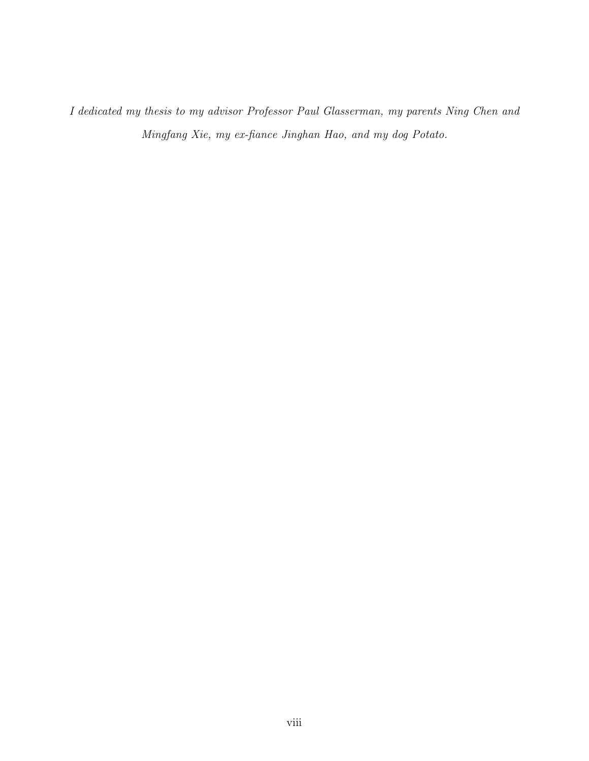*I dedicated my thesis to my advisor Professor Paul Glasserman, my parents Ning Chen and Mingfang Xie, my ex-fiance Jinghan Hao, and my dog Potato.*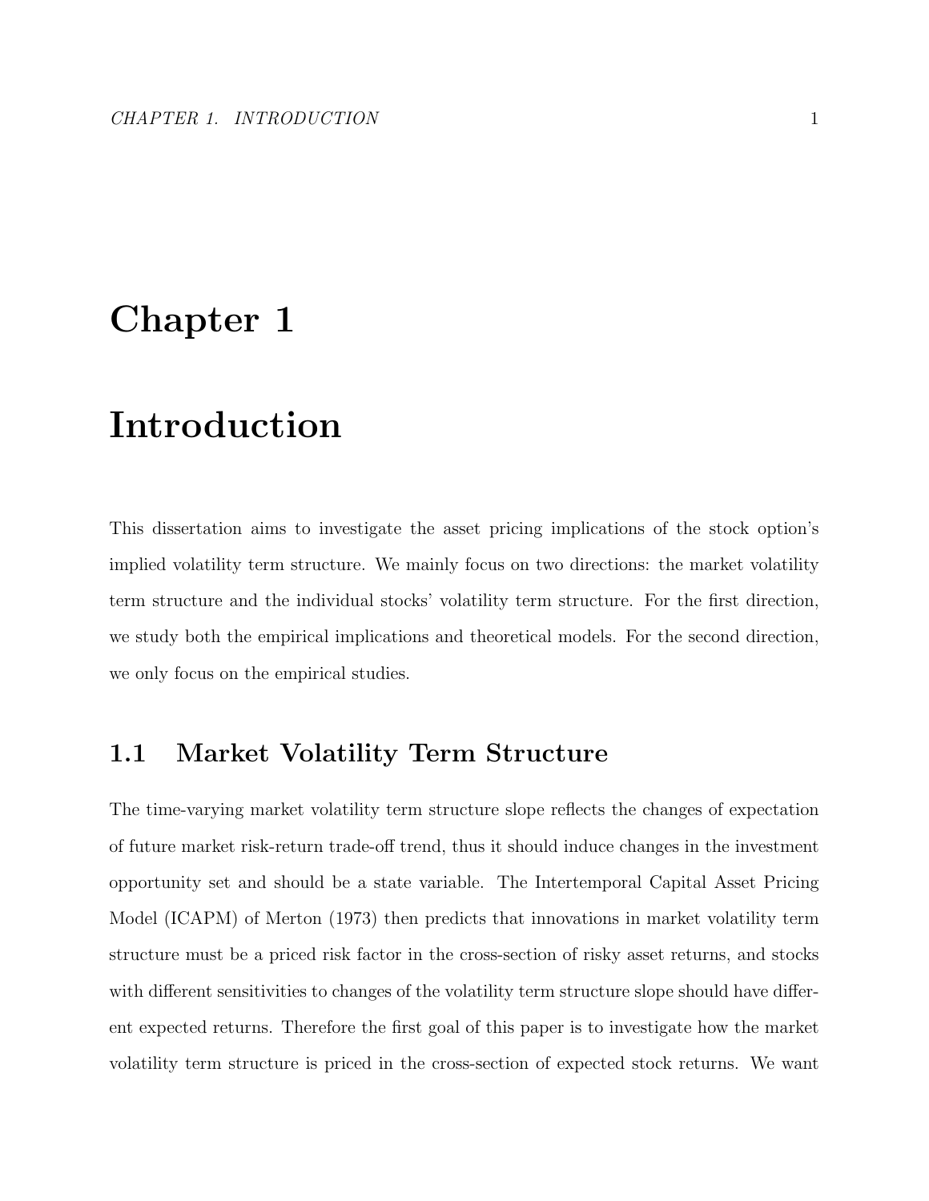# Chapter 1

# Introduction

This dissertation aims to investigate the asset pricing implications of the stock option's implied volatility term structure. We mainly focus on two directions: the market volatility term structure and the individual stocks' volatility term structure. For the first direction, we study both the empirical implications and theoretical models. For the second direction, we only focus on the empirical studies.

## 1.1 Market Volatility Term Structure

The time-varying market volatility term structure slope reflects the changes of expectation of future market risk-return trade-off trend, thus it should induce changes in the investment opportunity set and should be a state variable. The Intertemporal Capital Asset Pricing Model (ICAPM) of Merton (1973) then predicts that innovations in market volatility term structure must be a priced risk factor in the cross-section of risky asset returns, and stocks with different sensitivities to changes of the volatility term structure slope should have different expected returns. Therefore the first goal of this paper is to investigate how the market volatility term structure is priced in the cross-section of expected stock returns. We want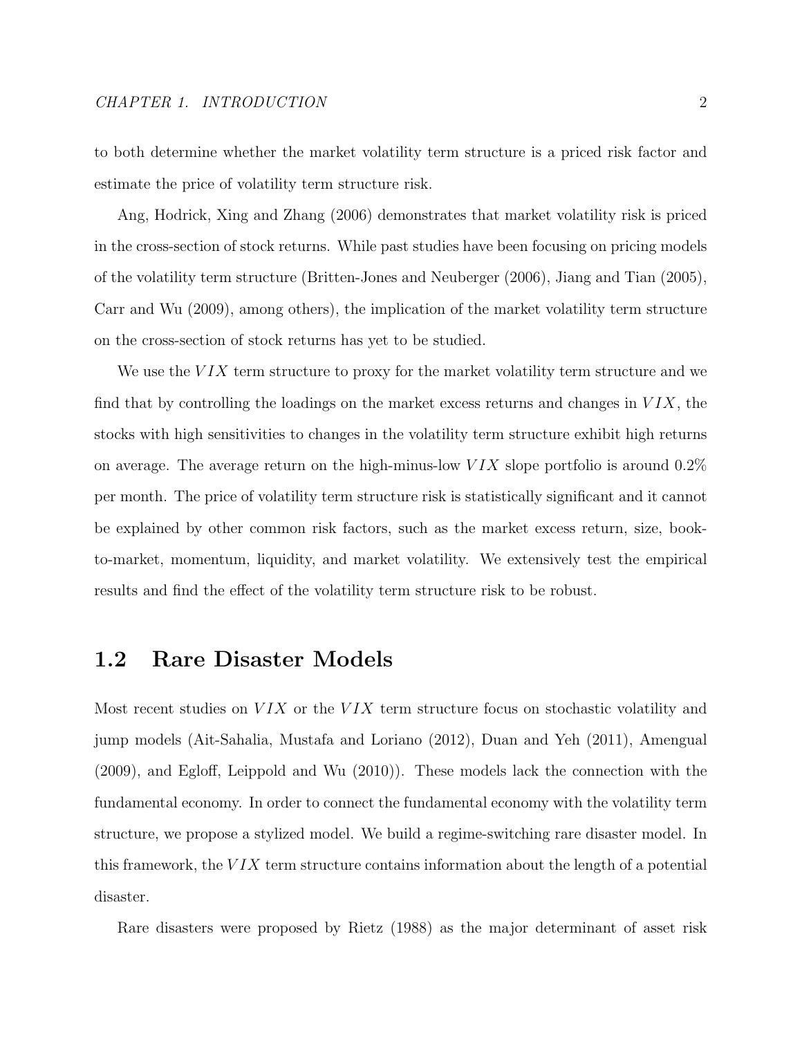to both determine whether the market volatility term structure is a priced risk factor and estimate the price of volatility term structure risk.

Ang, Hodrick, Xing and Zhang (2006) demonstrates that market volatility risk is priced in the cross-section of stock returns. While past studies have been focusing on pricing models of the volatility term structure (Britten-Jones and Neuberger (2006), Jiang and Tian (2005), Carr and Wu (2009), among others), the implication of the market volatility term structure on the cross-section of stock returns has yet to be studied.

We use the $VIX$ term structure to proxy for the market volatility term structure and we find that by controlling the loadings on the market excess returns and changes in $VIX$, the stocks with high sensitivities to changes in the volatility term structure exhibit high returns on average. The average return on the high-minus-low $VIX$ slope portfolio is around 0.2% per month. The price of volatility term structure risk is statistically significant and it cannot be explained by other common risk factors, such as the market excess return, size, book-to-market, momentum, liquidity, and market volatility. We extensively test the empirical results and find the effect of the volatility term structure risk to be robust.

## 1.2 Rare Disaster Models

Most recent studies on $VIX$ or the $VIX$ term structure focus on stochastic volatility and jump models (Ait-Sahalia, Mustafa and Loriano (2012), Duan and Yeh (2011), Amengual (2009), and Egloff, Leippold and Wu (2010)). These models lack the connection with the fundamental economy. In order to connect the fundamental economy with the volatility term structure, we propose a stylized model. We build a regime-switching rare disaster model. In this framework, the $VIX$ term structure contains information about the length of a potential disaster.

Rare disasters were proposed by Rietz (1988) as the major determinant of asset risk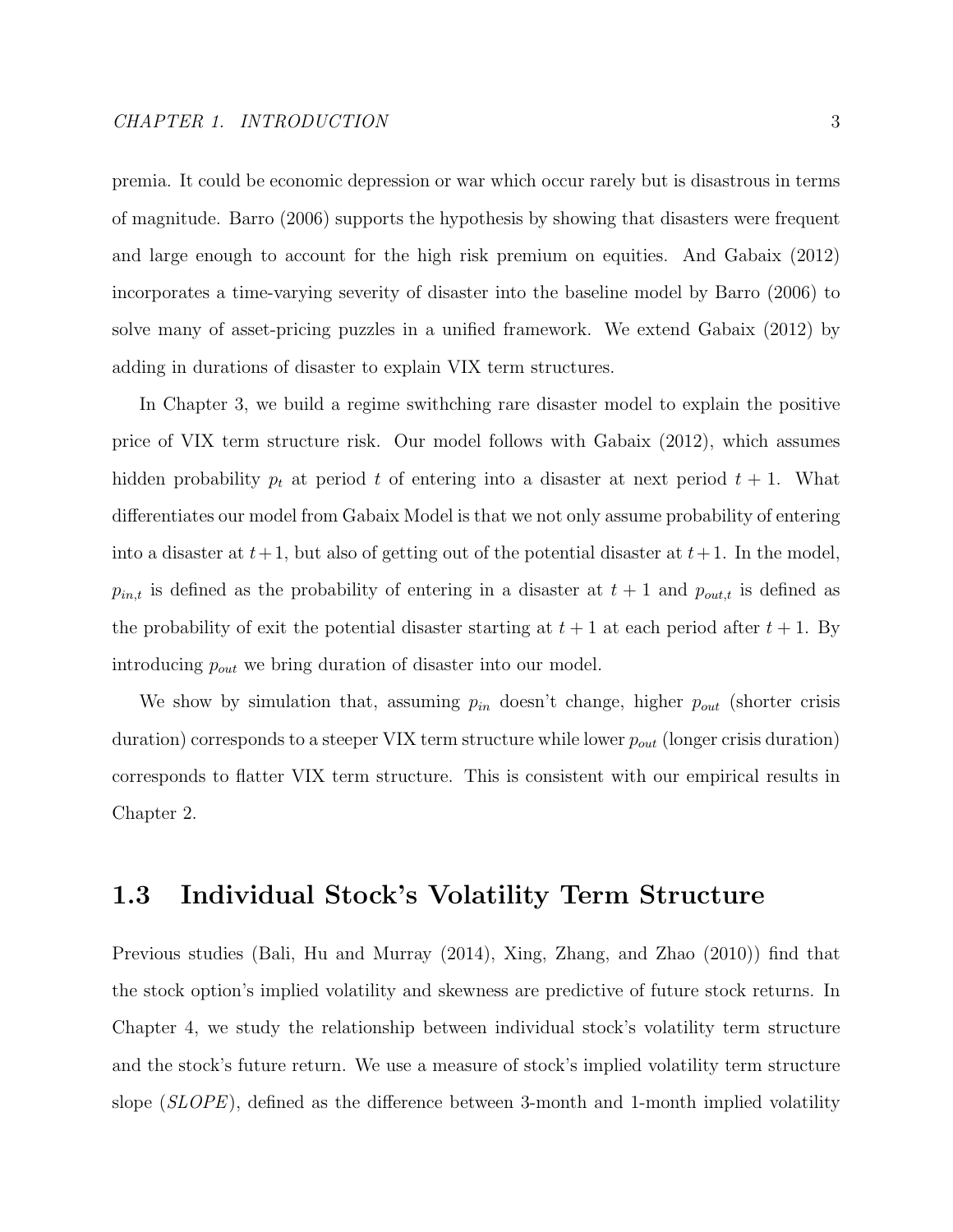premia. It could be economic depression or war which occur rarely but is disastrous in terms of magnitude. Barro (2006) supports the hypothesis by showing that disasters were frequent and large enough to account for the high risk premium on equities. And Gabaix (2012) incorporates a time-varying severity of disaster into the baseline model by Barro (2006) to solve many of asset-pricing puzzles in a unified framework. We extend Gabaix (2012) by adding in durations of disaster to explain VIX term structures.

In Chapter 3, we build a regime swithching rare disaster model to explain the positive price of VIX term structure risk. Our model follows with Gabaix (2012), which assumes hidden probability $p_t$ at period $t$ of entering into a disaster at next period $t+1$. What differentiates our model from Gabaix Model is that we not only assume probability of entering into a disaster at $t+1$, but also of getting out of the potential disaster at $t+1$. In the model, $p_{in,t}$ is defined as the probability of entering in a disaster at $t+1$ and $p_{out,t}$ is defined as the probability of exit the potential disaster starting at $t+1$ at each period after $t+1$. By introducing $p_{out}$ we bring duration of disaster into our model.

We show by simulation that, assuming $p_{in}$ doesn't change, higher $p_{out}$ (shorter crisis duration) corresponds to a steeper VIX term structure while lower $p_{out}$ (longer crisis duration) corresponds to flatter VIX term structure. This is consistent with our empirical results in Chapter 2.

## 1.3 Individual Stock's Volatility Term Structure

Previous studies (Bali, Hu and Murray (2014), Xing, Zhang, and Zhao (2010)) find that the stock option's implied volatility and skewness are predictive of future stock returns. In Chapter 4, we study the relationship between individual stock's volatility term structure and the stock's future return. We use a measure of stock's implied volatility term structure slope (*SLOPE*), defined as the difference between 3-month and 1-month implied volatility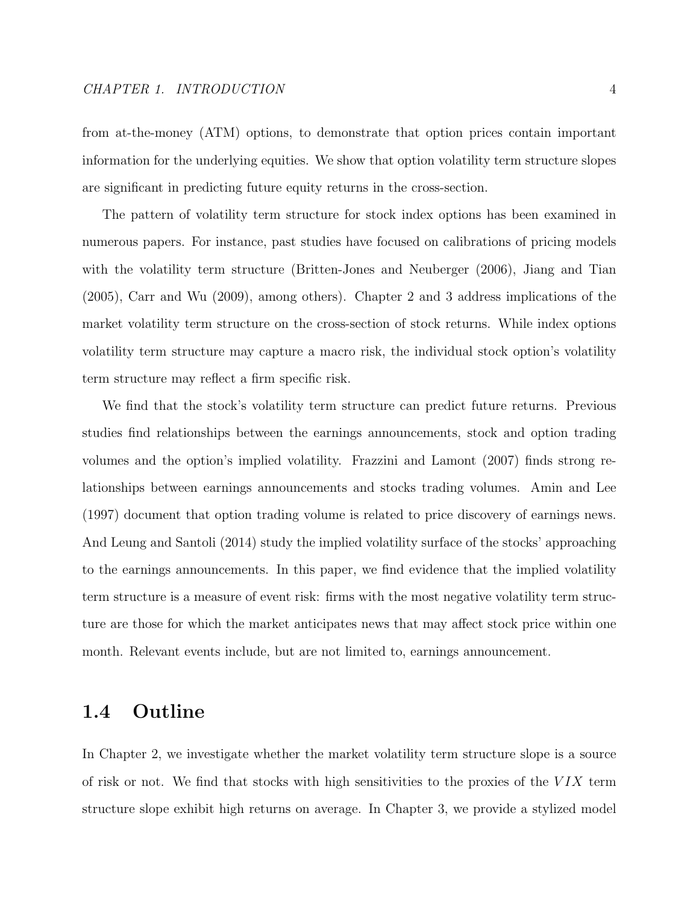from at-the-money (ATM) options, to demonstrate that option prices contain important information for the underlying equities. We show that option volatility term structure slopes are significant in predicting future equity returns in the cross-section.

The pattern of volatility term structure for stock index options has been examined in numerous papers. For instance, past studies have focused on calibrations of pricing models with the volatility term structure (Britten-Jones and Neuberger (2006), Jiang and Tian (2005), Carr and Wu (2009), among others). Chapter 2 and 3 address implications of the market volatility term structure on the cross-section of stock returns. While index options volatility term structure may capture a macro risk, the individual stock option's volatility term structure may reflect a firm specific risk.

We find that the stock's volatility term structure can predict future returns. Previous studies find relationships between the earnings announcements, stock and option trading volumes and the option's implied volatility. Frazzini and Lamont (2007) finds strong relationships between earnings announcements and stocks trading volumes. Amin and Lee (1997) document that option trading volume is related to price discovery of earnings news. And Leung and Santoli (2014) study the implied volatility surface of the stocks' approaching to the earnings announcements. In this paper, we find evidence that the implied volatility term structure is a measure of event risk: firms with the most negative volatility term structure are those for which the market anticipates news that may affect stock price within one month. Relevant events include, but are not limited to, earnings announcement.

## 1.4 Outline

In Chapter 2, we investigate whether the market volatility term structure slope is a source of risk or not. We find that stocks with high sensitivities to the proxies of the $VIX$ term structure slope exhibit high returns on average. In Chapter 3, we provide a stylized model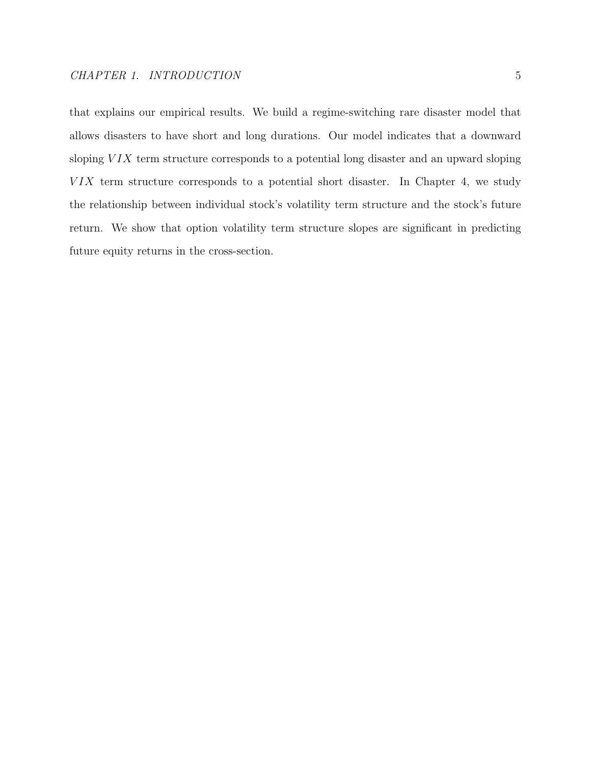that explains our empirical results. We build a regime-switching rare disaster model that allows disasters to have short and long durations. Our model indicates that a downward sloping $VIX$ term structure corresponds to a potential long disaster and an upward sloping $VIX$ term structure corresponds to a potential short disaster. In Chapter 4, we study the relationship between individual stock's volatility term structure and the stock's future return. We show that option volatility term structure slopes are significant in predicting future equity returns in the cross-section.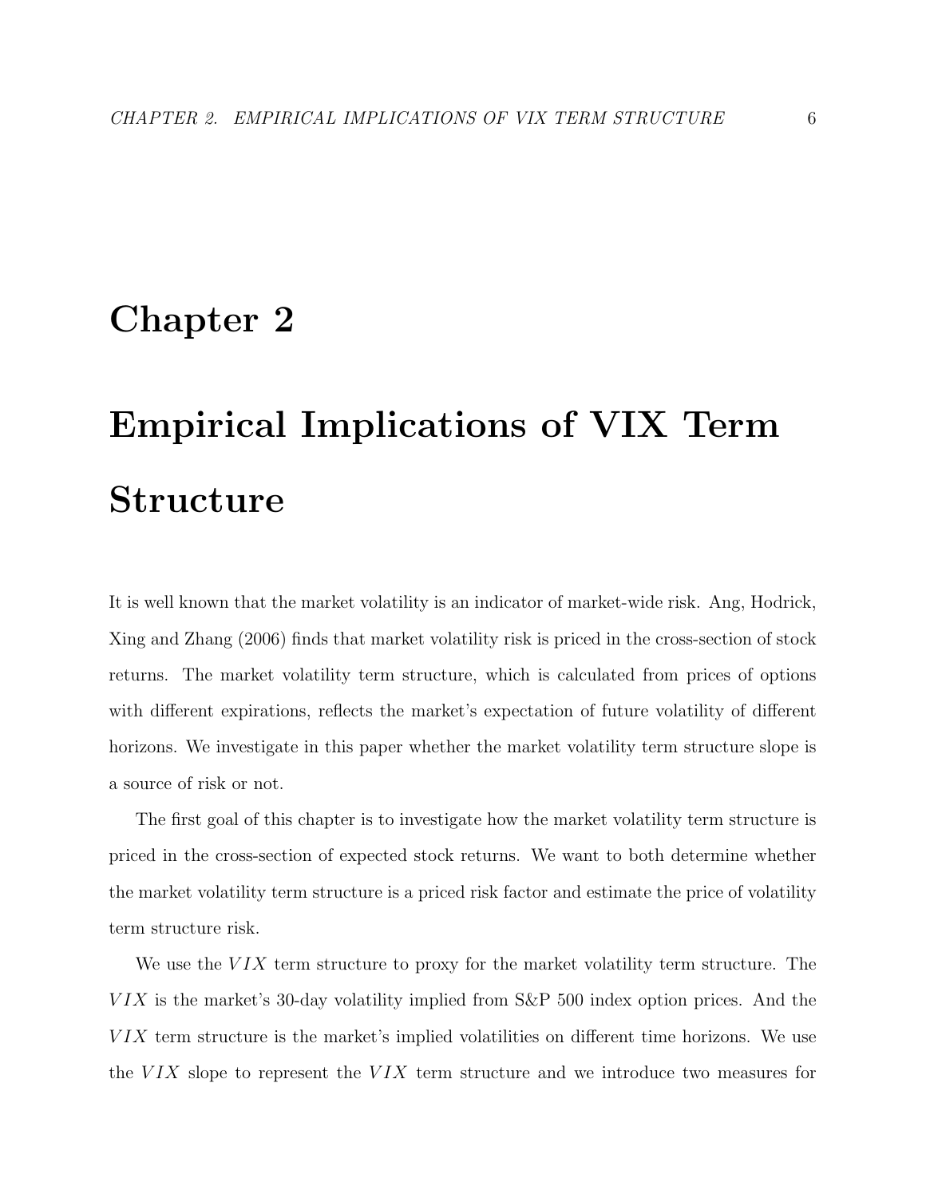# Chapter 2

# Empirical Implications of VIX Term Structure

It is well known that the market volatility is an indicator of market-wide risk. Ang, Hodrick, Xing and Zhang (2006) finds that market volatility risk is priced in the cross-section of stock returns. The market volatility term structure, which is calculated from prices of options with different expirations, reflects the market's expectation of future volatility of different horizons. We investigate in this paper whether the market volatility term structure slope is a source of risk or not.

The first goal of this chapter is to investigate how the market volatility term structure is priced in the cross-section of expected stock returns. We want to both determine whether the market volatility term structure is a priced risk factor and estimate the price of volatility term structure risk.

We use the $VIX$ term structure to proxy for the market volatility term structure. The $VIX$ is the market's 30-day volatility implied from S&P 500 index option prices. And the $VIX$ term structure is the market's implied volatilities on different time horizons. We use the $VIX$ slope to represent the $VIX$ term structure and we introduce two measures for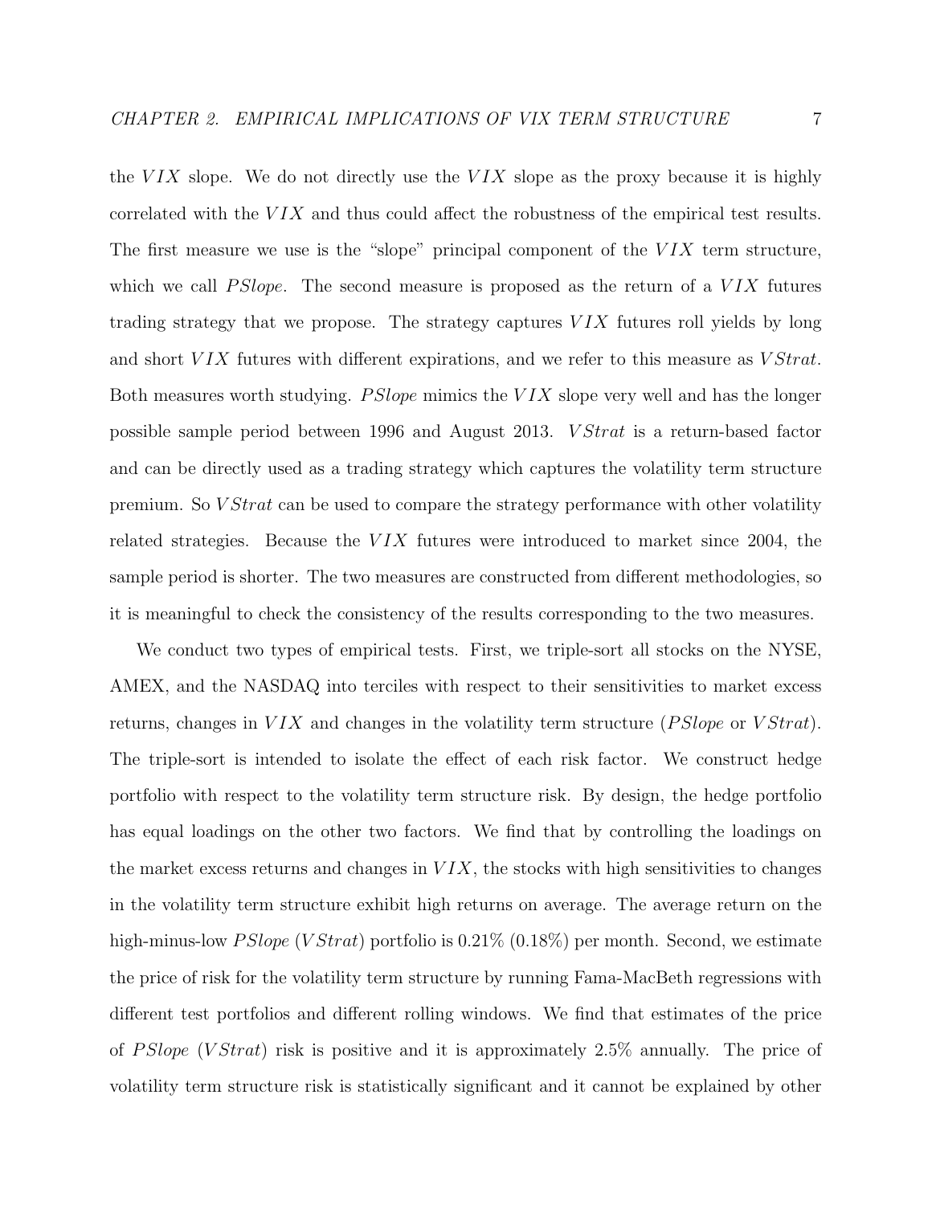the $VIX$ slope. We do not directly use the $VIX$ slope as the proxy because it is highly correlated with the $VIX$ and thus could affect the robustness of the empirical test results. The first measure we use is the "slope" principal component of the $VIX$ term structure, which we call $PSlope$. The second measure is proposed as the return of a $VIX$ futures trading strategy that we propose. The strategy captures $VIX$ futures roll yields by long and short $VIX$ futures with different expirations, and we refer to this measure as $VStrat$. Both measures worth studying. $PSlope$ mimics the $VIX$ slope very well and has the longer possible sample period between 1996 and August 2013. $VStrat$ is a return-based factor and can be directly used as a trading strategy which captures the volatility term structure premium. So $VStrat$ can be used to compare the strategy performance with other volatility related strategies. Because the $VIX$ futures were introduced to market since 2004, the sample period is shorter. The two measures are constructed from different methodologies, so it is meaningful to check the consistency of the results corresponding to the two measures.

We conduct two types of empirical tests. First, we triple-sort all stocks on the NYSE, AMEX, and the NASDAQ into terciles with respect to their sensitivities to market excess returns, changes in $VIX$ and changes in the volatility term structure ($PSlope$ or $VStrat$). The triple-sort is intended to isolate the effect of each risk factor. We construct hedge portfolio with respect to the volatility term structure risk. By design, the hedge portfolio has equal loadings on the other two factors. We find that by controlling the loadings on the market excess returns and changes in $VIX$, the stocks with high sensitivities to changes in the volatility term structure exhibit high returns on average. The average return on the high-minus-low $PSlope$ ($VStrat$) portfolio is 0.21% (0.18%) per month. Second, we estimate the price of risk for the volatility term structure by running Fama-MacBeth regressions with different test portfolios and different rolling windows. We find that estimates of the price of $PSlope$ ($VStrat$) risk is positive and it is approximately 2.5% annually. The price of volatility term structure risk is statistically significant and it cannot be explained by other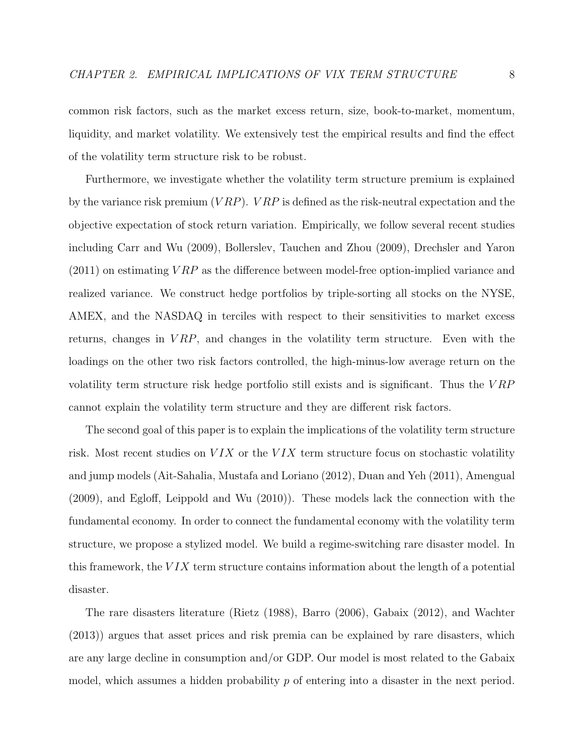common risk factors, such as the market excess return, size, book-to-market, momentum, liquidity, and market volatility. We extensively test the empirical results and find the effect of the volatility term structure risk to be robust.

Furthermore, we investigate whether the volatility term structure premium is explained by the variance risk premium ($VRP$). $VRP$ is defined as the risk-neutral expectation and the objective expectation of stock return variation. Empirically, we follow several recent studies including Carr and Wu (2009), Bollerslev, Tauchen and Zhou (2009), Drechsler and Yaron (2011) on estimating $VRP$ as the difference between model-free option-implied variance and realized variance. We construct hedge portfolios by triple-sorting all stocks on the NYSE, AMEX, and the NASDAQ in terciles with respect to their sensitivities to market excess returns, changes in $VRP$, and changes in the volatility term structure. Even with the loadings on the other two risk factors controlled, the high-minus-low average return on the volatility term structure risk hedge portfolio still exists and is significant. Thus the $VRP$ cannot explain the volatility term structure and they are different risk factors.

The second goal of this paper is to explain the implications of the volatility term structure risk. Most recent studies on $VIX$ or the $VIX$ term structure focus on stochastic volatility and jump models (Ait-Sahalia, Mustafa and Loriano (2012), Duan and Yeh (2011), Amengual (2009), and Egloff, Leippold and Wu (2010)). These models lack the connection with the fundamental economy. In order to connect the fundamental economy with the volatility term structure, we propose a stylized model. We build a regime-switching rare disaster model. In this framework, the $VIX$ term structure contains information about the length of a potential disaster.

The rare disasters literature (Rietz (1988), Barro (2006), Gabaix (2012), and Wachter (2013)) argues that asset prices and risk premia can be explained by rare disasters, which are any large decline in consumption and/or GDP. Our model is most related to the Gabaix model, which assumes a hidden probability $p$ of entering into a disaster in the next period.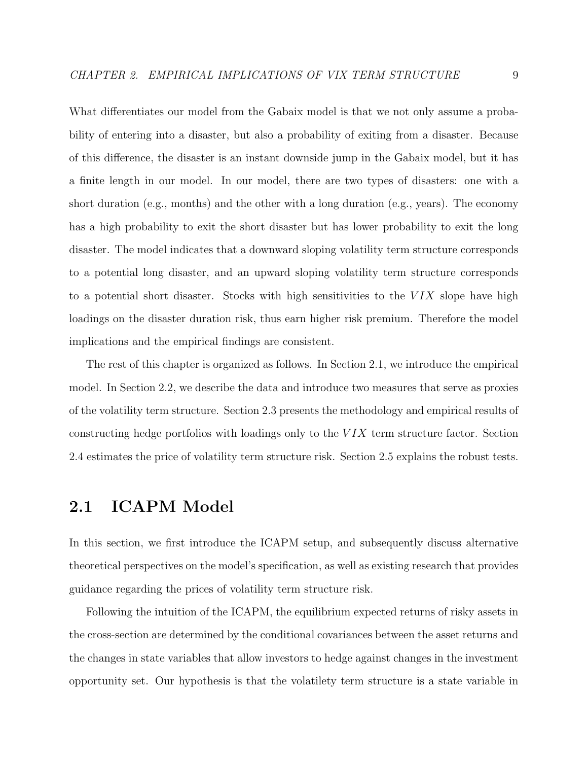What differentiates our model from the Gabaix model is that we not only assume a probability of entering into a disaster, but also a probability of exiting from a disaster. Because of this difference, the disaster is an instant downside jump in the Gabaix model, but it has a finite length in our model. In our model, there are two types of disasters: one with a short duration (e.g., months) and the other with a long duration (e.g., years). The economy has a high probability to exit the short disaster but has lower probability to exit the long disaster. The model indicates that a downward sloping volatility term structure corresponds to a potential long disaster, and an upward sloping volatility term structure corresponds to a potential short disaster. Stocks with high sensitivities to the $VIX$ slope have high loadings on the disaster duration risk, thus earn higher risk premium. Therefore the model implications and the empirical findings are consistent.

The rest of this chapter is organized as follows. In Section 2.1, we introduce the empirical model. In Section 2.2, we describe the data and introduce two measures that serve as proxies of the volatility term structure. Section 2.3 presents the methodology and empirical results of constructing hedge portfolios with loadings only to the $VIX$ term structure factor. Section 2.4 estimates the price of volatility term structure risk. Section 2.5 explains the robust tests.

## 2.1 ICAPM Model

In this section, we first introduce the ICAPM setup, and subsequently discuss alternative theoretical perspectives on the model's specification, as well as existing research that provides guidance regarding the prices of volatility term structure risk.

Following the intuition of the ICAPM, the equilibrium expected returns of risky assets in the cross-section are determined by the conditional covariances between the asset returns and the changes in state variables that allow investors to hedge against changes in the investment opportunity set. Our hypothesis is that the volatilety term structure is a state variable in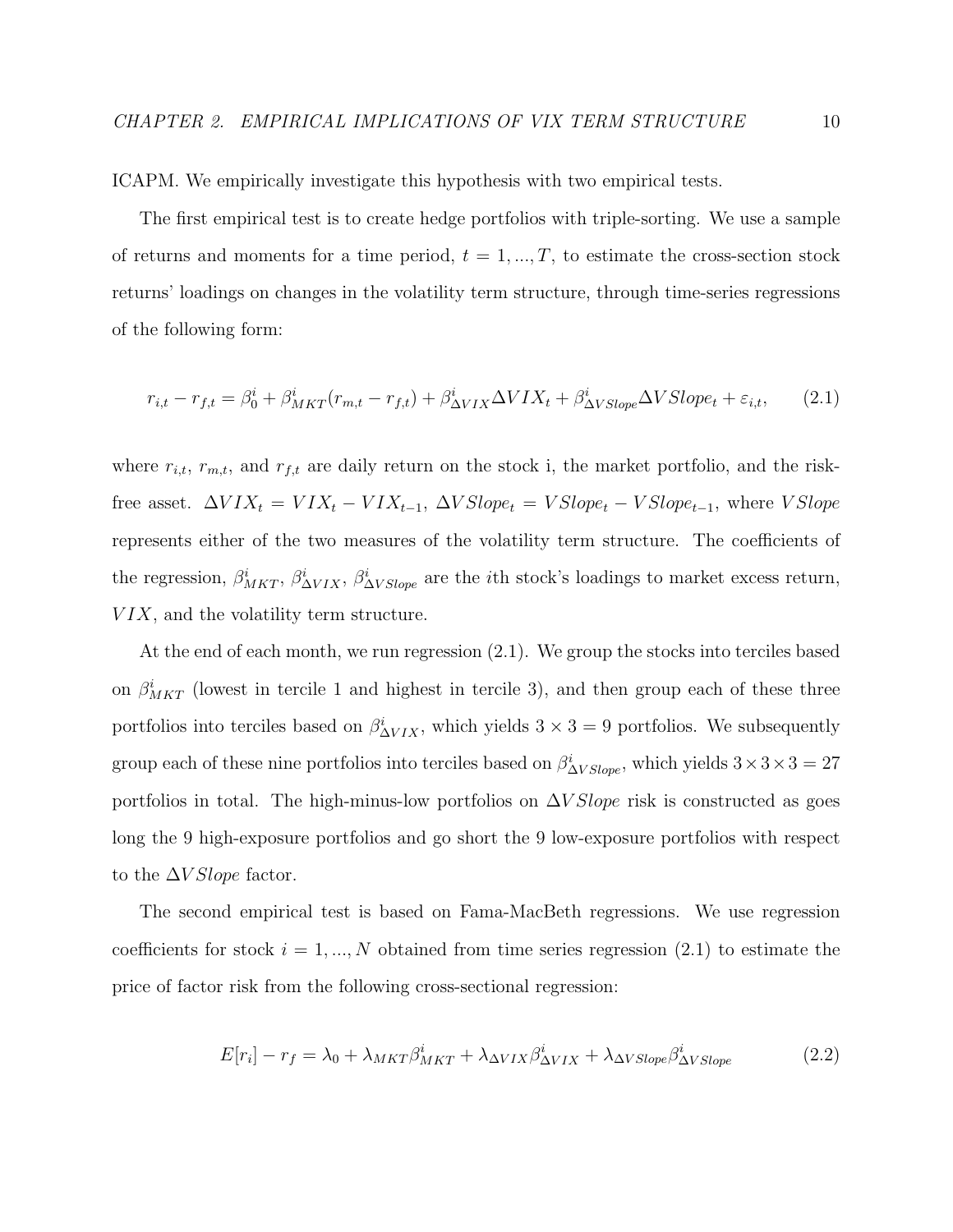ICAPM. We empirically investigate this hypothesis with two empirical tests.

The first empirical test is to create hedge portfolios with triple-sorting. We use a sample of returns and moments for a time period, $t = 1, ..., T$, to estimate the cross-section stock returns' loadings on changes in the volatility term structure, through time-series regressions of the following form:

$$r_{i,t} - r_{f,t} = \beta_0^i + \beta_{MKT}^i (r_{m,t} - r_{f,t}) + \beta_{\Delta VIX}^i \Delta VIX_t + \beta_{\Delta VSlope}^i \Delta VSlope_t + \varepsilon_{i,t}, \tag{2.1}$$

where $r_{i,t}$, $r_{m,t}$, and $r_{f,t}$ are daily return on the stock i, the market portfolio, and the risk-free asset. $\Delta VIX_t = VIX_t - VIX_{t-1}$, $\Delta VSlope_t = VSlope_t - VSlope_{t-1}$, where $VSlope$ represents either of the two measures of the volatility term structure. The coefficients of the regression, $\beta_{MKT}^i$, $\beta_{\Delta VIX}^i$, $\beta_{\Delta VSlope}^i$ are the $i$th stock's loadings to market excess return, $VIX$, and the volatility term structure.

At the end of each month, we run regression (2.1). We group the stocks into terciles based on $\beta_{MKT}^i$ (lowest in tercile 1 and highest in tercile 3), and then group each of these three portfolios into terciles based on $\beta_{\Delta VIX}^i$, which yields $3 \times 3 = 9$ portfolios. We subsequently group each of these nine portfolios into terciles based on $\beta_{\Delta VSlope}^i$, which yields $3 \times 3 \times 3 = 27$ portfolios in total. The high-minus-low portfolios on $\Delta VSlope$ risk is constructed as goes long the 9 high-exposure portfolios and go short the 9 low-exposure portfolios with respect to the $\Delta VSlope$ factor.

The second empirical test is based on Fama-MacBeth regressions. We use regression coefficients for stock $i = 1, ..., N$ obtained from time series regression (2.1) to estimate the price of factor risk from the following cross-sectional regression:

$$E[r_i] - r_f = \lambda_0 + \lambda_{MKT} \beta_{MKT}^i + \lambda_{\Delta VIX} \beta_{\Delta VIX}^i + \lambda_{\Delta VSlope} \beta_{\Delta VSlope}^i \tag{2.2}$$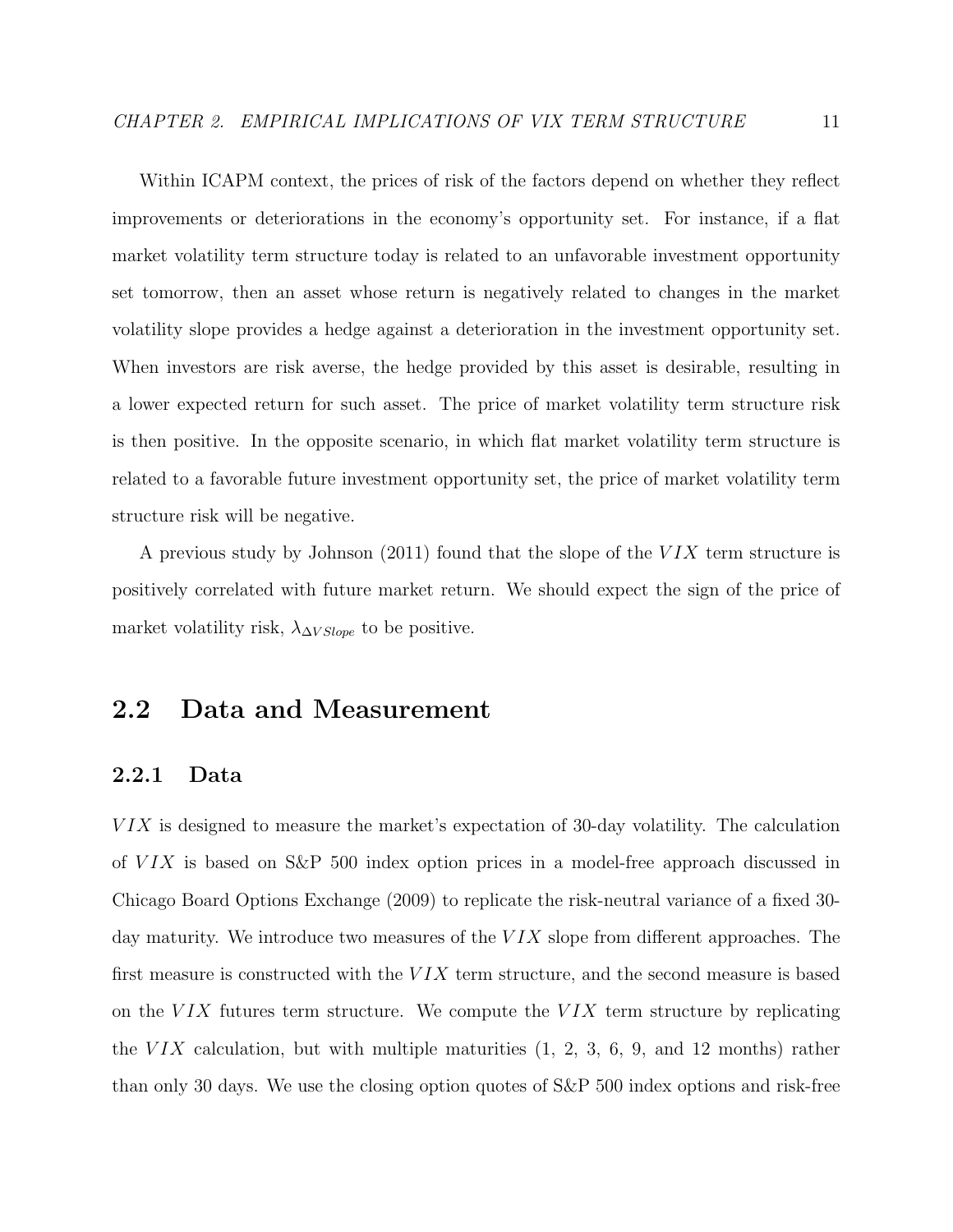Within ICAPM context, the prices of risk of the factors depend on whether they reflect improvements or deteriorations in the economy's opportunity set. For instance, if a flat market volatility term structure today is related to an unfavorable investment opportunity set tomorrow, then an asset whose return is negatively related to changes in the market volatility slope provides a hedge against a deterioration in the investment opportunity set. When investors are risk averse, the hedge provided by this asset is desirable, resulting in a lower expected return for such asset. The price of market volatility term structure risk is then positive. In the opposite scenario, in which flat market volatility term structure is related to a favorable future investment opportunity set, the price of market volatility term structure risk will be negative.

A previous study by Johnson (2011) found that the slope of the $VIX$ term structure is positively correlated with future market return. We should expect the sign of the price of market volatility risk, $\lambda_{\Delta V Slope}$ to be positive.

## 2.2 Data and Measurement

### 2.2.1 Data

$VIX$ is designed to measure the market's expectation of 30-day volatility. The calculation of $VIX$ is based on S&P 500 index option prices in a model-free approach discussed in Chicago Board Options Exchange (2009) to replicate the risk-neutral variance of a fixed 30-day maturity. We introduce two measures of the $VIX$ slope from different approaches. The first measure is constructed with the $VIX$ term structure, and the second measure is based on the $VIX$ futures term structure. We compute the $VIX$ term structure by replicating the $VIX$ calculation, but with multiple maturities (1, 2, 3, 6, 9, and 12 months) rather than only 30 days. We use the closing option quotes of S&P 500 index options and risk-free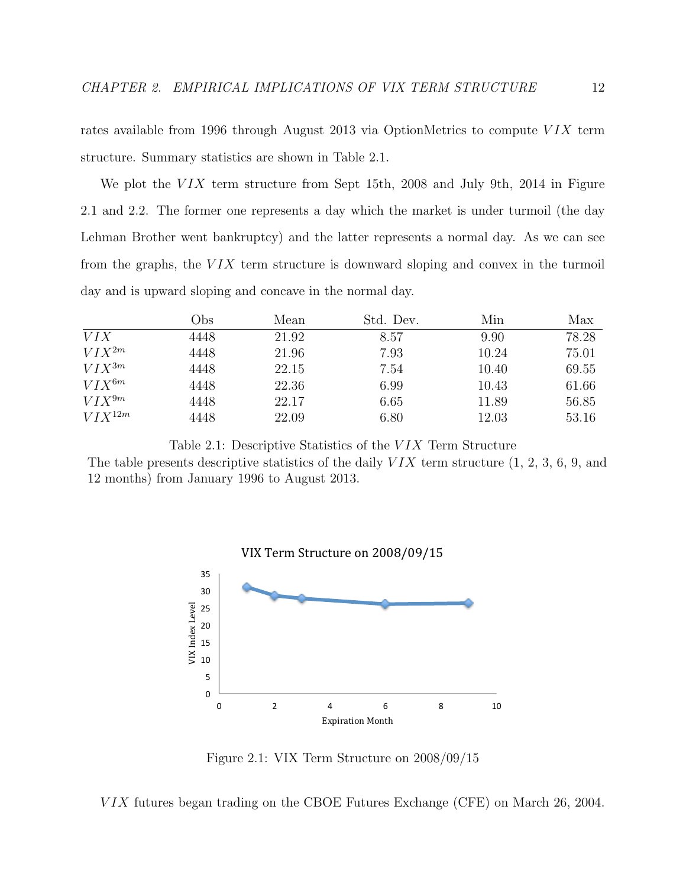rates available from 1996 through August 2013 via OptionMetrics to compute $VIX$ term structure. Summary statistics are shown in Table 2.1.

We plot the $VIX$ term structure from Sept 15th, 2008 and July 9th, 2014 in Figure 2.1 and 2.2. The former one represents a day which the market is under turmoil (the day Lehman Brother went bankruptcy) and the latter represents a normal day. As we can see from the graphs, the $VIX$ term structure is downward sloping and convex in the turmoil day and is upward sloping and concave in the normal day.

| | Obs | Mean | Std. Dev. | Min | Max |
|---|---|---|---|---|---|
| $VIX$ | 4448 | 21.92 | 8.57 | 9.90 | 78.28 |
| $VIX^{2m}$ | 4448 | 21.96 | 7.93 | 10.24 | 75.01 |
| $VIX^{3m}$ | 4448 | 22.15 | 7.54 | 10.40 | 69.55 |
| $VIX^{6m}$ | 4448 | 22.36 | 6.99 | 10.43 | 61.66 |
| $VIX^{9m}$ | 4448 | 22.17 | 6.65 | 11.89 | 56.85 |
| $VIX^{12m}$ | 4448 | 22.09 | 6.80 | 12.03 | 53.16 |

Table 2.1: Descriptive Statistics of the $VIX$ Term Structure
The table presents descriptive statistics of the daily $VIX$ term structure (1, 2, 3, 6, 9, and 12 months) from January 1996 to August 2013.

Figure 2.1: VIX Term Structure on 2008/09/15

$VIX$ futures began trading on the CBOE Futures Exchange (CFE) on March 26, 2004.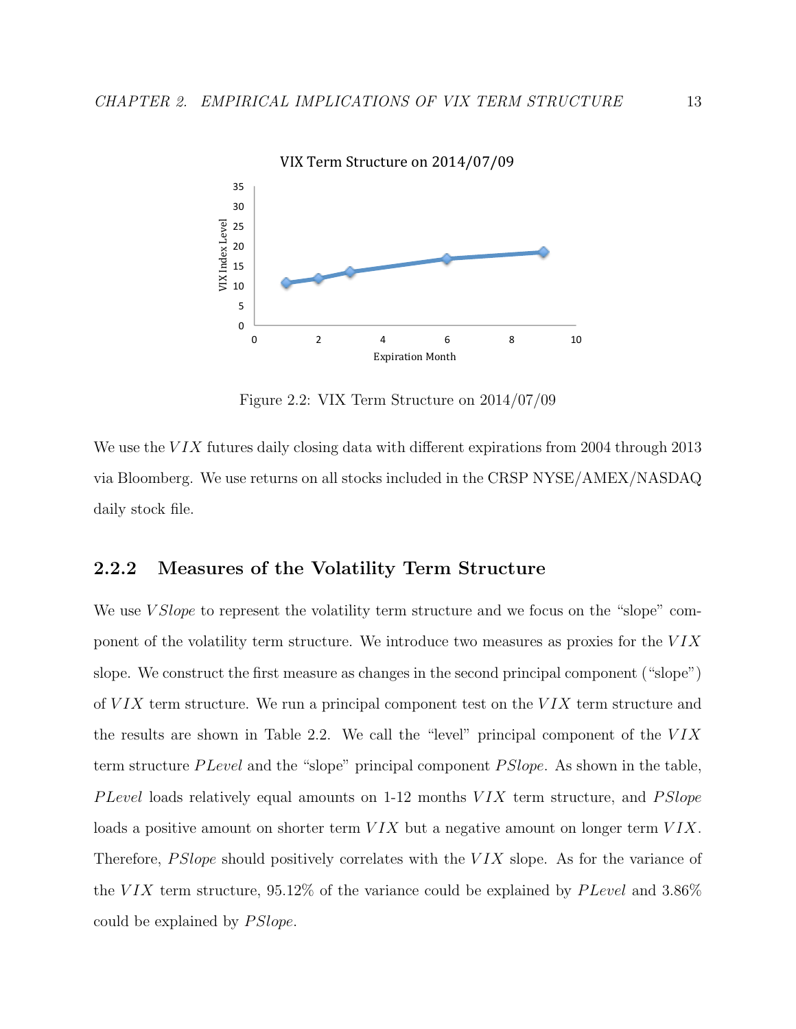Figure 2.2: VIX Term Structure on 2014/07/09

We use the $VIX$ futures daily closing data with different expirations from 2004 through 2013 via Bloomberg. We use returns on all stocks included in the CRSP NYSE/AMEX/NASDAQ daily stock file.

### 2.2.2 Measures of the Volatility Term Structure

We use $VSlope$ to represent the volatility term structure and we focus on the "slope" component of the volatility term structure. We introduce two measures as proxies for the $VIX$ slope. We construct the first measure as changes in the second principal component ("slope") of $VIX$ term structure. We run a principal component test on the $VIX$ term structure and the results are shown in Table 2.2. We call the "level" principal component of the $VIX$ term structure $PLevel$ and the "slope" principal component $PSlope$. As shown in the table, $PLevel$ loads relatively equal amounts on 1-12 months $VIX$ term structure, and $PSlope$ loads a positive amount on shorter term $VIX$ but a negative amount on longer term $VIX$. Therefore, $PSlope$ should positively correlates with the $VIX$ slope. As for the variance of the $VIX$ term structure, 95.12% of the variance could be explained by $PLevel$ and 3.86% could be explained by $PSlope$.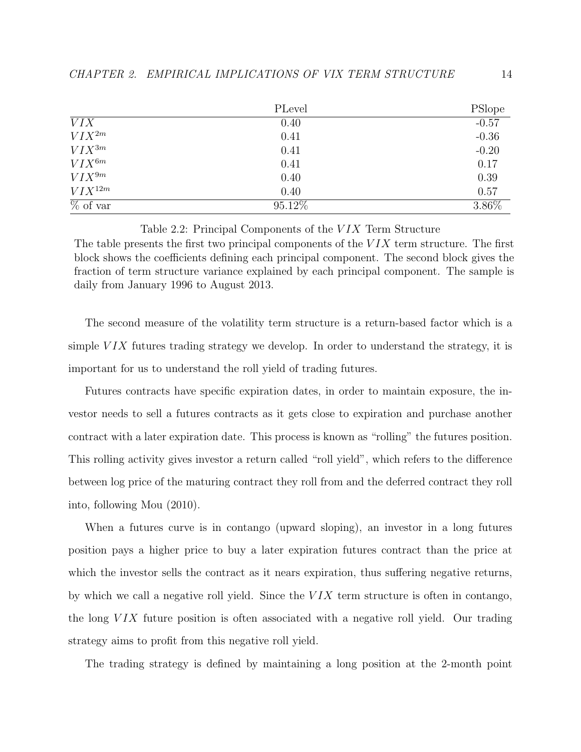| | PLevel | PSlope |
|---|---|---|
| $VIX$ | 0.40 | -0.57 |
| $VIX^{2m}$ | 0.41 | -0.36 |
| $VIX^{3m}$ | 0.41 | -0.20 |
| $VIX^{6m}$ | 0.41 | 0.17 |
| $VIX^{9m}$ | 0.40 | 0.39 |
| $VIX^{12m}$ | 0.40 | 0.57 |
| % of var | 95.12% | 3.86% |

Table 2.2: Principal Components of the $VIX$ Term Structure

The table presents the first two principal components of the $VIX$ term structure. The first block shows the coefficients defining each principal component. The second block gives the fraction of term structure variance explained by each principal component. The sample is daily from January 1996 to August 2013.

The second measure of the volatility term structure is a return-based factor which is a simple $VIX$ futures trading strategy we develop. In order to understand the strategy, it is important for us to understand the roll yield of trading futures.

Futures contracts have specific expiration dates, in order to maintain exposure, the investor needs to sell a futures contracts as it gets close to expiration and purchase another contract with a later expiration date. This process is known as "rolling" the futures position. This rolling activity gives investor a return called "roll yield", which refers to the difference between log price of the maturing contract they roll from and the deferred contract they roll into, following Mou (2010).

When a futures curve is in contango (upward sloping), an investor in a long futures position pays a higher price to buy a later expiration futures contract than the price at which the investor sells the contract as it nears expiration, thus suffering negative returns, by which we call a negative roll yield. Since the $VIX$ term structure is often in contango, the long $VIX$ future position is often associated with a negative roll yield. Our trading strategy aims to profit from this negative roll yield.

The trading strategy is defined by maintaining a long position at the 2-month point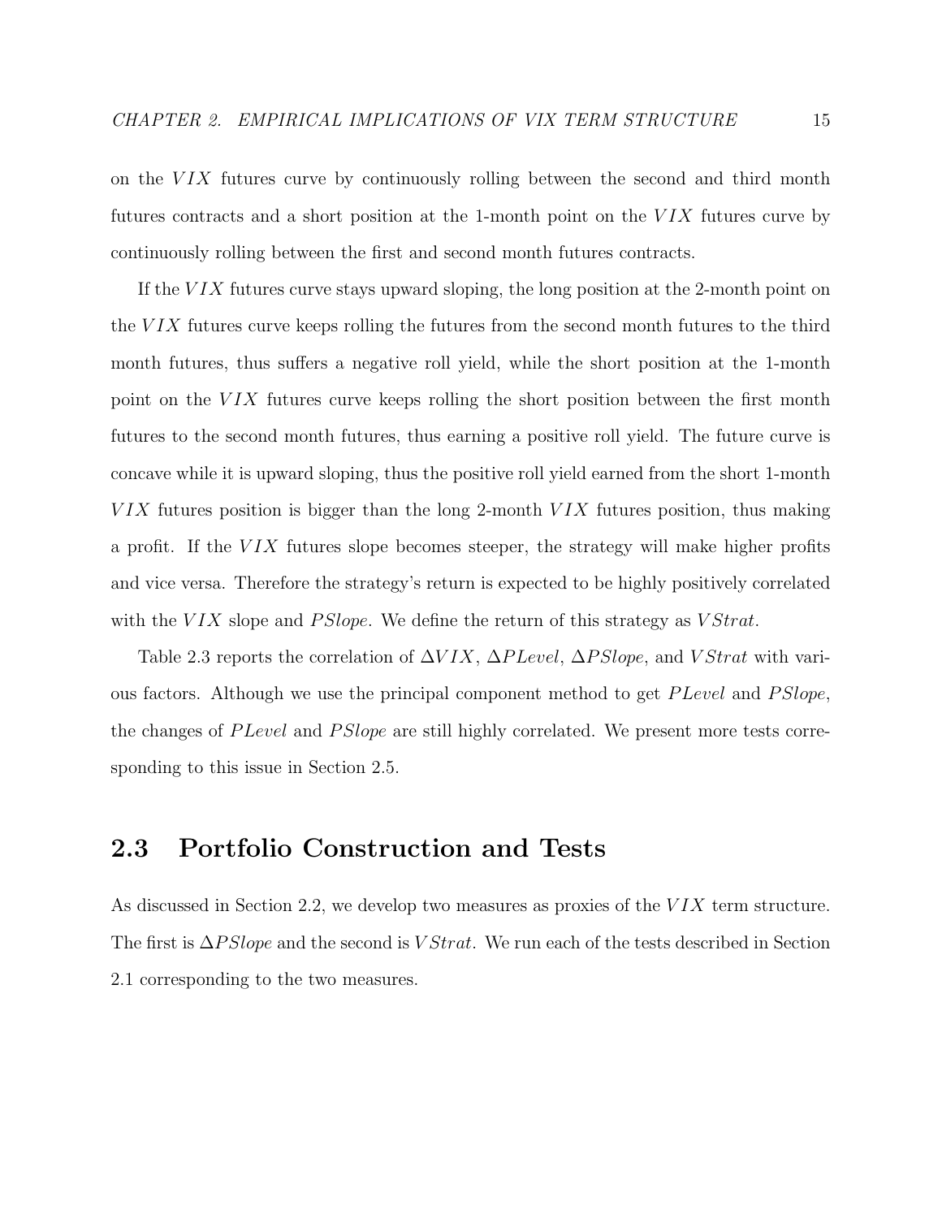on the $VIX$ futures curve by continuously rolling between the second and third month futures contracts and a short position at the 1-month point on the $VIX$ futures curve by continuously rolling between the first and second month futures contracts.

If the $VIX$ futures curve stays upward sloping, the long position at the 2-month point on the $VIX$ futures curve keeps rolling the futures from the second month futures to the third month futures, thus suffers a negative roll yield, while the short position at the 1-month point on the $VIX$ futures curve keeps rolling the short position between the first month futures to the second month futures, thus earning a positive roll yield. The future curve is concave while it is upward sloping, thus the positive roll yield earned from the short 1-month $VIX$ futures position is bigger than the long 2-month $VIX$ futures position, thus making a profit. If the $VIX$ futures slope becomes steeper, the strategy will make higher profits and vice versa. Therefore the strategy's return is expected to be highly positively correlated with the $VIX$ slope and $PSlope$. We define the return of this strategy as $VStrat$.

Table 2.3 reports the correlation of $\Delta VIX$, $\Delta PLevel$, $\Delta PSlope$, and $VStrat$ with various factors. Although we use the principal component method to get $PLevel$ and $PSlope$, the changes of $PLevel$ and $PSlope$ are still highly correlated. We present more tests corresponding to this issue in Section 2.5.

## 2.3 Portfolio Construction and Tests

As discussed in Section 2.2, we develop two measures as proxies of the $VIX$ term structure. The first is $\Delta PSlope$ and the second is $VStrat$. We run each of the tests described in Section 2.1 corresponding to the two measures.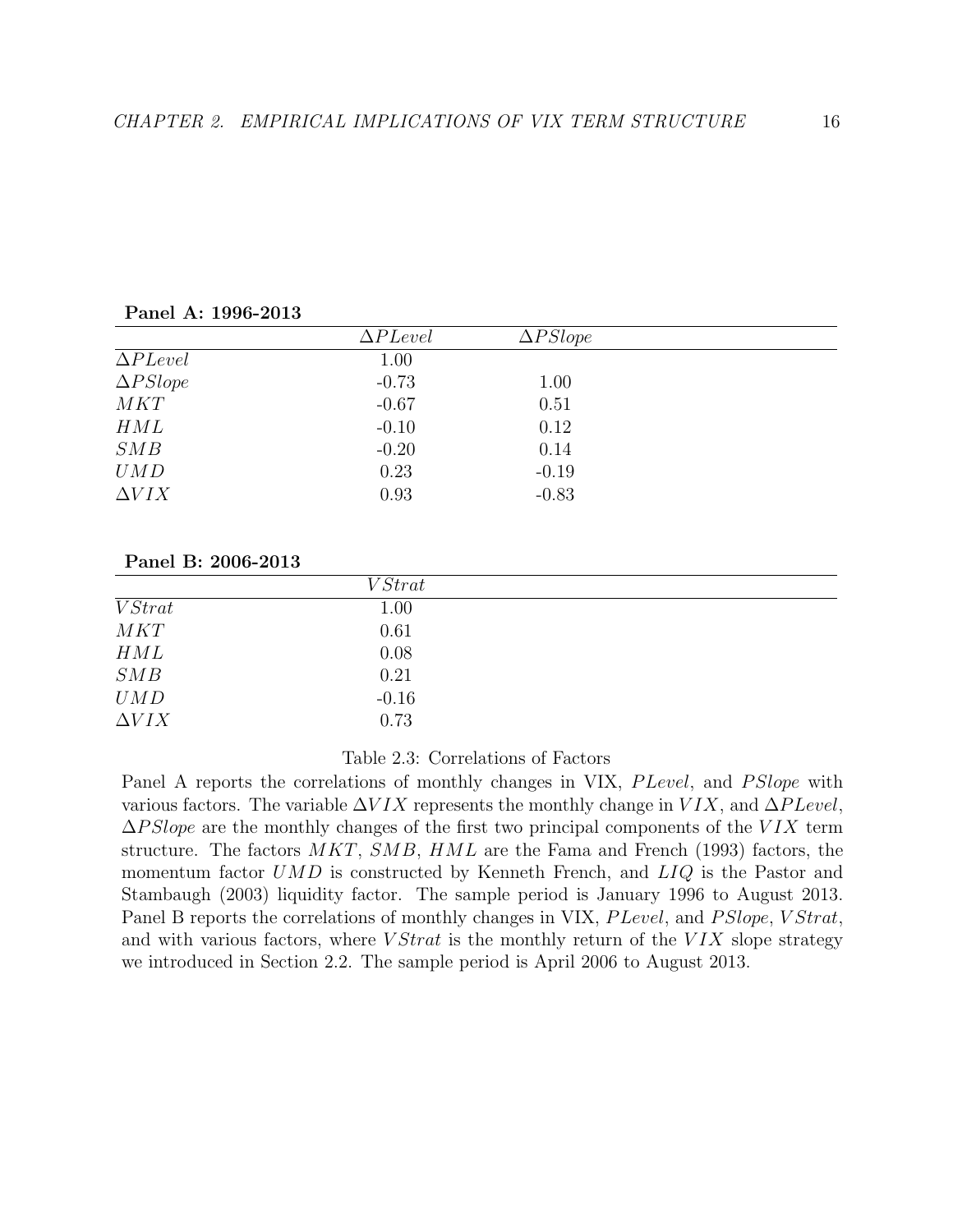**Panel A: 1996-2013**

| | $\Delta PLevel$ | $\Delta PSlope$ |
|---|---|---|
| $\Delta PLevel$ | 1.00 | |
| $\Delta PSlope$ | -0.73 | 1.00 |
| $MKT$ | -0.67 | 0.51 |
| $HML$ | -0.10 | 0.12 |
| $SMB$ | -0.20 | 0.14 |
| $UMD$ | 0.23 | -0.19 |
| $\Delta VIX$ | 0.93 | -0.83 |

**Panel B: 2006-2013**

| | $VStrat$ |
|---|---|
| $VStrat$ | 1.00 |
| $MKT$ | 0.61 |
| $HML$ | 0.08 |
| $SMB$ | 0.21 |
| $UMD$ | -0.16 |
| $\Delta VIX$ | 0.73 |

Table 2.3: Correlations of Factors

Panel A reports the correlations of monthly changes in VIX, $PLevel$, and $PSlope$ with various factors. The variable $\Delta VIX$ represents the monthly change in $VIX$, and $\Delta PLevel$, $\Delta PSlope$ are the monthly changes of the first two principal components of the $VIX$ term structure. The factors $MKT$, $SMB$, $HML$ are the Fama and French (1993) factors, the momentum factor $UMD$ is constructed by Kenneth French, and $LIQ$ is the Pastor and Stambaugh (2003) liquidity factor. The sample period is January 1996 to August 2013. Panel B reports the correlations of monthly changes in VIX, $PLevel$, and $PSlope$, $VStrat$, and with various factors, where $VStrat$ is the monthly return of the $VIX$ slope strategy we introduced in Section 2.2. The sample period is April 2006 to August 2013.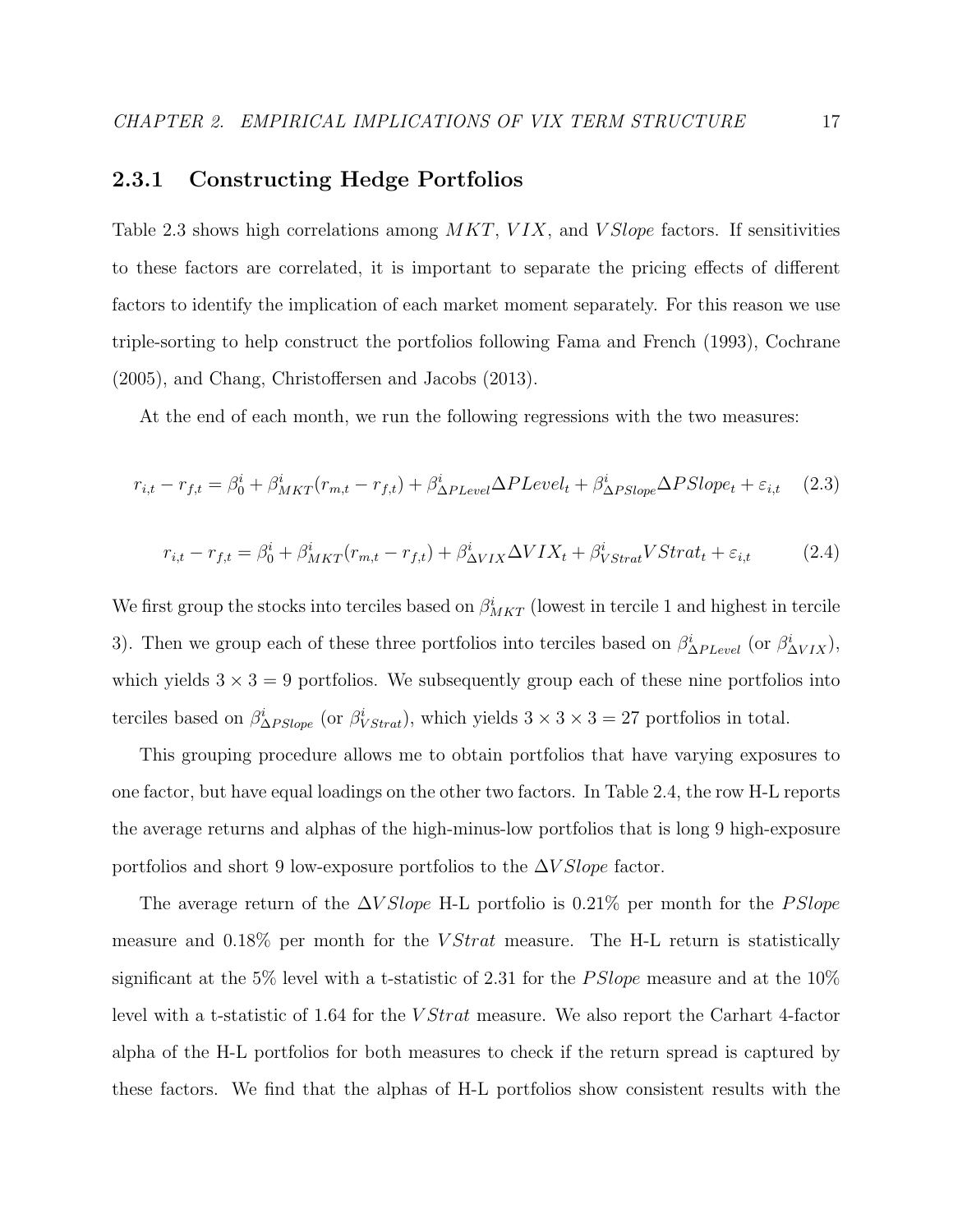### 2.3.1 Constructing Hedge Portfolios

Table 2.3 shows high correlations among $MKT$, $VIX$, and $VSlope$ factors. If sensitivities to these factors are correlated, it is important to separate the pricing effects of different factors to identify the implication of each market moment separately. For this reason we use triple-sorting to help construct the portfolios following Fama and French (1993), Cochrane (2005), and Chang, Christoffersen and Jacobs (2013).

At the end of each month, we run the following regressions with the two measures:

$$r_{i,t} - r_{f,t} = \beta_0^i + \beta_{MKT}^i(r_{m,t} - r_{f,t}) + \beta_{\Delta PLevel}^i \Delta PLevel_t + \beta_{\Delta PSlope}^i \Delta PSlope_t + \varepsilon_{i,t} \quad (2.3)$$

$$r_{i,t} - r_{f,t} = \beta_0^i + \beta_{MKT}^i(r_{m,t} - r_{f,t}) + \beta_{\Delta VIX}^i \Delta VIX_t + \beta_{VStrat}^i VStrat_t + \varepsilon_{i,t} \quad (2.4)$$

We first group the stocks into terciles based on $\beta_{MKT}^i$ (lowest in tercile 1 and highest in tercile 3). Then we group each of these three portfolios into terciles based on $\beta_{\Delta PLevel}^i$ (or $\beta_{\Delta VIX}^i$), which yields $3 \times 3 = 9$ portfolios. We subsequently group each of these nine portfolios into terciles based on $\beta_{\Delta PSlope}^i$ (or $\beta_{VStrat}^i$), which yields $3 \times 3 \times 3 = 27$ portfolios in total.

This grouping procedure allows me to obtain portfolios that have varying exposures to one factor, but have equal loadings on the other two factors. In Table 2.4, the row H-L reports the average returns and alphas of the high-minus-low portfolios that is long 9 high-exposure portfolios and short 9 low-exposure portfolios to the $\Delta VSlope$ factor.

The average return of the $\Delta VSlope$ H-L portfolio is 0.21% per month for the $PSlope$ measure and 0.18% per month for the $VStrat$ measure. The H-L return is statistically significant at the 5% level with a t-statistic of 2.31 for the $PSlope$ measure and at the 10% level with a t-statistic of 1.64 for the $VStrat$ measure. We also report the Carhart 4-factor alpha of the H-L portfolios for both measures to check if the return spread is captured by these factors. We find that the alphas of H-L portfolios show consistent results with the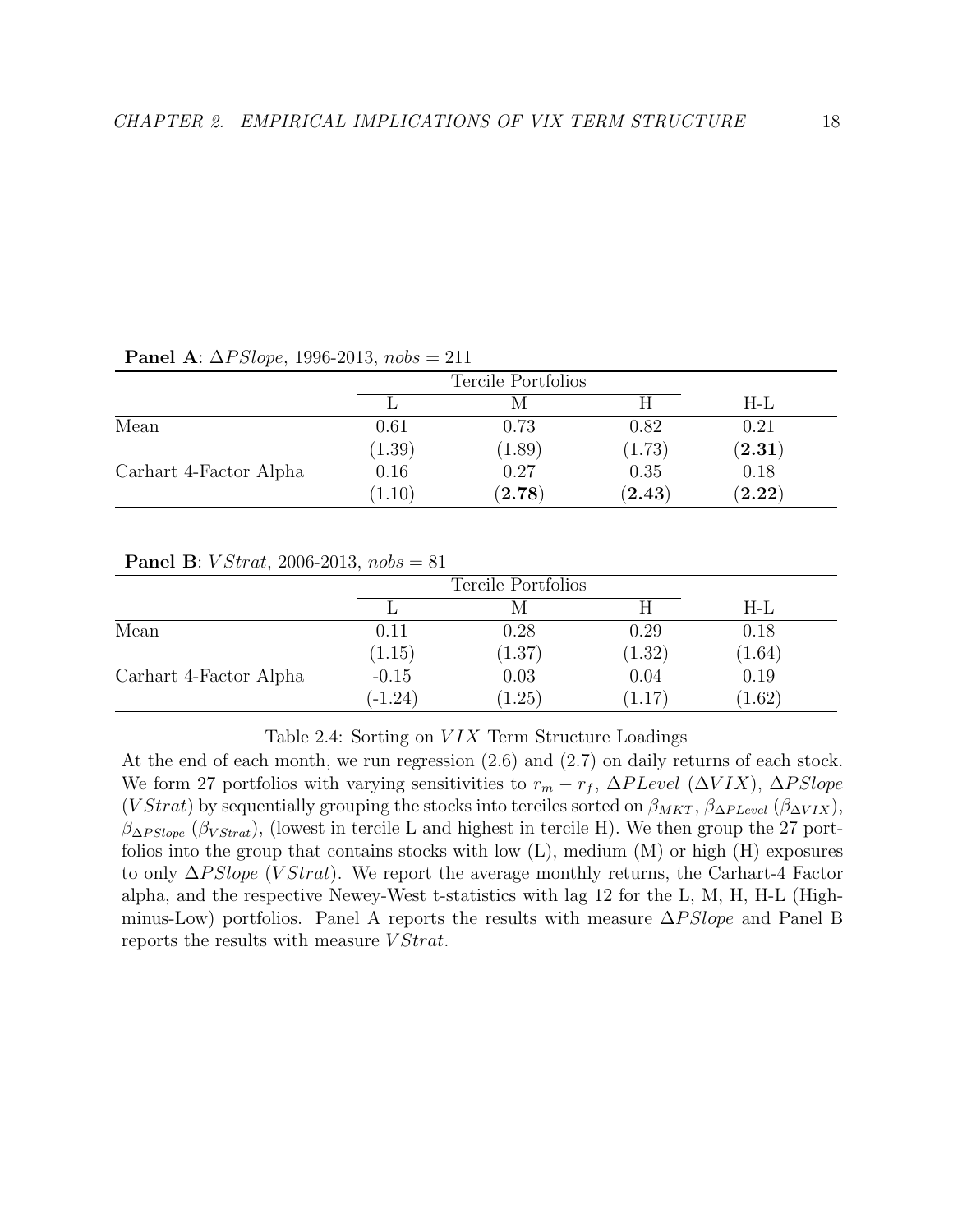**Panel A**: $\Delta PSlope$, 1996-2013, $nobs = 211$

| | Tercile Portfolios | | | |
|---|---|---|---|---|
| | L | M | H | H-L |
| Mean | 0.61 | 0.73 | 0.82 | 0.21 |
| | (1.39) | (1.89) | (1.73) | **(2.31)** |
| Carhart 4-Factor Alpha | 0.16 | 0.27 | 0.35 | 0.18 |
| | (1.10) | **(2.78)** | **(2.43)** | **(2.22)** |

**Panel B**: $VStrat$, 2006-2013, $nobs = 81$

| | Tercile Portfolios | | | |
|---|---|---|---|---|
| | L | M | H | H-L |
| Mean | 0.11 | 0.28 | 0.29 | 0.18 |
| | (1.15) | (1.37) | (1.32) | (1.64) |
| Carhart 4-Factor Alpha | -0.15 | 0.03 | 0.04 | 0.19 |
| | (-1.24) | (1.25) | (1.17) | (1.62) |

Table 2.4: Sorting on $VIX$ Term Structure Loadings

At the end of each month, we run regression (2.6) and (2.7) on daily returns of each stock. We form 27 portfolios with varying sensitivities to $r_m - r_f$, $\Delta PLevel$ ($\Delta VIX$), $\Delta PSlope$ ($VStrat$) by sequentially grouping the stocks into terciles sorted on $\beta_{MKT}$, $\beta_{\Delta PLevel}$ ($\beta_{\Delta VIX}$), $\beta_{\Delta PSlope}$ ($\beta_{VStrat}$), (lowest in tercile L and highest in tercile H). We then group the 27 portfolios into the group that contains stocks with low (L), medium (M) or high (H) exposures to only $\Delta PSlope$ ($VStrat$). We report the average monthly returns, the Carhart-4 Factor alpha, and the respective Newey-West t-statistics with lag 12 for the L, M, H, H-L (High-minus-Low) portfolios. Panel A reports the results with measure $\Delta PSlope$ and Panel B reports the results with measure $VStrat$.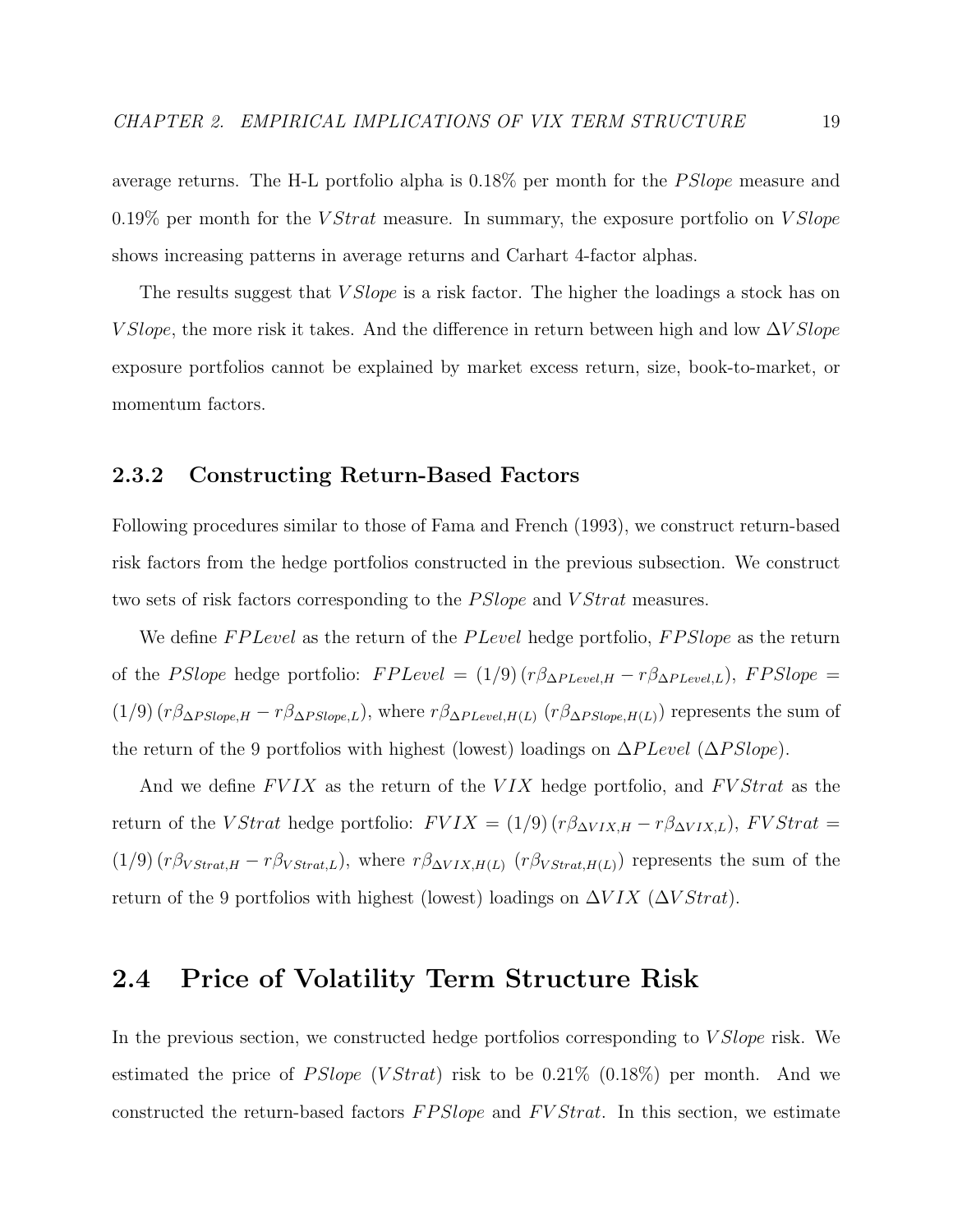average returns. The H-L portfolio alpha is 0.18% per month for the $PSlope$ measure and 0.19% per month for the $VStrat$ measure. In summary, the exposure portfolio on $VSlope$ shows increasing patterns in average returns and Carhart 4-factor alphas.

The results suggest that $VSlope$ is a risk factor. The higher the loadings a stock has on $VSlope$, the more risk it takes. And the difference in return between high and low $\Delta VSlope$ exposure portfolios cannot be explained by market excess return, size, book-to-market, or momentum factors.

### 2.3.2 Constructing Return-Based Factors

Following procedures similar to those of Fama and French (1993), we construct return-based risk factors from the hedge portfolios constructed in the previous subsection. We construct two sets of risk factors corresponding to the $PSlope$ and $VStrat$ measures.

We define $FPLevel$ as the return of the $PLevel$ hedge portfolio, $FPSlope$ as the return of the $PSlope$ hedge portfolio: $FPLevel = (1/9)\,(r\beta_{\Delta PLevel,H} - r\beta_{\Delta PLevel,L})$, $FPSlope = (1/9)\,(r\beta_{\Delta PSlope,H} - r\beta_{\Delta PSlope,L})$, where $r\beta_{\Delta PLevel,H(L)}$ ($r\beta_{\Delta PSlope,H(L)}$) represents the sum of the return of the 9 portfolios with highest (lowest) loadings on $\Delta PLevel$ ($\Delta PSlope$).

And we define $FVIX$ as the return of the $VIX$ hedge portfolio, and $FVStrat$ as the return of the $VStrat$ hedge portfolio: $FVIX = (1/9)\,(r\beta_{\Delta VIX,H} - r\beta_{\Delta VIX,L})$, $FVStrat = (1/9)\,(r\beta_{VStrat,H} - r\beta_{VStrat,L})$, where $r\beta_{\Delta VIX,H(L)}$ ($r\beta_{VStrat,H(L)}$) represents the sum of the return of the 9 portfolios with highest (lowest) loadings on $\Delta VIX$ ($\Delta VStrat$).

## 2.4 Price of Volatility Term Structure Risk

In the previous section, we constructed hedge portfolios corresponding to $VSlope$ risk. We estimated the price of $PSlope$ ($VStrat$) risk to be 0.21% (0.18%) per month. And we constructed the return-based factors $FPSlope$ and $FVStrat$. In this section, we estimate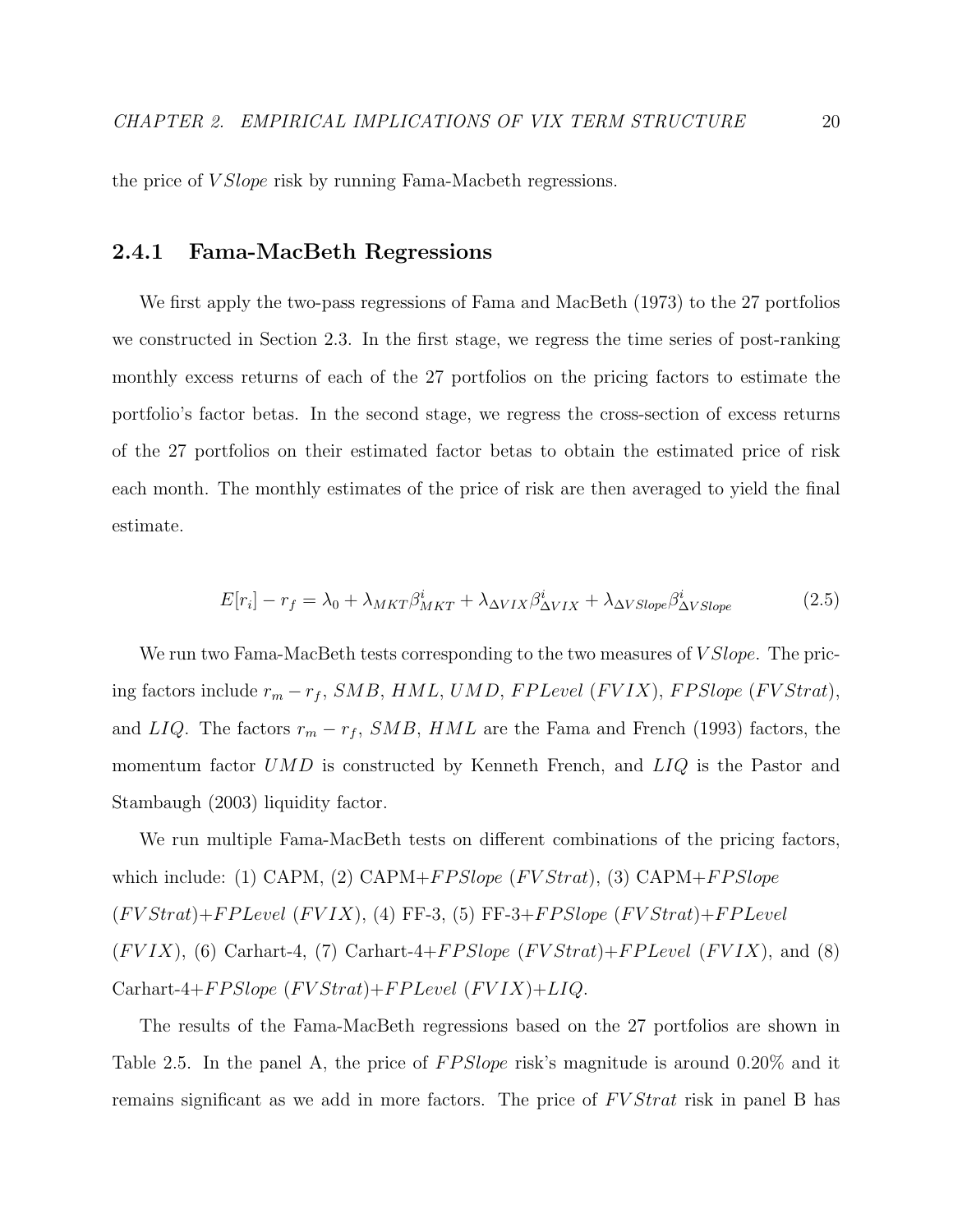the price of $VSlope$ risk by running Fama-Macbeth regressions.

### 2.4.1 Fama-MacBeth Regressions

We first apply the two-pass regressions of Fama and MacBeth (1973) to the 27 portfolios we constructed in Section 2.3. In the first stage, we regress the time series of post-ranking monthly excess returns of each of the 27 portfolios on the pricing factors to estimate the portfolio's factor betas. In the second stage, we regress the cross-section of excess returns of the 27 portfolios on their estimated factor betas to obtain the estimated price of risk each month. The monthly estimates of the price of risk are then averaged to yield the final estimate.

$$E[r_i] - r_f = \lambda_0 + \lambda_{MKT}\beta^i_{MKT} + \lambda_{\Delta VIX}\beta^i_{\Delta VIX} + \lambda_{\Delta VSlope}\beta^i_{\Delta VSlope} \tag{2.5}$$

We run two Fama-MacBeth tests corresponding to the two measures of $VSlope$. The pricing factors include $r_m - r_f$, $SMB$, $HML$, $UMD$, $FPLevel$ ($FVIX$), $FPSlope$ ($FVStrat$), and $LIQ$. The factors $r_m - r_f$, $SMB$, $HML$ are the Fama and French (1993) factors, the momentum factor $UMD$ is constructed by Kenneth French, and $LIQ$ is the Pastor and Stambaugh (2003) liquidity factor.

We run multiple Fama-MacBeth tests on different combinations of the pricing factors, which include: (1) CAPM, (2) CAPM+$FPSlope$ ($FVStrat$), (3) CAPM+$FPSlope$ ($FVStrat$)+$FPLevel$ ($FVIX$), (4) FF-3, (5) FF-3+$FPSlope$ ($FVStrat$)+$FPLevel$ ($FVIX$), (6) Carhart-4, (7) Carhart-4+$FPSlope$ ($FVStrat$)+$FPLevel$ ($FVIX$), and (8) Carhart-4+$FPSlope$ ($FVStrat$)+$FPLevel$ ($FVIX$)+$LIQ$.

The results of the Fama-MacBeth regressions based on the 27 portfolios are shown in Table 2.5. In the panel A, the price of $FPSlope$ risk's magnitude is around 0.20% and it remains significant as we add in more factors. The price of $FVStrat$ risk in panel B has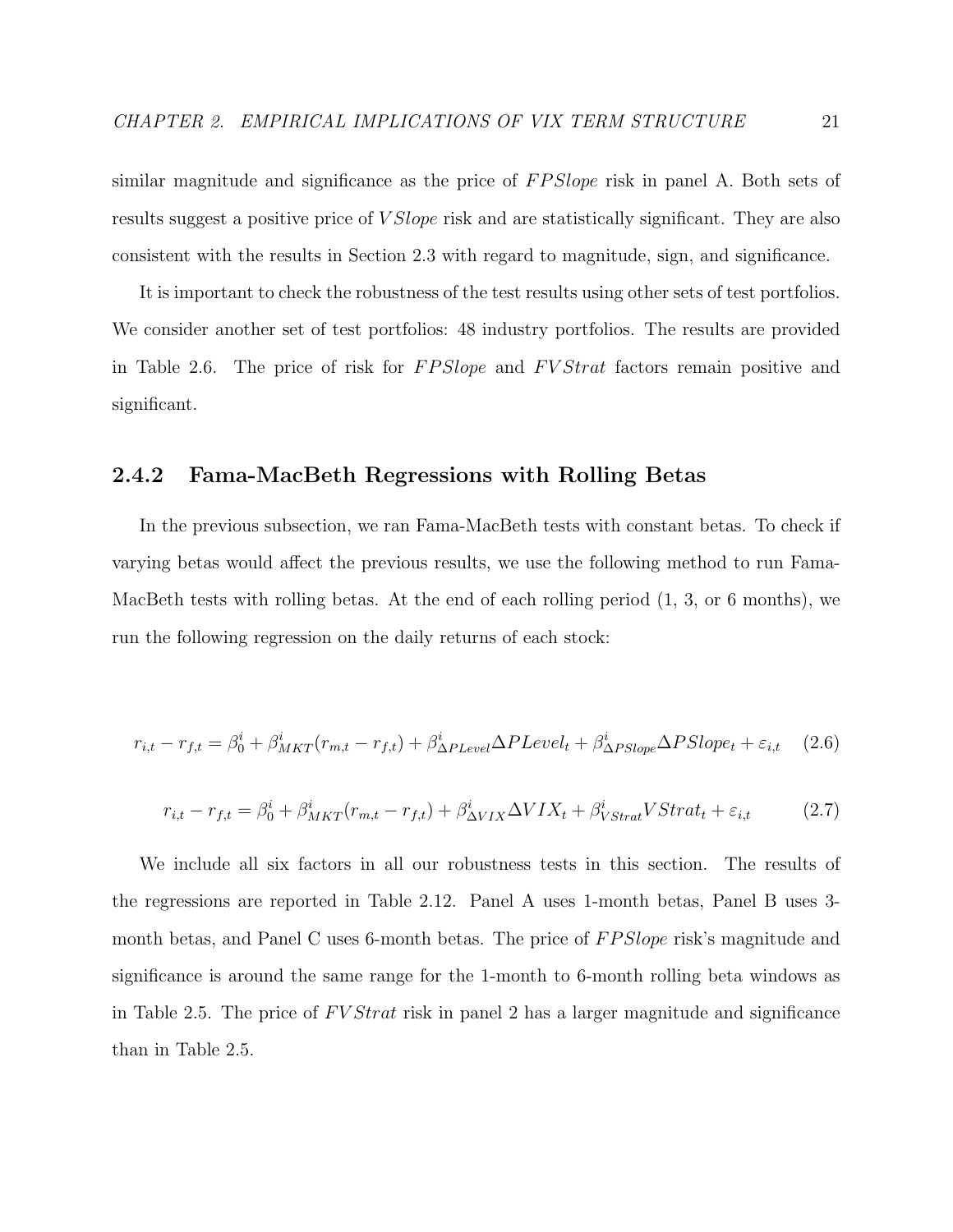similar magnitude and significance as the price of $FPSlope$ risk in panel A. Both sets of results suggest a positive price of $VSlope$ risk and are statistically significant. They are also consistent with the results in Section 2.3 with regard to magnitude, sign, and significance.

It is important to check the robustness of the test results using other sets of test portfolios. We consider another set of test portfolios: 48 industry portfolios. The results are provided in Table 2.6. The price of risk for $FPSlope$ and $FVStrat$ factors remain positive and significant.

### 2.4.2 Fama-MacBeth Regressions with Rolling Betas

In the previous subsection, we ran Fama-MacBeth tests with constant betas. To check if varying betas would affect the previous results, we use the following method to run Fama-MacBeth tests with rolling betas. At the end of each rolling period (1, 3, or 6 months), we run the following regression on the daily returns of each stock:

$$r_{i,t} - r_{f,t} = \beta_0^i + \beta_{MKT}^i(r_{m,t} - r_{f,t}) + \beta_{\Delta PLevel}^i \Delta PLevel_t + \beta_{\Delta PSlope}^i \Delta PSlope_t + \varepsilon_{i,t} \quad (2.6)$$

$$r_{i,t} - r_{f,t} = \beta_0^i + \beta_{MKT}^i(r_{m,t} - r_{f,t}) + \beta_{\Delta VIX}^i \Delta VIX_t + \beta_{VStrat}^i VStrat_t + \varepsilon_{i,t} \quad (2.7)$$

We include all six factors in all our robustness tests in this section. The results of the regressions are reported in Table 2.12. Panel A uses 1-month betas, Panel B uses 3-month betas, and Panel C uses 6-month betas. The price of $FPSlope$ risk's magnitude and significance is around the same range for the 1-month to 6-month rolling beta windows as in Table 2.5. The price of $FVStrat$ risk in panel 2 has a larger magnitude and significance than in Table 2.5.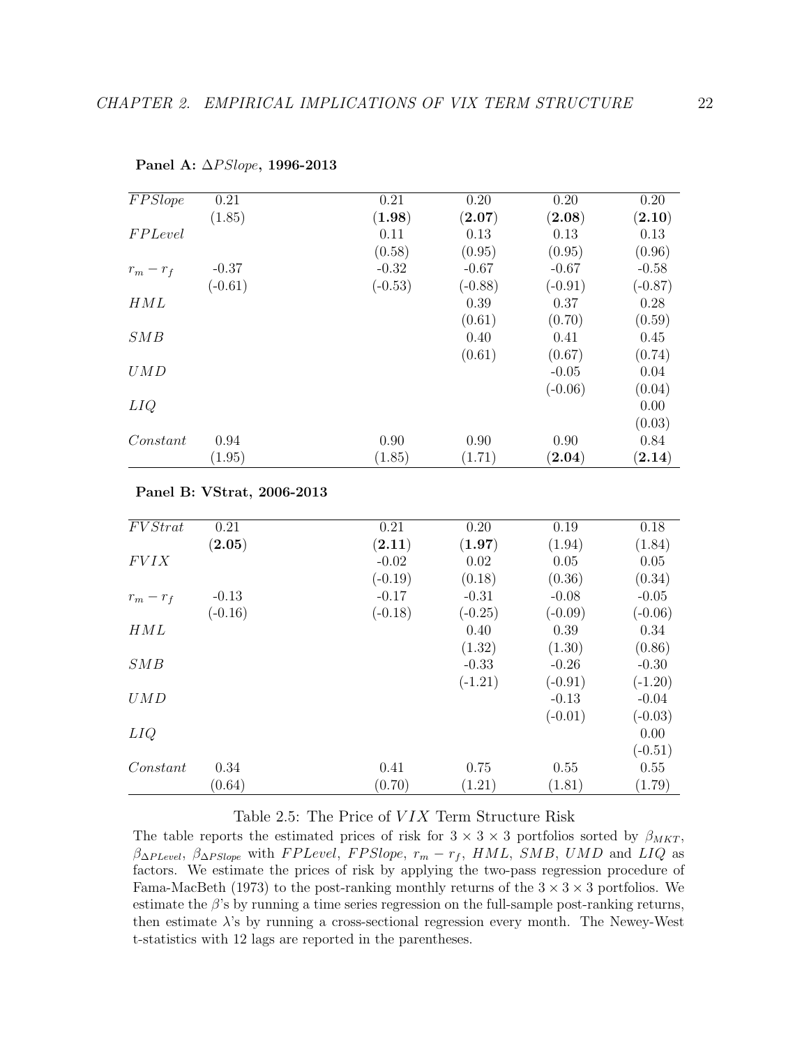**Panel A: $\Delta PSlope$, 1996-2013**

| | | | | | |
|---|---|---|---|---|---|
| $FPSlope$ | 0.21 | 0.21 | 0.20 | 0.20 | 0.20 |
| | (1.85) | **(1.98)** | **(2.07)** | **(2.08)** | **(2.10)** |
| $FPLevel$ | | 0.11 | 0.13 | 0.13 | 0.13 |
| | | (0.58) | (0.95) | (0.95) | (0.96) |
| $r_m - r_f$ | -0.37 | -0.32 | -0.67 | -0.67 | -0.58 |
| | (-0.61) | (-0.53) | (-0.88) | (-0.91) | (-0.87) |
| $HML$ | | | 0.39 | 0.37 | 0.28 |
| | | | (0.61) | (0.70) | (0.59) |
| $SMB$ | | | 0.40 | 0.41 | 0.45 |
| | | | (0.61) | (0.67) | (0.74) |
| $UMD$ | | | | -0.05 | 0.04 |
| | | | | (-0.06) | (0.04) |
| $LIQ$ | | | | | 0.00 |
| | | | | | (0.03) |
| $Constant$ | 0.94 | 0.90 | 0.90 | 0.90 | 0.84 |
| | (1.95) | (1.85) | (1.71) | **(2.04)** | **(2.14)** |

**Panel B: VStrat, 2006-2013**

| | | | | | |
|---|---|---|---|---|---|
| $FVStrat$ | 0.21 | 0.21 | 0.20 | 0.19 | 0.18 |
| | **(2.05)** | **(2.11)** | **(1.97)** | (1.94) | (1.84) |
| $FVIX$ | | -0.02 | 0.02 | 0.05 | 0.05 |
| | | (-0.19) | (0.18) | (0.36) | (0.34) |
| $r_m - r_f$ | -0.13 | -0.17 | -0.31 | -0.08 | -0.05 |
| | (-0.16) | (-0.18) | (-0.25) | (-0.09) | (-0.06) |
| $HML$ | | | 0.40 | 0.39 | 0.34 |
| | | | (1.32) | (1.30) | (0.86) |
| $SMB$ | | | -0.33 | -0.26 | -0.30 |
| | | | (-1.21) | (-0.91) | (-1.20) |
| $UMD$ | | | | -0.13 | -0.04 |
| | | | | (-0.01) | (-0.03) |
| $LIQ$ | | | | | 0.00 |
| | | | | | (-0.51) |
| $Constant$ | 0.34 | 0.41 | 0.75 | 0.55 | 0.55 |
| | (0.64) | (0.70) | (1.21) | (1.81) | (1.79) |

Table 2.5: The Price of $VIX$ Term Structure Risk

The table reports the estimated prices of risk for $3 \times 3 \times 3$ portfolios sorted by $\beta_{MKT}$, $\beta_{\Delta PLevel}$, $\beta_{\Delta PSlope}$ with $FPLevel$, $FPSlope$, $r_m - r_f$, $HML$, $SMB$, $UMD$ and $LIQ$ as factors. We estimate the prices of risk by applying the two-pass regression procedure of Fama-MacBeth (1973) to the post-ranking monthly returns of the $3 \times 3 \times 3$ portfolios. We estimate the $\beta$'s by running a time series regression on the full-sample post-ranking returns, then estimate $\lambda$'s by running a cross-sectional regression every month. The Newey-West t-statistics with 12 lags are reported in the parentheses.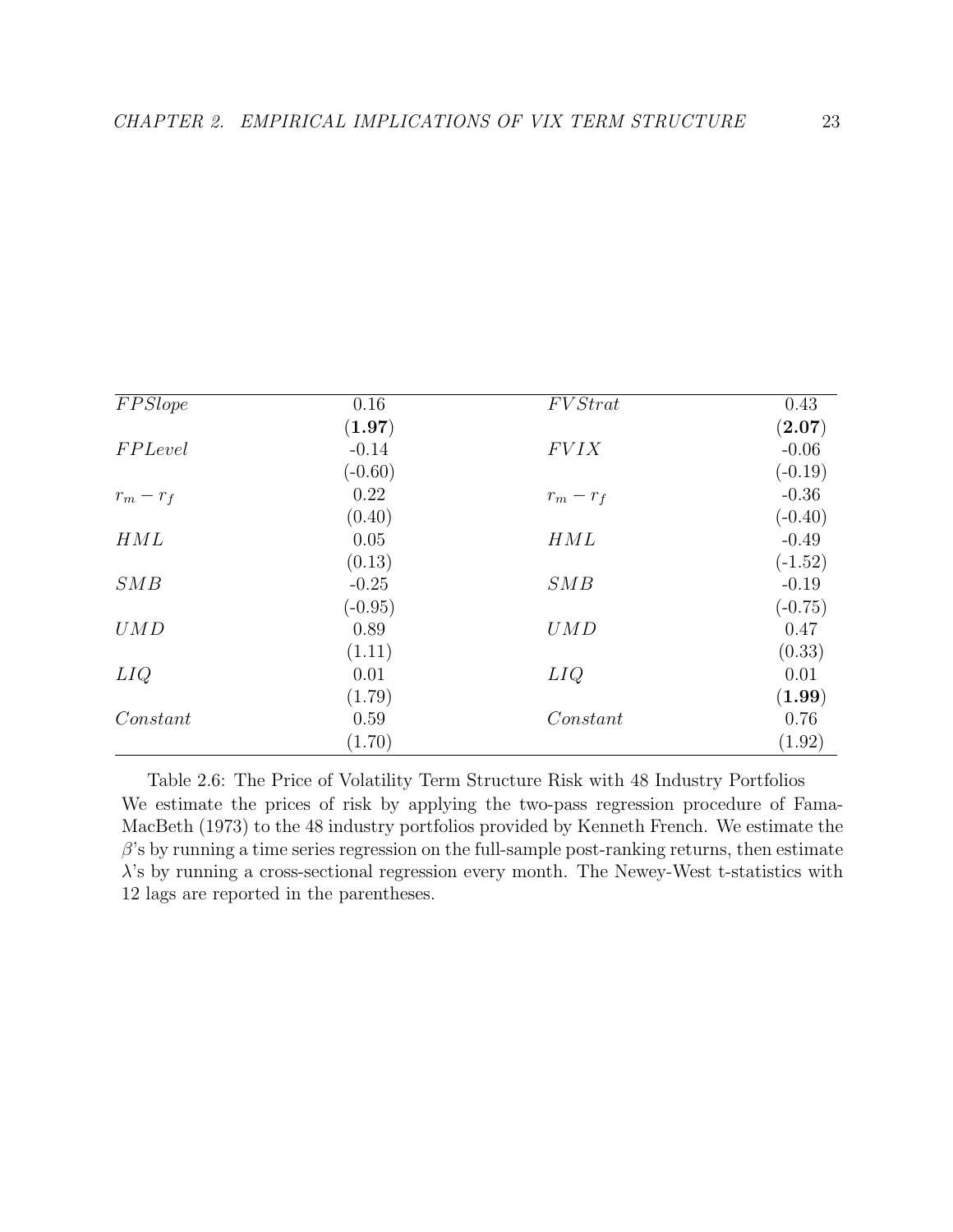| | | | |
|---|---|---|---|
| $FPSlope$ | 0.16 | $FVStrat$ | 0.43 |
| | (**1.97**) | | (**2.07**) |
| $FPLevel$ | -0.14 | $FVIX$ | -0.06 |
| | (-0.60) | | (-0.19) |
| $r_m - r_f$ | 0.22 | $r_m - r_f$ | -0.36 |
| | (0.40) | | (-0.40) |
| $HML$ | 0.05 | $HML$ | -0.49 |
| | (0.13) | | (-1.52) |
| $SMB$ | -0.25 | $SMB$ | -0.19 |
| | (-0.95) | | (-0.75) |
| $UMD$ | 0.89 | $UMD$ | 0.47 |
| | (1.11) | | (0.33) |
| $LIQ$ | 0.01 | $LIQ$ | 0.01 |
| | (1.79) | | (**1.99**) |
| $Constant$ | 0.59 | $Constant$ | 0.76 |
| | (1.70) | | (1.92) |

Table 2.6: The Price of Volatility Term Structure Risk with 48 Industry Portfolios
We estimate the prices of risk by applying the two-pass regression procedure of Fama-MacBeth (1973) to the 48 industry portfolios provided by Kenneth French. We estimate the $\beta$'s by running a time series regression on the full-sample post-ranking returns, then estimate $\lambda$'s by running a cross-sectional regression every month. The Newey-West t-statistics with 12 lags are reported in the parentheses.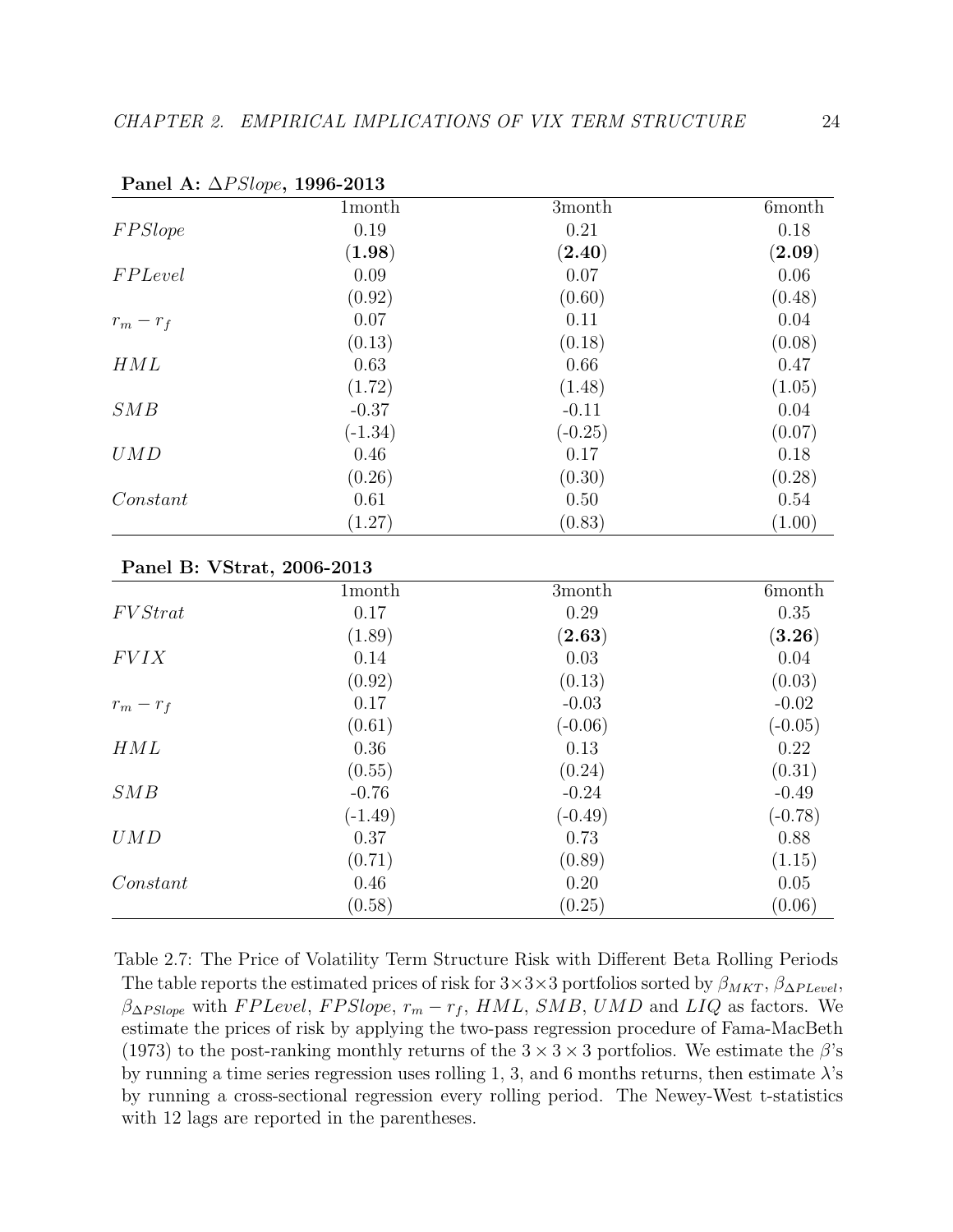**Panel A: $\Delta PSlope$, 1996-2013**

| | 1month | 3month | 6month |
|---|---|---|---|
| $FPSlope$ | 0.19 | 0.21 | 0.18 |
| | (**1.98**) | (**2.40**) | (**2.09**) |
| $FPLevel$ | 0.09 | 0.07 | 0.06 |
| | (0.92) | (0.60) | (0.48) |
| $r_m - r_f$ | 0.07 | 0.11 | 0.04 |
| | (0.13) | (0.18) | (0.08) |
| $HML$ | 0.63 | 0.66 | 0.47 |
| | (1.72) | (1.48) | (1.05) |
| $SMB$ | -0.37 | -0.11 | 0.04 |
| | (-1.34) | (-0.25) | (0.07) |
| $UMD$ | 0.46 | 0.17 | 0.18 |
| | (0.26) | (0.30) | (0.28) |
| $Constant$ | 0.61 | 0.50 | 0.54 |
| | (1.27) | (0.83) | (1.00) |

**Panel B: VStrat, 2006-2013**

| | 1month | 3month | 6month |
|---|---|---|---|
| $FVStrat$ | 0.17 | 0.29 | 0.35 |
| | (1.89) | (**2.63**) | (**3.26**) |
| $FVIX$ | 0.14 | 0.03 | 0.04 |
| | (0.92) | (0.13) | (0.03) |
| $r_m - r_f$ | 0.17 | -0.03 | -0.02 |
| | (0.61) | (-0.06) | (-0.05) |
| $HML$ | 0.36 | 0.13 | 0.22 |
| | (0.55) | (0.24) | (0.31) |
| $SMB$ | -0.76 | -0.24 | -0.49 |
| | (-1.49) | (-0.49) | (-0.78) |
| $UMD$ | 0.37 | 0.73 | 0.88 |
| | (0.71) | (0.89) | (1.15) |
| $Constant$ | 0.46 | 0.20 | 0.05 |
| | (0.58) | (0.25) | (0.06) |

Table 2.7: The Price of Volatility Term Structure Risk with Different Beta Rolling Periods The table reports the estimated prices of risk for $3\times3\times3$ portfolios sorted by $\beta_{MKT}$, $\beta_{\Delta PLevel}$, $\beta_{\Delta PSlope}$ with $FPLevel$, $FPSlope$, $r_m - r_f$, $HML$, $SMB$, $UMD$ and $LIQ$ as factors. We estimate the prices of risk by applying the two-pass regression procedure of Fama-MacBeth (1973) to the post-ranking monthly returns of the $3 \times 3 \times 3$ portfolios. We estimate the $\beta$'s by running a time series regression uses rolling 1, 3, and 6 months returns, then estimate $\lambda$'s by running a cross-sectional regression every rolling period. The Newey-West t-statistics with 12 lags are reported in the parentheses.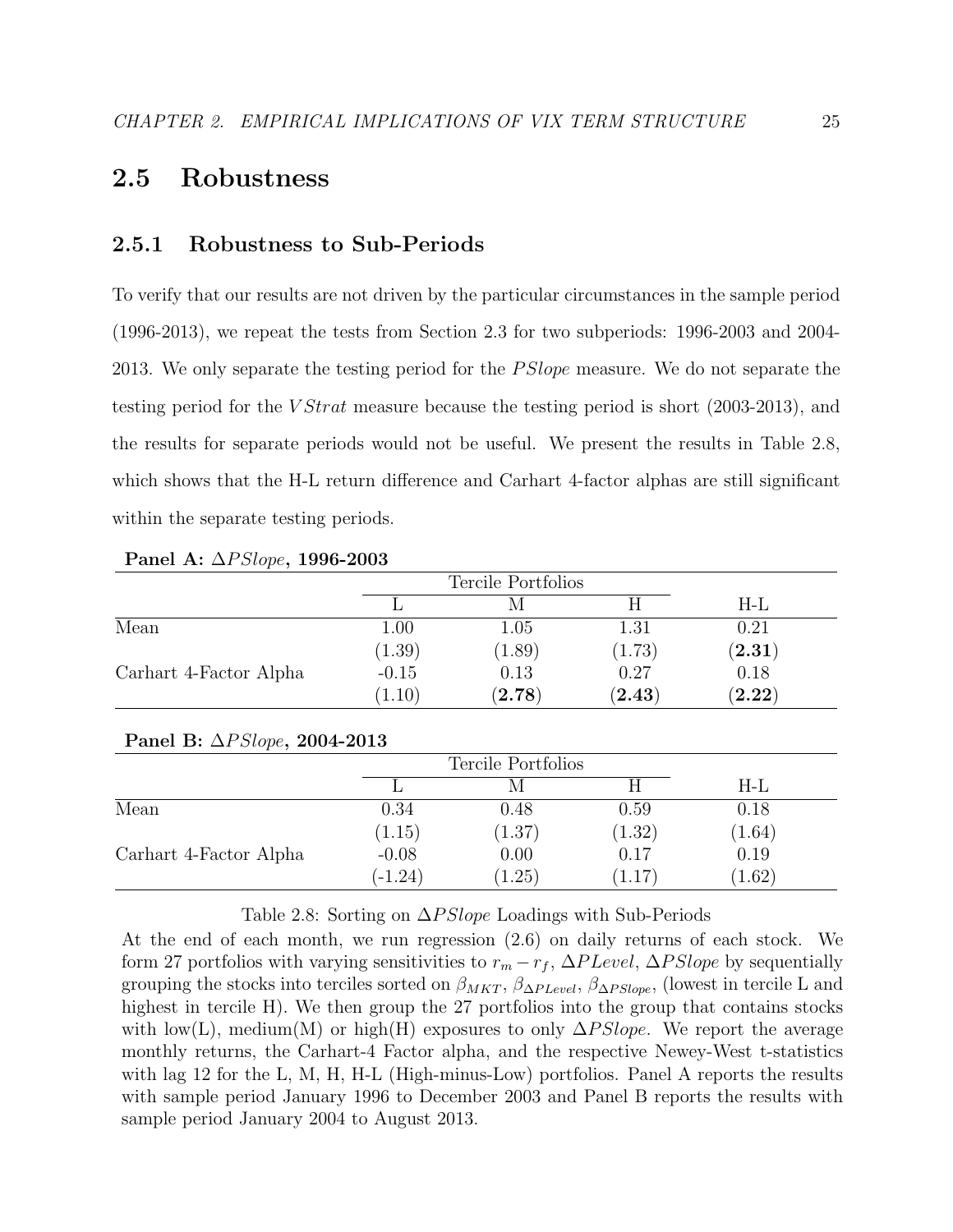## 2.5 Robustness

### 2.5.1 Robustness to Sub-Periods

To verify that our results are not driven by the particular circumstances in the sample period (1996-2013), we repeat the tests from Section 2.3 for two subperiods: 1996-2003 and 2004-2013. We only separate the testing period for the $PSlope$ measure. We do not separate the testing period for the $VStrat$ measure because the testing period is short (2003-2013), and the results for separate periods would not be useful. We present the results in Table 2.8, which shows that the H-L return difference and Carhart 4-factor alphas are still significant within the separate testing periods.

**Panel A: $\Delta PSlope$, 1996-2003**

| | Tercile Portfolios | | | |
|---|---|---|---|---|
| | L | M | H | H-L |
| Mean | 1.00 | 1.05 | 1.31 | 0.21 |
| | (1.39) | (1.89) | (1.73) | **(2.31)** |
| Carhart 4-Factor Alpha | -0.15 | 0.13 | 0.27 | 0.18 |
| | (1.10) | **(2.78)** | **(2.43)** | **(2.22)** |

**Panel B: $\Delta PSlope$, 2004-2013**

| | Tercile Portfolios | | | |
|---|---|---|---|---|
| | L | M | H | H-L |
| Mean | 0.34 | 0.48 | 0.59 | 0.18 |
| | (1.15) | (1.37) | (1.32) | (1.64) |
| Carhart 4-Factor Alpha | -0.08 | 0.00 | 0.17 | 0.19 |
| | (-1.24) | (1.25) | (1.17) | (1.62) |

Table 2.8: Sorting on $\Delta PSlope$ Loadings with Sub-Periods

At the end of each month, we run regression (2.6) on daily returns of each stock. We form 27 portfolios with varying sensitivities to $r_m - r_f$, $\Delta PLevel$, $\Delta PSlope$ by sequentially grouping the stocks into terciles sorted on $\beta_{MKT}$, $\beta_{\Delta PLevel}$, $\beta_{\Delta PSlope}$, (lowest in tercile L and highest in tercile H). We then group the 27 portfolios into the group that contains stocks with low(L), medium(M) or high(H) exposures to only $\Delta PSlope$. We report the average monthly returns, the Carhart-4 Factor alpha, and the respective Newey-West t-statistics with lag 12 for the L, M, H, H-L (High-minus-Low) portfolios. Panel A reports the results with sample period January 1996 to December 2003 and Panel B reports the results with sample period January 2004 to August 2013.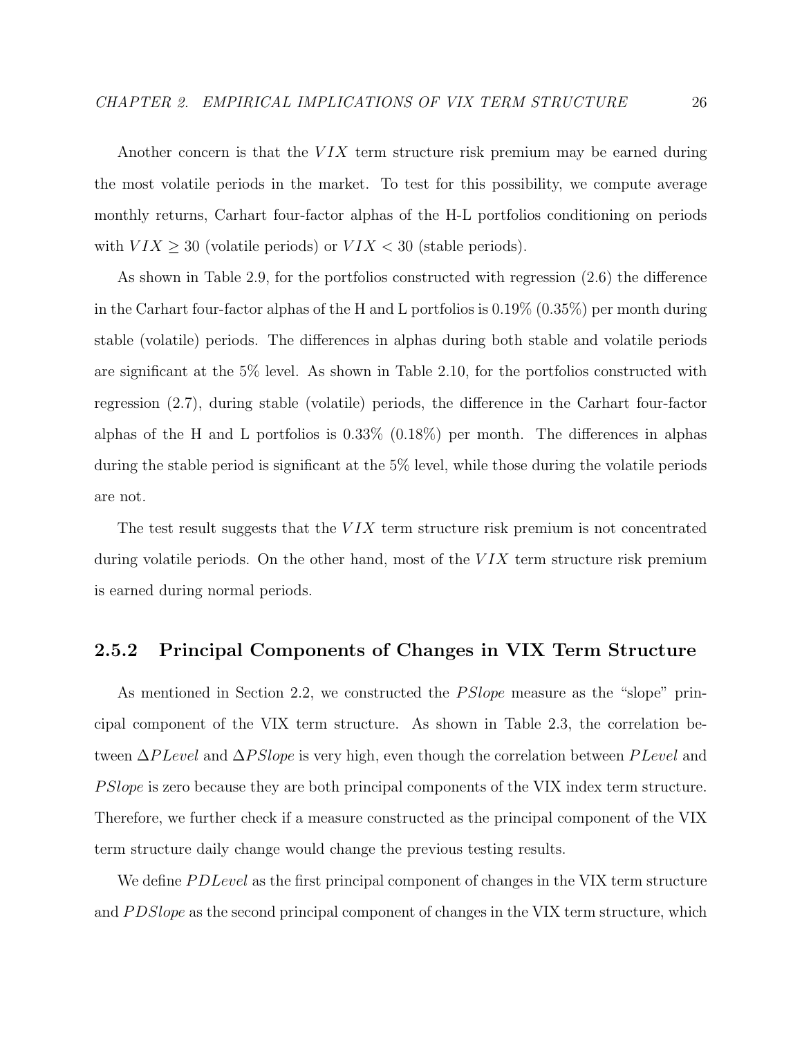Another concern is that the $VIX$ term structure risk premium may be earned during the most volatile periods in the market. To test for this possibility, we compute average monthly returns, Carhart four-factor alphas of the H-L portfolios conditioning on periods with $VIX \geq 30$ (volatile periods) or $VIX < 30$ (stable periods).

As shown in Table 2.9, for the portfolios constructed with regression (2.6) the difference in the Carhart four-factor alphas of the H and L portfolios is 0.19% (0.35%) per month during stable (volatile) periods. The differences in alphas during both stable and volatile periods are significant at the 5% level. As shown in Table 2.10, for the portfolios constructed with regression (2.7), during stable (volatile) periods, the difference in the Carhart four-factor alphas of the H and L portfolios is 0.33% (0.18%) per month. The differences in alphas during the stable period is significant at the 5% level, while those during the volatile periods are not.

The test result suggests that the $VIX$ term structure risk premium is not concentrated during volatile periods. On the other hand, most of the $VIX$ term structure risk premium is earned during normal periods.

### 2.5.2 Principal Components of Changes in VIX Term Structure

As mentioned in Section 2.2, we constructed the $PSlope$ measure as the "slope" principal component of the VIX term structure. As shown in Table 2.3, the correlation between $\Delta PLevel$ and $\Delta PSlope$ is very high, even though the correlation between $PLevel$ and $PSlope$ is zero because they are both principal components of the VIX index term structure. Therefore, we further check if a measure constructed as the principal component of the VIX term structure daily change would change the previous testing results.

We define $PDLevel$ as the first principal component of changes in the VIX term structure and $PDSlope$ as the second principal component of changes in the VIX term structure, which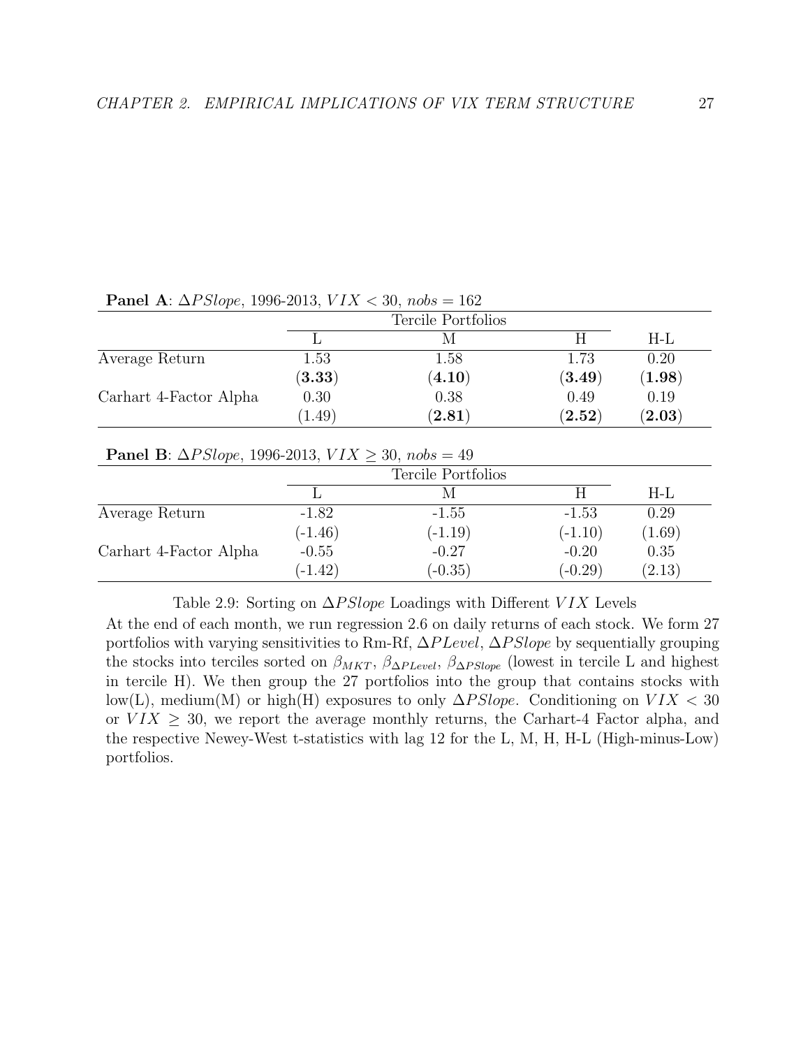**Panel A**: $\Delta PSlope$, 1996-2013, $VIX < 30$, $nobs = 162$

| | Tercile Portfolios | | | |
|---|---|---|---|---|
| | L | M | H | H-L |
| Average Return | 1.53 | 1.58 | 1.73 | 0.20 |
| | **(3.33)** | **(4.10)** | **(3.49)** | **(1.98)** |
| Carhart 4-Factor Alpha | 0.30 | 0.38 | 0.49 | 0.19 |
| | (1.49) | **(2.81)** | **(2.52)** | **(2.03)** |

**Panel B**: $\Delta PSlope$, 1996-2013, $VIX \geq 30$, $nobs = 49$

| | Tercile Portfolios | | | |
|---|---|---|---|---|
| | L | M | H | H-L |
| Average Return | -1.82 | -1.55 | -1.53 | 0.29 |
| | (-1.46) | (-1.19) | (-1.10) | (1.69) |
| Carhart 4-Factor Alpha | -0.55 | -0.27 | -0.20 | 0.35 |
| | (-1.42) | (-0.35) | (-0.29) | (2.13) |

Table 2.9: Sorting on $\Delta PSlope$ Loadings with Different $VIX$ Levels

At the end of each month, we run regression 2.6 on daily returns of each stock. We form 27 portfolios with varying sensitivities to Rm-Rf, $\Delta PLevel$, $\Delta PSlope$ by sequentially grouping the stocks into terciles sorted on $\beta_{MKT}$, $\beta_{\Delta PLevel}$, $\beta_{\Delta PSlope}$ (lowest in tercile L and highest in tercile H). We then group the 27 portfolios into the group that contains stocks with low(L), medium(M) or high(H) exposures to only $\Delta PSlope$. Conditioning on $VIX < 30$ or $VIX \geq 30$, we report the average monthly returns, the Carhart-4 Factor alpha, and the respective Newey-West t-statistics with lag 12 for the L, M, H, H-L (High-minus-Low) portfolios.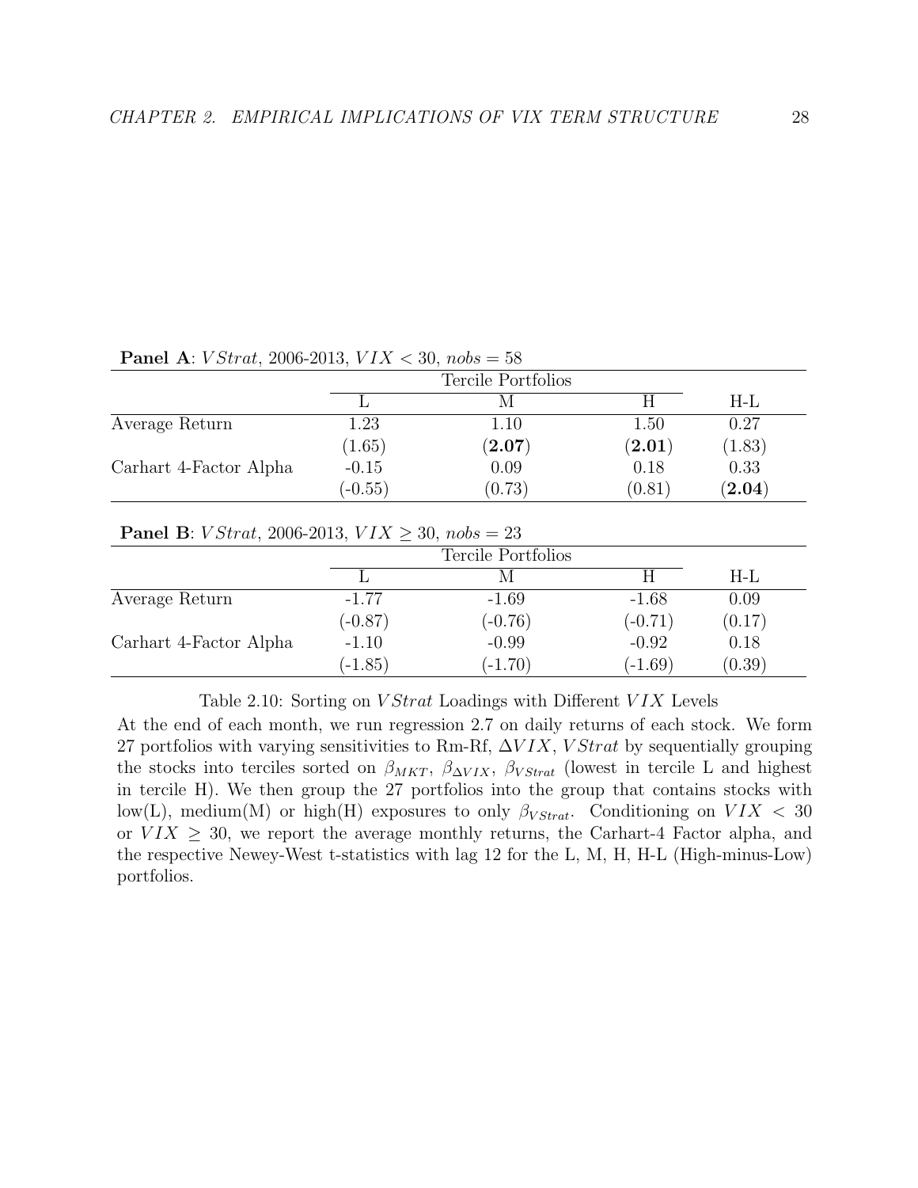**Panel A**: $VStrat$, 2006-2013, $VIX < 30$, $nobs = 58$

| | Tercile Portfolios | | | |
|---|---|---|---|---|
| | L | M | H | H-L |
| Average Return | 1.23 | 1.10 | 1.50 | 0.27 |
| | (1.65) | (**2.07**) | (**2.01**) | (1.83) |
| Carhart 4-Factor Alpha | -0.15 | 0.09 | 0.18 | 0.33 |
| | (-0.55) | (0.73) | (0.81) | (**2.04**) |

**Panel B**: $VStrat$, 2006-2013, $VIX \geq 30$, $nobs = 23$

| | Tercile Portfolios | | | |
|---|---|---|---|---|
| | L | M | H | H-L |
| Average Return | -1.77 | -1.69 | -1.68 | 0.09 |
| | (-0.87) | (-0.76) | (-0.71) | (0.17) |
| Carhart 4-Factor Alpha | -1.10 | -0.99 | -0.92 | 0.18 |
| | (-1.85) | (-1.70) | (-1.69) | (0.39) |

Table 2.10: Sorting on $VStrat$ Loadings with Different $VIX$ Levels

At the end of each month, we run regression 2.7 on daily returns of each stock. We form 27 portfolios with varying sensitivities to Rm-Rf, $\Delta VIX$, $VStrat$ by sequentially grouping the stocks into terciles sorted on $\beta_{MKT}$, $\beta_{\Delta VIX}$, $\beta_{VStrat}$ (lowest in tercile L and highest in tercile H). We then group the 27 portfolios into the group that contains stocks with low(L), medium(M) or high(H) exposures to only $\beta_{VStrat}$. Conditioning on $VIX < 30$ or $VIX \geq 30$, we report the average monthly returns, the Carhart-4 Factor alpha, and the respective Newey-West t-statistics with lag 12 for the L, M, H, H-L (High-minus-Low) portfolios.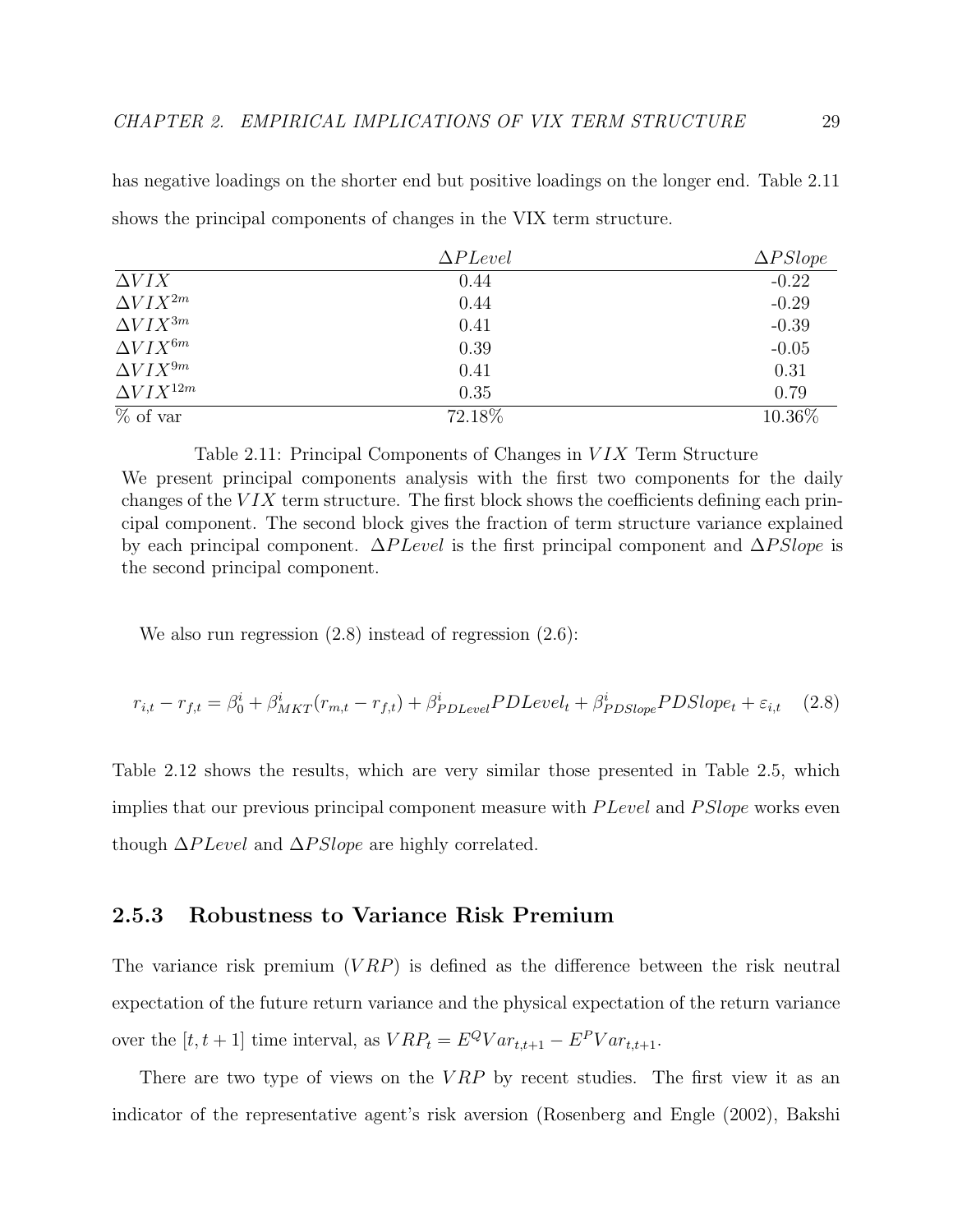has negative loadings on the shorter end but positive loadings on the longer end. Table 2.11 shows the principal components of changes in the VIX term structure.

| | $\Delta PLevel$ | $\Delta PSlope$ |
|---|---|---|
| $\Delta VIX$ | 0.44 | -0.22 |
| $\Delta VIX^{2m}$ | 0.44 | -0.29 |
| $\Delta VIX^{3m}$ | 0.41 | -0.39 |
| $\Delta VIX^{6m}$ | 0.39 | -0.05 |
| $\Delta VIX^{9m}$ | 0.41 | 0.31 |
| $\Delta VIX^{12m}$ | 0.35 | 0.79 |
| % of var | 72.18% | 10.36% |

Table 2.11: Principal Components of Changes in $VIX$ Term Structure
We present principal components analysis with the first two components for the daily changes of the $VIX$ term structure. The first block shows the coefficients defining each principal component. The second block gives the fraction of term structure variance explained by each principal component. $\Delta PLevel$ is the first principal component and $\Delta PSlope$ is the second principal component.

We also run regression (2.8) instead of regression (2.6):

$$r_{i,t} - r_{f,t} = \beta_0^i + \beta_{MKT}^i (r_{m,t} - r_{f,t}) + \beta_{PDLevel}^i PDLevel_t + \beta_{PDSlope}^i PDSlope_t + \varepsilon_{i,t} \quad (2.8)$$

Table 2.12 shows the results, which are very similar those presented in Table 2.5, which implies that our previous principal component measure with $PLevel$ and $PSlope$ works even though $\Delta PLevel$ and $\Delta PSlope$ are highly correlated.

### 2.5.3 Robustness to Variance Risk Premium

The variance risk premium ($VRP$) is defined as the difference between the risk neutral expectation of the future return variance and the physical expectation of the return variance over the $[t, t+1]$ time interval, as $VRP_t = E^Q Var_{t,t+1} - E^P Var_{t,t+1}$.

There are two type of views on the $VRP$ by recent studies. The first view it as an indicator of the representative agent's risk aversion (Rosenberg and Engle (2002), Bakshi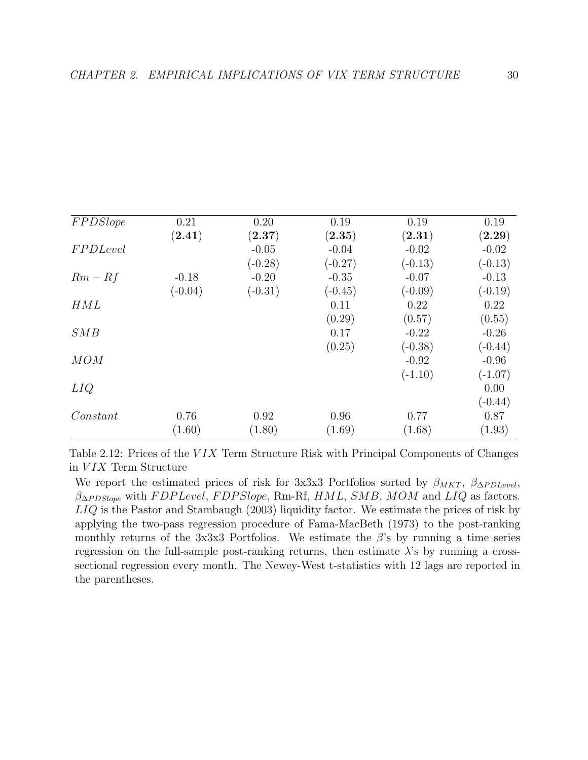| | | | | | |
|---|---|---|---|---|---|
| $FPDSlope$ | 0.21 | 0.20 | 0.19 | 0.19 | 0.19 |
| | (**2.41**) | (**2.37**) | (**2.35**) | (**2.31**) | (**2.29**) |
| $FPDLevel$ | | -0.05 | -0.04 | -0.02 | -0.02 |
| | | (-0.28) | (-0.27) | (-0.13) | (-0.13) |
| $Rm - Rf$ | -0.18 | -0.20 | -0.35 | -0.07 | -0.13 |
| | (-0.04) | (-0.31) | (-0.45) | (-0.09) | (-0.19) |
| $HML$ | | | 0.11 | 0.22 | 0.22 |
| | | | (0.29) | (0.57) | (0.55) |
| $SMB$ | | | 0.17 | -0.22 | -0.26 |
| | | | (0.25) | (-0.38) | (-0.44) |
| $MOM$ | | | | -0.92 | -0.96 |
| | | | | (-1.10) | (-1.07) |
| $LIQ$ | | | | | 0.00 |
| | | | | | (-0.44) |
| $Constant$ | 0.76 | 0.92 | 0.96 | 0.77 | 0.87 |
| | (1.60) | (1.80) | (1.69) | (1.68) | (1.93) |

Table 2.12: Prices of the $VIX$ Term Structure Risk with Principal Components of Changes in $VIX$ Term Structure

We report the estimated prices of risk for 3x3x3 Portfolios sorted by $\beta_{MKT}$, $\beta_{\Delta PDLevel}$, $\beta_{\Delta PDSlope}$ with $FDPLevel$, $FDPSlope$, Rm-Rf, $HML$, $SMB$, $MOM$ and $LIQ$ as factors. $LIQ$ is the Pastor and Stambaugh (2003) liquidity factor. We estimate the prices of risk by applying the two-pass regression procedure of Fama-MacBeth (1973) to the post-ranking monthly returns of the 3x3x3 Portfolios. We estimate the $\beta$'s by running a time series regression on the full-sample post-ranking returns, then estimate $\lambda$'s by running a cross-sectional regression every month. The Newey-West t-statistics with 12 lags are reported in the parentheses.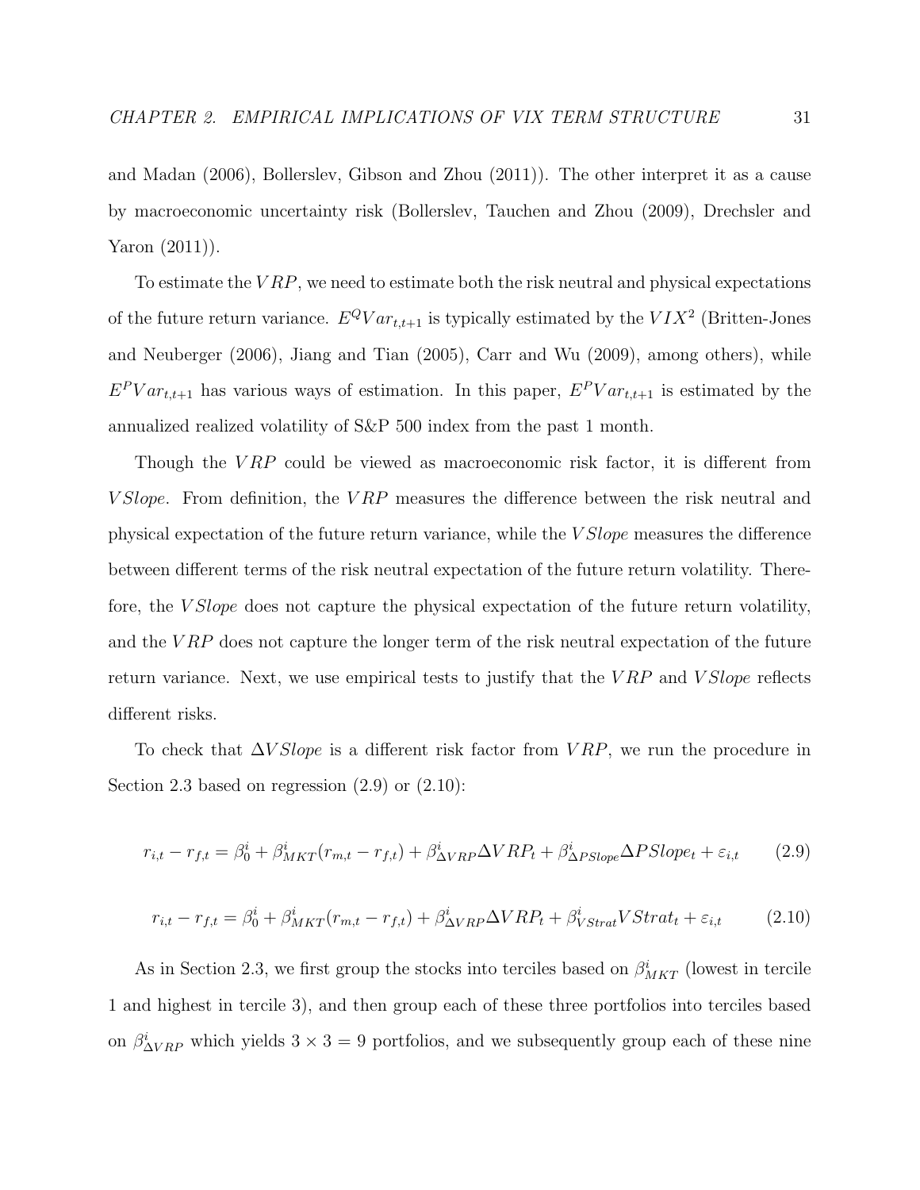and Madan (2006), Bollerslev, Gibson and Zhou (2011)). The other interpret it as a cause by macroeconomic uncertainty risk (Bollerslev, Tauchen and Zhou (2009), Drechsler and Yaron (2011)).

To estimate the $VRP$, we need to estimate both the risk neutral and physical expectations of the future return variance. $E^Q Var_{t,t+1}$ is typically estimated by the $VIX^2$ (Britten-Jones and Neuberger (2006), Jiang and Tian (2005), Carr and Wu (2009), among others), while $E^P Var_{t,t+1}$ has various ways of estimation. In this paper, $E^P Var_{t,t+1}$ is estimated by the annualized realized volatility of S&P 500 index from the past 1 month.

Though the $VRP$ could be viewed as macroeconomic risk factor, it is different from $VSlope$. From definition, the $VRP$ measures the difference between the risk neutral and physical expectation of the future return variance, while the $VSlope$ measures the difference between different terms of the risk neutral expectation of the future return volatility. Therefore, the $VSlope$ does not capture the physical expectation of the future return volatility, and the $VRP$ does not capture the longer term of the risk neutral expectation of the future return variance. Next, we use empirical tests to justify that the $VRP$ and $VSlope$ reflects different risks.

To check that $\Delta VSlope$ is a different risk factor from $VRP$, we run the procedure in Section 2.3 based on regression (2.9) or (2.10):

$$r_{i,t} - r_{f,t} = \beta_0^i + \beta_{MKT}^i (r_{m,t} - r_{f,t}) + \beta_{\Delta VRP}^i \Delta VRP_t + \beta_{\Delta PSlope}^i \Delta PSlope_t + \varepsilon_{i,t} \tag{2.9}$$

$$r_{i,t} - r_{f,t} = \beta_0^i + \beta_{MKT}^i (r_{m,t} - r_{f,t}) + \beta_{\Delta VRP}^i \Delta VRP_t + \beta_{VStrat}^i VStrat_t + \varepsilon_{i,t} \tag{2.10}$$

As in Section 2.3, we first group the stocks into terciles based on $\beta_{MKT}^i$ (lowest in tercile 1 and highest in tercile 3), and then group each of these three portfolios into terciles based on $\beta_{\Delta VRP}^i$ which yields $3 \times 3 = 9$ portfolios, and we subsequently group each of these nine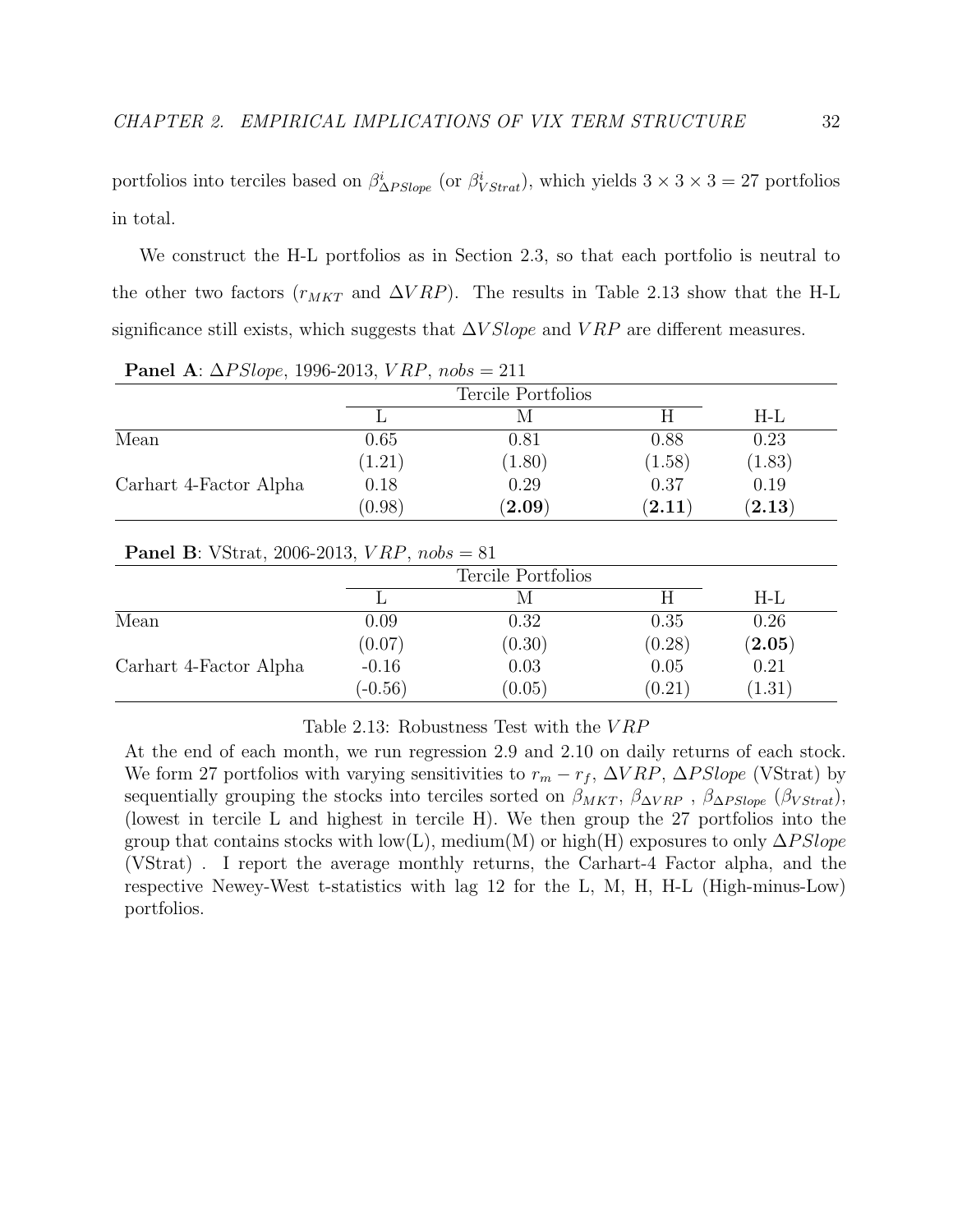portfolios into terciles based on $\beta^i_{\Delta PSlope}$ (or $\beta^i_{VStrat}$), which yields $3 \times 3 \times 3 = 27$ portfolios in total.

We construct the H-L portfolios as in Section 2.3, so that each portfolio is neutral to the other two factors ($r_{MKT}$ and $\Delta VRP$). The results in Table 2.13 show that the H-L significance still exists, which suggests that $\Delta VSlope$ and $VRP$ are different measures.

**Panel A**: $\Delta PSlope$, 1996-2013, $VRP$, $nobs = 211$

| | Tercile Portfolios | | | |
|---|---|---|---|---|
| | L | M | H | H-L |
| Mean | 0.65 | 0.81 | 0.88 | 0.23 |
| | (1.21) | (1.80) | (1.58) | (1.83) |
| Carhart 4-Factor Alpha | 0.18 | 0.29 | 0.37 | 0.19 |
| | (0.98) | **(2.09)** | **(2.11)** | **(2.13)** |

**Panel B**: VStrat, 2006-2013, $VRP$, $nobs = 81$

| | Tercile Portfolios | | | |
|---|---|---|---|---|
| | L | M | H | H-L |
| Mean | 0.09 | 0.32 | 0.35 | 0.26 |
| | (0.07) | (0.30) | (0.28) | **(2.05)** |
| Carhart 4-Factor Alpha | -0.16 | 0.03 | 0.05 | 0.21 |
| | (-0.56) | (0.05) | (0.21) | (1.31) |

Table 2.13: Robustness Test with the $VRP$

At the end of each month, we run regression 2.9 and 2.10 on daily returns of each stock. We form 27 portfolios with varying sensitivities to $r_m - r_f$, $\Delta VRP$, $\Delta PSlope$ (VStrat) by sequentially grouping the stocks into terciles sorted on $\beta_{MKT}$, $\beta_{\Delta VRP}$ , $\beta_{\Delta PSlope}$ ($\beta_{VStrat}$), (lowest in tercile L and highest in tercile H). We then group the 27 portfolios into the group that contains stocks with low(L), medium(M) or high(H) exposures to only $\Delta PSlope$ (VStrat) . I report the average monthly returns, the Carhart-4 Factor alpha, and the respective Newey-West t-statistics with lag 12 for the L, M, H, H-L (High-minus-Low) portfolios.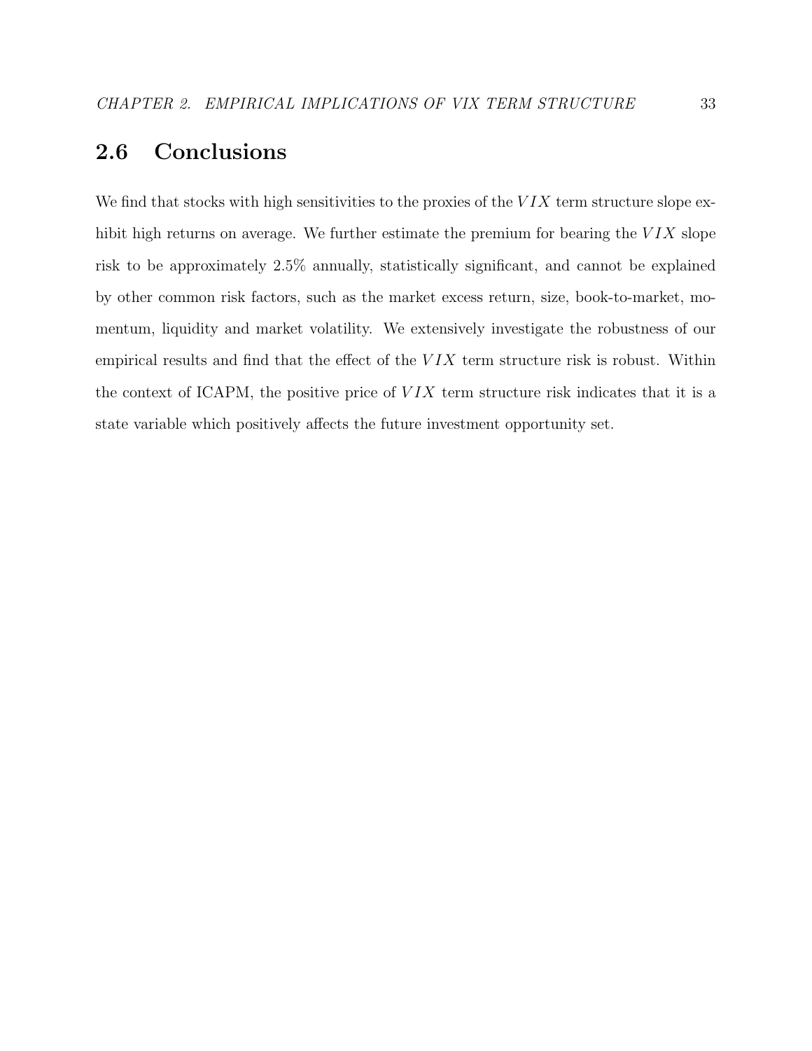## 2.6 Conclusions

We find that stocks with high sensitivities to the proxies of the $VIX$ term structure slope exhibit high returns on average. We further estimate the premium for bearing the $VIX$ slope risk to be approximately 2.5% annually, statistically significant, and cannot be explained by other common risk factors, such as the market excess return, size, book-to-market, momentum, liquidity and market volatility. We extensively investigate the robustness of our empirical results and find that the effect of the $VIX$ term structure risk is robust. Within the context of ICAPM, the positive price of $VIX$ term structure risk indicates that it is a state variable which positively affects the future investment opportunity set.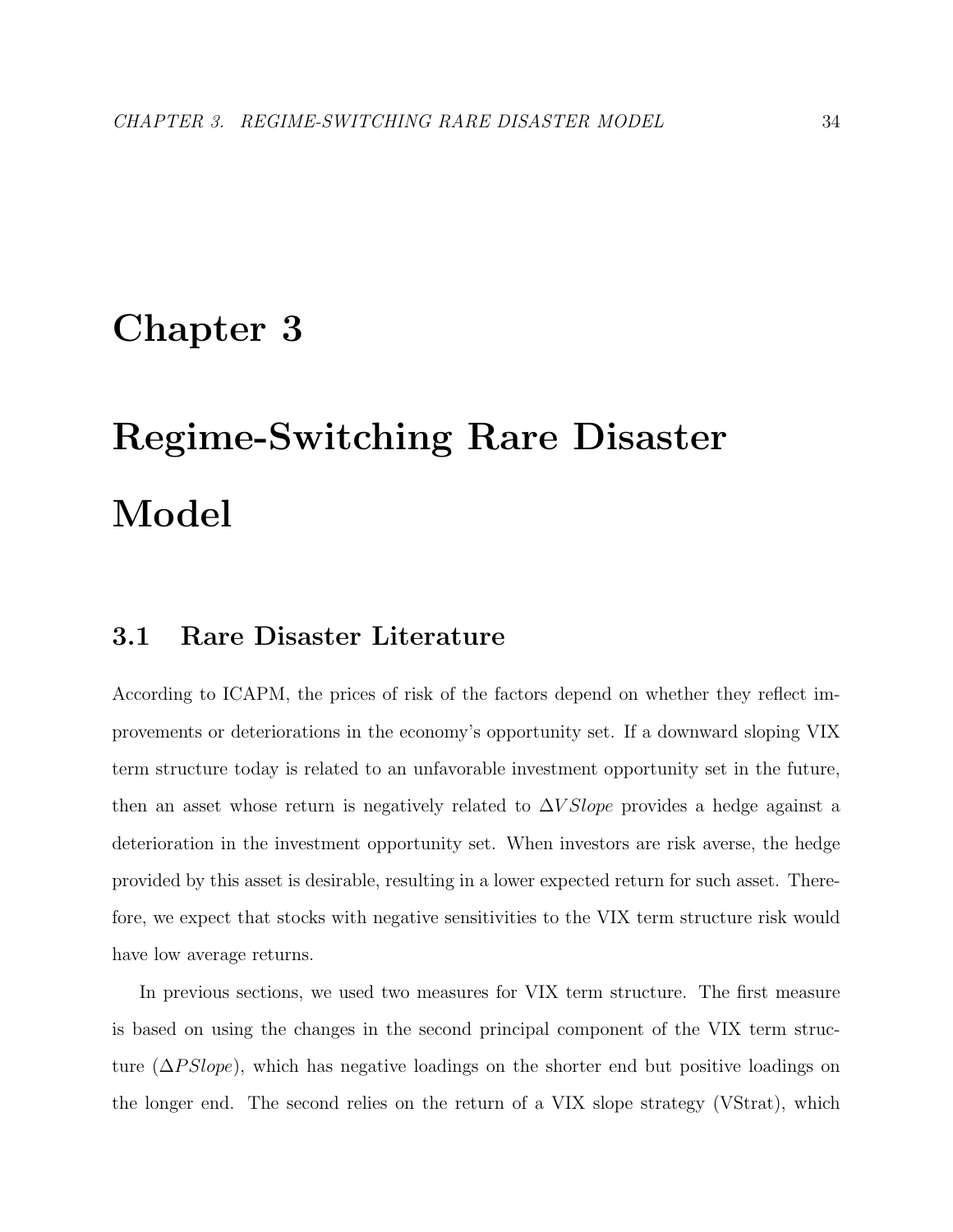# Chapter 3

# Regime-Switching Rare Disaster Model

## 3.1 Rare Disaster Literature

According to ICAPM, the prices of risk of the factors depend on whether they reflect improvements or deteriorations in the economy's opportunity set. If a downward sloping VIX term structure today is related to an unfavorable investment opportunity set in the future, then an asset whose return is negatively related to $\Delta VSlope$ provides a hedge against a deterioration in the investment opportunity set. When investors are risk averse, the hedge provided by this asset is desirable, resulting in a lower expected return for such asset. Therefore, we expect that stocks with negative sensitivities to the VIX term structure risk would have low average returns.

In previous sections, we used two measures for VIX term structure. The first measure is based on using the changes in the second principal component of the VIX term structure ($\Delta PSlope$), which has negative loadings on the shorter end but positive loadings on the longer end. The second relies on the return of a VIX slope strategy (VStrat), which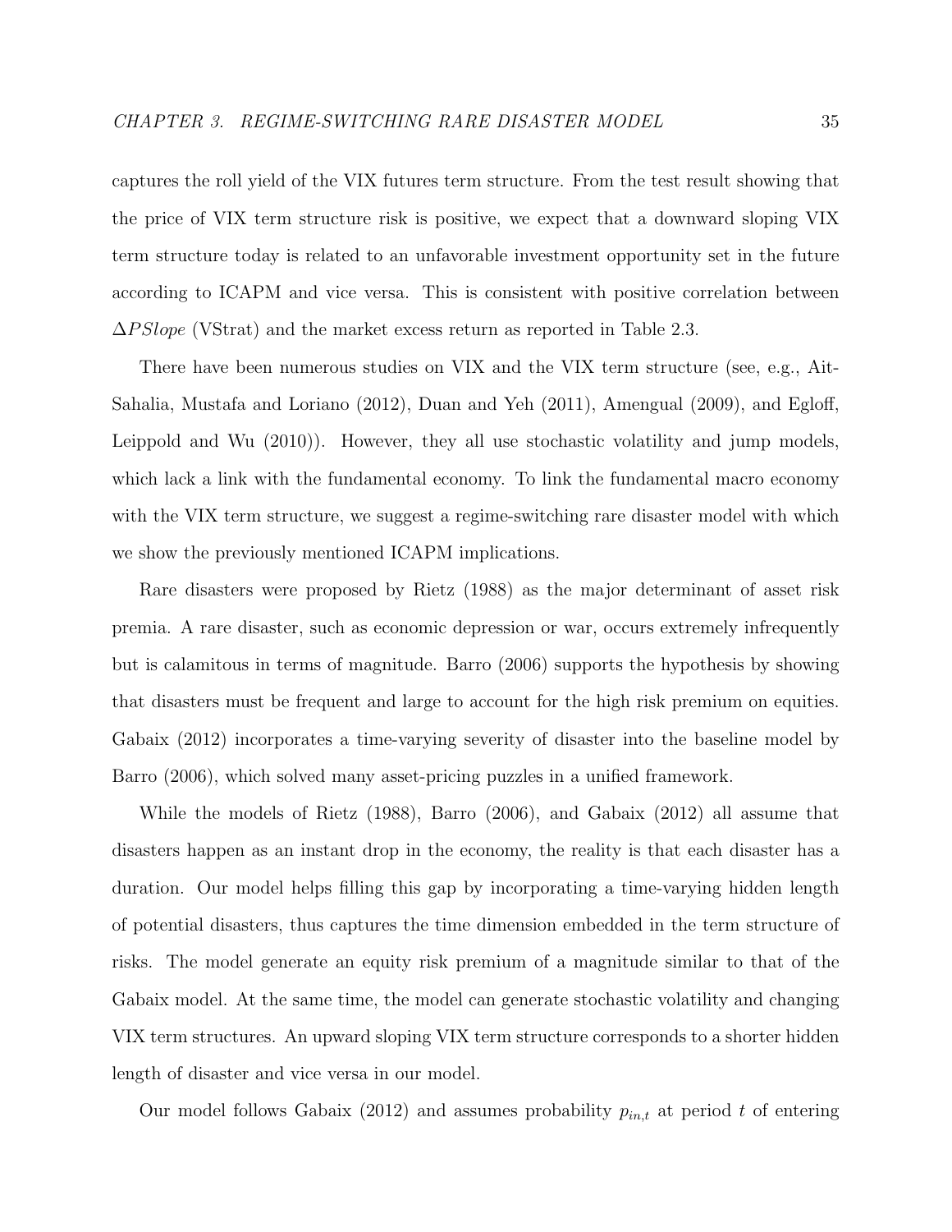captures the roll yield of the VIX futures term structure. From the test result showing that the price of VIX term structure risk is positive, we expect that a downward sloping VIX term structure today is related to an unfavorable investment opportunity set in the future according to ICAPM and vice versa. This is consistent with positive correlation between $\Delta PSlope$ (VStrat) and the market excess return as reported in Table 2.3.

There have been numerous studies on VIX and the VIX term structure (see, e.g., Ait-Sahalia, Mustafa and Loriano (2012), Duan and Yeh (2011), Amengual (2009), and Egloff, Leippold and Wu (2010)). However, they all use stochastic volatility and jump models, which lack a link with the fundamental economy. To link the fundamental macro economy with the VIX term structure, we suggest a regime-switching rare disaster model with which we show the previously mentioned ICAPM implications.

Rare disasters were proposed by Rietz (1988) as the major determinant of asset risk premia. A rare disaster, such as economic depression or war, occurs extremely infrequently but is calamitous in terms of magnitude. Barro (2006) supports the hypothesis by showing that disasters must be frequent and large to account for the high risk premium on equities. Gabaix (2012) incorporates a time-varying severity of disaster into the baseline model by Barro (2006), which solved many asset-pricing puzzles in a unified framework.

While the models of Rietz (1988), Barro (2006), and Gabaix (2012) all assume that disasters happen as an instant drop in the economy, the reality is that each disaster has a duration. Our model helps filling this gap by incorporating a time-varying hidden length of potential disasters, thus captures the time dimension embedded in the term structure of risks. The model generate an equity risk premium of a magnitude similar to that of the Gabaix model. At the same time, the model can generate stochastic volatility and changing VIX term structures. An upward sloping VIX term structure corresponds to a shorter hidden length of disaster and vice versa in our model.

Our model follows Gabaix (2012) and assumes probability $p_{in,t}$ at period $t$ of entering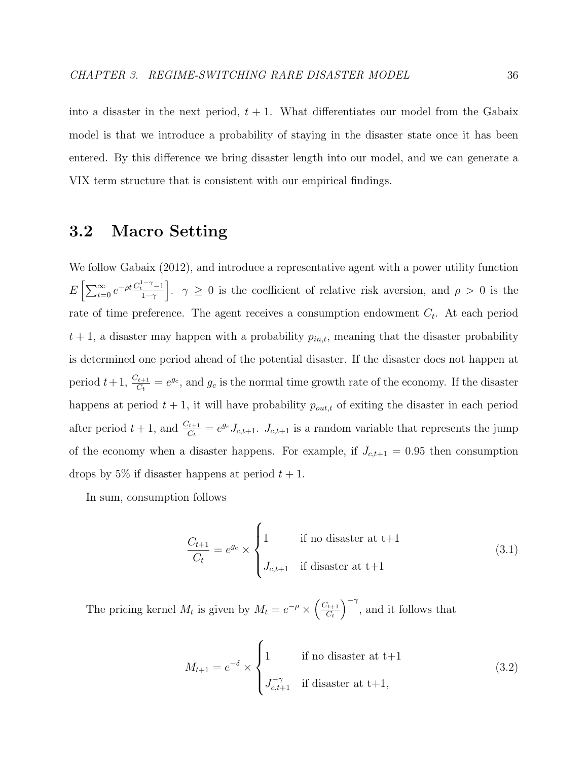into a disaster in the next period, $t+1$. What differentiates our model from the Gabaix model is that we introduce a probability of staying in the disaster state once it has been entered. By this difference we bring disaster length into our model, and we can generate a VIX term structure that is consistent with our empirical findings.

## 3.2 Macro Setting

We follow Gabaix (2012), and introduce a representative agent with a power utility function $E\left[\sum_{t=0}^{\infty} e^{-\rho t} \frac{C_t^{1-\gamma}-1}{1-\gamma}\right]$. $\gamma \geq 0$ is the coefficient of relative risk aversion, and $\rho > 0$ is the rate of time preference. The agent receives a consumption endowment $C_t$. At each period $t+1$, a disaster may happen with a probability $p_{in,t}$, meaning that the disaster probability is determined one period ahead of the potential disaster. If the disaster does not happen at period $t+1$, $\frac{C_{t+1}}{C_t} = e^{g_c}$, and $g_c$ is the normal time growth rate of the economy. If the disaster happens at period $t+1$, it will have probability $p_{out,t}$ of exiting the disaster in each period after period $t+1$, and $\frac{C_{t+1}}{C_t} = e^{g_c} J_{c,t+1}$. $J_{c,t+1}$ is a random variable that represents the jump of the economy when a disaster happens. For example, if $J_{c,t+1} = 0.95$ then consumption drops by 5% if disaster happens at period $t+1$.

In sum, consumption follows

$$\frac{C_{t+1}}{C_t} = e^{g_c} \times \begin{cases} 1 & \text{if no disaster at t+1} \\ J_{c,t+1} & \text{if disaster at t+1} \end{cases} \tag{3.1}$$

The pricing kernel $M_t$ is given by $M_t = e^{-\rho} \times \left(\frac{C_{t+1}}{C_t}\right)^{-\gamma}$, and it follows that

$$M_{t+1} = e^{-\delta} \times \begin{cases} 1 & \text{if no disaster at t+1} \\ J_{c,t+1}^{-\gamma} & \text{if disaster at t+1,} \end{cases} \tag{3.2}$$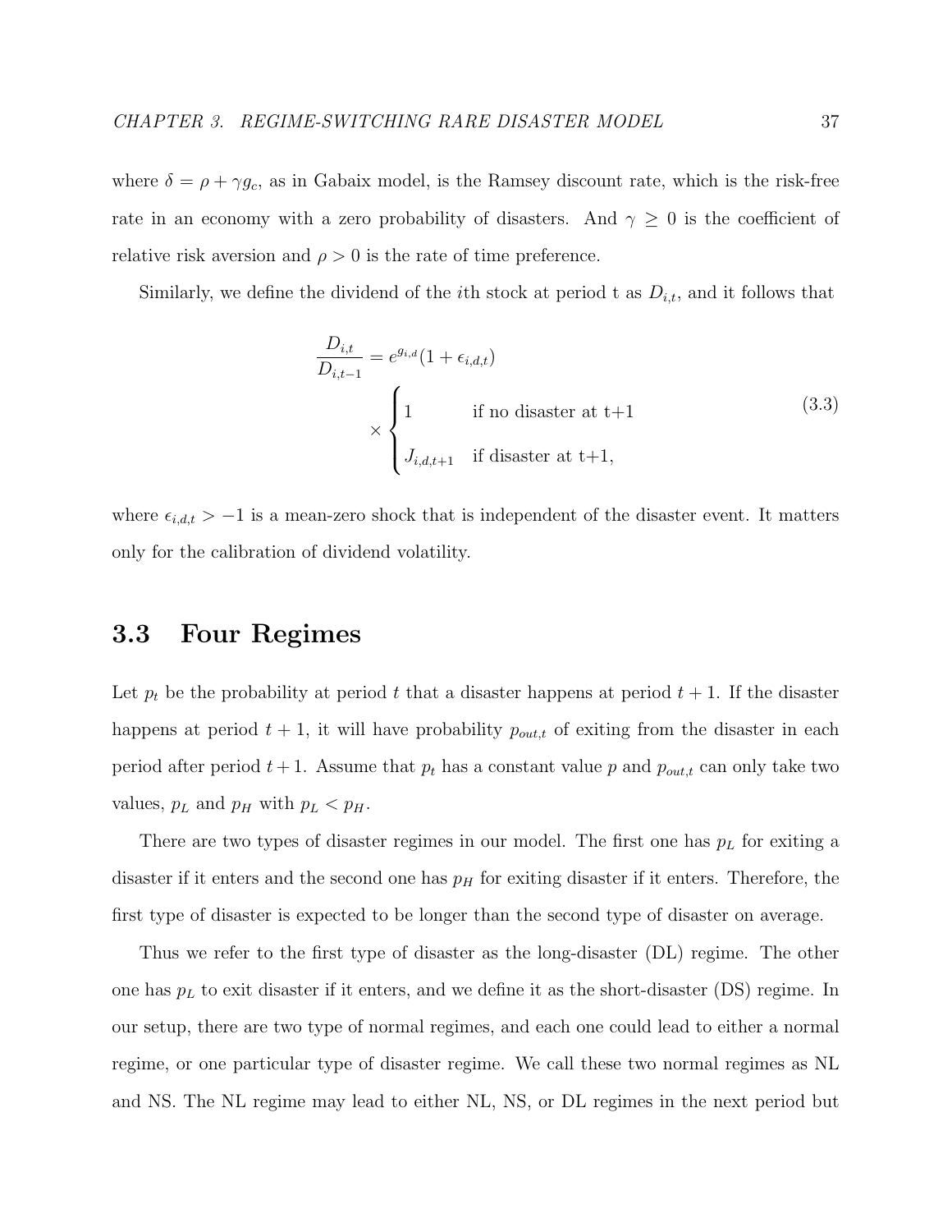where $\delta = \rho + \gamma g_c$, as in Gabaix model, is the Ramsey discount rate, which is the risk-free rate in an economy with a zero probability of disasters. And $\gamma \geq 0$ is the coefficient of relative risk aversion and $\rho > 0$ is the rate of time preference.

Similarly, we define the dividend of the $i$th stock at period t as $D_{i,t}$, and it follows that

$$
\begin{aligned}
\frac{D_{i,t}}{D_{i,t-1}} &= e^{g_{i,d}}(1 + \epsilon_{i,d,t}) \\
&\quad \times \begin{cases} 1 & \text{if no disaster at t+1} \\ J_{i,d,t+1} & \text{if disaster at t+1,} \end{cases}
\end{aligned} \tag{3.3}
$$

where $\epsilon_{i,d,t} > -1$ is a mean-zero shock that is independent of the disaster event. It matters only for the calibration of dividend volatility.

## 3.3 Four Regimes

Let $p_t$ be the probability at period $t$ that a disaster happens at period $t+1$. If the disaster happens at period $t+1$, it will have probability $p_{out,t}$ of exiting from the disaster in each period after period $t+1$. Assume that $p_t$ has a constant value $p$ and $p_{out,t}$ can only take two values, $p_L$ and $p_H$ with $p_L < p_H$.

There are two types of disaster regimes in our model. The first one has $p_L$ for exiting a disaster if it enters and the second one has $p_H$ for exiting disaster if it enters. Therefore, the first type of disaster is expected to be longer than the second type of disaster on average.

Thus we refer to the first type of disaster as the long-disaster (DL) regime. The other one has $p_L$ to exit disaster if it enters, and we define it as the short-disaster (DS) regime. In our setup, there are two type of normal regimes, and each one could lead to either a normal regime, or one particular type of disaster regime. We call these two normal regimes as NL and NS. The NL regime may lead to either NL, NS, or DL regimes in the next period but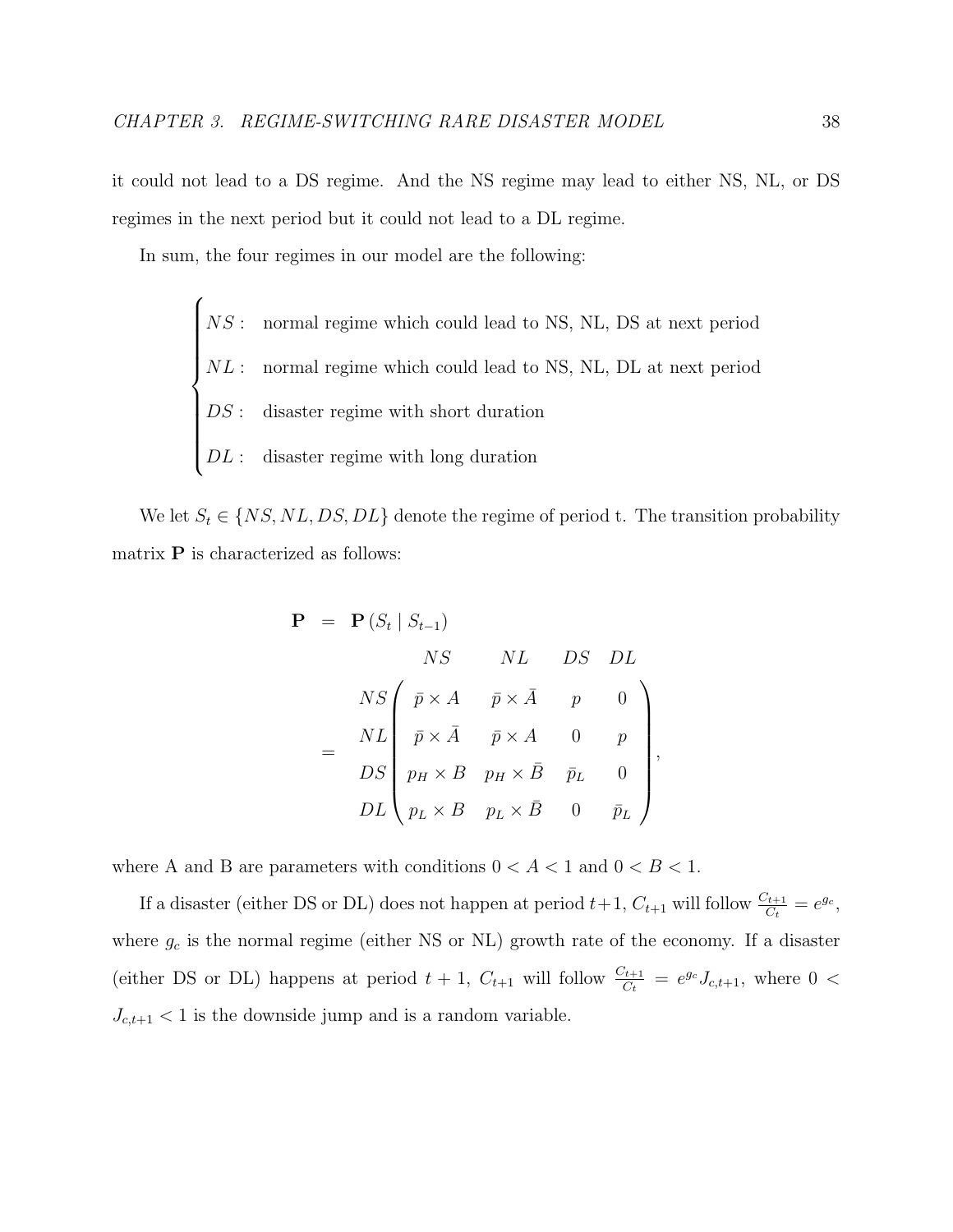it could not lead to a DS regime. And the NS regime may lead to either NS, NL, or DS regimes in the next period but it could not lead to a DL regime.

In sum, the four regimes in our model are the following:

$$
\begin{cases}
NS: & \text{normal regime which could lead to NS, NL, DS at next period} \\
NL: & \text{normal regime which could lead to NS, NL, DL at next period} \\
DS: & \text{disaster regime with short duration} \\
DL: & \text{disaster regime with long duration}
\end{cases}
$$

We let $S_t \in \{NS, NL, DS, DL\}$ denote the regime of period t. The transition probability matrix $\mathbf{P}$ is characterized as follows:

$$
\begin{aligned}
\mathbf{P} &= \mathbf{P}\left(S_t \mid S_{t-1}\right) \\
&= \begin{array}{c} \\ NS \\ NL \\ DS \\ DL \end{array}
\begin{array}{c}
\begin{array}{cccc} NS & NL & DS & DL \end{array} \\
\begin{pmatrix}
\bar{p} \times A & \bar{p} \times \bar{A} & p & 0 \\
\bar{p} \times \bar{A} & \bar{p} \times A & 0 & p \\
p_H \times B & p_H \times \bar{B} & \bar{p}_L & 0 \\
p_L \times B & p_L \times \bar{B} & 0 & \bar{p}_L
\end{pmatrix}
\end{array},
\end{aligned}
$$

where A and B are parameters with conditions $0 < A < 1$ and $0 < B < 1$.

If a disaster (either DS or DL) does not happen at period $t+1$, $C_{t+1}$ will follow $\frac{C_{t+1}}{C_t} = e^{g_c}$, where $g_c$ is the normal regime (either NS or NL) growth rate of the economy. If a disaster (either DS or DL) happens at period $t+1$, $C_{t+1}$ will follow $\frac{C_{t+1}}{C_t} = e^{g_c} J_{c,t+1}$, where $0 < J_{c,t+1} < 1$ is the downside jump and is a random variable.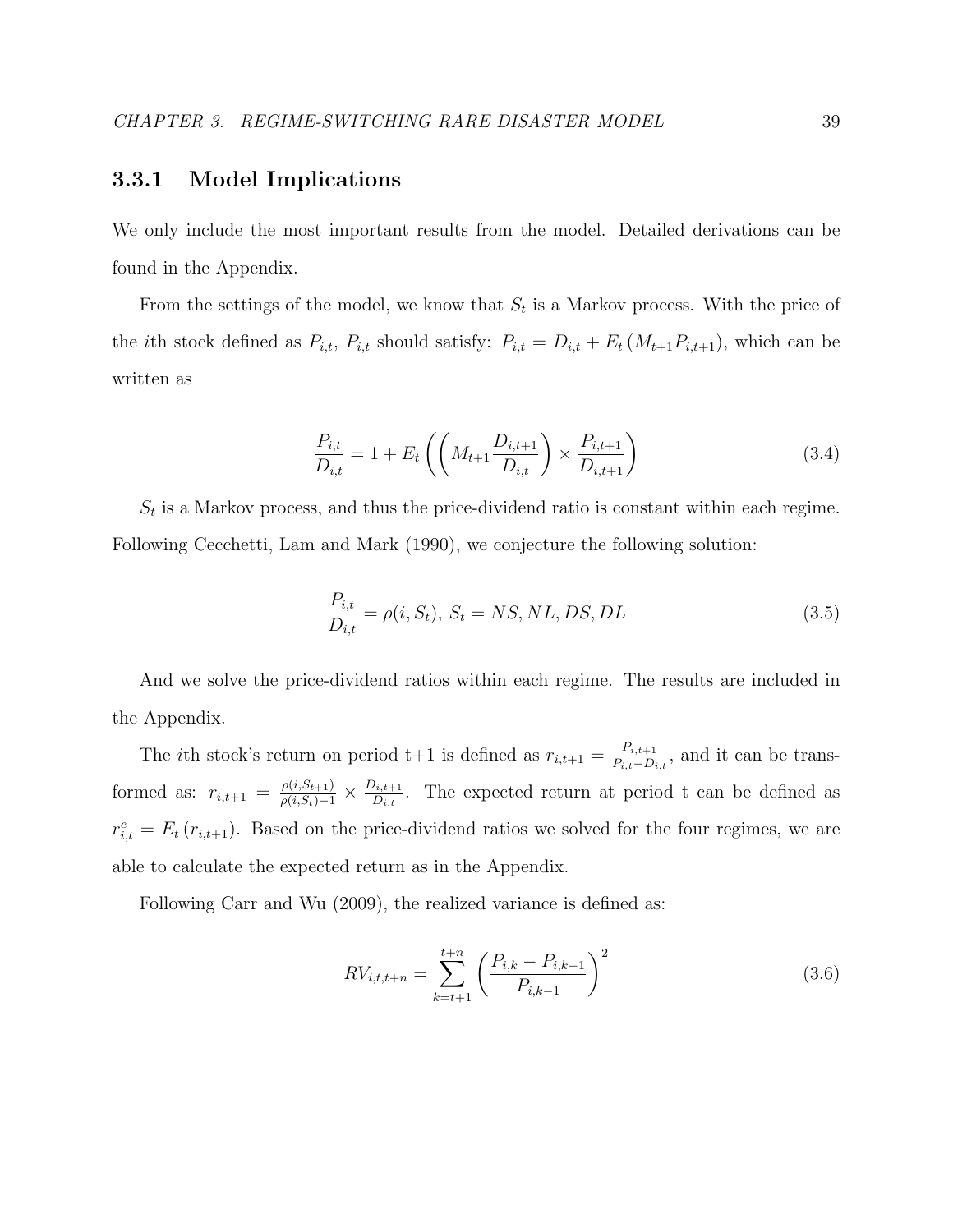### 3.3.1 Model Implications

We only include the most important results from the model. Detailed derivations can be found in the Appendix.

From the settings of the model, we know that $S_t$ is a Markov process. With the price of the $i$th stock defined as $P_{i,t}$, $P_{i,t}$ should satisfy: $P_{i,t} = D_{i,t} + E_t\left(M_{t+1}P_{i,t+1}\right)$, which can be written as

$$\frac{P_{i,t}}{D_{i,t}} = 1 + E_t\left(\left(M_{t+1}\frac{D_{i,t+1}}{D_{i,t}}\right) \times \frac{P_{i,t+1}}{D_{i,t+1}}\right) \tag{3.4}$$

$S_t$ is a Markov process, and thus the price-dividend ratio is constant within each regime. Following Cecchetti, Lam and Mark (1990), we conjecture the following solution:

$$\frac{P_{i,t}}{D_{i,t}} = \rho(i, S_t),\; S_t = NS, NL, DS, DL \tag{3.5}$$

And we solve the price-dividend ratios within each regime. The results are included in the Appendix.

The $i$th stock's return on period t+1 is defined as $r_{i,t+1} = \frac{P_{i,t+1}}{P_{i,t}-D_{i,t}}$, and it can be transformed as: $r_{i,t+1} = \frac{\rho(i,S_{t+1})}{\rho(i,S_t)-1} \times \frac{D_{i,t+1}}{D_{i,t}}$. The expected return at period t can be defined as $r^e_{i,t} = E_t\left(r_{i,t+1}\right)$. Based on the price-dividend ratios we solved for the four regimes, we are able to calculate the expected return as in the Appendix.

Following Carr and Wu (2009), the realized variance is defined as:

$$RV_{i,t,t+n} = \sum_{k=t+1}^{t+n}\left(\frac{P_{i,k} - P_{i,k-1}}{P_{i,k-1}}\right)^2 \tag{3.6}$$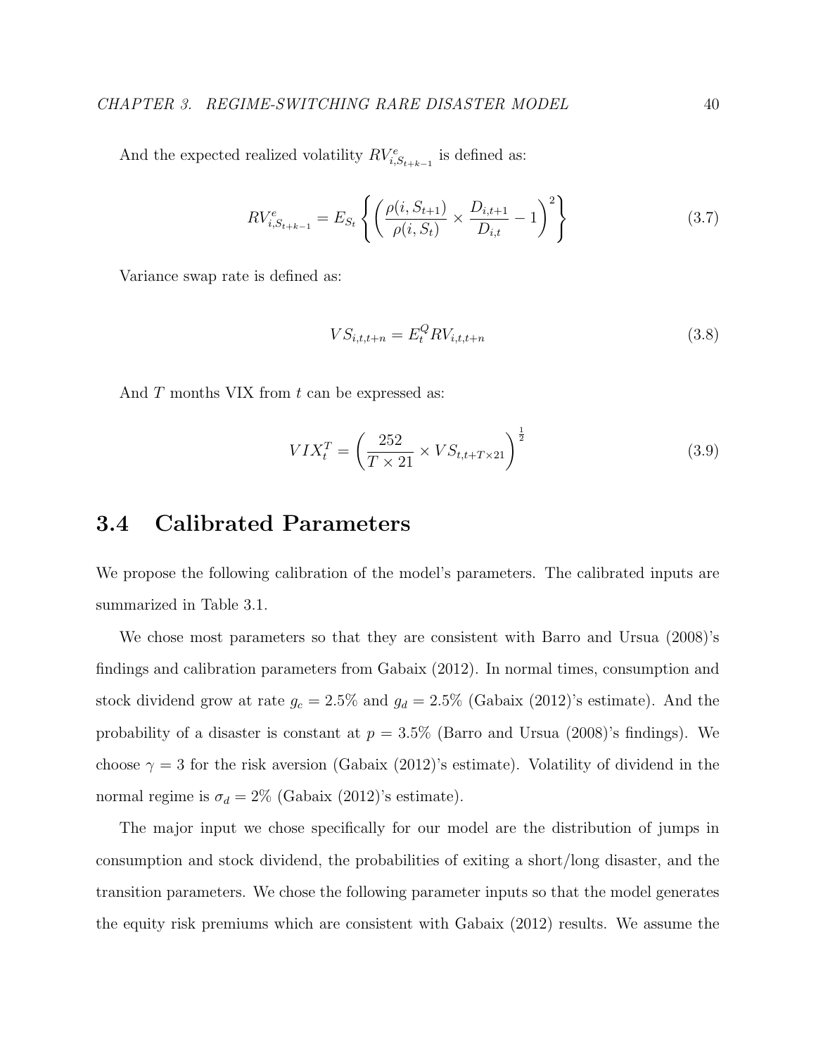And the expected realized volatility $RV^e_{i,S_{t+k-1}}$ is defined as:

$$RV^e_{i,S_{t+k-1}} = E_{S_t}\left\{\left(\frac{\rho(i,S_{t+1})}{\rho(i,S_t)} \times \frac{D_{i,t+1}}{D_{i,t}} - 1\right)^2\right\} \tag{3.7}$$

Variance swap rate is defined as:

$$VS_{i,t,t+n} = E^Q_t RV_{i,t,t+n} \tag{3.8}$$

And $T$ months VIX from $t$ can be expressed as:

$$VIX^T_t = \left(\frac{252}{T \times 21} \times VS_{t,t+T\times 21}\right)^{\frac{1}{2}} \tag{3.9}$$

## 3.4 Calibrated Parameters

We propose the following calibration of the model's parameters. The calibrated inputs are summarized in Table 3.1.

We chose most parameters so that they are consistent with Barro and Ursua (2008)'s findings and calibration parameters from Gabaix (2012). In normal times, consumption and stock dividend grow at rate $g_c = 2.5\%$ and $g_d = 2.5\%$ (Gabaix (2012)'s estimate). And the probability of a disaster is constant at $p = 3.5\%$ (Barro and Ursua (2008)'s findings). We choose $\gamma = 3$ for the risk aversion (Gabaix (2012)'s estimate). Volatility of dividend in the normal regime is $\sigma_d = 2\%$ (Gabaix (2012)'s estimate).

The major input we chose specifically for our model are the distribution of jumps in consumption and stock dividend, the probabilities of exiting a short/long disaster, and the transition parameters. We chose the following parameter inputs so that the model generates the equity risk premiums which are consistent with Gabaix (2012) results. We assume the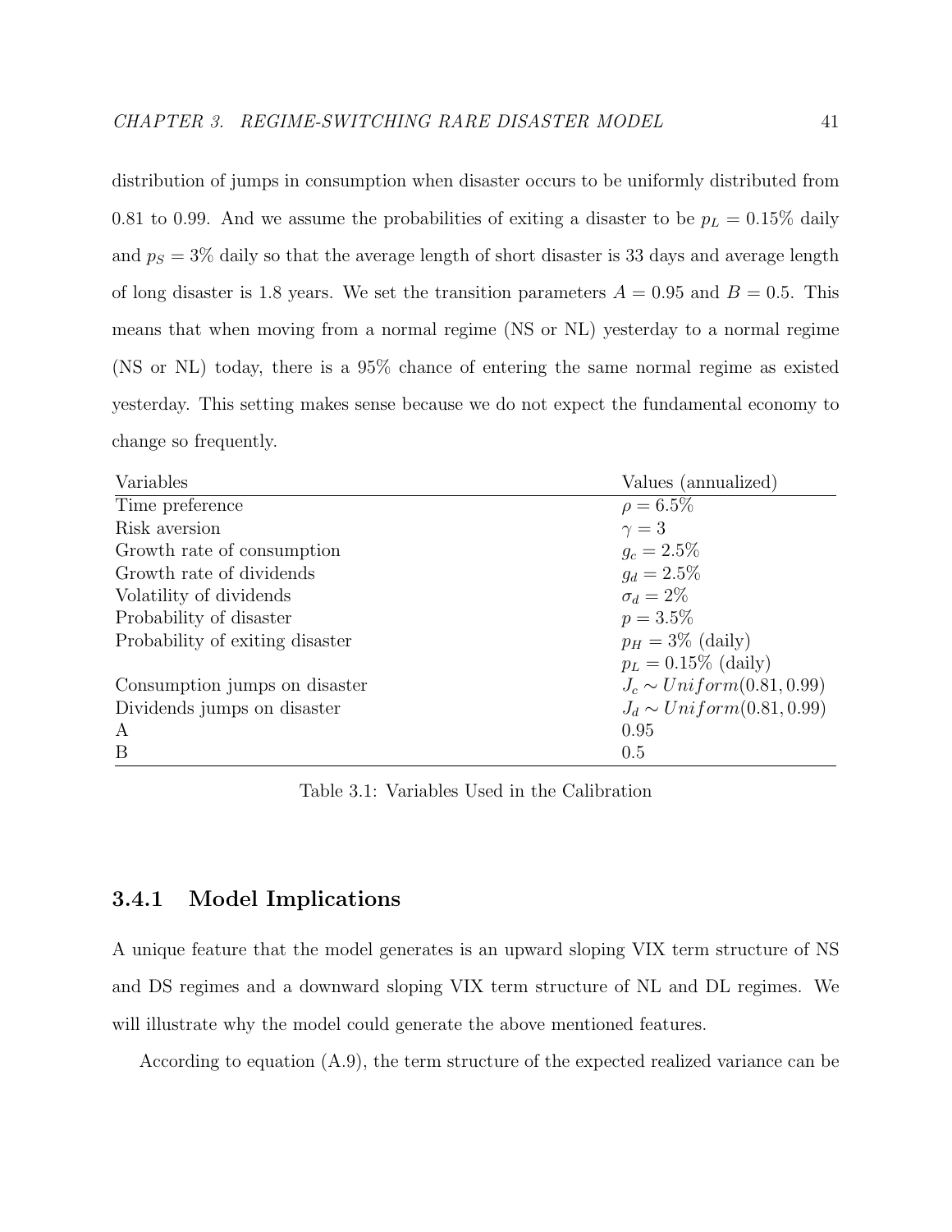distribution of jumps in consumption when disaster occurs to be uniformly distributed from 0.81 to 0.99. And we assume the probabilities of exiting a disaster to be $p_L = 0.15\%$ daily and $p_S = 3\%$ daily so that the average length of short disaster is 33 days and average length of long disaster is 1.8 years. We set the transition parameters $A = 0.95$ and $B = 0.5$. This means that when moving from a normal regime (NS or NL) yesterday to a normal regime (NS or NL) today, there is a 95% chance of entering the same normal regime as existed yesterday. This setting makes sense because we do not expect the fundamental economy to change so frequently.

| Variables | Values (annualized) |
|---|---|
| Time preference | $\rho = 6.5\%$ |
| Risk aversion | $\gamma = 3$ |
| Growth rate of consumption | $g_c = 2.5\%$ |
| Growth rate of dividends | $g_d = 2.5\%$ |
| Volatility of dividends | $\sigma_d = 2\%$ |
| Probability of disaster | $p = 3.5\%$ |
| Probability of exiting disaster | $p_H = 3\%$ (daily) |
| | $p_L = 0.15\%$ (daily) |
| Consumption jumps on disaster | $J_c \sim Uniform(0.81, 0.99)$ |
| Dividends jumps on disaster | $J_d \sim Uniform(0.81, 0.99)$ |
| A | 0.95 |
| B | 0.5 |

Table 3.1: Variables Used in the Calibration

### 3.4.1 Model Implications

A unique feature that the model generates is an upward sloping VIX term structure of NS and DS regimes and a downward sloping VIX term structure of NL and DL regimes. We will illustrate why the model could generate the above mentioned features.

According to equation (A.9), the term structure of the expected realized variance can be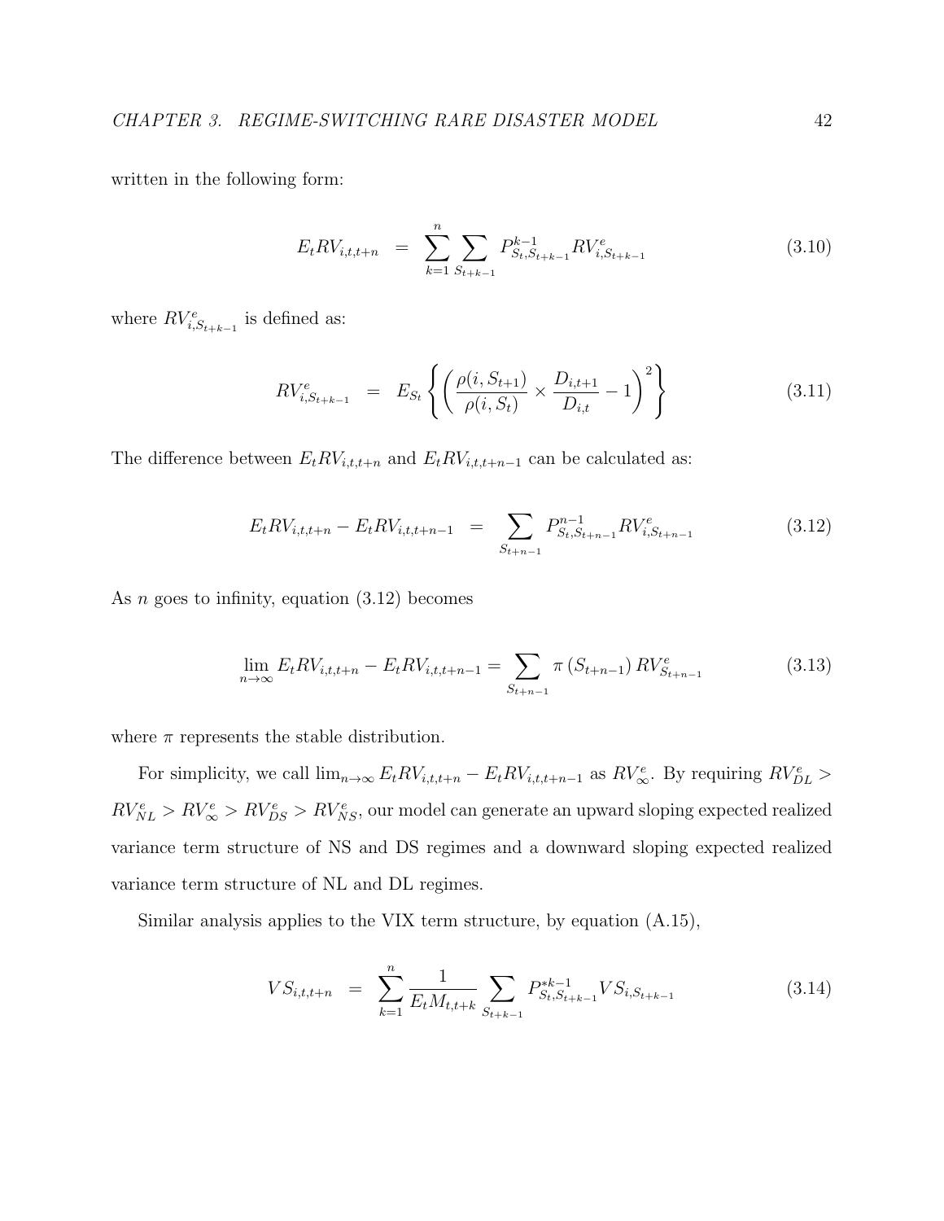written in the following form:

$$E_t RV_{i,t,t+n} \;\; = \;\; \sum_{k=1}^{n} \sum_{S_{t+k-1}} P^{k-1}_{S_t,S_{t+k-1}} RV^e_{i,S_{t+k-1}} \tag{3.10}$$

where $RV^e_{i,S_{t+k-1}}$ is defined as:

$$RV^e_{i,S_{t+k-1}} \;\; = \;\; E_{S_t} \left\{ \left( \frac{\rho(i, S_{t+1})}{\rho(i, S_t)} \times \frac{D_{i,t+1}}{D_{i,t}} - 1 \right)^2 \right\} \tag{3.11}$$

The difference between $E_t RV_{i,t,t+n}$ and $E_t RV_{i,t,t+n-1}$ can be calculated as:

$$E_t RV_{i,t,t+n} - E_t RV_{i,t,t+n-1} \;\; = \;\; \sum_{S_{t+n-1}} P^{n-1}_{S_t,S_{t+n-1}} RV^e_{i,S_{t+n-1}} \tag{3.12}$$

As $n$ goes to infinity, equation (3.12) becomes

$$\lim_{n \to \infty} E_t RV_{i,t,t+n} - E_t RV_{i,t,t+n-1} = \sum_{S_{t+n-1}} \pi \left( S_{t+n-1} \right) RV^e_{S_{t+n-1}} \tag{3.13}$$

where $\pi$ represents the stable distribution.

For simplicity, we call $\lim_{n \to \infty} E_t RV_{i,t,t+n} - E_t RV_{i,t,t+n-1}$ as $RV^e_\infty$. By requiring $RV^e_{DL} > RV^e_{NL} > RV^e_\infty > RV^e_{DS} > RV^e_{NS}$, our model can generate an upward sloping expected realized variance term structure of NS and DS regimes and a downward sloping expected realized variance term structure of NL and DL regimes.

Similar analysis applies to the VIX term structure, by equation (A.15),

$$VS_{i,t,t+n} \;\; = \;\; \sum_{k=1}^{n} \frac{1}{E_t M_{t,t+k}} \sum_{S_{t+k-1}} P^{*k-1}_{S_t,S_{t+k-1}} VS_{i,S_{t+k-1}} \tag{3.14}$$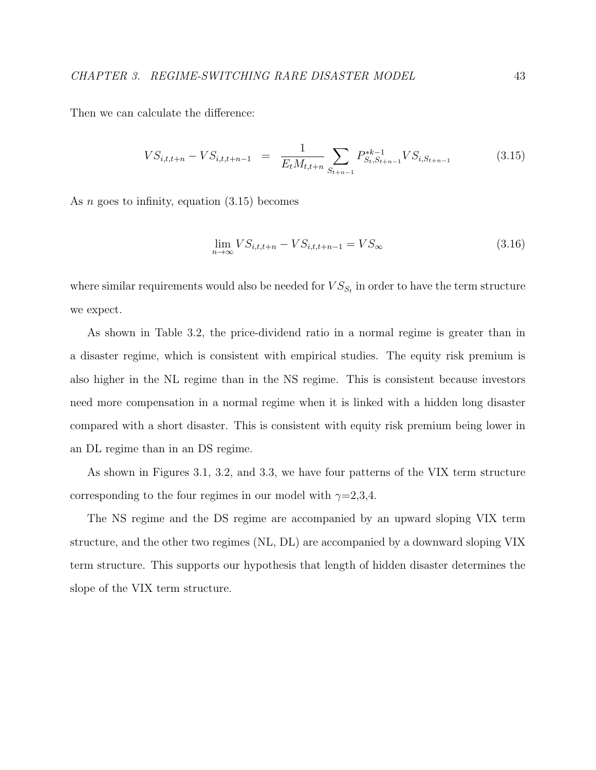Then we can calculate the difference:

$$VS_{i,t,t+n} - VS_{i,t,t+n-1} = \frac{1}{E_t M_{t,t+n}} \sum_{S_{t+n-1}} P^{*k-1}_{S_t,S_{t+n-1}} VS_{i,S_{t+n-1}} \tag{3.15}$$

As $n$ goes to infinity, equation (3.15) becomes

$$\lim_{n\to\infty} VS_{i,t,t+n} - VS_{i,t,t+n-1} = VS_{\infty} \tag{3.16}$$

where similar requirements would also be needed for $VS_{S_t}$ in order to have the term structure we expect.

As shown in Table 3.2, the price-dividend ratio in a normal regime is greater than in a disaster regime, which is consistent with empirical studies. The equity risk premium is also higher in the NL regime than in the NS regime. This is consistent because investors need more compensation in a normal regime when it is linked with a hidden long disaster compared with a short disaster. This is consistent with equity risk premium being lower in an DL regime than in an DS regime.

As shown in Figures 3.1, 3.2, and 3.3, we have four patterns of the VIX term structure corresponding to the four regimes in our model with $\gamma$=2,3,4.

The NS regime and the DS regime are accompanied by an upward sloping VIX term structure, and the other two regimes (NL, DL) are accompanied by a downward sloping VIX term structure. This supports our hypothesis that length of hidden disaster determines the slope of the VIX term structure.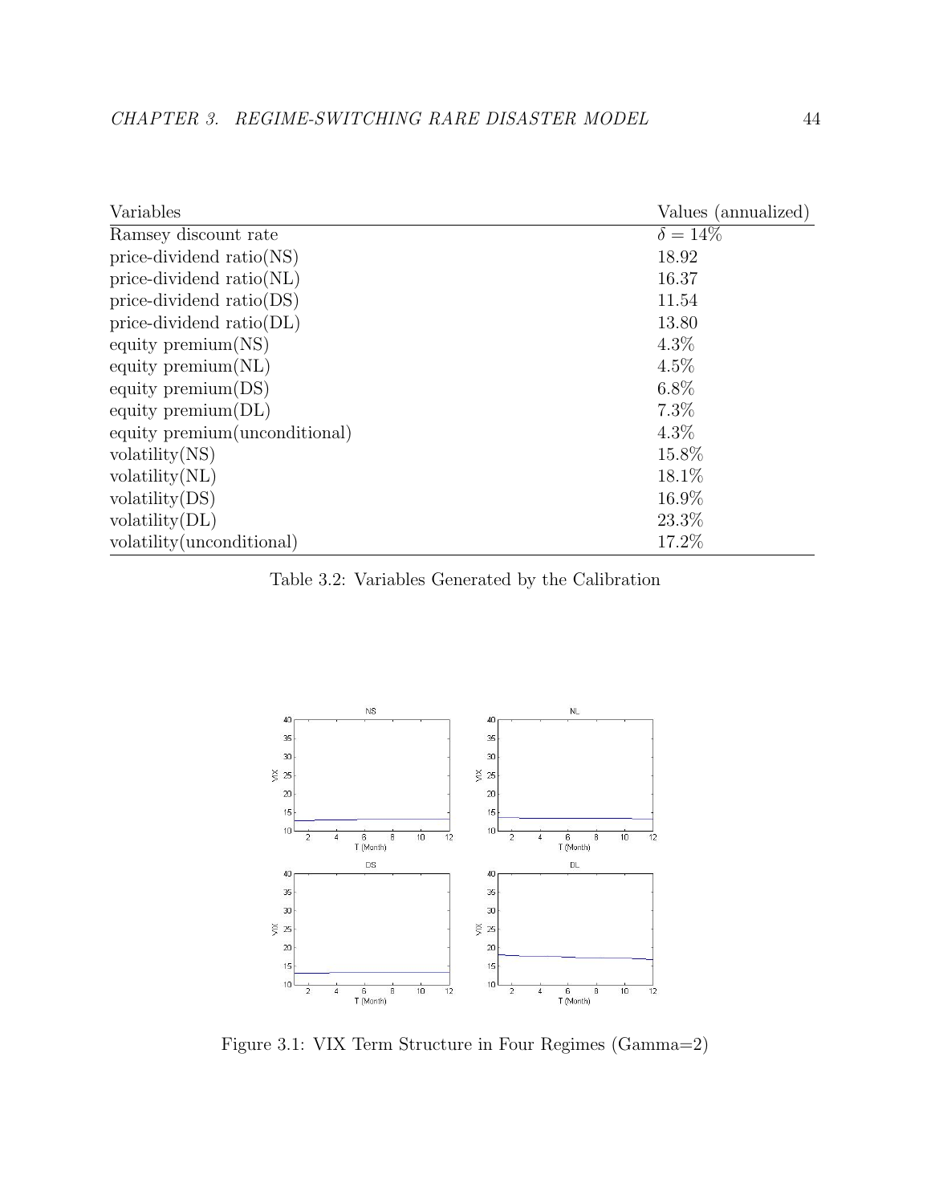| Variables | Values (annualized) |
|---|---|
| Ramsey discount rate | $\delta = 14\%$ |
| price-dividend ratio(NS) | 18.92 |
| price-dividend ratio(NL) | 16.37 |
| price-dividend ratio(DS) | 11.54 |
| price-dividend ratio(DL) | 13.80 |
| equity premium(NS) | 4.3% |
| equity premium(NL) | 4.5% |
| equity premium(DS) | 6.8% |
| equity premium(DL) | 7.3% |
| equity premium(unconditional) | 4.3% |
| volatility(NS) | 15.8% |
| volatility(NL) | 18.1% |
| volatility(DS) | 16.9% |
| volatility(DL) | 23.3% |
| volatility(unconditional) | 17.2% |

Table 3.2: Variables Generated by the Calibration

Figure 3.1: VIX Term Structure in Four Regimes (Gamma=2)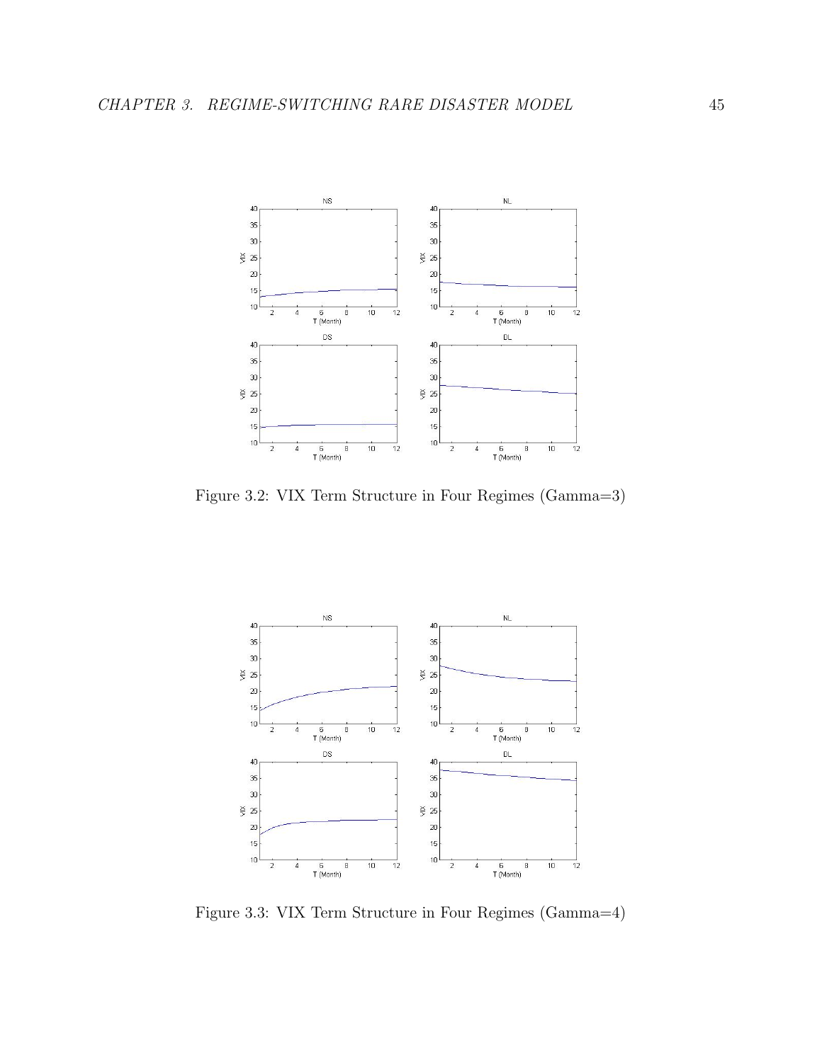Figure 3.2: VIX Term Structure in Four Regimes (Gamma=3)

Figure 3.3: VIX Term Structure in Four Regimes (Gamma=4)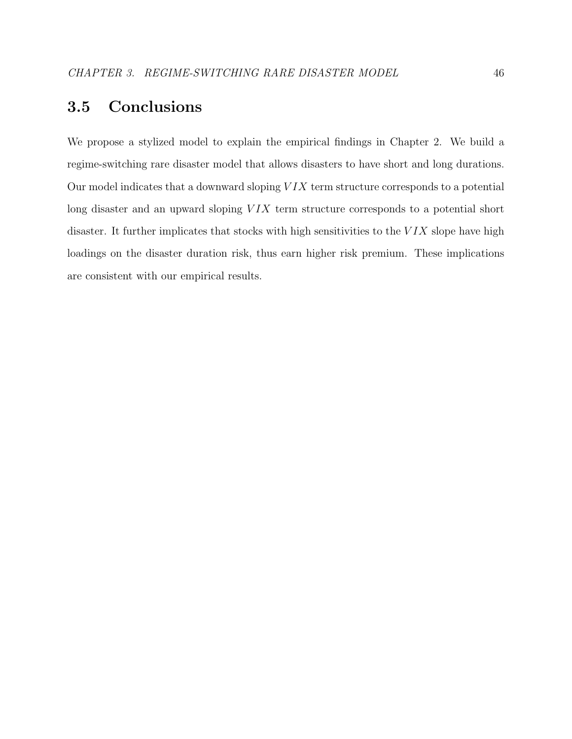## 3.5 Conclusions

We propose a stylized model to explain the empirical findings in Chapter 2. We build a regime-switching rare disaster model that allows disasters to have short and long durations. Our model indicates that a downward sloping $VIX$ term structure corresponds to a potential long disaster and an upward sloping $VIX$ term structure corresponds to a potential short disaster. It further implicates that stocks with high sensitivities to the $VIX$ slope have high loadings on the disaster duration risk, thus earn higher risk premium. These implications are consistent with our empirical results.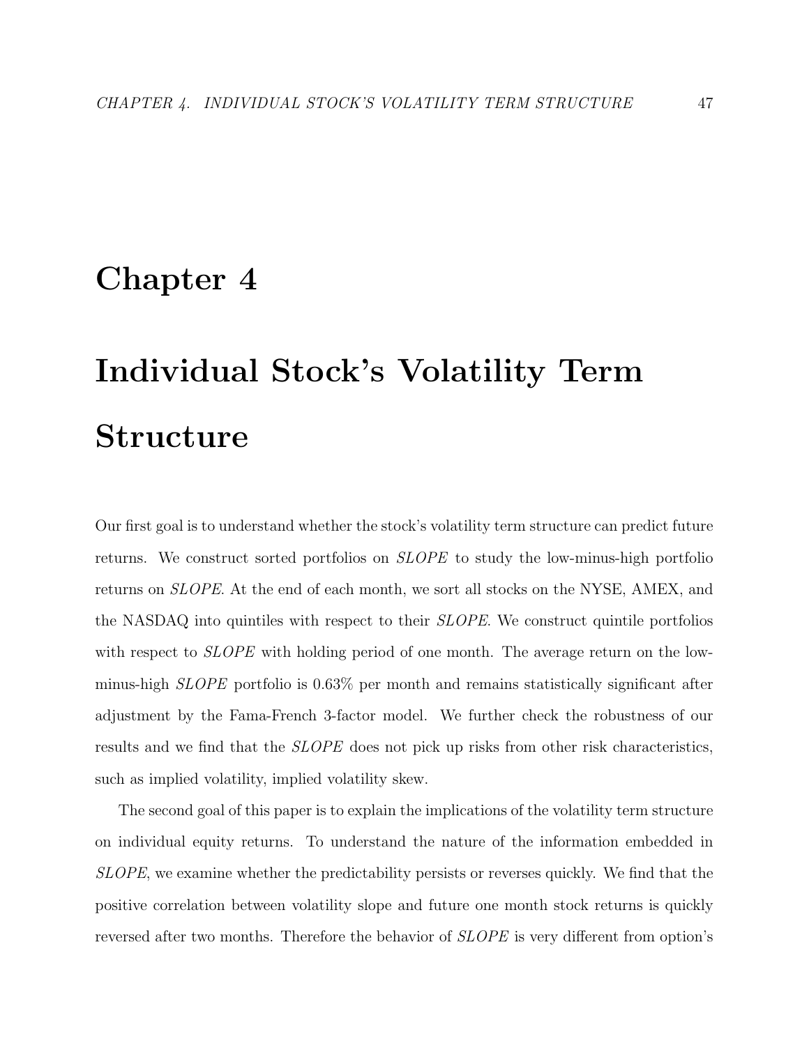# Chapter 4

# Individual Stock's Volatility Term Structure

Our first goal is to understand whether the stock's volatility term structure can predict future returns. We construct sorted portfolios on *SLOPE* to study the low-minus-high portfolio returns on *SLOPE*. At the end of each month, we sort all stocks on the NYSE, AMEX, and the NASDAQ into quintiles with respect to their *SLOPE*. We construct quintile portfolios with respect to *SLOPE* with holding period of one month. The average return on the low-minus-high *SLOPE* portfolio is 0.63% per month and remains statistically significant after adjustment by the Fama-French 3-factor model. We further check the robustness of our results and we find that the *SLOPE* does not pick up risks from other risk characteristics, such as implied volatility, implied volatility skew.

The second goal of this paper is to explain the implications of the volatility term structure on individual equity returns. To understand the nature of the information embedded in *SLOPE*, we examine whether the predictability persists or reverses quickly. We find that the positive correlation between volatility slope and future one month stock returns is quickly reversed after two months. Therefore the behavior of *SLOPE* is very different from option's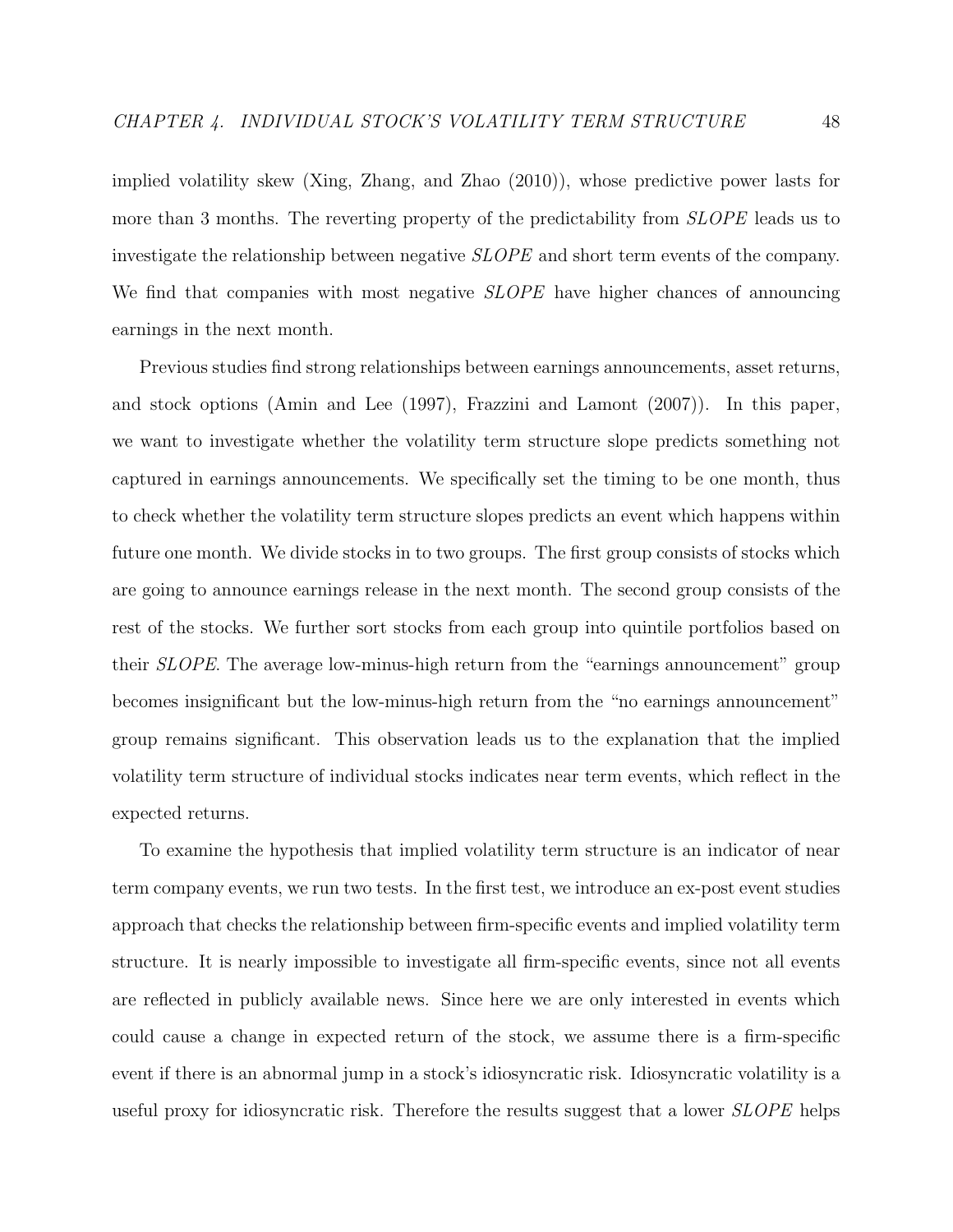implied volatility skew (Xing, Zhang, and Zhao (2010)), whose predictive power lasts for more than 3 months. The reverting property of the predictability from *SLOPE* leads us to investigate the relationship between negative *SLOPE* and short term events of the company. We find that companies with most negative *SLOPE* have higher chances of announcing earnings in the next month.

Previous studies find strong relationships between earnings announcements, asset returns, and stock options (Amin and Lee (1997), Frazzini and Lamont (2007)). In this paper, we want to investigate whether the volatility term structure slope predicts something not captured in earnings announcements. We specifically set the timing to be one month, thus to check whether the volatility term structure slopes predicts an event which happens within future one month. We divide stocks in to two groups. The first group consists of stocks which are going to announce earnings release in the next month. The second group consists of the rest of the stocks. We further sort stocks from each group into quintile portfolios based on their *SLOPE*. The average low-minus-high return from the "earnings announcement" group becomes insignificant but the low-minus-high return from the "no earnings announcement" group remains significant. This observation leads us to the explanation that the implied volatility term structure of individual stocks indicates near term events, which reflect in the expected returns.

To examine the hypothesis that implied volatility term structure is an indicator of near term company events, we run two tests. In the first test, we introduce an ex-post event studies approach that checks the relationship between firm-specific events and implied volatility term structure. It is nearly impossible to investigate all firm-specific events, since not all events are reflected in publicly available news. Since here we are only interested in events which could cause a change in expected return of the stock, we assume there is a firm-specific event if there is an abnormal jump in a stock's idiosyncratic risk. Idiosyncratic volatility is a useful proxy for idiosyncratic risk. Therefore the results suggest that a lower *SLOPE* helps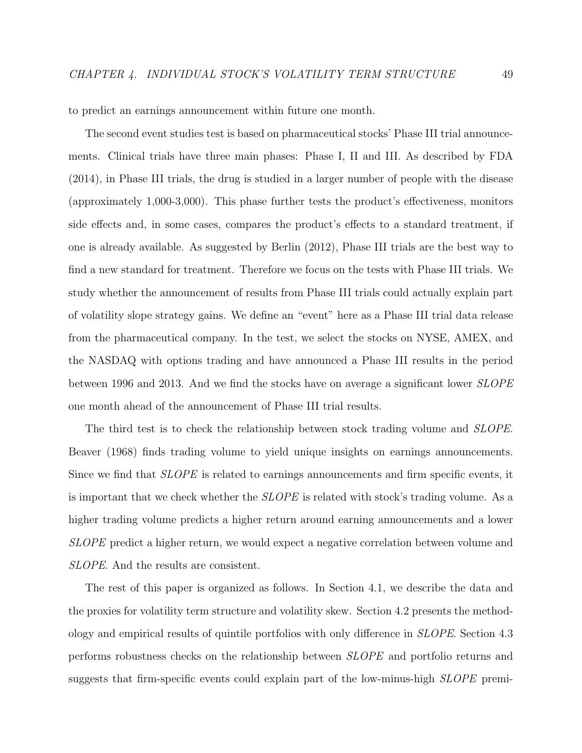to predict an earnings announcement within future one month.

The second event studies test is based on pharmaceutical stocks' Phase III trial announcements. Clinical trials have three main phases: Phase I, II and III. As described by FDA (2014), in Phase III trials, the drug is studied in a larger number of people with the disease (approximately 1,000-3,000). This phase further tests the product's effectiveness, monitors side effects and, in some cases, compares the product's effects to a standard treatment, if one is already available. As suggested by Berlin (2012), Phase III trials are the best way to find a new standard for treatment. Therefore we focus on the tests with Phase III trials. We study whether the announcement of results from Phase III trials could actually explain part of volatility slope strategy gains. We define an "event" here as a Phase III trial data release from the pharmaceutical company. In the test, we select the stocks on NYSE, AMEX, and the NASDAQ with options trading and have announced a Phase III results in the period between 1996 and 2013. And we find the stocks have on average a significant lower *SLOPE* one month ahead of the announcement of Phase III trial results.

The third test is to check the relationship between stock trading volume and *SLOPE*. Beaver (1968) finds trading volume to yield unique insights on earnings announcements. Since we find that *SLOPE* is related to earnings announcements and firm specific events, it is important that we check whether the *SLOPE* is related with stock's trading volume. As a higher trading volume predicts a higher return around earning announcements and a lower *SLOPE* predict a higher return, we would expect a negative correlation between volume and *SLOPE*. And the results are consistent.

The rest of this paper is organized as follows. In Section 4.1, we describe the data and the proxies for volatility term structure and volatility skew. Section 4.2 presents the methodology and empirical results of quintile portfolios with only difference in *SLOPE*. Section 4.3 performs robustness checks on the relationship between *SLOPE* and portfolio returns and suggests that firm-specific events could explain part of the low-minus-high *SLOPE* premi-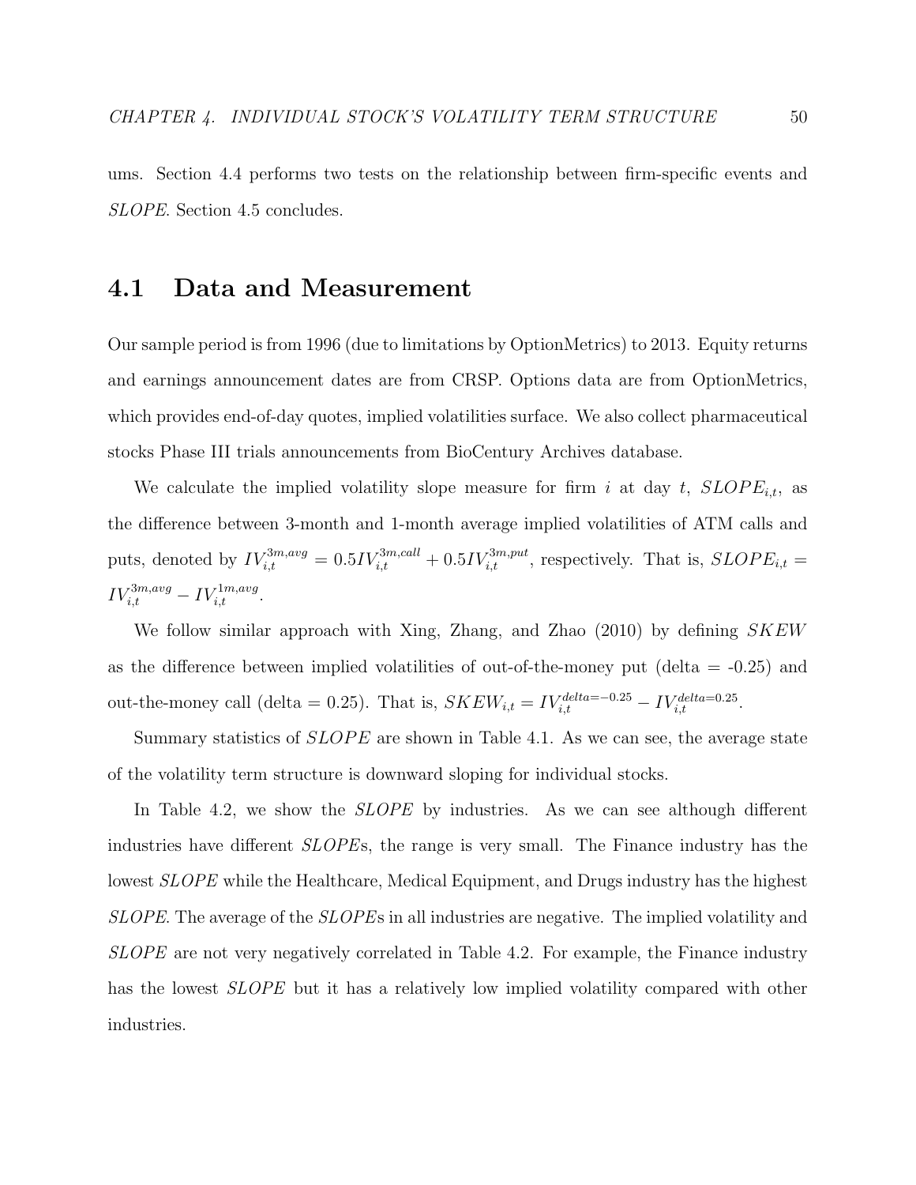ums. Section 4.4 performs two tests on the relationship between firm-specific events and *SLOPE*. Section 4.5 concludes.

## 4.1 Data and Measurement

Our sample period is from 1996 (due to limitations by OptionMetrics) to 2013. Equity returns and earnings announcement dates are from CRSP. Options data are from OptionMetrics, which provides end-of-day quotes, implied volatilities surface. We also collect pharmaceutical stocks Phase III trials announcements from BioCentury Archives database.

We calculate the implied volatility slope measure for firm $i$ at day $t$, $SLOPE_{i,t}$, as the difference between 3-month and 1-month average implied volatilities of ATM calls and puts, denoted by $IV_{i,t}^{3m,avg} = 0.5IV_{i,t}^{3m,call} + 0.5IV_{i,t}^{3m,put}$, respectively. That is, $SLOPE_{i,t} = IV_{i,t}^{3m,avg} - IV_{i,t}^{1m,avg}$.

We follow similar approach with Xing, Zhang, and Zhao (2010) by defining $SKEW$ as the difference between implied volatilities of out-of-the-money put (delta = -0.25) and out-the-money call (delta = 0.25). That is, $SKEW_{i,t} = IV_{i,t}^{delta=-0.25} - IV_{i,t}^{delta=0.25}$.

Summary statistics of $SLOPE$ are shown in Table 4.1. As we can see, the average state of the volatility term structure is downward sloping for individual stocks.

In Table 4.2, we show the $SLOPE$ by industries. As we can see although different industries have different *SLOPE*s, the range is very small. The Finance industry has the lowest $SLOPE$ while the Healthcare, Medical Equipment, and Drugs industry has the highest *SLOPE*. The average of the *SLOPE*s in all industries are negative. The implied volatility and $SLOPE$ are not very negatively correlated in Table 4.2. For example, the Finance industry has the lowest $SLOPE$ but it has a relatively low implied volatility compared with other industries.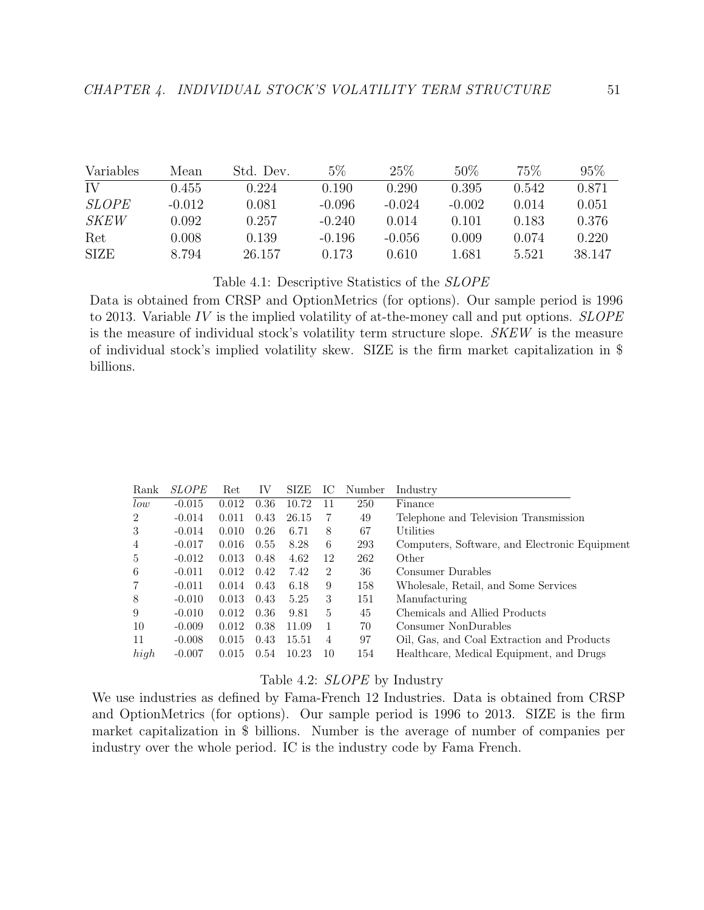| Variables | Mean | Std. Dev. | 5% | 25% | 50% | 75% | 95% |
|---|---|---|---|---|---|---|---|
| IV | 0.455 | 0.224 | 0.190 | 0.290 | 0.395 | 0.542 | 0.871 |
| *SLOPE* | -0.012 | 0.081 | -0.096 | -0.024 | -0.002 | 0.014 | 0.051 |
| *SKEW* | 0.092 | 0.257 | -0.240 | 0.014 | 0.101 | 0.183 | 0.376 |
| Ret | 0.008 | 0.139 | -0.196 | -0.056 | 0.009 | 0.074 | 0.220 |
| SIZE | 8.794 | 26.157 | 0.173 | 0.610 | 1.681 | 5.521 | 38.147 |

Table 4.1: Descriptive Statistics of the *SLOPE*

Data is obtained from CRSP and OptionMetrics (for options). Our sample period is 1996 to 2013. Variable *IV* is the implied volatility of at-the-money call and put options. *SLOPE* is the measure of individual stock's volatility term structure slope. *SKEW* is the measure of individual stock's implied volatility skew. SIZE is the firm market capitalization in $ billions.

| Rank | *SLOPE* | Ret | IV | SIZE | IC | Number | Industry |
|---|---|---|---|---|---|---|---|
| *low* | -0.015 | 0.012 | 0.36 | 10.72 | 11 | 250 | Finance |
| 2 | -0.014 | 0.011 | 0.43 | 26.15 | 7 | 49 | Telephone and Television Transmission |
| 3 | -0.014 | 0.010 | 0.26 | 6.71 | 8 | 67 | Utilities |
| 4 | -0.017 | 0.016 | 0.55 | 8.28 | 6 | 293 | Computers, Software, and Electronic Equipment |
| 5 | -0.012 | 0.013 | 0.48 | 4.62 | 12 | 262 | Other |
| 6 | -0.011 | 0.012 | 0.42 | 7.42 | 2 | 36 | Consumer Durables |
| 7 | -0.011 | 0.014 | 0.43 | 6.18 | 9 | 158 | Wholesale, Retail, and Some Services |
| 8 | -0.010 | 0.013 | 0.43 | 5.25 | 3 | 151 | Manufacturing |
| 9 | -0.010 | 0.012 | 0.36 | 9.81 | 5 | 45 | Chemicals and Allied Products |
| 10 | -0.009 | 0.012 | 0.38 | 11.09 | 1 | 70 | Consumer NonDurables |
| 11 | -0.008 | 0.015 | 0.43 | 15.51 | 4 | 97 | Oil, Gas, and Coal Extraction and Products |
| *high* | -0.007 | 0.015 | 0.54 | 10.23 | 10 | 154 | Healthcare, Medical Equipment, and Drugs |

Table 4.2: *SLOPE* by Industry

We use industries as defined by Fama-French 12 Industries. Data is obtained from CRSP and OptionMetrics (for options). Our sample period is 1996 to 2013. SIZE is the firm market capitalization in $ billions. Number is the average of number of companies per industry over the whole period. IC is the industry code by Fama French.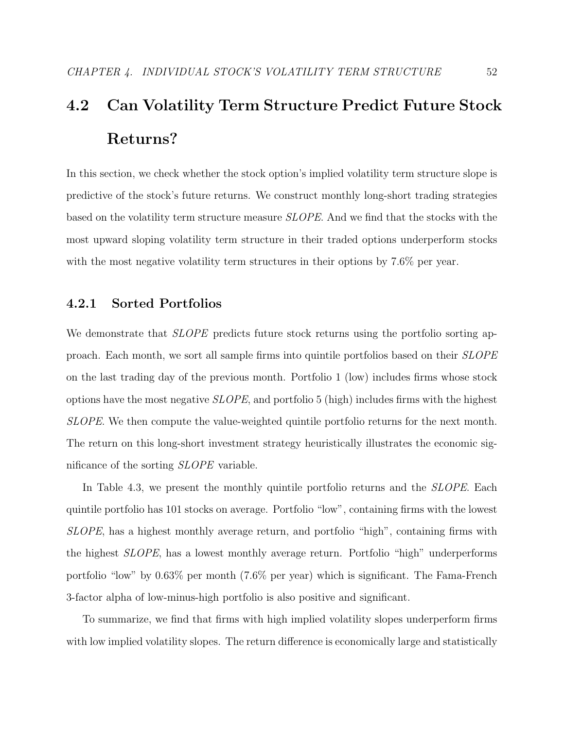## 4.2 Can Volatility Term Structure Predict Future Stock Returns?

In this section, we check whether the stock option's implied volatility term structure slope is predictive of the stock's future returns. We construct monthly long-short trading strategies based on the volatility term structure measure *SLOPE*. And we find that the stocks with the most upward sloping volatility term structure in their traded options underperform stocks with the most negative volatility term structures in their options by 7.6% per year.

### 4.2.1 Sorted Portfolios

We demonstrate that *SLOPE* predicts future stock returns using the portfolio sorting approach. Each month, we sort all sample firms into quintile portfolios based on their *SLOPE* on the last trading day of the previous month. Portfolio 1 (low) includes firms whose stock options have the most negative *SLOPE*, and portfolio 5 (high) includes firms with the highest *SLOPE*. We then compute the value-weighted quintile portfolio returns for the next month. The return on this long-short investment strategy heuristically illustrates the economic significance of the sorting *SLOPE* variable.

In Table 4.3, we present the monthly quintile portfolio returns and the *SLOPE*. Each quintile portfolio has 101 stocks on average. Portfolio "low", containing firms with the lowest *SLOPE*, has a highest monthly average return, and portfolio "high", containing firms with the highest *SLOPE*, has a lowest monthly average return. Portfolio "high" underperforms portfolio "low" by 0.63% per month (7.6% per year) which is significant. The Fama-French 3-factor alpha of low-minus-high portfolio is also positive and significant.

To summarize, we find that firms with high implied volatility slopes underperform firms with low implied volatility slopes. The return difference is economically large and statistically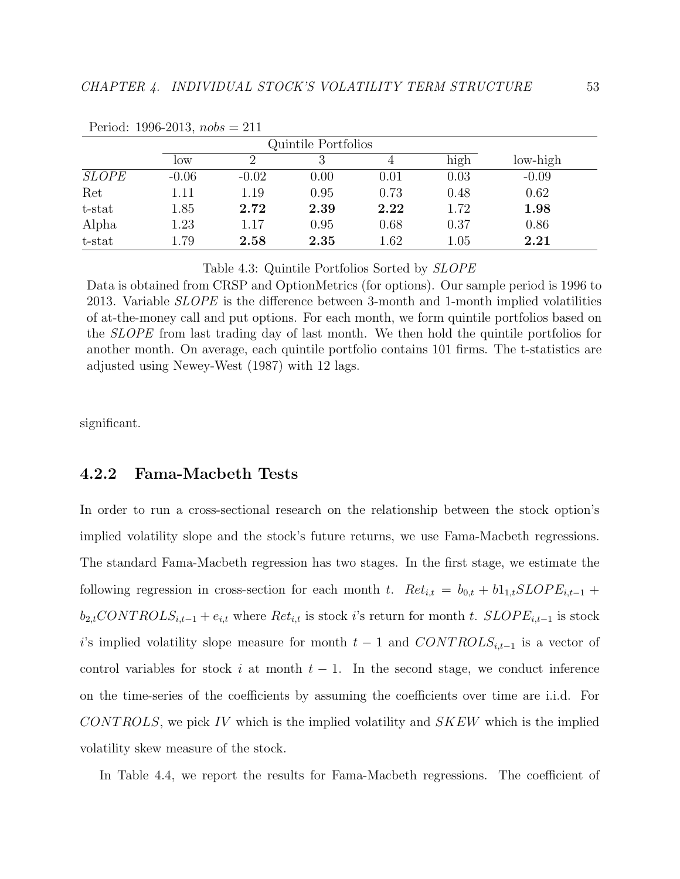Period: 1996-2013, $nobs = 211$

| | Quintile Portfolios | | | | | |
|---|---|---|---|---|---|---|
| | low | 2 | 3 | 4 | high | low-high |
| *SLOPE* | -0.06 | -0.02 | 0.00 | 0.01 | 0.03 | -0.09 |
| Ret | 1.11 | 1.19 | 0.95 | 0.73 | 0.48 | 0.62 |
| t-stat | 1.85 | **2.72** | **2.39** | **2.22** | 1.72 | **1.98** |
| Alpha | 1.23 | 1.17 | 0.95 | 0.68 | 0.37 | 0.86 |
| t-stat | 1.79 | **2.58** | **2.35** | 1.62 | 1.05 | **2.21** |

Table 4.3: Quintile Portfolios Sorted by *SLOPE*

Data is obtained from CRSP and OptionMetrics (for options). Our sample period is 1996 to 2013. Variable *SLOPE* is the difference between 3-month and 1-month implied volatilities of at-the-money call and put options. For each month, we form quintile portfolios based on the *SLOPE* from last trading day of last month. We then hold the quintile portfolios for another month. On average, each quintile portfolio contains 101 firms. The t-statistics are adjusted using Newey-West (1987) with 12 lags.

significant.

### 4.2.2 Fama-Macbeth Tests

In order to run a cross-sectional research on the relationship between the stock option's implied volatility slope and the stock's future returns, we use Fama-Macbeth regressions. The standard Fama-Macbeth regression has two stages. In the first stage, we estimate the following regression in cross-section for each month $t$. $Ret_{i,t} = b_{0,t} + b1_{1,t}SLOPE_{i,t-1} + b_{2,t}CONTROLS_{i,t-1} + e_{i,t}$ where $Ret_{i,t}$ is stock $i$'s return for month $t$. $SLOPE_{i,t-1}$ is stock $i$'s implied volatility slope measure for month $t-1$ and $CONTROLS_{i,t-1}$ is a vector of control variables for stock $i$ at month $t-1$. In the second stage, we conduct inference on the time-series of the coefficients by assuming the coefficients over time are i.i.d. For $CONTROLS$, we pick $IV$ which is the implied volatility and $SKEW$ which is the implied volatility skew measure of the stock.

In Table 4.4, we report the results for Fama-Macbeth regressions. The coefficient of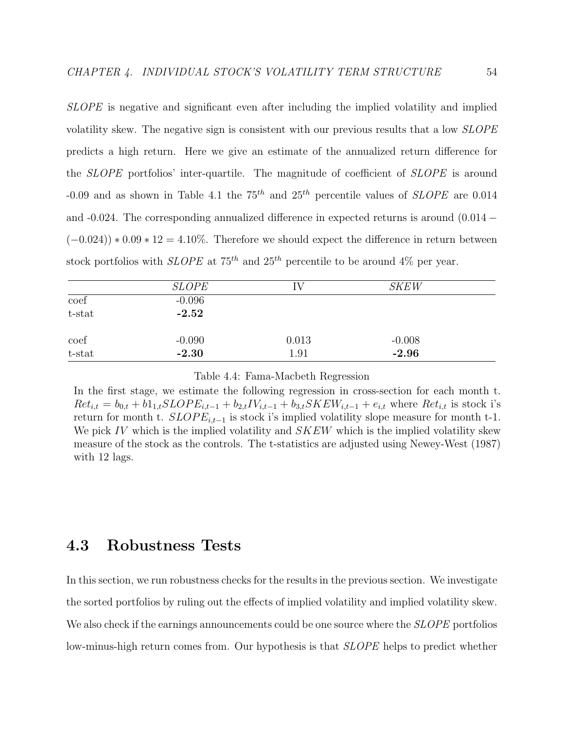*SLOPE* is negative and significant even after including the implied volatility and implied volatility skew. The negative sign is consistent with our previous results that a low *SLOPE* predicts a high return. Here we give an estimate of the annualized return difference for the *SLOPE* portfolios' inter-quartile. The magnitude of coefficient of *SLOPE* is around -0.09 and as shown in Table 4.1 the $75^{th}$ and $25^{th}$ percentile values of *SLOPE* are 0.014 and -0.024. The corresponding annualized difference in expected returns is around $(0.014 - (-0.024)) * 0.09 * 12 = 4.10\%$. Therefore we should expect the difference in return between stock portfolios with *SLOPE* at $75^{th}$ and $25^{th}$ percentile to be around 4% per year.

| | *SLOPE* | IV | *SKEW* |
|---|---|---|---|
| coef | -0.096 | | |
| t-stat | **-2.52** | | |
| | | | |
| coef | -0.090 | 0.013 | -0.008 |
| t-stat | **-2.30** | 1.91 | **-2.96** |

Table 4.4: Fama-Macbeth Regression

In the first stage, we estimate the following regression in cross-section for each month t. $Ret_{i,t} = b_{0,t} + b1_{1,t}SLOPE_{i,t-1} + b_{2,t}IV_{i,t-1} + b_{3,t}SKEW_{i,t-1} + e_{i,t}$ where $Ret_{i,t}$ is stock i's return for month t. $SLOPE_{i,t-1}$ is stock i's implied volatility slope measure for month t-1. We pick $IV$ which is the implied volatility and $SKEW$ which is the implied volatility skew measure of the stock as the controls. The t-statistics are adjusted using Newey-West (1987) with 12 lags.

## 4.3 Robustness Tests

In this section, we run robustness checks for the results in the previous section. We investigate the sorted portfolios by ruling out the effects of implied volatility and implied volatility skew. We also check if the earnings announcements could be one source where the *SLOPE* portfolios low-minus-high return comes from. Our hypothesis is that *SLOPE* helps to predict whether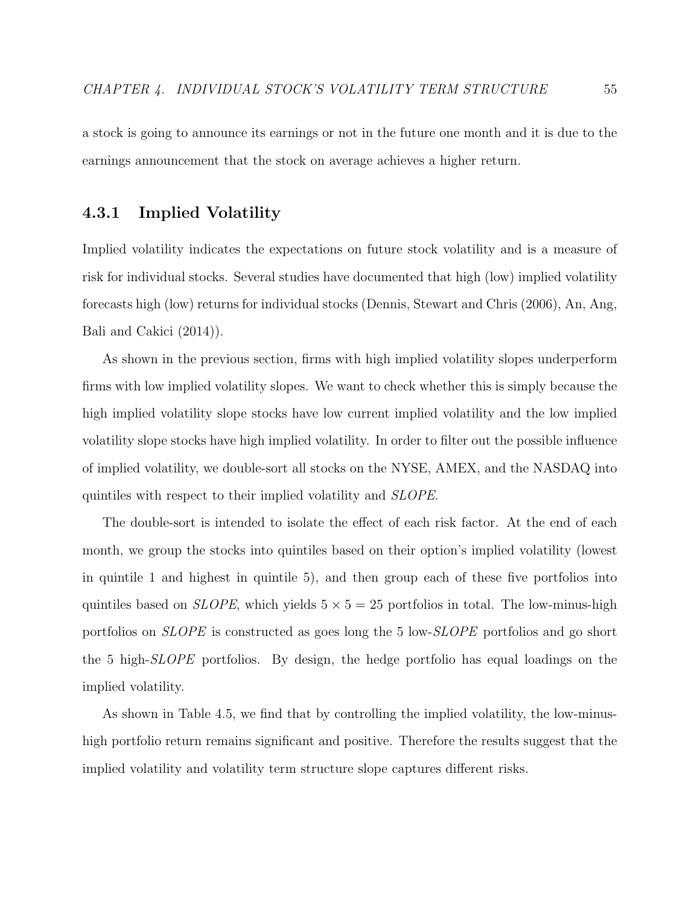a stock is going to announce its earnings or not in the future one month and it is due to the earnings announcement that the stock on average achieves a higher return.

### 4.3.1 Implied Volatility

Implied volatility indicates the expectations on future stock volatility and is a measure of risk for individual stocks. Several studies have documented that high (low) implied volatility forecasts high (low) returns for individual stocks (Dennis, Stewart and Chris (2006), An, Ang, Bali and Cakici (2014)).

As shown in the previous section, firms with high implied volatility slopes underperform firms with low implied volatility slopes. We want to check whether this is simply because the high implied volatility slope stocks have low current implied volatility and the low implied volatility slope stocks have high implied volatility. In order to filter out the possible influence of implied volatility, we double-sort all stocks on the NYSE, AMEX, and the NASDAQ into quintiles with respect to their implied volatility and *SLOPE*.

The double-sort is intended to isolate the effect of each risk factor. At the end of each month, we group the stocks into quintiles based on their option's implied volatility (lowest in quintile 1 and highest in quintile 5), and then group each of these five portfolios into quintiles based on *SLOPE*, which yields $5 \times 5 = 25$ portfolios in total. The low-minus-high portfolios on *SLOPE* is constructed as goes long the 5 low-*SLOPE* portfolios and go short the 5 high-*SLOPE* portfolios. By design, the hedge portfolio has equal loadings on the implied volatility.

As shown in Table 4.5, we find that by controlling the implied volatility, the low-minus-high portfolio return remains significant and positive. Therefore the results suggest that the implied volatility and volatility term structure slope captures different risks.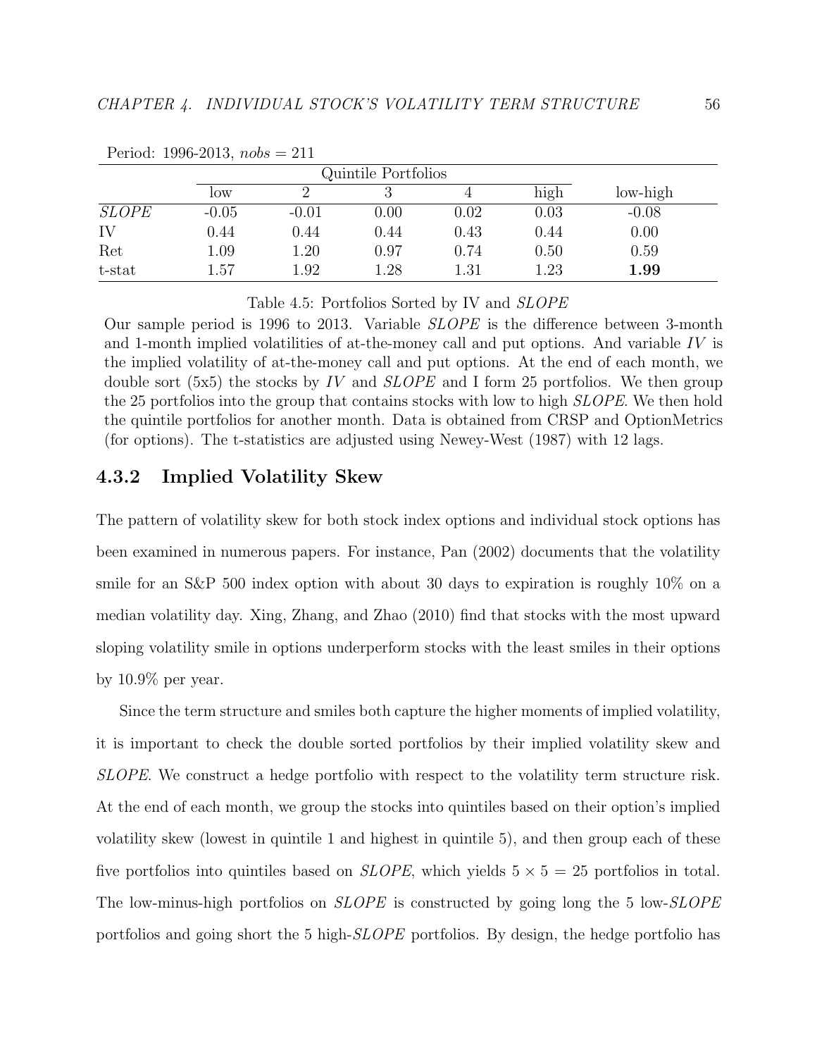Period: 1996-2013, $nobs = 211$

| | Quintile Portfolios | | | | | |
|---|---|---|---|---|---|---|
| | low | 2 | 3 | 4 | high | low-high |
| *SLOPE* | -0.05 | -0.01 | 0.00 | 0.02 | 0.03 | -0.08 |
| IV | 0.44 | 0.44 | 0.44 | 0.43 | 0.44 | 0.00 |
| Ret | 1.09 | 1.20 | 0.97 | 0.74 | 0.50 | 0.59 |
| t-stat | 1.57 | 1.92 | 1.28 | 1.31 | 1.23 | **1.99** |

Table 4.5: Portfolios Sorted by IV and *SLOPE*

Our sample period is 1996 to 2013. Variable *SLOPE* is the difference between 3-month and 1-month implied volatilities of at-the-money call and put options. And variable *IV* is the implied volatility of at-the-money call and put options. At the end of each month, we double sort (5x5) the stocks by *IV* and *SLOPE* and I form 25 portfolios. We then group the 25 portfolios into the group that contains stocks with low to high *SLOPE*. We then hold the quintile portfolios for another month. Data is obtained from CRSP and OptionMetrics (for options). The t-statistics are adjusted using Newey-West (1987) with 12 lags.

### 4.3.2 Implied Volatility Skew

The pattern of volatility skew for both stock index options and individual stock options has been examined in numerous papers. For instance, Pan (2002) documents that the volatility smile for an S&P 500 index option with about 30 days to expiration is roughly 10% on a median volatility day. Xing, Zhang, and Zhao (2010) find that stocks with the most upward sloping volatility smile in options underperform stocks with the least smiles in their options by 10.9% per year.

Since the term structure and smiles both capture the higher moments of implied volatility, it is important to check the double sorted portfolios by their implied volatility skew and *SLOPE*. We construct a hedge portfolio with respect to the volatility term structure risk. At the end of each month, we group the stocks into quintiles based on their option's implied volatility skew (lowest in quintile 1 and highest in quintile 5), and then group each of these five portfolios into quintiles based on *SLOPE*, which yields $5 \times 5 = 25$ portfolios in total. The low-minus-high portfolios on *SLOPE* is constructed by going long the 5 low-*SLOPE* portfolios and going short the 5 high-*SLOPE* portfolios. By design, the hedge portfolio has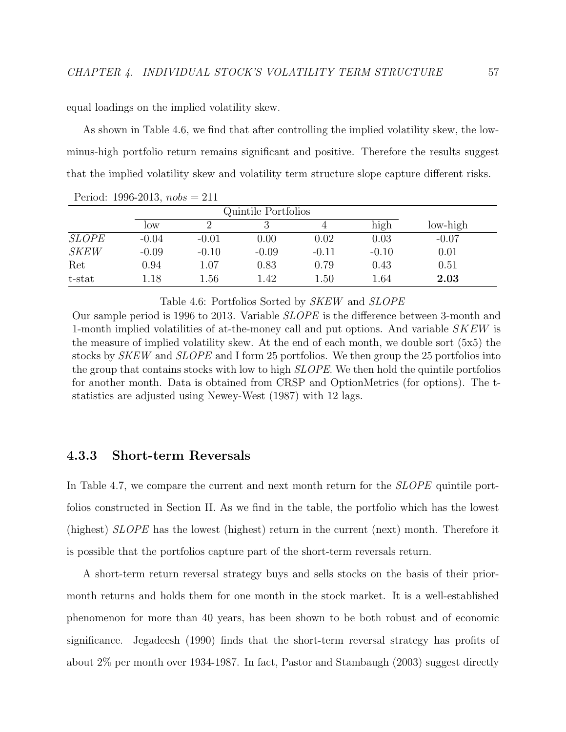equal loadings on the implied volatility skew.

As shown in Table 4.6, we find that after controlling the implied volatility skew, the low-minus-high portfolio return remains significant and positive. Therefore the results suggest that the implied volatility skew and volatility term structure slope capture different risks.

Period: 1996-2013, $nobs = 211$

| | Quintile Portfolios | | | | | |
|---|---|---|---|---|---|---|
| | low | 2 | 3 | 4 | high | low-high |
| *SLOPE* | -0.04 | -0.01 | 0.00 | 0.02 | 0.03 | -0.07 |
| *SKEW* | -0.09 | -0.10 | -0.09 | -0.11 | -0.10 | 0.01 |
| Ret | 0.94 | 1.07 | 0.83 | 0.79 | 0.43 | 0.51 |
| t-stat | 1.18 | 1.56 | 1.42 | 1.50 | 1.64 | **2.03** |

Table 4.6: Portfolios Sorted by *SKEW* and *SLOPE*

Our sample period is 1996 to 2013. Variable *SLOPE* is the difference between 3-month and 1-month implied volatilities of at-the-money call and put options. And variable *SKEW* is the measure of implied volatility skew. At the end of each month, we double sort (5x5) the stocks by *SKEW* and *SLOPE* and I form 25 portfolios. We then group the 25 portfolios into the group that contains stocks with low to high *SLOPE*. We then hold the quintile portfolios for another month. Data is obtained from CRSP and OptionMetrics (for options). The t-statistics are adjusted using Newey-West (1987) with 12 lags.

### 4.3.3 Short-term Reversals

In Table 4.7, we compare the current and next month return for the *SLOPE* quintile portfolios constructed in Section II. As we find in the table, the portfolio which has the lowest (highest) *SLOPE* has the lowest (highest) return in the current (next) month. Therefore it is possible that the portfolios capture part of the short-term reversals return.

A short-term return reversal strategy buys and sells stocks on the basis of their prior-month returns and holds them for one month in the stock market. It is a well-established phenomenon for more than 40 years, has been shown to be both robust and of economic significance. Jegadeesh (1990) finds that the short-term reversal strategy has profits of about 2% per month over 1934-1987. In fact, Pastor and Stambaugh (2003) suggest directly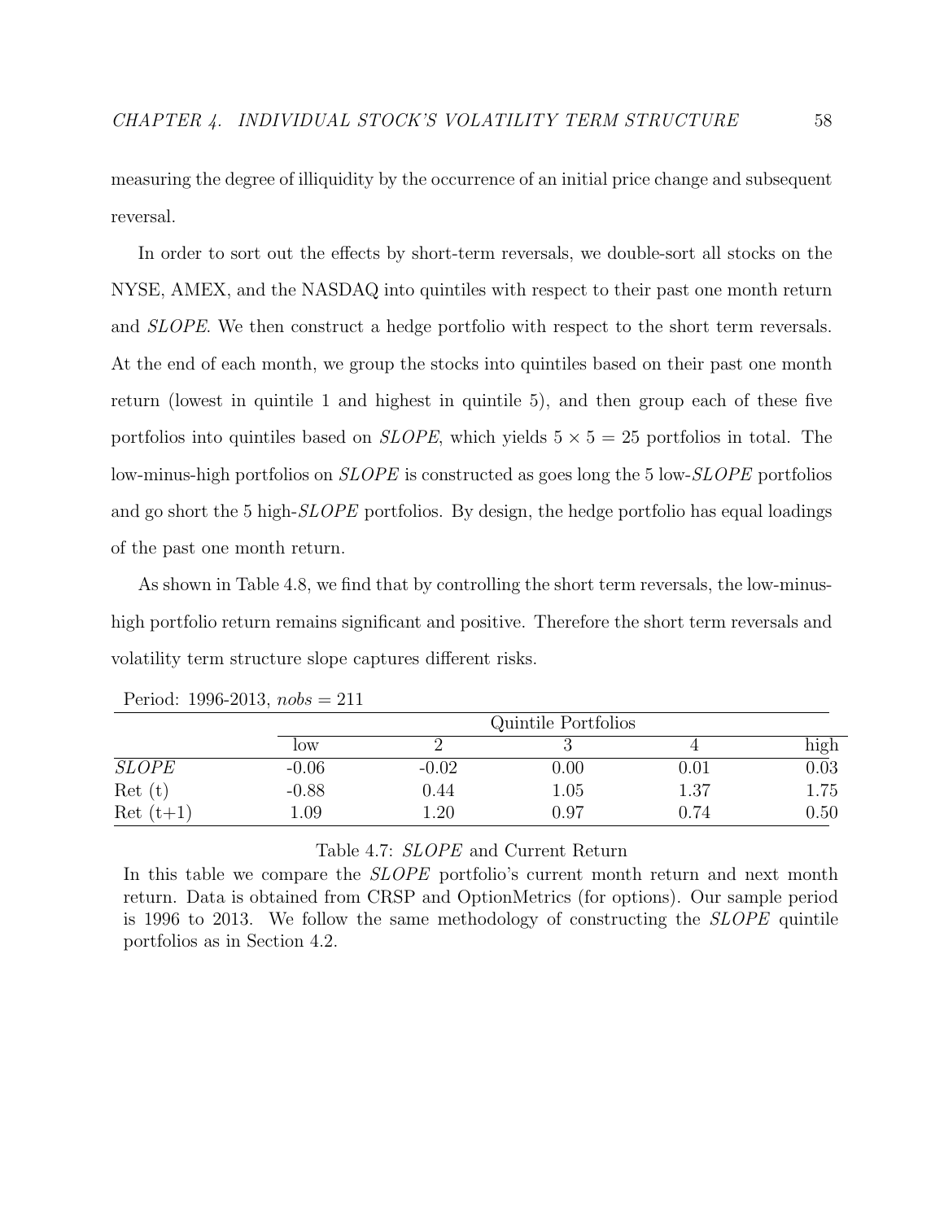measuring the degree of illiquidity by the occurrence of an initial price change and subsequent reversal.

In order to sort out the effects by short-term reversals, we double-sort all stocks on the NYSE, AMEX, and the NASDAQ into quintiles with respect to their past one month return and *SLOPE*. We then construct a hedge portfolio with respect to the short term reversals. At the end of each month, we group the stocks into quintiles based on their past one month return (lowest in quintile 1 and highest in quintile 5), and then group each of these five portfolios into quintiles based on *SLOPE*, which yields $5 \times 5 = 25$ portfolios in total. The low-minus-high portfolios on *SLOPE* is constructed as goes long the 5 low-*SLOPE* portfolios and go short the 5 high-*SLOPE* portfolios. By design, the hedge portfolio has equal loadings of the past one month return.

As shown in Table 4.8, we find that by controlling the short term reversals, the low-minus-high portfolio return remains significant and positive. Therefore the short term reversals and volatility term structure slope captures different risks.

Period: 1996-2013, $nobs = 211$

| | Quintile Portfolios | | | | |
|---|---|---|---|---|---|
| | low | 2 | 3 | 4 | high |
| *SLOPE* | -0.06 | -0.02 | 0.00 | 0.01 | 0.03 |
| Ret (t) | -0.88 | 0.44 | 1.05 | 1.37 | 1.75 |
| Ret (t+1) | 1.09 | 1.20 | 0.97 | 0.74 | 0.50 |

Table 4.7: *SLOPE* and Current Return

In this table we compare the *SLOPE* portfolio's current month return and next month return. Data is obtained from CRSP and OptionMetrics (for options). Our sample period is 1996 to 2013. We follow the same methodology of constructing the *SLOPE* quintile portfolios as in Section 4.2.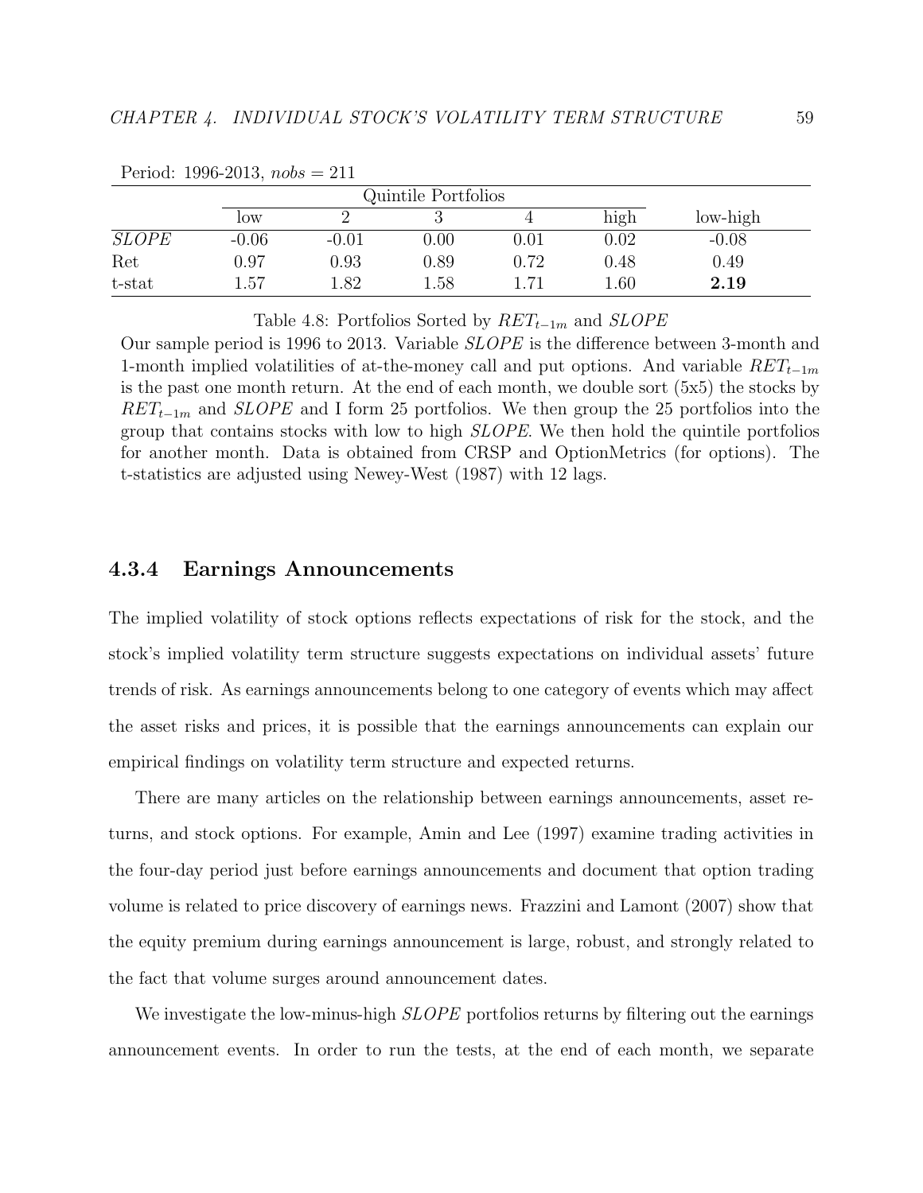Period: 1996-2013, $nobs = 211$

| | Quintile Portfolios | | | | | |
|---|---|---|---|---|---|---|
| | low | 2 | 3 | 4 | high | low-high |
| *SLOPE* | -0.06 | -0.01 | 0.00 | 0.01 | 0.02 | -0.08 |
| Ret | 0.97 | 0.93 | 0.89 | 0.72 | 0.48 | 0.49 |
| t-stat | 1.57 | 1.82 | 1.58 | 1.71 | 1.60 | **2.19** |

Table 4.8: Portfolios Sorted by $RET_{t-1m}$ and *SLOPE*

Our sample period is 1996 to 2013. Variable *SLOPE* is the difference between 3-month and 1-month implied volatilities of at-the-money call and put options. And variable $RET_{t-1m}$ is the past one month return. At the end of each month, we double sort (5x5) the stocks by $RET_{t-1m}$ and *SLOPE* and I form 25 portfolios. We then group the 25 portfolios into the group that contains stocks with low to high *SLOPE*. We then hold the quintile portfolios for another month. Data is obtained from CRSP and OptionMetrics (for options). The t-statistics are adjusted using Newey-West (1987) with 12 lags.

### 4.3.4 Earnings Announcements

The implied volatility of stock options reflects expectations of risk for the stock, and the stock's implied volatility term structure suggests expectations on individual assets' future trends of risk. As earnings announcements belong to one category of events which may affect the asset risks and prices, it is possible that the earnings announcements can explain our empirical findings on volatility term structure and expected returns.

There are many articles on the relationship between earnings announcements, asset returns, and stock options. For example, Amin and Lee (1997) examine trading activities in the four-day period just before earnings announcements and document that option trading volume is related to price discovery of earnings news. Frazzini and Lamont (2007) show that the equity premium during earnings announcement is large, robust, and strongly related to the fact that volume surges around announcement dates.

We investigate the low-minus-high *SLOPE* portfolios returns by filtering out the earnings announcement events. In order to run the tests, at the end of each month, we separate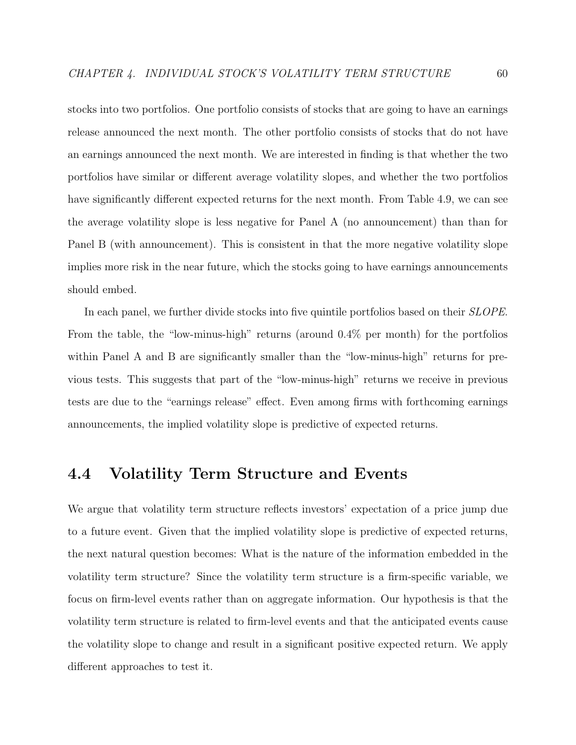stocks into two portfolios. One portfolio consists of stocks that are going to have an earnings release announced the next month. The other portfolio consists of stocks that do not have an earnings announced the next month. We are interested in finding is that whether the two portfolios have similar or different average volatility slopes, and whether the two portfolios have significantly different expected returns for the next month. From Table 4.9, we can see the average volatility slope is less negative for Panel A (no announcement) than than for Panel B (with announcement). This is consistent in that the more negative volatility slope implies more risk in the near future, which the stocks going to have earnings announcements should embed.

In each panel, we further divide stocks into five quintile portfolios based on their *SLOPE*. From the table, the "low-minus-high" returns (around 0.4% per month) for the portfolios within Panel A and B are significantly smaller than the "low-minus-high" returns for previous tests. This suggests that part of the "low-minus-high" returns we receive in previous tests are due to the "earnings release" effect. Even among firms with forthcoming earnings announcements, the implied volatility slope is predictive of expected returns.

## 4.4 Volatility Term Structure and Events

We argue that volatility term structure reflects investors' expectation of a price jump due to a future event. Given that the implied volatility slope is predictive of expected returns, the next natural question becomes: What is the nature of the information embedded in the volatility term structure? Since the volatility term structure is a firm-specific variable, we focus on firm-level events rather than on aggregate information. Our hypothesis is that the volatility term structure is related to firm-level events and that the anticipated events cause the volatility slope to change and result in a significant positive expected return. We apply different approaches to test it.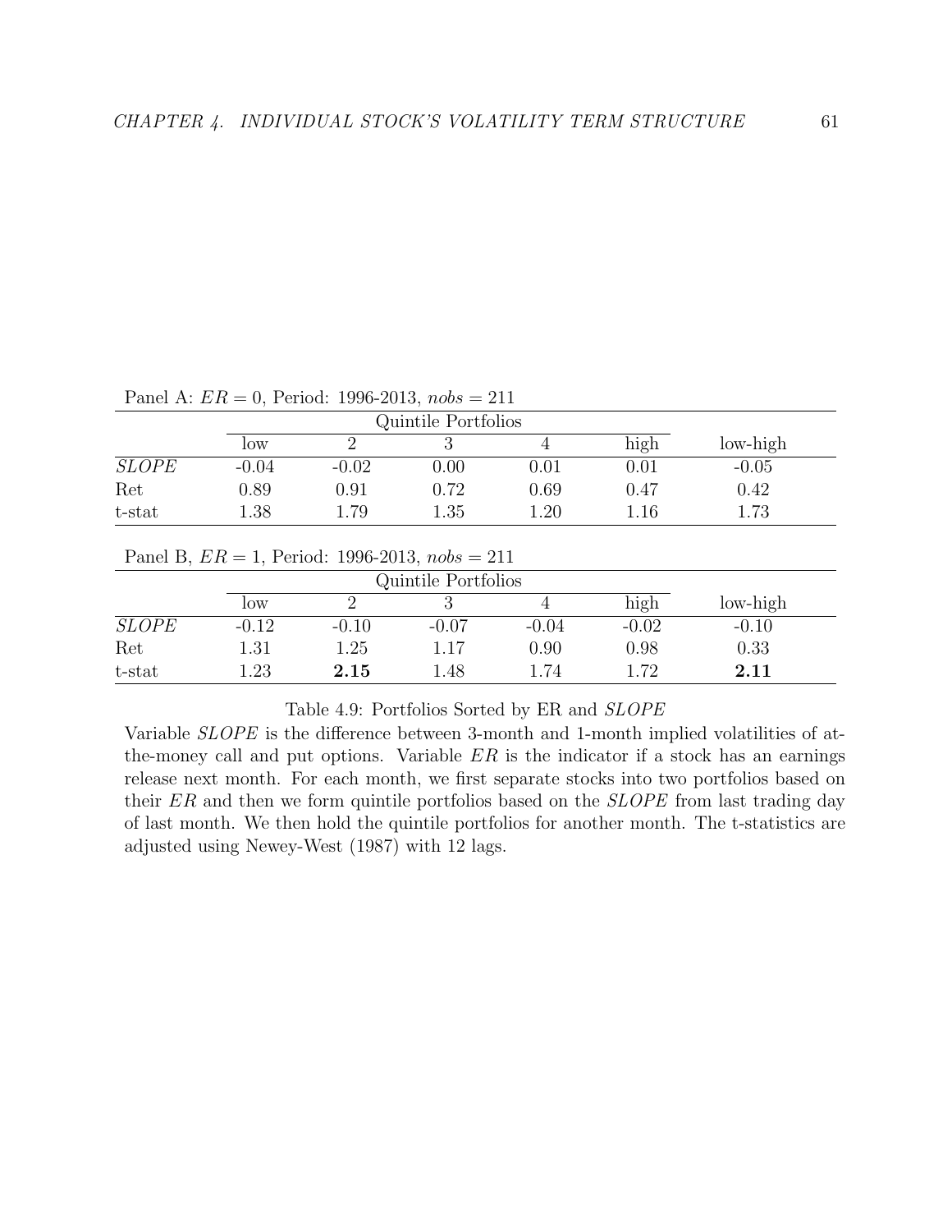Panel A: $ER = 0$, Period: 1996-2013, $nobs = 211$

| | Quintile Portfolios | | | | | |
|---|---|---|---|---|---|---|
| | low | 2 | 3 | 4 | high | low-high |
| *SLOPE* | -0.04 | -0.02 | 0.00 | 0.01 | 0.01 | -0.05 |
| Ret | 0.89 | 0.91 | 0.72 | 0.69 | 0.47 | 0.42 |
| t-stat | 1.38 | 1.79 | 1.35 | 1.20 | 1.16 | 1.73 |

Panel B, $ER = 1$, Period: 1996-2013, $nobs = 211$

| | Quintile Portfolios | | | | | |
|---|---|---|---|---|---|---|
| | low | 2 | 3 | 4 | high | low-high |
| *SLOPE* | -0.12 | -0.10 | -0.07 | -0.04 | -0.02 | -0.10 |
| Ret | 1.31 | 1.25 | 1.17 | 0.90 | 0.98 | 0.33 |
| t-stat | 1.23 | **2.15** | 1.48 | 1.74 | 1.72 | **2.11** |

Table 4.9: Portfolios Sorted by ER and *SLOPE*

Variable *SLOPE* is the difference between 3-month and 1-month implied volatilities of at-the-money call and put options. Variable *ER* is the indicator if a stock has an earnings release next month. For each month, we first separate stocks into two portfolios based on their *ER* and then we form quintile portfolios based on the *SLOPE* from last trading day of last month. We then hold the quintile portfolios for another month. The t-statistics are adjusted using Newey-West (1987) with 12 lags.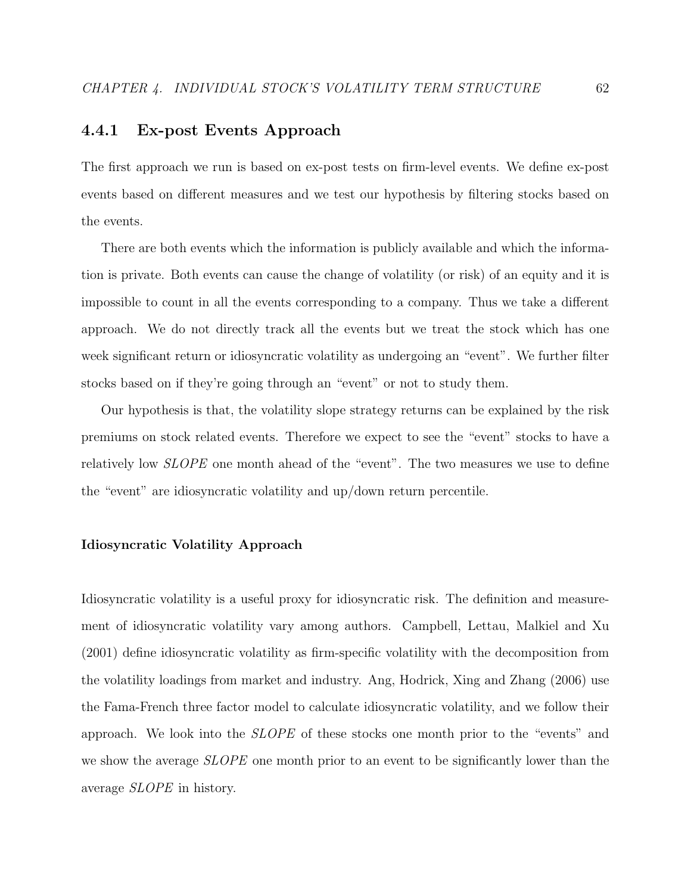### 4.4.1 Ex-post Events Approach

The first approach we run is based on ex-post tests on firm-level events. We define ex-post events based on different measures and we test our hypothesis by filtering stocks based on the events.

There are both events which the information is publicly available and which the information is private. Both events can cause the change of volatility (or risk) of an equity and it is impossible to count in all the events corresponding to a company. Thus we take a different approach. We do not directly track all the events but we treat the stock which has one week significant return or idiosyncratic volatility as undergoing an "event". We further filter stocks based on if they're going through an "event" or not to study them.

Our hypothesis is that, the volatility slope strategy returns can be explained by the risk premiums on stock related events. Therefore we expect to see the "event" stocks to have a relatively low *SLOPE* one month ahead of the "event". The two measures we use to define the "event" are idiosyncratic volatility and up/down return percentile.

#### Idiosyncratic Volatility Approach

Idiosyncratic volatility is a useful proxy for idiosyncratic risk. The definition and measurement of idiosyncratic volatility vary among authors. Campbell, Lettau, Malkiel and Xu (2001) define idiosyncratic volatility as firm-specific volatility with the decomposition from the volatility loadings from market and industry. Ang, Hodrick, Xing and Zhang (2006) use the Fama-French three factor model to calculate idiosyncratic volatility, and we follow their approach. We look into the *SLOPE* of these stocks one month prior to the "events" and we show the average *SLOPE* one month prior to an event to be significantly lower than the average *SLOPE* in history.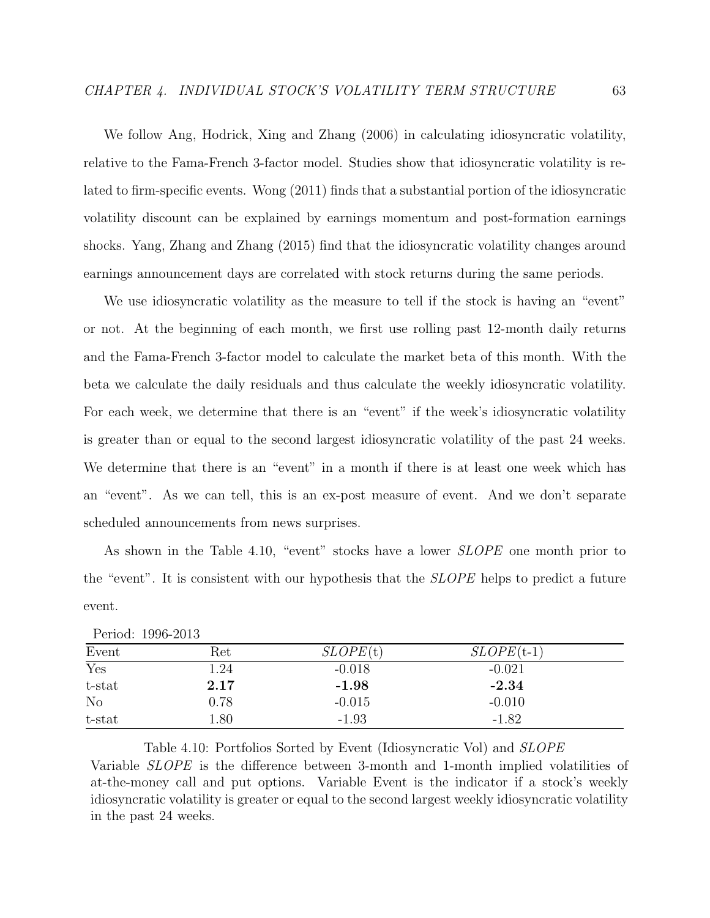We follow Ang, Hodrick, Xing and Zhang (2006) in calculating idiosyncratic volatility, relative to the Fama-French 3-factor model. Studies show that idiosyncratic volatility is related to firm-specific events. Wong (2011) finds that a substantial portion of the idiosyncratic volatility discount can be explained by earnings momentum and post-formation earnings shocks. Yang, Zhang and Zhang (2015) find that the idiosyncratic volatility changes around earnings announcement days are correlated with stock returns during the same periods.

We use idiosyncratic volatility as the measure to tell if the stock is having an "event" or not. At the beginning of each month, we first use rolling past 12-month daily returns and the Fama-French 3-factor model to calculate the market beta of this month. With the beta we calculate the daily residuals and thus calculate the weekly idiosyncratic volatility. For each week, we determine that there is an "event" if the week's idiosyncratic volatility is greater than or equal to the second largest idiosyncratic volatility of the past 24 weeks. We determine that there is an "event" in a month if there is at least one week which has an "event". As we can tell, this is an ex-post measure of event. And we don't separate scheduled announcements from news surprises.

As shown in the Table 4.10, "event" stocks have a lower *SLOPE* one month prior to the "event". It is consistent with our hypothesis that the *SLOPE* helps to predict a future event.

Period: 1996-2013

| Event | Ret | *SLOPE*(t) | *SLOPE*(t-1) |
|---|---|---|---|
| Yes | 1.24 | -0.018 | -0.021 |
| t-stat | **2.17** | **-1.98** | **-2.34** |
| No | 0.78 | -0.015 | -0.010 |
| t-stat | 1.80 | -1.93 | -1.82 |

Table 4.10: Portfolios Sorted by Event (Idiosyncratic Vol) and *SLOPE*
Variable *SLOPE* is the difference between 3-month and 1-month implied volatilities of at-the-money call and put options. Variable Event is the indicator if a stock's weekly idiosyncratic volatility is greater or equal to the second largest weekly idiosyncratic volatility in the past 24 weeks.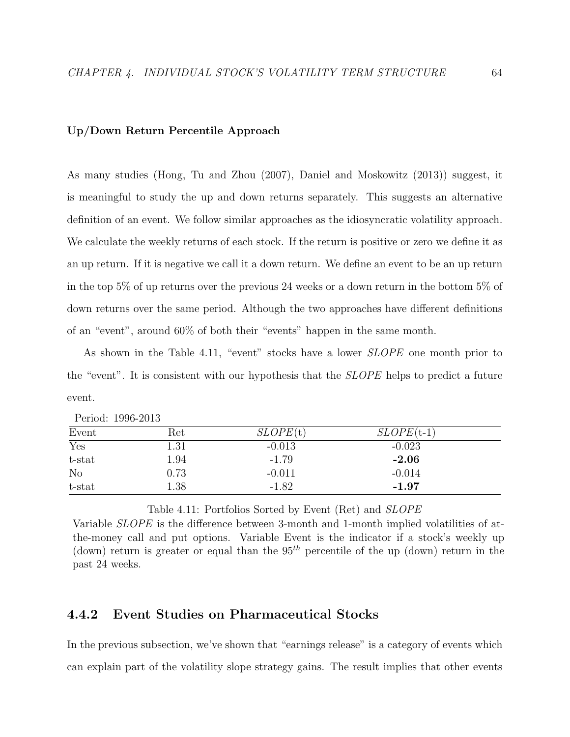**Up/Down Return Percentile Approach**

As many studies (Hong, Tu and Zhou (2007), Daniel and Moskowitz (2013)) suggest, it is meaningful to study the up and down returns separately. This suggests an alternative definition of an event. We follow similar approaches as the idiosyncratic volatility approach. We calculate the weekly returns of each stock. If the return is positive or zero we define it as an up return. If it is negative we call it a down return. We define an event to be an up return in the top 5% of up returns over the previous 24 weeks or a down return in the bottom 5% of down returns over the same period. Although the two approaches have different definitions of an "event", around 60% of both their "events" happen in the same month.

As shown in the Table 4.11, "event" stocks have a lower *SLOPE* one month prior to the "event". It is consistent with our hypothesis that the *SLOPE* helps to predict a future event.

Period: 1996-2013

| Event | Ret | *SLOPE*(t) | *SLOPE*(t-1) |
|---|---|---|---|
| Yes | 1.31 | -0.013 | -0.023 |
| t-stat | 1.94 | -1.79 | **-2.06** |
| No | 0.73 | -0.011 | -0.014 |
| t-stat | 1.38 | -1.82 | **-1.97** |

Table 4.11: Portfolios Sorted by Event (Ret) and *SLOPE*

Variable *SLOPE* is the difference between 3-month and 1-month implied volatilities of at-the-money call and put options. Variable Event is the indicator if a stock's weekly up (down) return is greater or equal than the $95^{th}$ percentile of the up (down) return in the past 24 weeks.

### 4.4.2 Event Studies on Pharmaceutical Stocks

In the previous subsection, we've shown that "earnings release" is a category of events which can explain part of the volatility slope strategy gains. The result implies that other events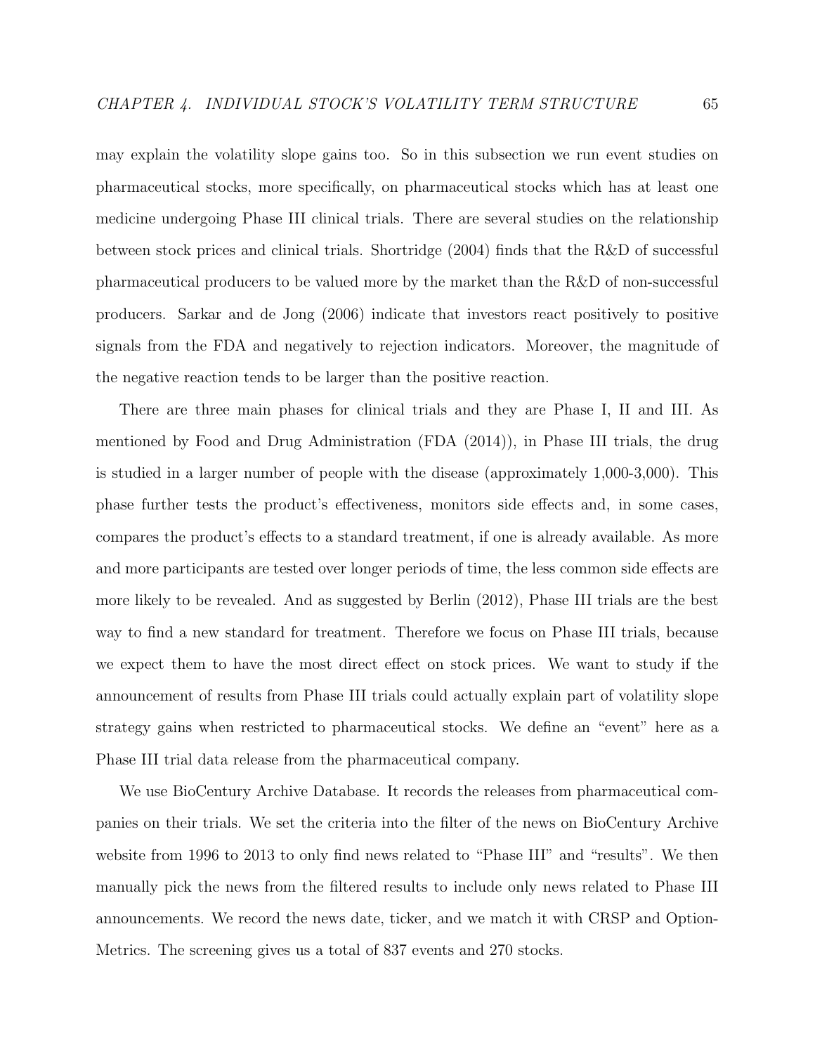may explain the volatility slope gains too. So in this subsection we run event studies on pharmaceutical stocks, more specifically, on pharmaceutical stocks which has at least one medicine undergoing Phase III clinical trials. There are several studies on the relationship between stock prices and clinical trials. Shortridge (2004) finds that the R&D of successful pharmaceutical producers to be valued more by the market than the R&D of non-successful producers. Sarkar and de Jong (2006) indicate that investors react positively to positive signals from the FDA and negatively to rejection indicators. Moreover, the magnitude of the negative reaction tends to be larger than the positive reaction.

There are three main phases for clinical trials and they are Phase I, II and III. As mentioned by Food and Drug Administration (FDA (2014)), in Phase III trials, the drug is studied in a larger number of people with the disease (approximately 1,000-3,000). This phase further tests the product's effectiveness, monitors side effects and, in some cases, compares the product's effects to a standard treatment, if one is already available. As more and more participants are tested over longer periods of time, the less common side effects are more likely to be revealed. And as suggested by Berlin (2012), Phase III trials are the best way to find a new standard for treatment. Therefore we focus on Phase III trials, because we expect them to have the most direct effect on stock prices. We want to study if the announcement of results from Phase III trials could actually explain part of volatility slope strategy gains when restricted to pharmaceutical stocks. We define an "event" here as a Phase III trial data release from the pharmaceutical company.

We use BioCentury Archive Database. It records the releases from pharmaceutical companies on their trials. We set the criteria into the filter of the news on BioCentury Archive website from 1996 to 2013 to only find news related to "Phase III" and "results". We then manually pick the news from the filtered results to include only news related to Phase III announcements. We record the news date, ticker, and we match it with CRSP and OptionMetrics. The screening gives us a total of 837 events and 270 stocks.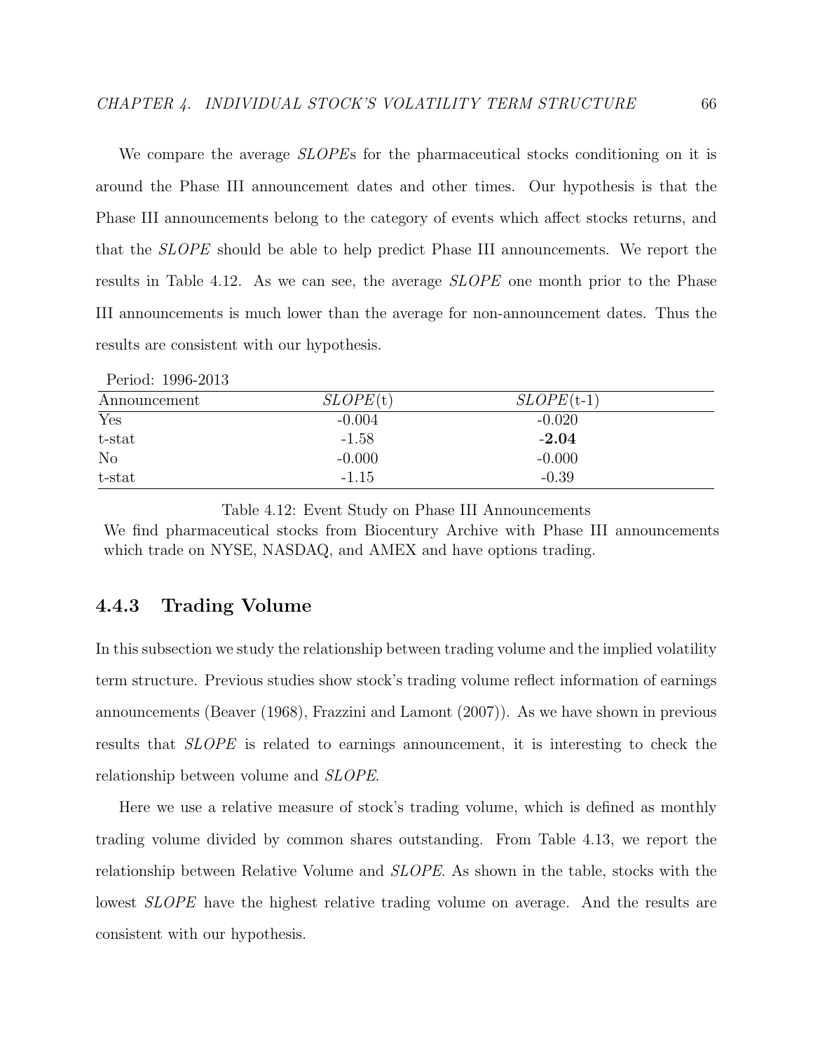We compare the average *SLOPE*s for the pharmaceutical stocks conditioning on it is around the Phase III announcement dates and other times. Our hypothesis is that the Phase III announcements belong to the category of events which affect stocks returns, and that the *SLOPE* should be able to help predict Phase III announcements. We report the results in Table 4.12. As we can see, the average *SLOPE* one month prior to the Phase III announcements is much lower than the average for non-announcement dates. Thus the results are consistent with our hypothesis.

Period: 1996-2013

| Announcement | *SLOPE*(t) | *SLOPE*(t-1) |
|---|---|---|
| Yes | -0.004 | -0.020 |
| t-stat | -1.58 | **-2.04** |
| No | -0.000 | -0.000 |
| t-stat | -1.15 | -0.39 |

Table 4.12: Event Study on Phase III Announcements

We find pharmaceutical stocks from Biocentury Archive with Phase III announcements which trade on NYSE, NASDAQ, and AMEX and have options trading.

### 4.4.3 Trading Volume

In this subsection we study the relationship between trading volume and the implied volatility term structure. Previous studies show stock's trading volume reflect information of earnings announcements (Beaver (1968), Frazzini and Lamont (2007)). As we have shown in previous results that *SLOPE* is related to earnings announcement, it is interesting to check the relationship between volume and *SLOPE*.

Here we use a relative measure of stock's trading volume, which is defined as monthly trading volume divided by common shares outstanding. From Table 4.13, we report the relationship between Relative Volume and *SLOPE*. As shown in the table, stocks with the lowest *SLOPE* have the highest relative trading volume on average. And the results are consistent with our hypothesis.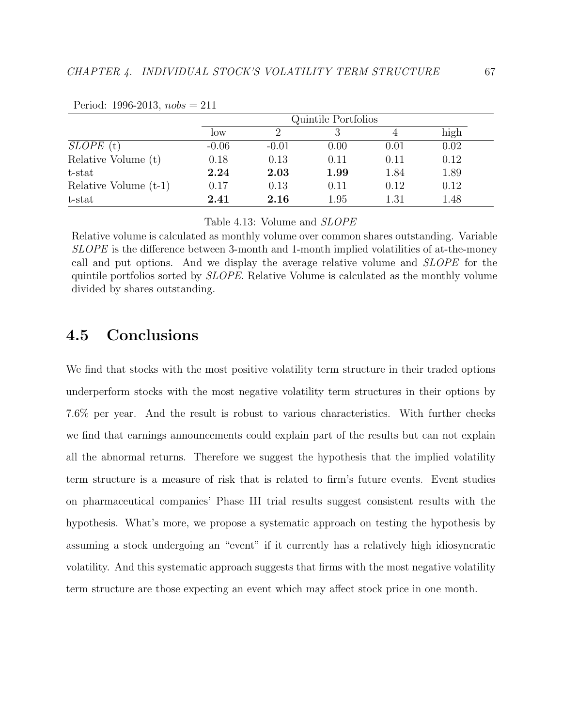Period: 1996-2013, $nobs = 211$

| | Quintile Portfolios | | | | |
|---|---|---|---|---|---|
| | low | 2 | 3 | 4 | high |
| *SLOPE* (t) | -0.06 | -0.01 | 0.00 | 0.01 | 0.02 |
| Relative Volume (t) | 0.18 | 0.13 | 0.11 | 0.11 | 0.12 |
| t-stat | **2.24** | **2.03** | **1.99** | 1.84 | 1.89 |
| Relative Volume (t-1) | 0.17 | 0.13 | 0.11 | 0.12 | 0.12 |
| t-stat | **2.41** | **2.16** | 1.95 | 1.31 | 1.48 |

Table 4.13: Volume and *SLOPE*

Relative volume is calculated as monthly volume over common shares outstanding. Variable *SLOPE* is the difference between 3-month and 1-month implied volatilities of at-the-money call and put options. And we display the average relative volume and *SLOPE* for the quintile portfolios sorted by *SLOPE*. Relative Volume is calculated as the monthly volume divided by shares outstanding.

## 4.5 Conclusions

We find that stocks with the most positive volatility term structure in their traded options underperform stocks with the most negative volatility term structures in their options by 7.6% per year. And the result is robust to various characteristics. With further checks we find that earnings announcements could explain part of the results but can not explain all the abnormal returns. Therefore we suggest the hypothesis that the implied volatility term structure is a measure of risk that is related to firm's future events. Event studies on pharmaceutical companies' Phase III trial results suggest consistent results with the hypothesis. What's more, we propose a systematic approach on testing the hypothesis by assuming a stock undergoing an "event" if it currently has a relatively high idiosyncratic volatility. And this systematic approach suggests that firms with the most negative volatility term structure are those expecting an event which may affect stock price in one month.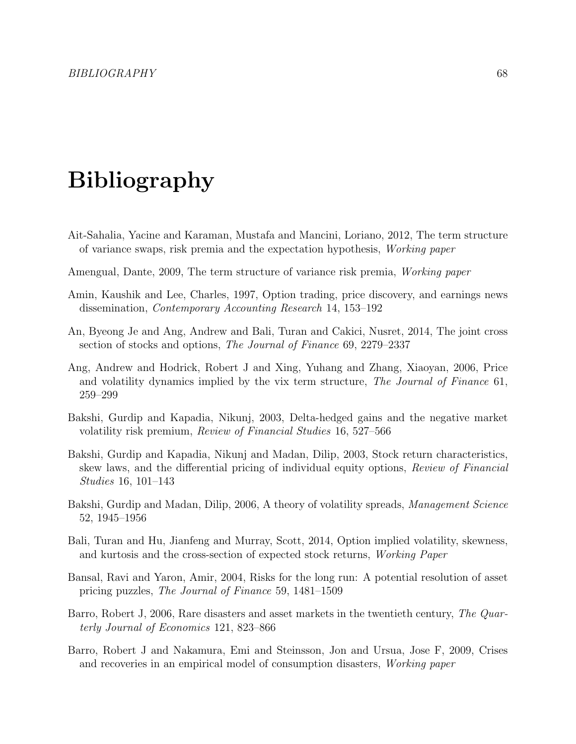# Bibliography

Ait-Sahalia, Yacine and Karaman, Mustafa and Mancini, Loriano, 2012, The term structure of variance swaps, risk premia and the expectation hypothesis, *Working paper*

Amengual, Dante, 2009, The term structure of variance risk premia, *Working paper*

Amin, Kaushik and Lee, Charles, 1997, Option trading, price discovery, and earnings news dissemination, *Contemporary Accounting Research* 14, 153–192

An, Byeong Je and Ang, Andrew and Bali, Turan and Cakici, Nusret, 2014, The joint cross section of stocks and options, *The Journal of Finance* 69, 2279–2337

Ang, Andrew and Hodrick, Robert J and Xing, Yuhang and Zhang, Xiaoyan, 2006, Price and volatility dynamics implied by the vix term structure, *The Journal of Finance* 61, 259–299

Bakshi, Gurdip and Kapadia, Nikunj, 2003, Delta-hedged gains and the negative market volatility risk premium, *Review of Financial Studies* 16, 527–566

Bakshi, Gurdip and Kapadia, Nikunj and Madan, Dilip, 2003, Stock return characteristics, skew laws, and the differential pricing of individual equity options, *Review of Financial Studies* 16, 101–143

Bakshi, Gurdip and Madan, Dilip, 2006, A theory of volatility spreads, *Management Science* 52, 1945–1956

Bali, Turan and Hu, Jianfeng and Murray, Scott, 2014, Option implied volatility, skewness, and kurtosis and the cross-section of expected stock returns, *Working Paper*

Bansal, Ravi and Yaron, Amir, 2004, Risks for the long run: A potential resolution of asset pricing puzzles, *The Journal of Finance* 59, 1481–1509

Barro, Robert J, 2006, Rare disasters and asset markets in the twentieth century, *The Quarterly Journal of Economics* 121, 823–866

Barro, Robert J and Nakamura, Emi and Steinsson, Jon and Ursua, Jose F, 2009, Crises and recoveries in an empirical model of consumption disasters, *Working paper*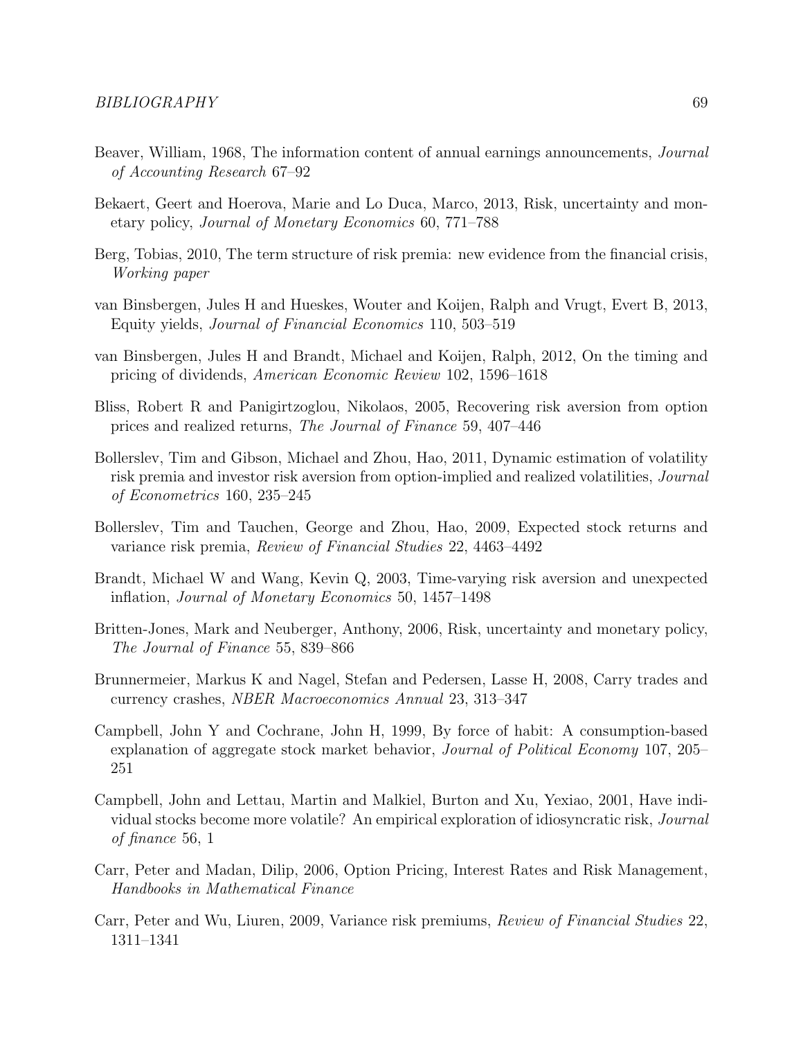Beaver, William, 1968, The information content of annual earnings announcements, *Journal of Accounting Research* 67–92

Bekaert, Geert and Hoerova, Marie and Lo Duca, Marco, 2013, Risk, uncertainty and monetary policy, *Journal of Monetary Economics* 60, 771–788

Berg, Tobias, 2010, The term structure of risk premia: new evidence from the financial crisis, *Working paper*

van Binsbergen, Jules H and Hueskes, Wouter and Koijen, Ralph and Vrugt, Evert B, 2013, Equity yields, *Journal of Financial Economics* 110, 503–519

van Binsbergen, Jules H and Brandt, Michael and Koijen, Ralph, 2012, On the timing and pricing of dividends, *American Economic Review* 102, 1596–1618

Bliss, Robert R and Panigirtzoglou, Nikolaos, 2005, Recovering risk aversion from option prices and realized returns, *The Journal of Finance* 59, 407–446

Bollerslev, Tim and Gibson, Michael and Zhou, Hao, 2011, Dynamic estimation of volatility risk premia and investor risk aversion from option-implied and realized volatilities, *Journal of Econometrics* 160, 235–245

Bollerslev, Tim and Tauchen, George and Zhou, Hao, 2009, Expected stock returns and variance risk premia, *Review of Financial Studies* 22, 4463–4492

Brandt, Michael W and Wang, Kevin Q, 2003, Time-varying risk aversion and unexpected inflation, *Journal of Monetary Economics* 50, 1457–1498

Britten-Jones, Mark and Neuberger, Anthony, 2006, Risk, uncertainty and monetary policy, *The Journal of Finance* 55, 839–866

Brunnermeier, Markus K and Nagel, Stefan and Pedersen, Lasse H, 2008, Carry trades and currency crashes, *NBER Macroeconomics Annual* 23, 313–347

Campbell, John Y and Cochrane, John H, 1999, By force of habit: A consumption-based explanation of aggregate stock market behavior, *Journal of Political Economy* 107, 205–251

Campbell, John and Lettau, Martin and Malkiel, Burton and Xu, Yexiao, 2001, Have individual stocks become more volatile? An empirical exploration of idiosyncratic risk, *Journal of finance* 56, 1

Carr, Peter and Madan, Dilip, 2006, Option Pricing, Interest Rates and Risk Management, *Handbooks in Mathematical Finance*

Carr, Peter and Wu, Liuren, 2009, Variance risk premiums, *Review of Financial Studies* 22, 1311–1341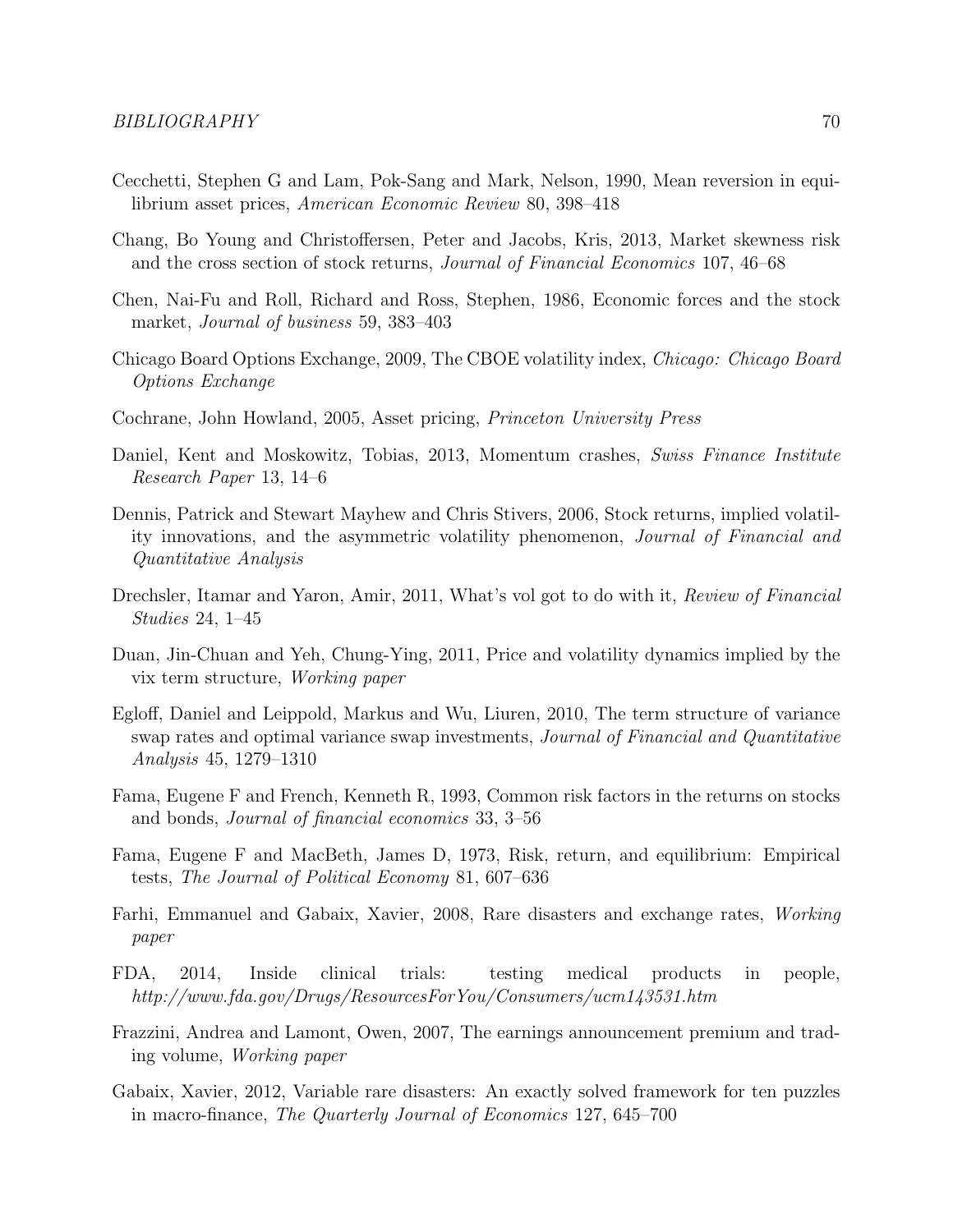Cecchetti, Stephen G and Lam, Pok-Sang and Mark, Nelson, 1990, Mean reversion in equilibrium asset prices, *American Economic Review* 80, 398–418

Chang, Bo Young and Christoffersen, Peter and Jacobs, Kris, 2013, Market skewness risk and the cross section of stock returns, *Journal of Financial Economics* 107, 46–68

Chen, Nai-Fu and Roll, Richard and Ross, Stephen, 1986, Economic forces and the stock market, *Journal of business* 59, 383–403

Chicago Board Options Exchange, 2009, The CBOE volatility index, *Chicago: Chicago Board Options Exchange*

Cochrane, John Howland, 2005, Asset pricing, *Princeton University Press*

Daniel, Kent and Moskowitz, Tobias, 2013, Momentum crashes, *Swiss Finance Institute Research Paper* 13, 14–6

Dennis, Patrick and Stewart Mayhew and Chris Stivers, 2006, Stock returns, implied volatility innovations, and the asymmetric volatility phenomenon, *Journal of Financial and Quantitative Analysis*

Drechsler, Itamar and Yaron, Amir, 2011, What's vol got to do with it, *Review of Financial Studies* 24, 1–45

Duan, Jin-Chuan and Yeh, Chung-Ying, 2011, Price and volatility dynamics implied by the vix term structure, *Working paper*

Egloff, Daniel and Leippold, Markus and Wu, Liuren, 2010, The term structure of variance swap rates and optimal variance swap investments, *Journal of Financial and Quantitative Analysis* 45, 1279–1310

Fama, Eugene F and French, Kenneth R, 1993, Common risk factors in the returns on stocks and bonds, *Journal of financial economics* 33, 3–56

Fama, Eugene F and MacBeth, James D, 1973, Risk, return, and equilibrium: Empirical tests, *The Journal of Political Economy* 81, 607–636

Farhi, Emmanuel and Gabaix, Xavier, 2008, Rare disasters and exchange rates, *Working paper*

FDA, 2014, Inside clinical trials: testing medical products in people, *http://www.fda.gov/Drugs/ResourcesForYou/Consumers/ucm143531.htm*

Frazzini, Andrea and Lamont, Owen, 2007, The earnings announcement premium and trading volume, *Working paper*

Gabaix, Xavier, 2012, Variable rare disasters: An exactly solved framework for ten puzzles in macro-finance, *The Quarterly Journal of Economics* 127, 645–700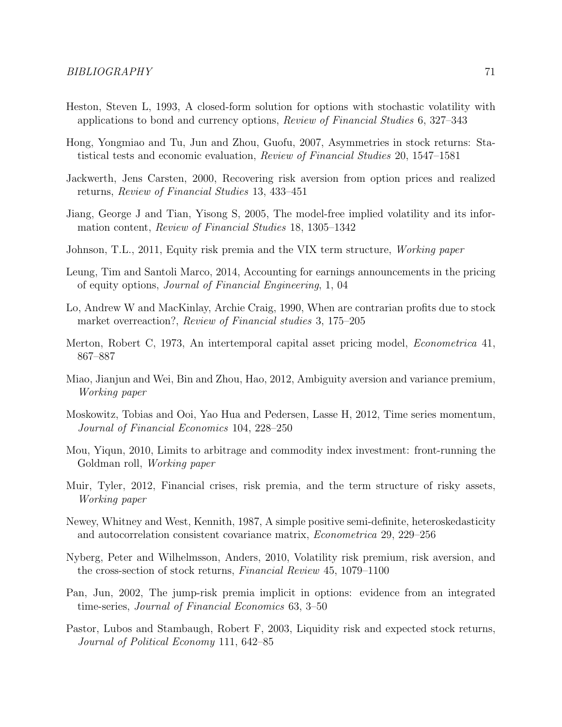Heston, Steven L, 1993, A closed-form solution for options with stochastic volatility with applications to bond and currency options, *Review of Financial Studies* 6, 327–343

Hong, Yongmiao and Tu, Jun and Zhou, Guofu, 2007, Asymmetries in stock returns: Statistical tests and economic evaluation, *Review of Financial Studies* 20, 1547–1581

Jackwerth, Jens Carsten, 2000, Recovering risk aversion from option prices and realized returns, *Review of Financial Studies* 13, 433–451

Jiang, George J and Tian, Yisong S, 2005, The model-free implied volatility and its information content, *Review of Financial Studies* 18, 1305–1342

Johnson, T.L., 2011, Equity risk premia and the VIX term structure, *Working paper*

Leung, Tim and Santoli Marco, 2014, Accounting for earnings announcements in the pricing of equity options, *Journal of Financial Engineering*, 1, 04

Lo, Andrew W and MacKinlay, Archie Craig, 1990, When are contrarian profits due to stock market overreaction?, *Review of Financial studies* 3, 175–205

Merton, Robert C, 1973, An intertemporal capital asset pricing model, *Econometrica* 41, 867–887

Miao, Jianjun and Wei, Bin and Zhou, Hao, 2012, Ambiguity aversion and variance premium, *Working paper*

Moskowitz, Tobias and Ooi, Yao Hua and Pedersen, Lasse H, 2012, Time series momentum, *Journal of Financial Economics* 104, 228–250

Mou, Yiqun, 2010, Limits to arbitrage and commodity index investment: front-running the Goldman roll, *Working paper*

Muir, Tyler, 2012, Financial crises, risk premia, and the term structure of risky assets, *Working paper*

Newey, Whitney and West, Kennith, 1987, A simple positive semi-definite, heteroskedasticity and autocorrelation consistent covariance matrix, *Econometrica* 29, 229–256

Nyberg, Peter and Wilhelmsson, Anders, 2010, Volatility risk premium, risk aversion, and the cross-section of stock returns, *Financial Review* 45, 1079–1100

Pan, Jun, 2002, The jump-risk premia implicit in options: evidence from an integrated time-series, *Journal of Financial Economics* 63, 3–50

Pastor, Lubos and Stambaugh, Robert F, 2003, Liquidity risk and expected stock returns, *Journal of Political Economy* 111, 642–85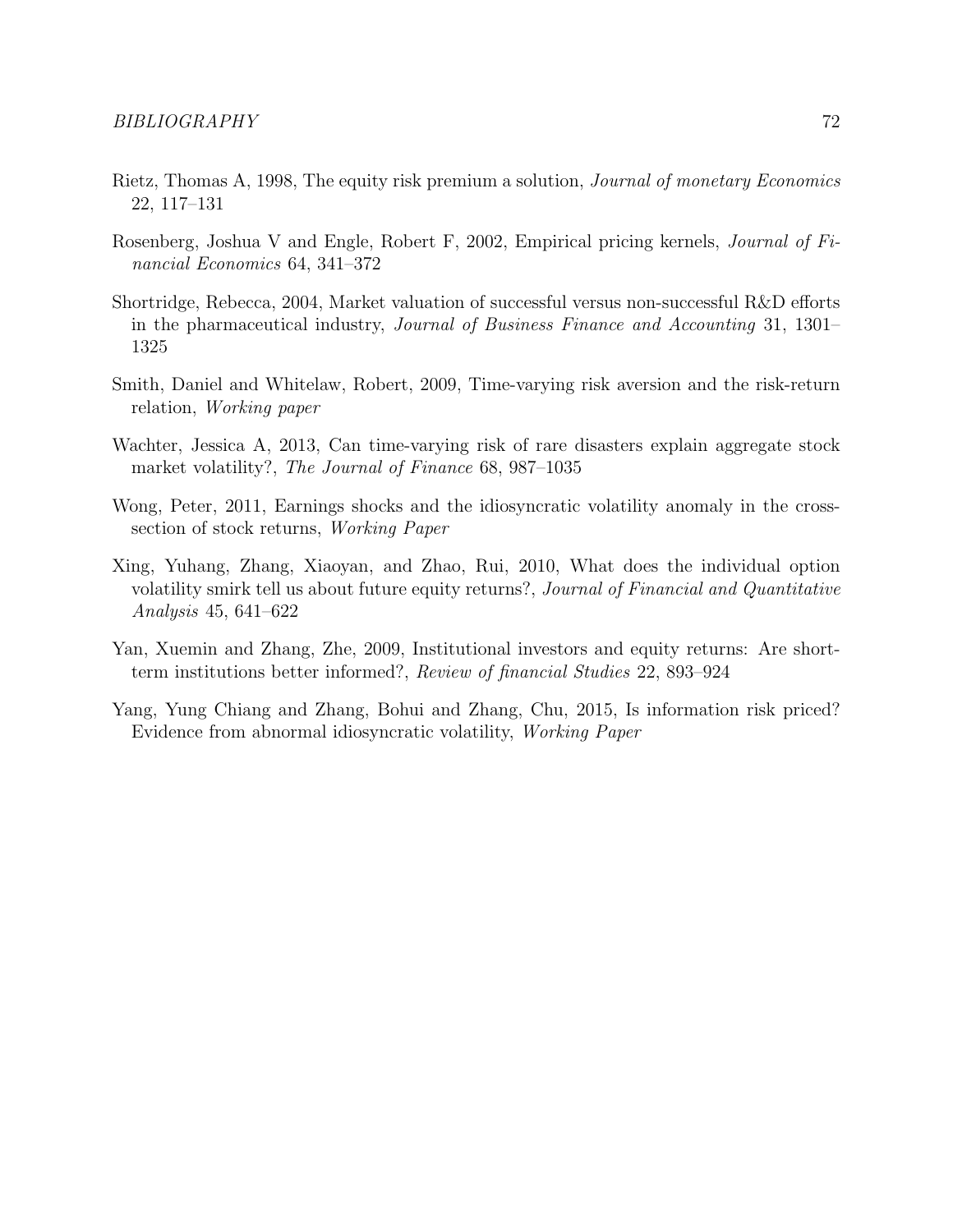Rietz, Thomas A, 1998, The equity risk premium a solution, *Journal of monetary Economics* 22, 117–131

Rosenberg, Joshua V and Engle, Robert F, 2002, Empirical pricing kernels, *Journal of Financial Economics* 64, 341–372

Shortridge, Rebecca, 2004, Market valuation of successful versus non-successful R&D efforts in the pharmaceutical industry, *Journal of Business Finance and Accounting* 31, 1301–1325

Smith, Daniel and Whitelaw, Robert, 2009, Time-varying risk aversion and the risk-return relation, *Working paper*

Wachter, Jessica A, 2013, Can time-varying risk of rare disasters explain aggregate stock market volatility?, *The Journal of Finance* 68, 987–1035

Wong, Peter, 2011, Earnings shocks and the idiosyncratic volatility anomaly in the cross-section of stock returns, *Working Paper*

Xing, Yuhang, Zhang, Xiaoyan, and Zhao, Rui, 2010, What does the individual option volatility smirk tell us about future equity returns?, *Journal of Financial and Quantitative Analysis* 45, 641–622

Yan, Xuemin and Zhang, Zhe, 2009, Institutional investors and equity returns: Are short-term institutions better informed?, *Review of financial Studies* 22, 893–924

Yang, Yung Chiang and Zhang, Bohui and Zhang, Chu, 2015, Is information risk priced? Evidence from abnormal idiosyncratic volatility, *Working Paper*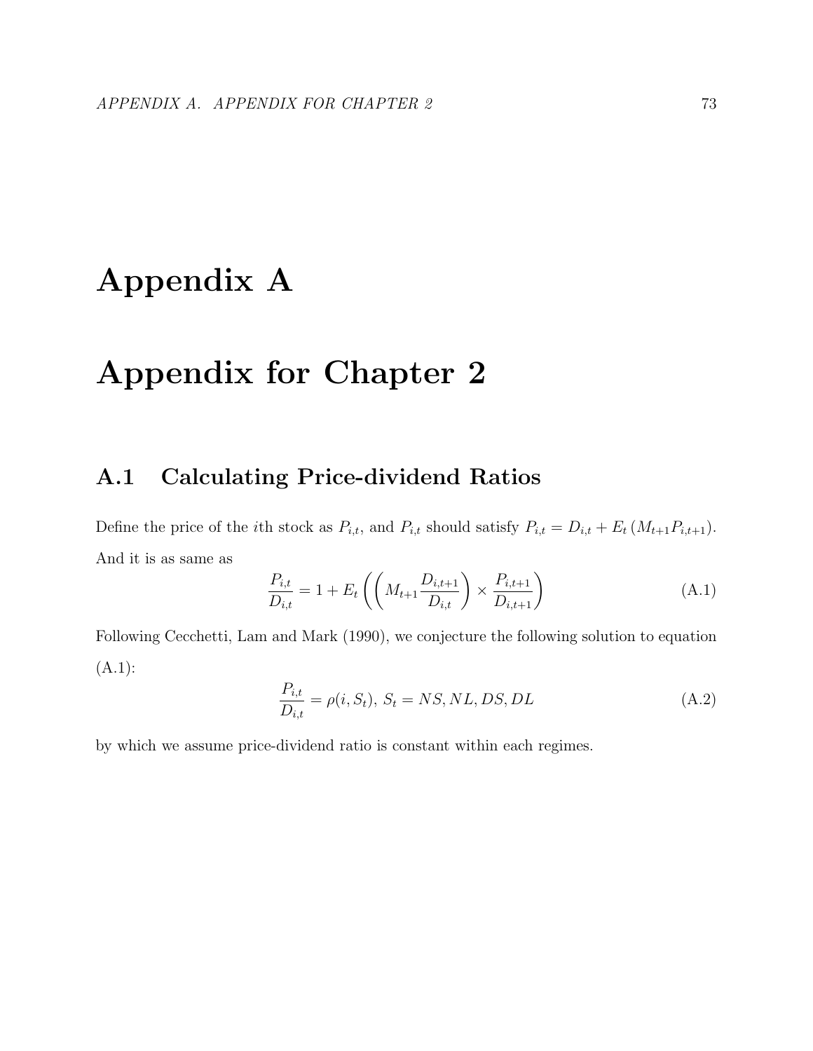# Appendix A

# Appendix for Chapter 2

## A.1 Calculating Price-dividend Ratios

Define the price of the $i$th stock as $P_{i,t}$, and $P_{i,t}$ should satisfy $P_{i,t} = D_{i,t} + E_t\left(M_{t+1}P_{i,t+1}\right)$. And it is as same as

$$\frac{P_{i,t}}{D_{i,t}} = 1 + E_t\left(\left(M_{t+1}\frac{D_{i,t+1}}{D_{i,t}}\right) \times \frac{P_{i,t+1}}{D_{i,t+1}}\right) \tag{A.1}$$

Following Cecchetti, Lam and Mark (1990), we conjecture the following solution to equation (A.1):

$$\frac{P_{i,t}}{D_{i,t}} = \rho(i, S_t),\; S_t = NS, NL, DS, DL \tag{A.2}$$

by which we assume price-dividend ratio is constant within each regimes.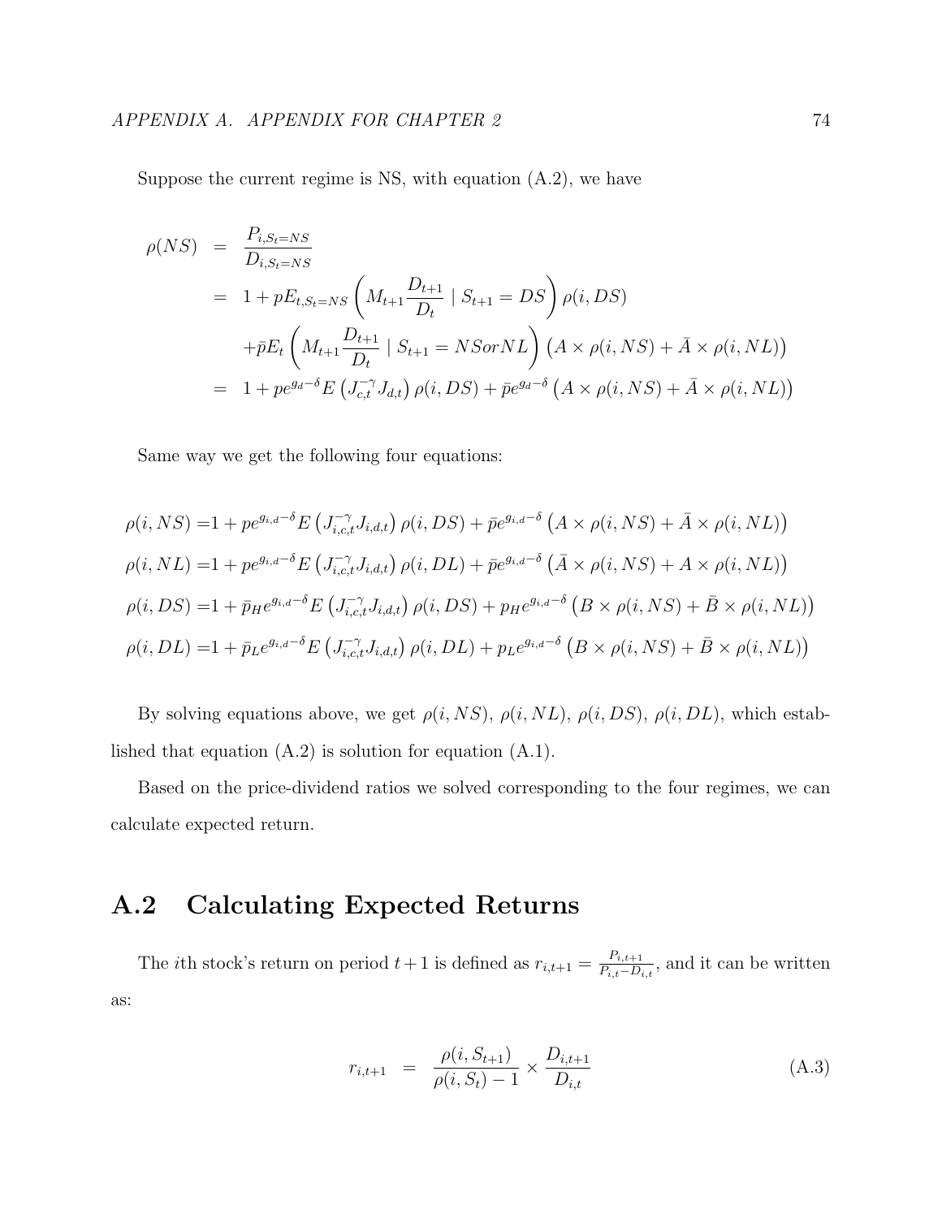Suppose the current regime is NS, with equation (A.2), we have

$$
\begin{aligned}
\rho(NS) &= \frac{P_{i,S_t=NS}}{D_{i,S_t=NS}} \\
&= 1 + pE_{t,S_t=NS}\left(M_{t+1}\frac{D_{t+1}}{D_t} \mid S_{t+1} = DS\right)\rho(i, DS) \\
&\quad + \bar{p}E_t\left(M_{t+1}\frac{D_{t+1}}{D_t} \mid S_{t+1} = NSorNL\right)\left(A \times \rho(i, NS) + \bar{A} \times \rho(i, NL)\right) \\
&= 1 + pe^{g_d - \delta}E\left(J_{c,t}^{-\gamma}J_{d,t}\right)\rho(i, DS) + \bar{p}e^{g_d-\delta}\left(A \times \rho(i, NS) + \bar{A} \times \rho(i, NL)\right)
\end{aligned}
$$

Same way we get the following four equations:

$$
\begin{aligned}
\rho(i, NS) =& 1 + pe^{g_{i,d}-\delta}E\left(J_{i,c,t}^{-\gamma}J_{i,d,t}\right)\rho(i, DS) + \bar{p}e^{g_{i,d}-\delta}\left(A \times \rho(i, NS) + \bar{A} \times \rho(i, NL)\right) \\
\rho(i, NL) =& 1 + pe^{g_{i,d}-\delta}E\left(J_{i,c,t}^{-\gamma}J_{i,d,t}\right)\rho(i, DL) + \bar{p}e^{g_{i,d}-\delta}\left(\bar{A} \times \rho(i, NS) + A \times \rho(i, NL)\right) \\
\rho(i, DS) =& 1 + \bar{p}_H e^{g_{i,d}-\delta}E\left(J_{i,c,t}^{-\gamma}J_{i,d,t}\right)\rho(i, DS) + p_H e^{g_{i,d}-\delta}\left(B \times \rho(i, NS) + \bar{B} \times \rho(i, NL)\right) \\
\rho(i, DL) =& 1 + \bar{p}_L e^{g_{i,d}-\delta}E\left(J_{i,c,t}^{-\gamma}J_{i,d,t}\right)\rho(i, DL) + p_L e^{g_{i,d}-\delta}\left(B \times \rho(i, NS) + \bar{B} \times \rho(i, NL)\right)
\end{aligned}
$$

By solving equations above, we get $\rho(i, NS)$, $\rho(i, NL)$, $\rho(i, DS)$, $\rho(i, DL)$, which established that equation (A.2) is solution for equation (A.1).

Based on the price-dividend ratios we solved corresponding to the four regimes, we can calculate expected return.

## A.2 Calculating Expected Returns

The $i$th stock's return on period $t+1$ is defined as $r_{i,t+1} = \frac{P_{i,t+1}}{P_{i,t}-D_{i,t}}$, and it can be written as:

$$
r_{i,t+1} = \frac{\rho(i, S_{t+1})}{\rho(i, S_t) - 1} \times \frac{D_{i,t+1}}{D_{i,t}} \tag{A.3}
$$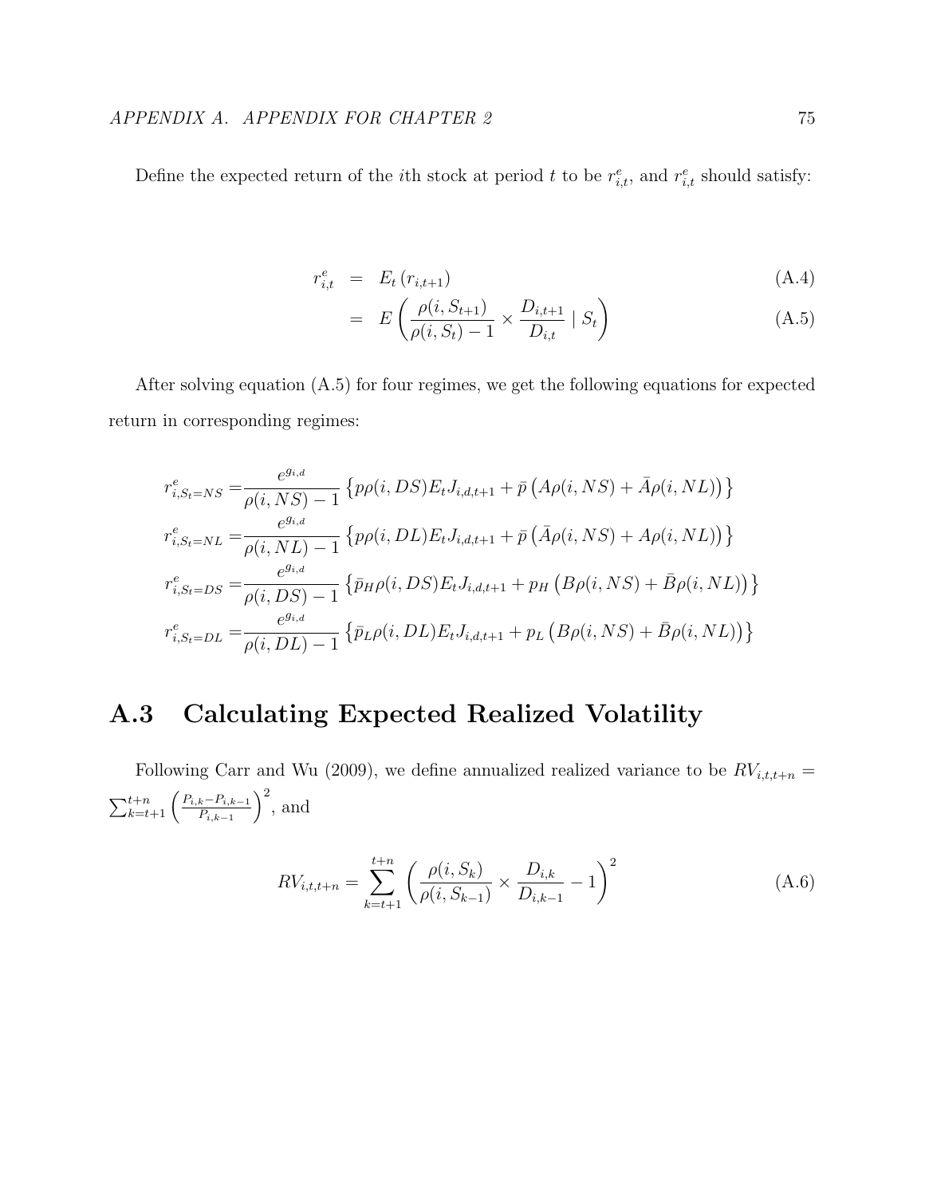Define the expected return of the $i$th stock at period $t$ to be $r^e_{i,t}$, and $r^e_{i,t}$ should satisfy:

$$
\begin{aligned}
r^e_{i,t} &= E_t\left(r_{i,t+1}\right) && \text{(A.4)} \\
&= E\left(\frac{\rho(i,S_{t+1})}{\rho(i,S_t)-1} \times \frac{D_{i,t+1}}{D_{i,t}} \mid S_t\right) && \text{(A.5)}
\end{aligned}
$$

After solving equation (A.5) for four regimes, we get the following equations for expected return in corresponding regimes:

$$
\begin{aligned}
r^e_{i,S_t=NS} =& \frac{e^{g_{i,d}}}{\rho(i,NS)-1}\left\{p\rho(i,DS)E_tJ_{i,d,t+1} + \bar{p}\left(A\rho(i,NS) + \bar{A}\rho(i,NL)\right)\right\} \\
r^e_{i,S_t=NL} =& \frac{e^{g_{i,d}}}{\rho(i,NL)-1}\left\{p\rho(i,DL)E_tJ_{i,d,t+1} + \bar{p}\left(\bar{A}\rho(i,NS) + A\rho(i,NL)\right)\right\} \\
r^e_{i,S_t=DS} =& \frac{e^{g_{i,d}}}{\rho(i,DS)-1}\left\{\bar{p}_H\rho(i,DS)E_tJ_{i,d,t+1} + p_H\left(B\rho(i,NS) + \bar{B}\rho(i,NL)\right)\right\} \\
r^e_{i,S_t=DL} =& \frac{e^{g_{i,d}}}{\rho(i,DL)-1}\left\{\bar{p}_L\rho(i,DL)E_tJ_{i,d,t+1} + p_L\left(B\rho(i,NS) + \bar{B}\rho(i,NL)\right)\right\}
\end{aligned}
$$

## A.3 Calculating Expected Realized Volatility

Following Carr and Wu (2009), we define annualized realized variance to be $RV_{i,t,t+n} = \sum_{k=t+1}^{t+n}\left(\frac{P_{i,k}-P_{i,k-1}}{P_{i,k-1}}\right)^2$, and

$$
RV_{i,t,t+n} = \sum_{k=t+1}^{t+n}\left(\frac{\rho(i,S_k)}{\rho(i,S_{k-1})} \times \frac{D_{i,k}}{D_{i,k-1}} - 1\right)^2 \tag{A.6}
$$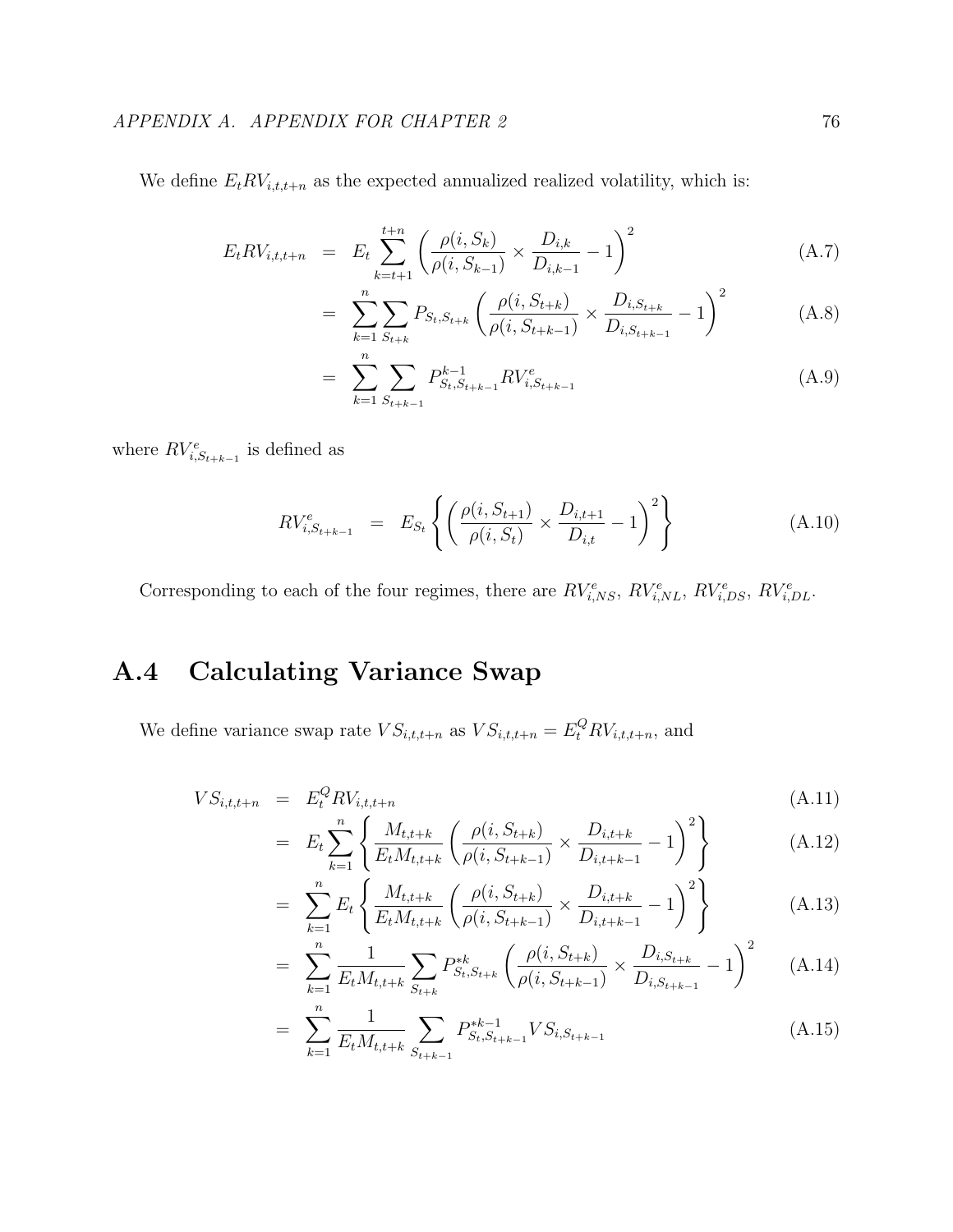We define $E_t RV_{i,t,t+n}$ as the expected annualized realized volatility, which is:

$$
\begin{aligned}
E_t RV_{i,t,t+n} &= E_t \sum_{k=t+1}^{t+n} \left( \frac{\rho(i, S_k)}{\rho(i, S_{k-1})} \times \frac{D_{i,k}}{D_{i,k-1}} - 1 \right)^2 && \text{(A.7)} \\
&= \sum_{k=1}^{n} \sum_{S_{t+k}} P_{S_t, S_{t+k}} \left( \frac{\rho(i, S_{t+k})}{\rho(i, S_{t+k-1})} \times \frac{D_{i,S_{t+k}}}{D_{i,S_{t+k-1}}} - 1 \right)^2 && \text{(A.8)} \\
&= \sum_{k=1}^{n} \sum_{S_{t+k-1}} P^{k-1}_{S_t, S_{t+k-1}} RV^e_{i,S_{t+k-1}} && \text{(A.9)}
\end{aligned}
$$

where $RV^e_{i,S_{t+k-1}}$ is defined as

$$
RV^e_{i,S_{t+k-1}} = E_{S_t} \left\{ \left( \frac{\rho(i, S_{t+1})}{\rho(i, S_t)} \times \frac{D_{i,t+1}}{D_{i,t}} - 1 \right)^2 \right\} \tag{A.10}
$$

Corresponding to each of the four regimes, there are $RV^e_{i,NS}$, $RV^e_{i,NL}$, $RV^e_{i,DS}$, $RV^e_{i,DL}$.

## A.4 Calculating Variance Swap

We define variance swap rate $VS_{i,t,t+n}$ as $VS_{i,t,t+n} = E^Q_t RV_{i,t,t+n}$, and

$$
\begin{aligned}
VS_{i,t,t+n} &= E^Q_t RV_{i,t,t+n} && \text{(A.11)} \\
&= E_t \sum_{k=1}^{n} \left\{ \frac{M_{t,t+k}}{E_t M_{t,t+k}} \left( \frac{\rho(i, S_{t+k})}{\rho(i, S_{t+k-1})} \times \frac{D_{i,t+k}}{D_{i,t+k-1}} - 1 \right)^2 \right\} && \text{(A.12)} \\
&= \sum_{k=1}^{n} E_t \left\{ \frac{M_{t,t+k}}{E_t M_{t,t+k}} \left( \frac{\rho(i, S_{t+k})}{\rho(i, S_{t+k-1})} \times \frac{D_{i,t+k}}{D_{i,t+k-1}} - 1 \right)^2 \right\} && \text{(A.13)} \\
&= \sum_{k=1}^{n} \frac{1}{E_t M_{t,t+k}} \sum_{S_{t+k}} P^{*k}_{S_t, S_{t+k}} \left( \frac{\rho(i, S_{t+k})}{\rho(i, S_{t+k-1})} \times \frac{D_{i,S_{t+k}}}{D_{i,S_{t+k-1}}} - 1 \right)^2 && \text{(A.14)} \\
&= \sum_{k=1}^{n} \frac{1}{E_t M_{t,t+k}} \sum_{S_{t+k-1}} P^{*k-1}_{S_t, S_{t+k-1}} VS_{i,S_{t+k-1}} && \text{(A.15)}
\end{aligned}
$$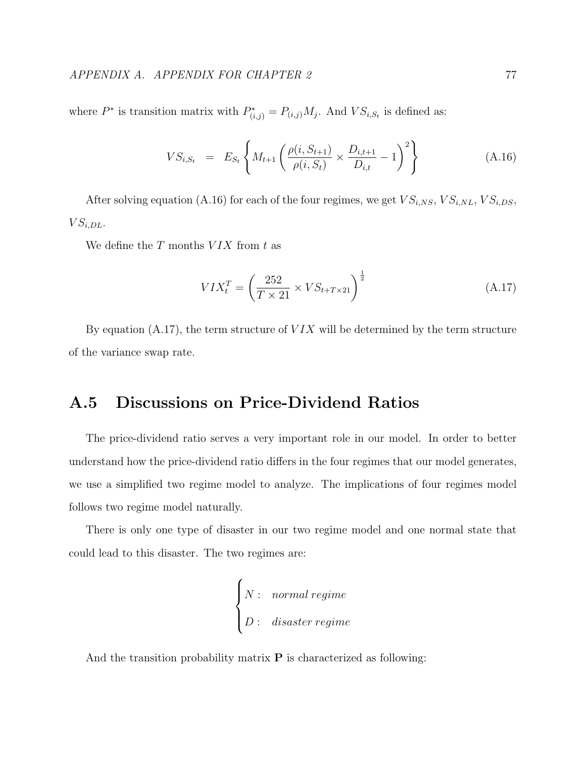where $P^*$ is transition matrix with $P^*_{(i,j)} = P_{(i,j)} M_j$. And $VS_{i,S_t}$ is defined as:

$$VS_{i,S_t} \quad = \quad E_{S_t}\left\{ M_{t+1}\left( \frac{\rho(i,S_{t+1})}{\rho(i,S_t)} \times \frac{D_{i,t+1}}{D_{i,t}} - 1 \right)^2 \right\} \tag{A.16}$$

After solving equation (A.16) for each of the four regimes, we get $VS_{i,NS}$, $VS_{i,NL}$, $VS_{i,DS}$, $VS_{i,DL}$.

We define the $T$ months $VIX$ from $t$ as

$$VIX_t^T = \left( \frac{252}{T \times 21} \times VS_{t+T\times 21} \right)^{\frac{1}{2}} \tag{A.17}$$

By equation (A.17), the term structure of $VIX$ will be determined by the term structure of the variance swap rate.

## A.5 Discussions on Price-Dividend Ratios

The price-dividend ratio serves a very important role in our model. In order to better understand how the price-dividend ratio differs in the four regimes that our model generates, we use a simplified two regime model to analyze. The implications of four regimes model follows two regime model naturally.

There is only one type of disaster in our two regime model and one normal state that could lead to this disaster. The two regimes are:

$$\begin{cases} N: & \textit{normal regime} \\ D: & \textit{disaster regime} \end{cases}$$

And the transition probability matrix $\mathbf{P}$ is characterized as following: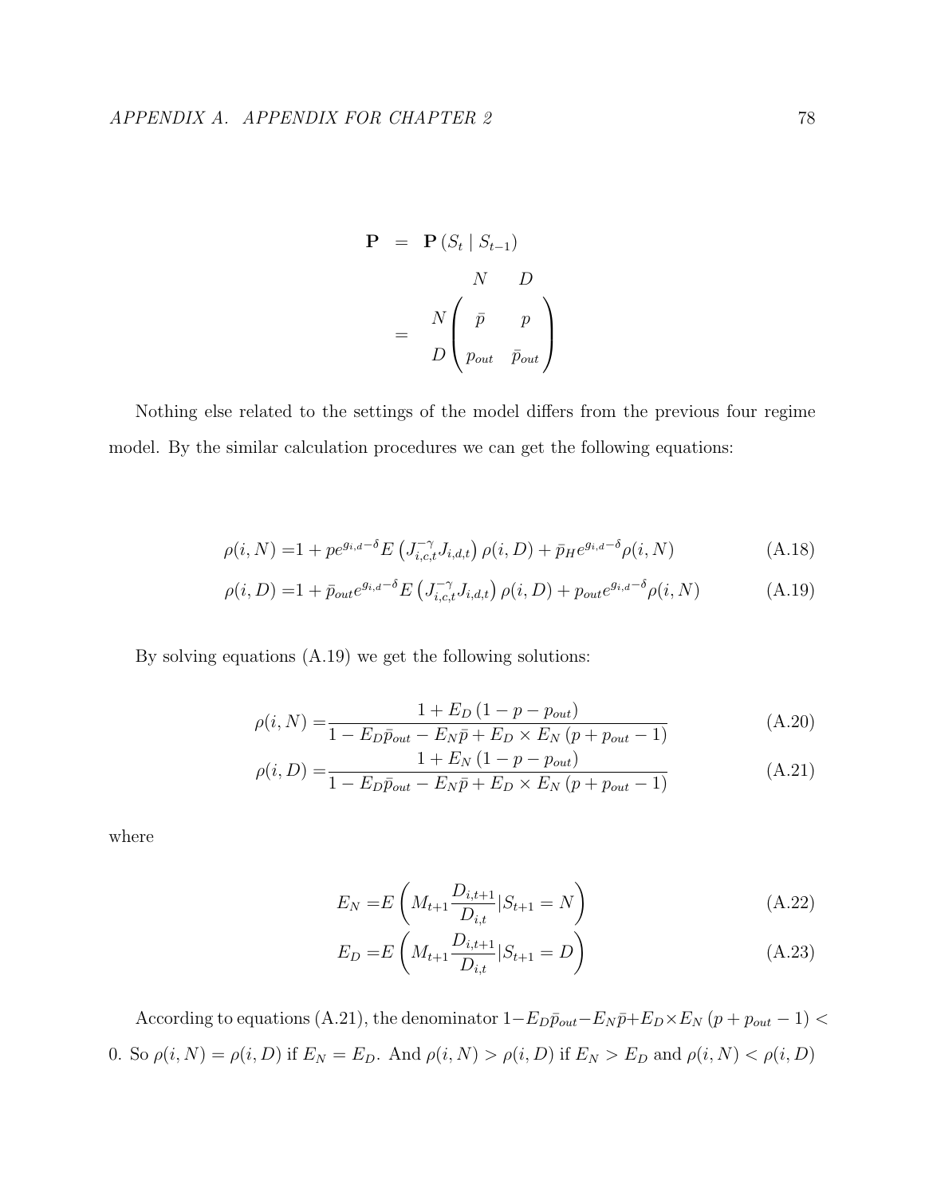$$
\begin{aligned}
\mathbf{P} &= \mathbf{P}\left(S_t \mid S_{t-1}\right) \\
&= \begin{array}{c} \\ N \\ D \end{array} \!\!\! \begin{array}{c} \begin{array}{cc} N & D \end{array} \\ \begin{pmatrix} \bar{p} & p \\ p_{out} & \bar{p}_{out} \end{pmatrix} \end{array}
\end{aligned}
$$

Nothing else related to the settings of the model differs from the previous four regime model. By the similar calculation procedures we can get the following equations:

$$
\rho(i,N) = 1 + p e^{g_{i,d}-\delta} E\left(J_{i,c,t}^{-\gamma} J_{i,d,t}\right) \rho(i,D) + \bar{p}_H e^{g_{i,d}-\delta} \rho(i,N) \tag{A.18}
$$

$$
\rho(i,D) = 1 + \bar{p}_{out} e^{g_{i,d}-\delta} E\left(J_{i,c,t}^{-\gamma} J_{i,d,t}\right) \rho(i,D) + p_{out} e^{g_{i,d}-\delta} \rho(i,N) \tag{A.19}
$$

By solving equations (A.19) we get the following solutions:

$$
\rho(i,N) = \frac{1 + E_D\left(1 - p - p_{out}\right)}{1 - E_D \bar{p}_{out} - E_N \bar{p} + E_D \times E_N \left(p + p_{out} - 1\right)} \tag{A.20}
$$

$$
\rho(i,D) = \frac{1 + E_N\left(1 - p - p_{out}\right)}{1 - E_D \bar{p}_{out} - E_N \bar{p} + E_D \times E_N \left(p + p_{out} - 1\right)} \tag{A.21}
$$

where

$$
E_N = E\left(M_{t+1} \frac{D_{i,t+1}}{D_{i,t}} | S_{t+1} = N\right) \tag{A.22}
$$

$$
E_D = E\left(M_{t+1} \frac{D_{i,t+1}}{D_{i,t}} | S_{t+1} = D\right) \tag{A.23}
$$

According to equations (A.21), the denominator $1 - E_D \bar{p}_{out} - E_N \bar{p} + E_D \times E_N \left(p + p_{out} - 1\right) < 0$. So $\rho(i,N) = \rho(i,D)$ if $E_N = E_D$. And $\rho(i,N) > \rho(i,D)$ if $E_N > E_D$ and $\rho(i,N) < \rho(i,D)$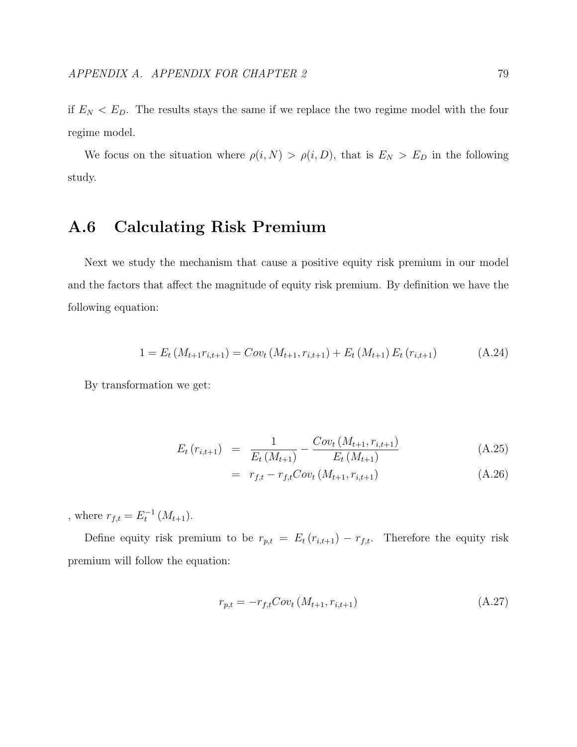if $E_N < E_D$. The results stays the same if we replace the two regime model with the four regime model.

We focus on the situation where $\rho(i, N) > \rho(i, D)$, that is $E_N > E_D$ in the following study.

## A.6 Calculating Risk Premium

Next we study the mechanism that cause a positive equity risk premium in our model and the factors that affect the magnitude of equity risk premium. By definition we have the following equation:

$$1 = E_t\left(M_{t+1} r_{i,t+1}\right) = Cov_t\left(M_{t+1}, r_{i,t+1}\right) + E_t\left(M_{t+1}\right) E_t\left(r_{i,t+1}\right) \tag{A.24}$$

By transformation we get:

$$\begin{aligned} E_t\left(r_{i,t+1}\right) &= \frac{1}{E_t\left(M_{t+1}\right)} - \frac{Cov_t\left(M_{t+1}, r_{i,t+1}\right)}{E_t\left(M_{t+1}\right)} & \text{(A.25)} \\ &= r_{f,t} - r_{f,t} Cov_t\left(M_{t+1}, r_{i,t+1}\right) & \text{(A.26)} \end{aligned}$$

, where $r_{f,t} = E_t^{-1}\left(M_{t+1}\right)$.

Define equity risk premium to be $r_{p,t} = E_t\left(r_{i,t+1}\right) - r_{f,t}$. Therefore the equity risk premium will follow the equation:

$$r_{p,t} = -r_{f,t} Cov_t\left(M_{t+1}, r_{i,t+1}\right) \tag{A.27}$$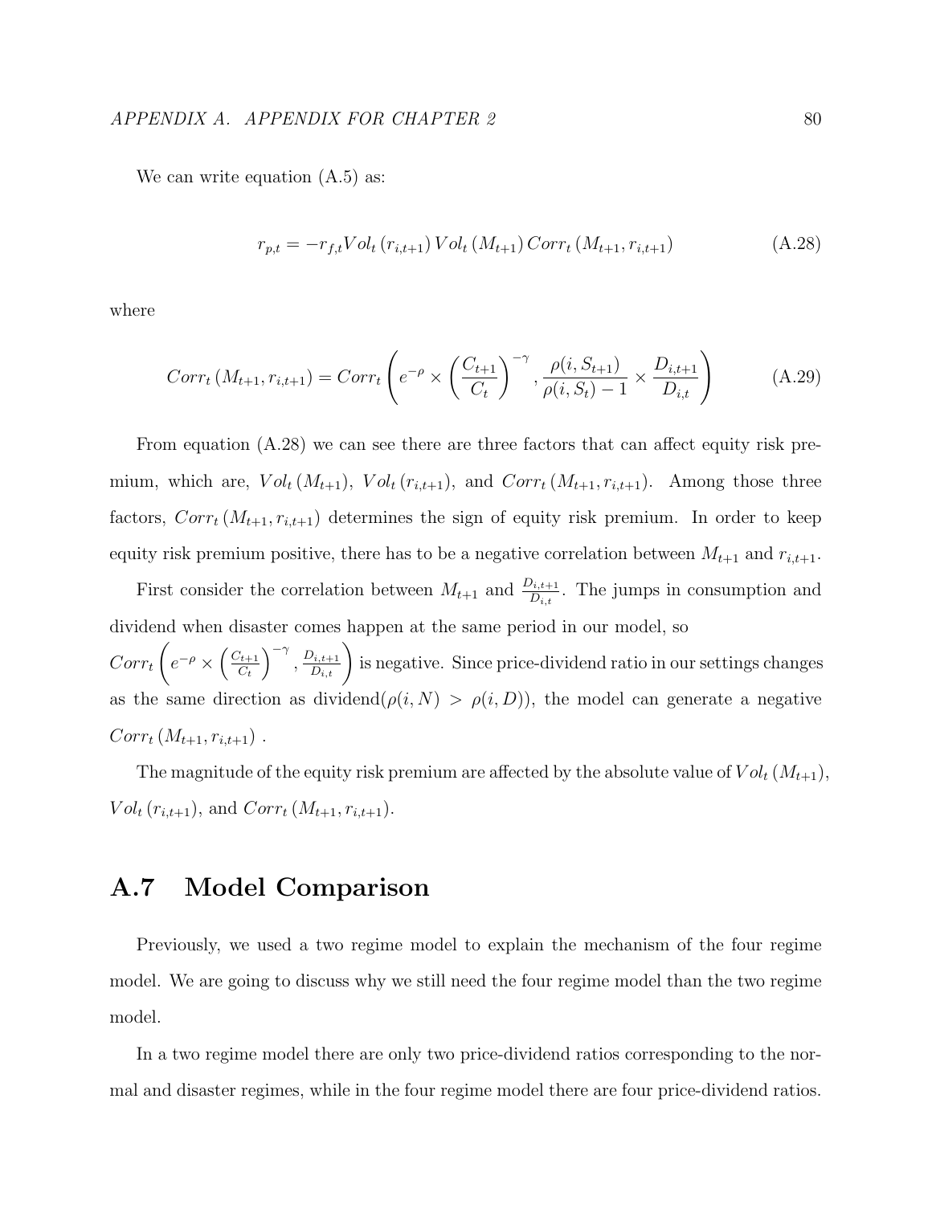We can write equation (A.5) as:

$$r_{p,t} = -r_{f,t} Vol_t \left(r_{i,t+1}\right) Vol_t \left(M_{t+1}\right) Corr_t \left(M_{t+1}, r_{i,t+1}\right) \tag{A.28}$$

where

$$Corr_t \left(M_{t+1}, r_{i,t+1}\right) = Corr_t \left( e^{-\rho} \times \left(\frac{C_{t+1}}{C_t}\right)^{-\gamma}, \frac{\rho(i, S_{t+1})}{\rho(i, S_t) - 1} \times \frac{D_{i,t+1}}{D_{i,t}} \right) \tag{A.29}$$

From equation (A.28) we can see there are three factors that can affect equity risk premium, which are, $Vol_t\left(M_{t+1}\right)$, $Vol_t\left(r_{i,t+1}\right)$, and $Corr_t\left(M_{t+1}, r_{i,t+1}\right)$. Among those three factors, $Corr_t\left(M_{t+1}, r_{i,t+1}\right)$ determines the sign of equity risk premium. In order to keep equity risk premium positive, there has to be a negative correlation between $M_{t+1}$ and $r_{i,t+1}$.

First consider the correlation between $M_{t+1}$ and $\frac{D_{i,t+1}}{D_{i,t}}$. The jumps in consumption and dividend when disaster comes happen at the same period in our model, so $Corr_t\left(e^{-\rho} \times \left(\frac{C_{t+1}}{C_t}\right)^{-\gamma}, \frac{D_{i,t+1}}{D_{i,t}}\right)$ is negative. Since price-dividend ratio in our settings changes as the same direction as dividend($\rho(i, N) > \rho(i, D)$), the model can generate a negative $Corr_t\left(M_{t+1}, r_{i,t+1}\right)$ .

The magnitude of the equity risk premium are affected by the absolute value of $Vol_t\left(M_{t+1}\right)$, $Vol_t\left(r_{i,t+1}\right)$, and $Corr_t\left(M_{t+1}, r_{i,t+1}\right)$.

## A.7 Model Comparison

Previously, we used a two regime model to explain the mechanism of the four regime model. We are going to discuss why we still need the four regime model than the two regime model.

In a two regime model there are only two price-dividend ratios corresponding to the normal and disaster regimes, while in the four regime model there are four price-dividend ratios.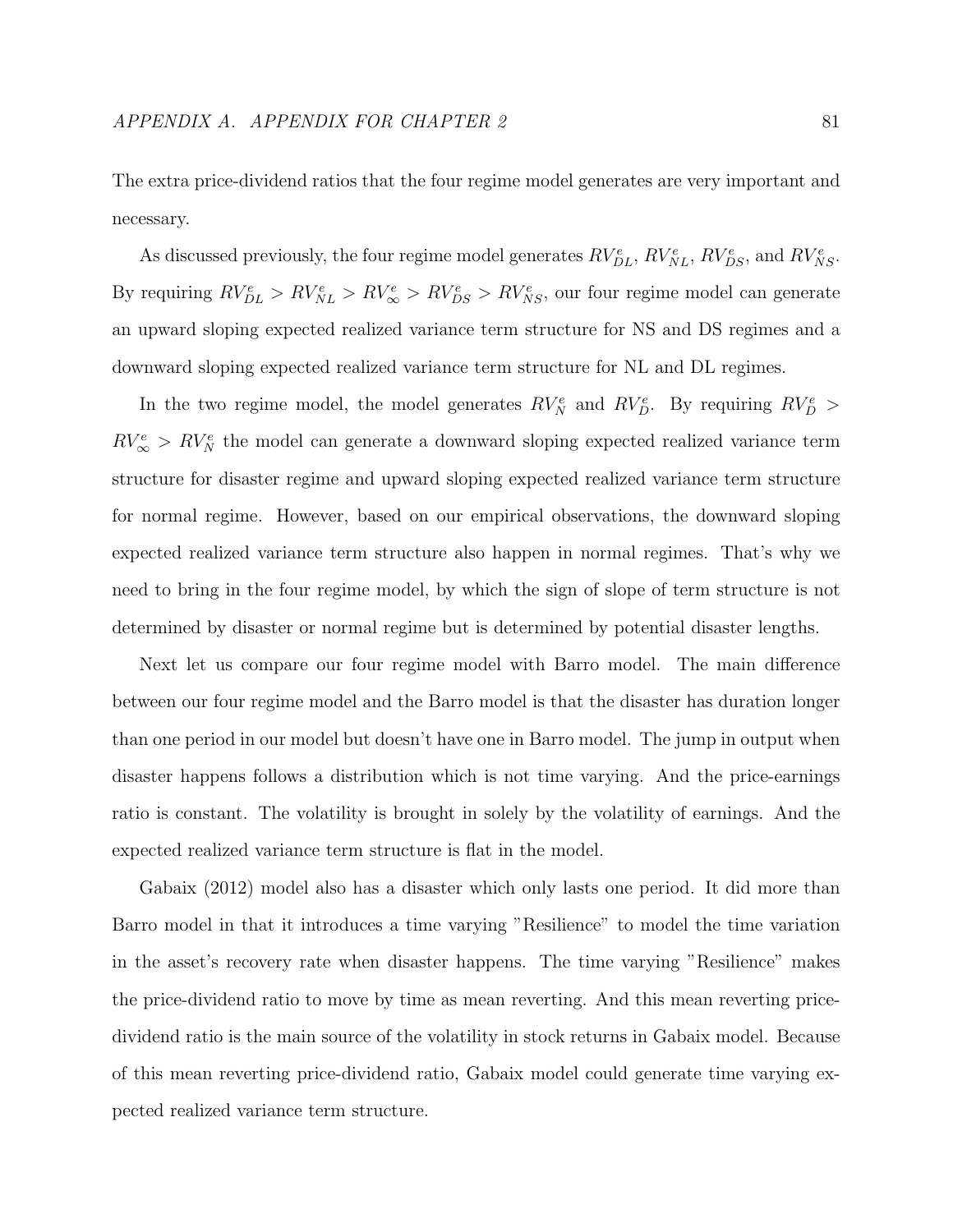The extra price-dividend ratios that the four regime model generates are very important and necessary.

As discussed previously, the four regime model generates $RV^e_{DL}$, $RV^e_{NL}$, $RV^e_{DS}$, and $RV^e_{NS}$. By requiring $RV^e_{DL} > RV^e_{NL} > RV^e_{\infty} > RV^e_{DS} > RV^e_{NS}$, our four regime model can generate an upward sloping expected realized variance term structure for NS and DS regimes and a downward sloping expected realized variance term structure for NL and DL regimes.

In the two regime model, the model generates $RV^e_N$ and $RV^e_D$. By requiring $RV^e_D > RV^e_{\infty} > RV^e_N$ the model can generate a downward sloping expected realized variance term structure for disaster regime and upward sloping expected realized variance term structure for normal regime. However, based on our empirical observations, the downward sloping expected realized variance term structure also happen in normal regimes. That's why we need to bring in the four regime model, by which the sign of slope of term structure is not determined by disaster or normal regime but is determined by potential disaster lengths.

Next let us compare our four regime model with Barro model. The main difference between our four regime model and the Barro model is that the disaster has duration longer than one period in our model but doesn't have one in Barro model. The jump in output when disaster happens follows a distribution which is not time varying. And the price-earnings ratio is constant. The volatility is brought in solely by the volatility of earnings. And the expected realized variance term structure is flat in the model.

Gabaix (2012) model also has a disaster which only lasts one period. It did more than Barro model in that it introduces a time varying "Resilience" to model the time variation in the asset's recovery rate when disaster happens. The time varying "Resilience" makes the price-dividend ratio to move by time as mean reverting. And this mean reverting price-dividend ratio is the main source of the volatility in stock returns in Gabaix model. Because of this mean reverting price-dividend ratio, Gabaix model could generate time varying expected realized variance term structure.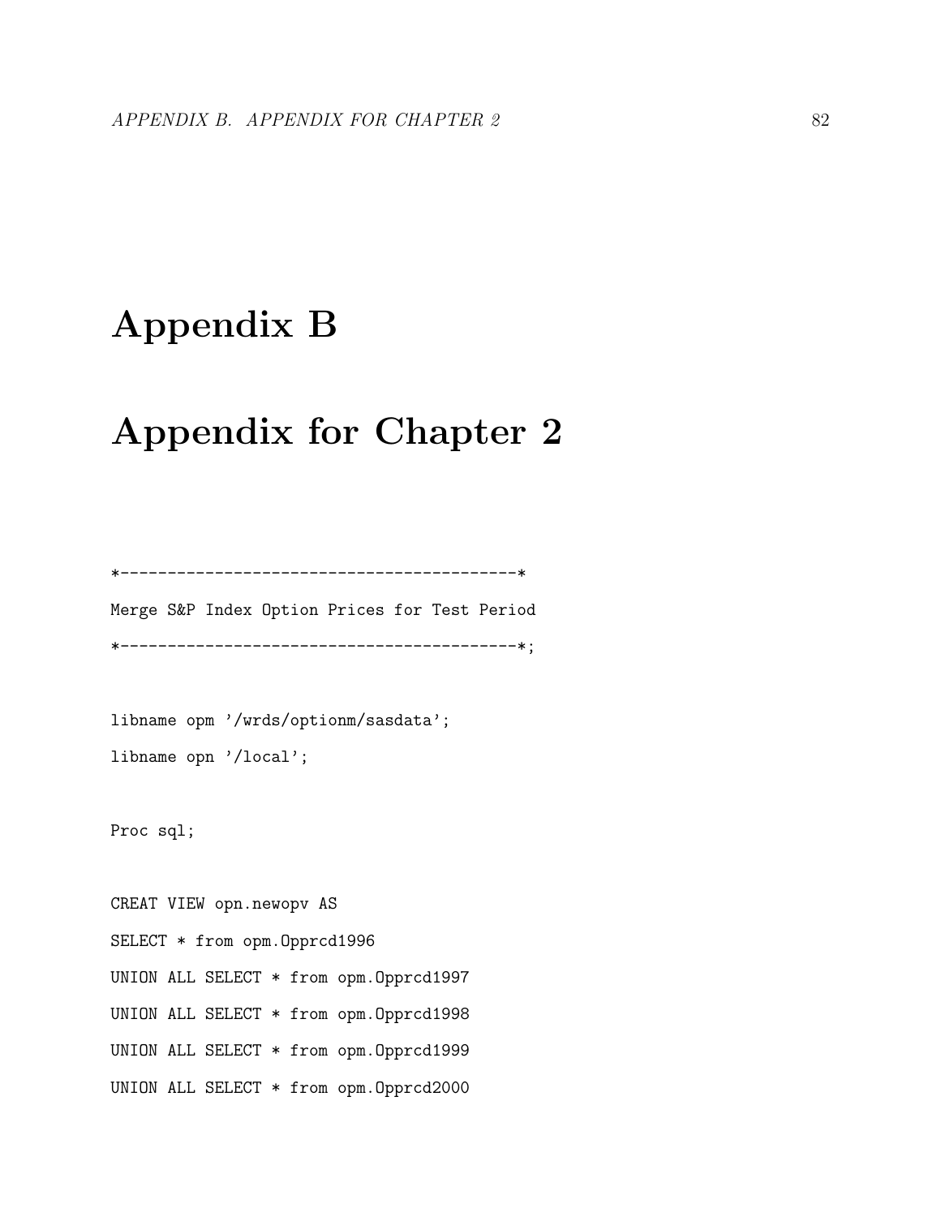# Appendix B

# Appendix for Chapter 2

```
*------------------------------------------*
Merge S&P Index Option Prices for Test Period
*------------------------------------------*;

libname opm '/wrds/optionm/sasdata';
libname opn '/local';

Proc sql;

CREAT VIEW opn.newopv AS
SELECT * from opm.Opprcd1996
UNION ALL SELECT * from opm.Opprcd1997
UNION ALL SELECT * from opm.Opprcd1998
UNION ALL SELECT * from opm.Opprcd1999
UNION ALL SELECT * from opm.Opprcd2000
```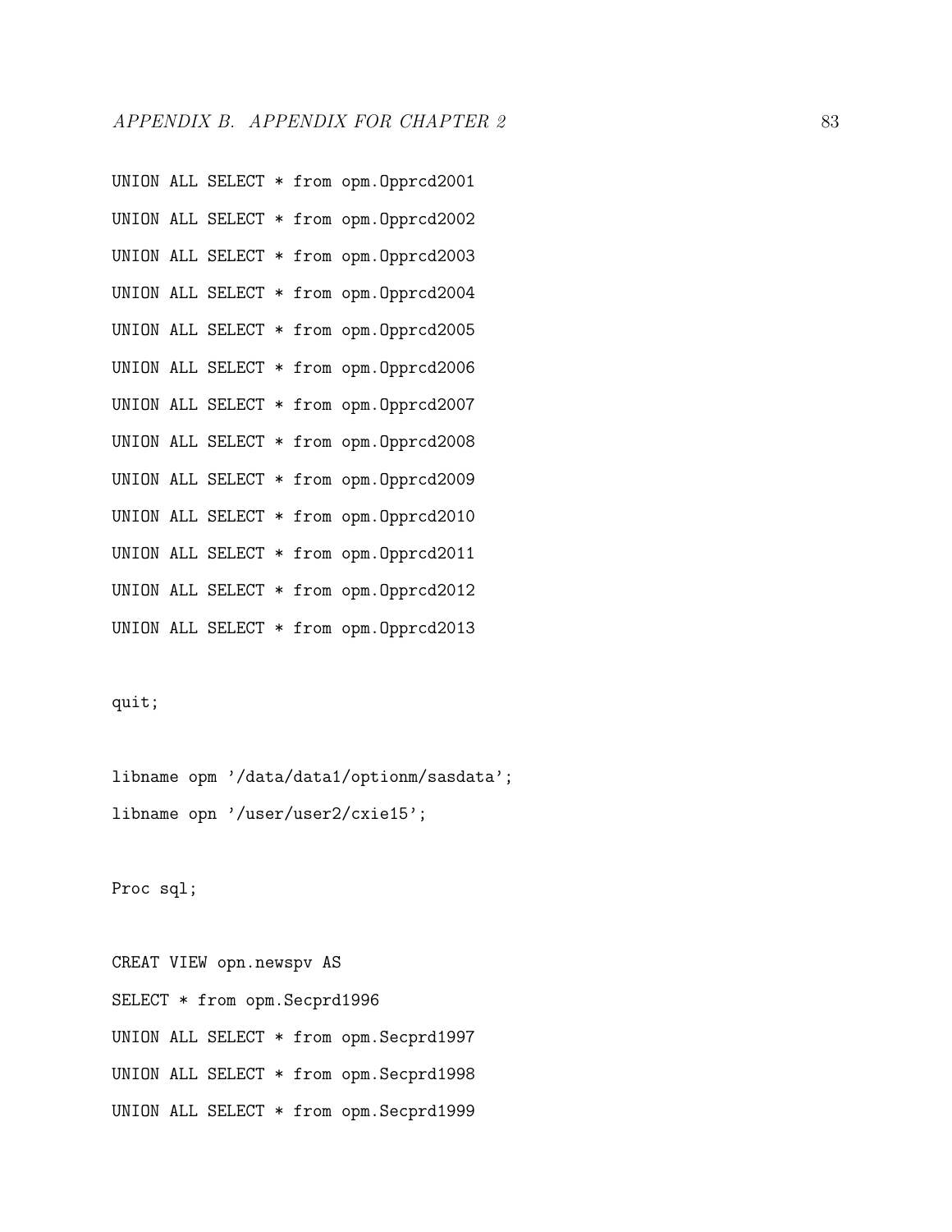```
UNION ALL SELECT * from opm.Opprcd2001
UNION ALL SELECT * from opm.Opprcd2002
UNION ALL SELECT * from opm.Opprcd2003
UNION ALL SELECT * from opm.Opprcd2004
UNION ALL SELECT * from opm.Opprcd2005
UNION ALL SELECT * from opm.Opprcd2006
UNION ALL SELECT * from opm.Opprcd2007
UNION ALL SELECT * from opm.Opprcd2008
UNION ALL SELECT * from opm.Opprcd2009
UNION ALL SELECT * from opm.Opprcd2010
UNION ALL SELECT * from opm.Opprcd2011
UNION ALL SELECT * from opm.Opprcd2012
UNION ALL SELECT * from opm.Opprcd2013

quit;

libname opm '/data/data1/optionm/sasdata';
libname opn '/user/user2/cxie15';

Proc sql;

CREAT VIEW opn.newspv AS
SELECT * from opm.Secprd1996
UNION ALL SELECT * from opm.Secprd1997
UNION ALL SELECT * from opm.Secprd1998
UNION ALL SELECT * from opm.Secprd1999
```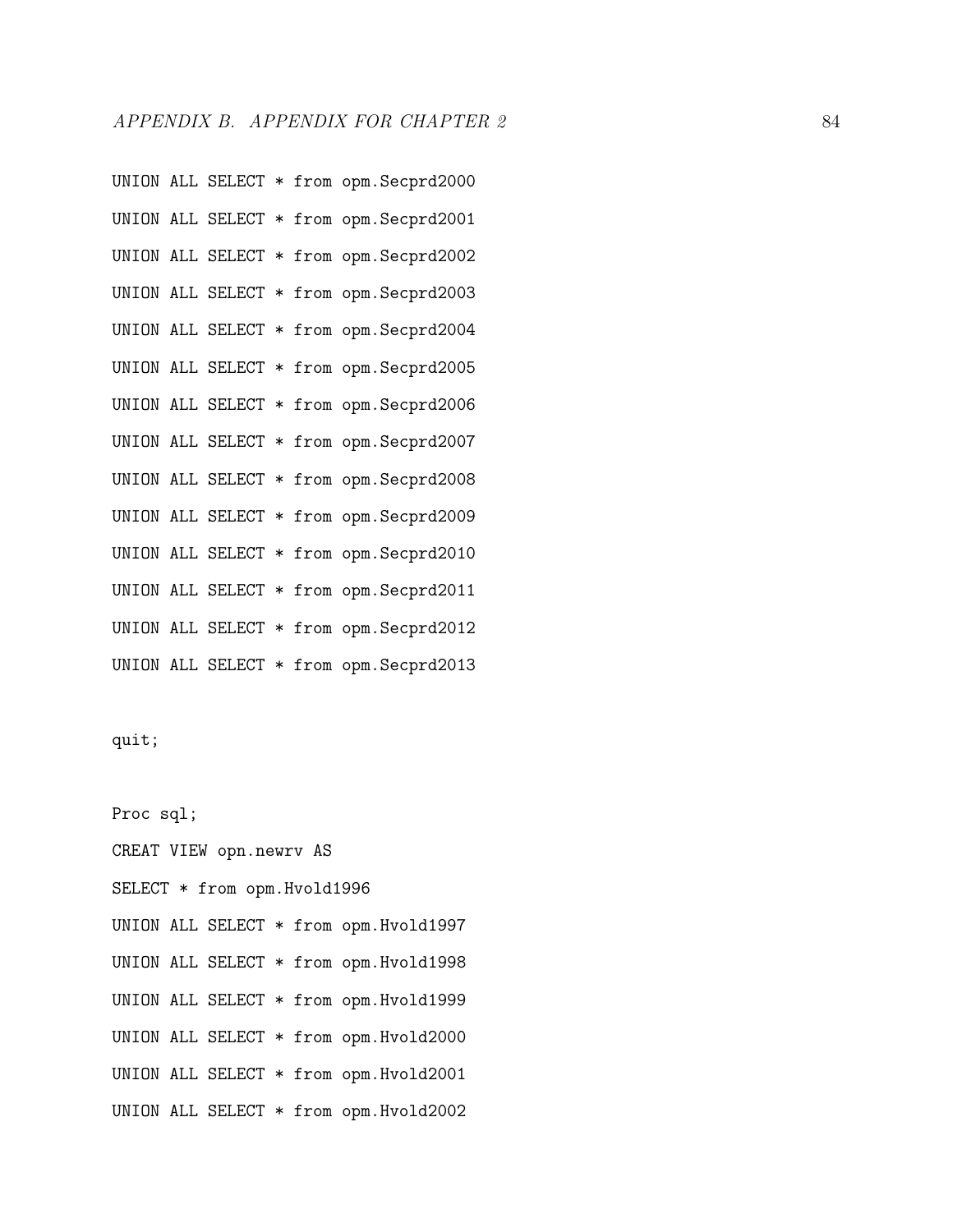```
UNION ALL SELECT * from opm.Secprd2000
UNION ALL SELECT * from opm.Secprd2001
UNION ALL SELECT * from opm.Secprd2002
UNION ALL SELECT * from opm.Secprd2003
UNION ALL SELECT * from opm.Secprd2004
UNION ALL SELECT * from opm.Secprd2005
UNION ALL SELECT * from opm.Secprd2006
UNION ALL SELECT * from opm.Secprd2007
UNION ALL SELECT * from opm.Secprd2008
UNION ALL SELECT * from opm.Secprd2009
UNION ALL SELECT * from opm.Secprd2010
UNION ALL SELECT * from opm.Secprd2011
UNION ALL SELECT * from opm.Secprd2012
UNION ALL SELECT * from opm.Secprd2013

quit;

Proc sql;
CREAT VIEW opn.newrv AS
SELECT * from opm.Hvold1996
UNION ALL SELECT * from opm.Hvold1997
UNION ALL SELECT * from opm.Hvold1998
UNION ALL SELECT * from opm.Hvold1999
UNION ALL SELECT * from opm.Hvold2000
UNION ALL SELECT * from opm.Hvold2001
UNION ALL SELECT * from opm.Hvold2002
```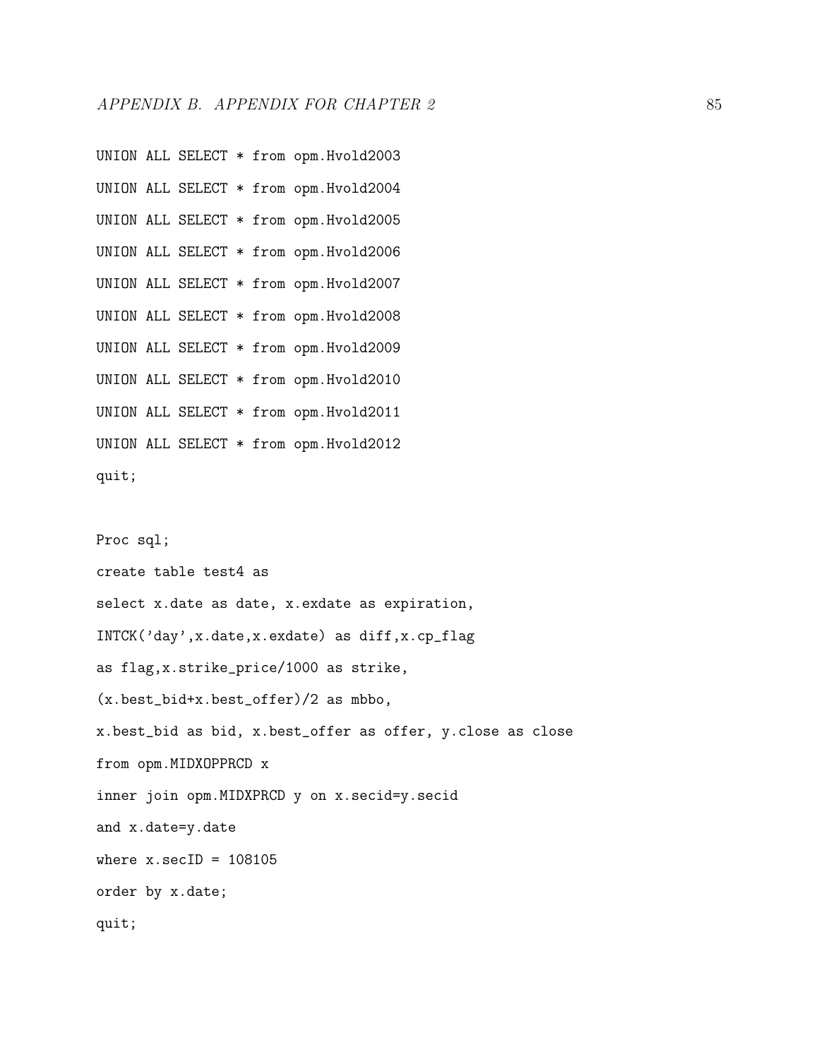```
UNION ALL SELECT * from opm.Hvold2003
UNION ALL SELECT * from opm.Hvold2004
UNION ALL SELECT * from opm.Hvold2005
UNION ALL SELECT * from opm.Hvold2006
UNION ALL SELECT * from opm.Hvold2007
UNION ALL SELECT * from opm.Hvold2008
UNION ALL SELECT * from opm.Hvold2009
UNION ALL SELECT * from opm.Hvold2010
UNION ALL SELECT * from opm.Hvold2011
UNION ALL SELECT * from opm.Hvold2012
quit;


Proc sql;
create table test4 as
select x.date as date, x.exdate as expiration,
INTCK('day',x.date,x.exdate) as diff,x.cp_flag
as flag,x.strike_price/1000 as strike,
(x.best_bid+x.best_offer)/2 as mbbo,
x.best_bid as bid, x.best_offer as offer, y.close as close
from opm.MIDXOPPRCD x
inner join opm.MIDXPRCD y on x.secid=y.secid
and x.date=y.date
where x.secID = 108105
order by x.date;
quit;
```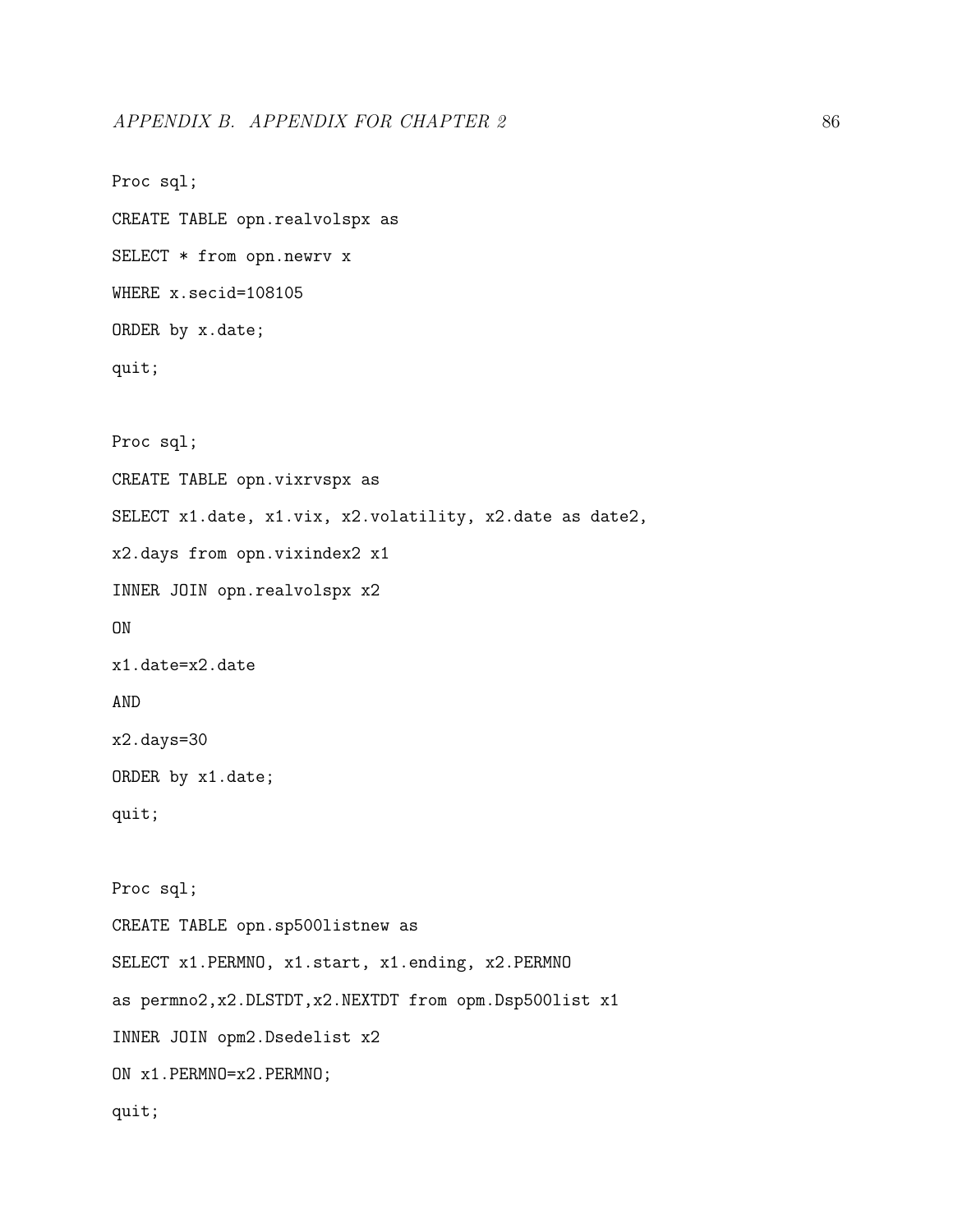```
Proc sql;
CREATE TABLE opn.realvolspx as
SELECT * from opn.newrv x
WHERE x.secid=108105
ORDER by x.date;
quit;

Proc sql;
CREATE TABLE opn.vixrvspx as
SELECT x1.date, x1.vix, x2.volatility, x2.date as date2,
x2.days from opn.vixindex2 x1
INNER JOIN opn.realvolspx x2
ON
x1.date=x2.date
AND
x2.days=30
ORDER by x1.date;
quit;

Proc sql;
CREATE TABLE opn.sp500listnew as
SELECT x1.PERMNO, x1.start, x1.ending, x2.PERMNO
as permno2,x2.DLSTDT,x2.NEXTDT from opm.Dsp500list x1
INNER JOIN opm2.Dsedelist x2
ON x1.PERMNO=x2.PERMNO;
quit;
```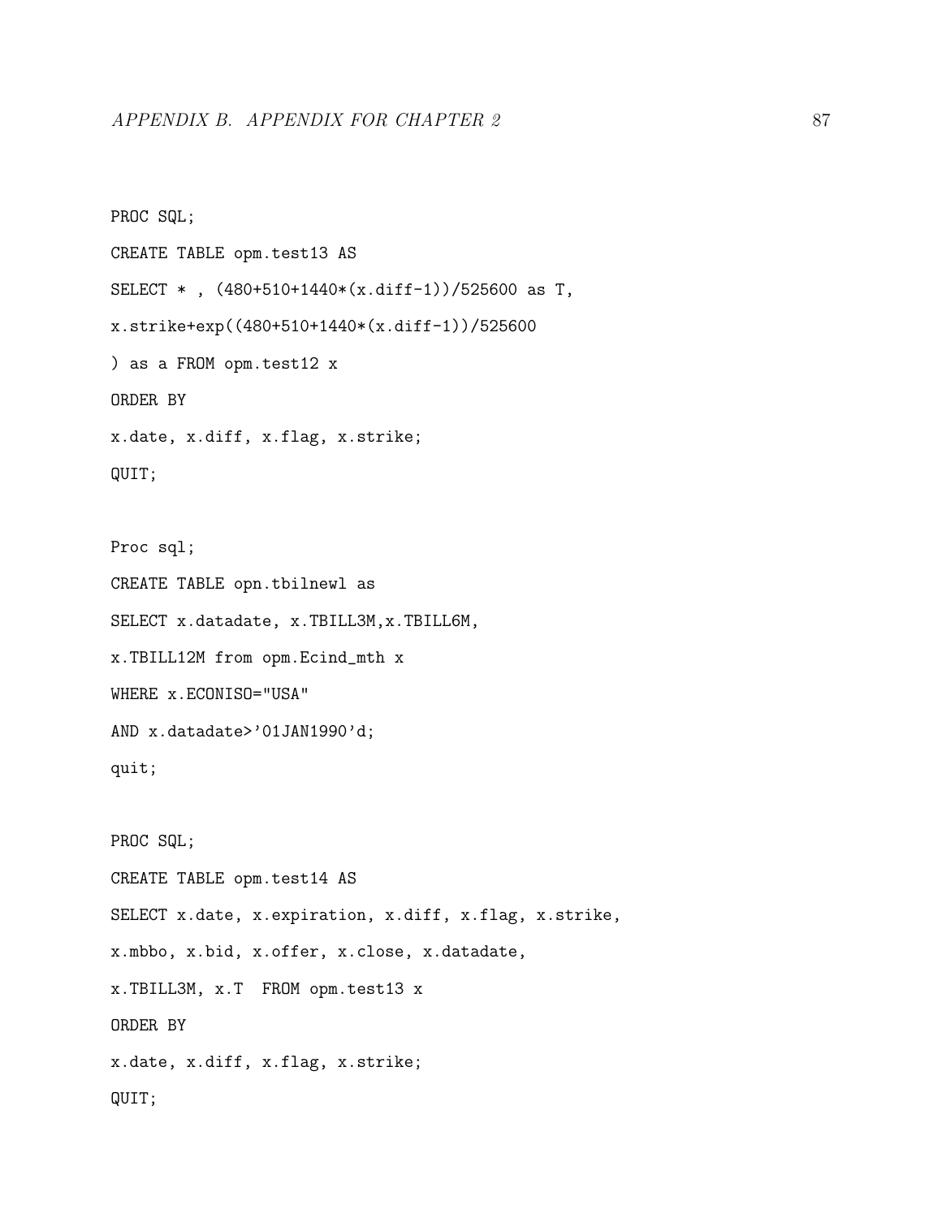```
PROC SQL;
CREATE TABLE opm.test13 AS
SELECT * , (480+510+1440*(x.diff-1))/525600 as T,
x.strike+exp((480+510+1440*(x.diff-1))/525600
) as a FROM opm.test12 x
ORDER BY
x.date, x.diff, x.flag, x.strike;
QUIT;

Proc sql;
CREATE TABLE opn.tbilnewl as
SELECT x.datadate, x.TBILL3M,x.TBILL6M,
x.TBILL12M from opm.Ecind_mth x
WHERE x.ECONISO="USA"
AND x.datadate>'01JAN1990'd;
quit;

PROC SQL;
CREATE TABLE opm.test14 AS
SELECT x.date, x.expiration, x.diff, x.flag, x.strike,
x.mbbo, x.bid, x.offer, x.close, x.datadate,
x.TBILL3M, x.T  FROM opm.test13 x
ORDER BY
x.date, x.diff, x.flag, x.strike;
QUIT;
```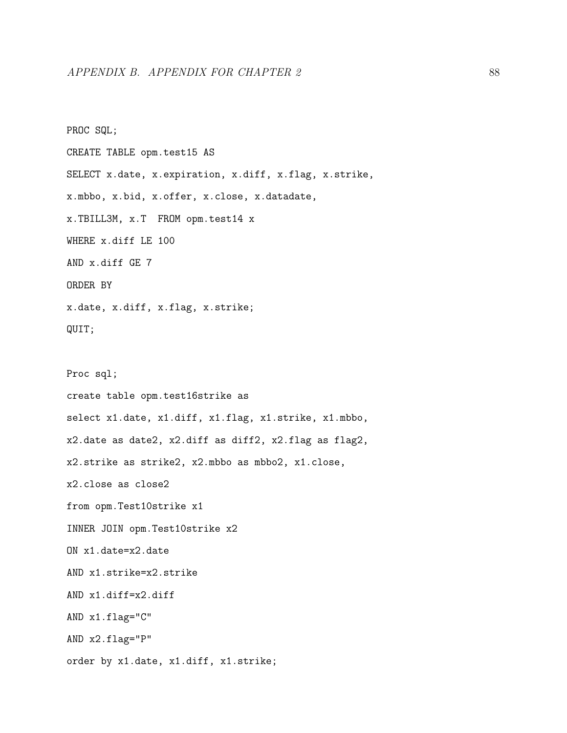```
PROC SQL;
CREATE TABLE opm.test15 AS
SELECT x.date, x.expiration, x.diff, x.flag, x.strike,
x.mbbo, x.bid, x.offer, x.close, x.datadate,
x.TBILL3M, x.T  FROM opm.test14 x
WHERE x.diff LE 100
AND x.diff GE 7
ORDER BY
x.date, x.diff, x.flag, x.strike;
QUIT;

Proc sql;
create table opm.test16strike as
select x1.date, x1.diff, x1.flag, x1.strike, x1.mbbo,
x2.date as date2, x2.diff as diff2, x2.flag as flag2,
x2.strike as strike2, x2.mbbo as mbbo2, x1.close,
x2.close as close2
from opm.Test10strike x1
INNER JOIN opm.Test10strike x2
ON x1.date=x2.date
AND x1.strike=x2.strike
AND x1.diff=x2.diff
AND x1.flag="C"
AND x2.flag="P"
order by x1.date, x1.diff, x1.strike;
```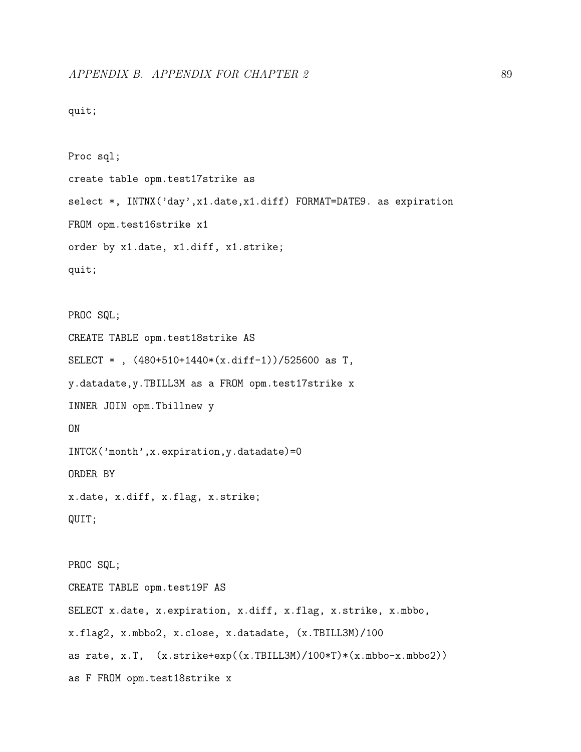```
quit;

Proc sql;
create table opm.test17strike as
select *, INTNX('day',x1.date,x1.diff) FORMAT=DATE9. as expiration
FROM opm.test16strike x1
order by x1.date, x1.diff, x1.strike;
quit;

PROC SQL;
CREATE TABLE opm.test18strike AS
SELECT * , (480+510+1440*(x.diff-1))/525600 as T,
y.datadate,y.TBILL3M as a FROM opm.test17strike x
INNER JOIN opm.Tbillnew y
ON
INTCK('month',x.expiration,y.datadate)=0
ORDER BY
x.date, x.diff, x.flag, x.strike;
QUIT;

PROC SQL;
CREATE TABLE opm.test19F AS
SELECT x.date, x.expiration, x.diff, x.flag, x.strike, x.mbbo,
x.flag2, x.mbbo2, x.close, x.datadate, (x.TBILL3M)/100
as rate, x.T,  (x.strike+exp((x.TBILL3M)/100*T)*(x.mbbo-x.mbbo2))
as F FROM opm.test18strike x
```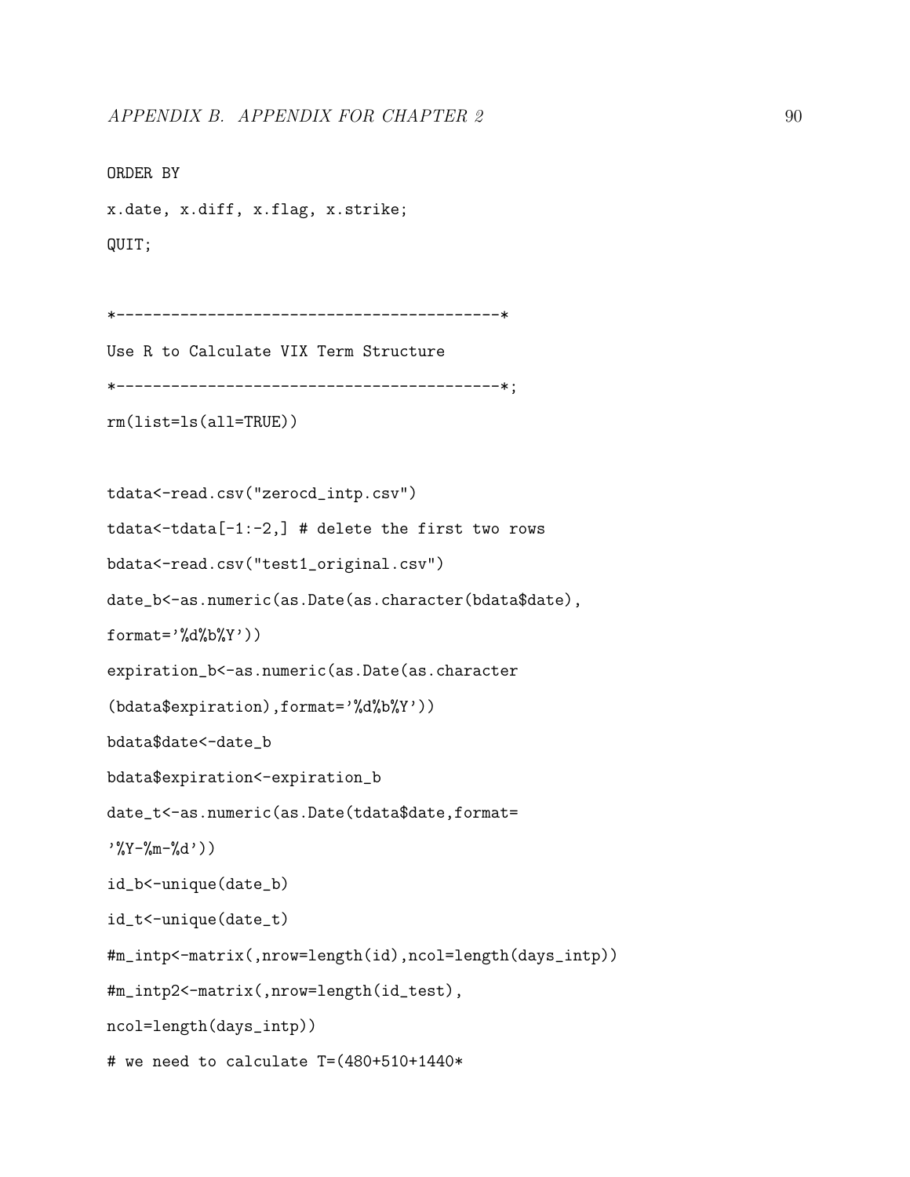```
ORDER BY
x.date, x.diff, x.flag, x.strike;
QUIT;

*------------------------------------------*
Use R to Calculate VIX Term Structure
*------------------------------------------*;
rm(list=ls(all=TRUE))

tdata<-read.csv("zerocd_intp.csv")
tdata<-tdata[-1:-2,] # delete the first two rows
bdata<-read.csv("test1_original.csv")
date_b<-as.numeric(as.Date(as.character(bdata$date),
format='%d%b%Y'))
expiration_b<-as.numeric(as.Date(as.character
(bdata$expiration),format='%d%b%Y'))
bdata$date<-date_b
bdata$expiration<-expiration_b
date_t<-as.numeric(as.Date(tdata$date,format=
'%Y-%m-%d'))
id_b<-unique(date_b)
id_t<-unique(date_t)
#m_intp<-matrix(,nrow=length(id),ncol=length(days_intp))
#m_intp2<-matrix(,nrow=length(id_test),
ncol=length(days_intp))
# we need to calculate T=(480+510+1440*
```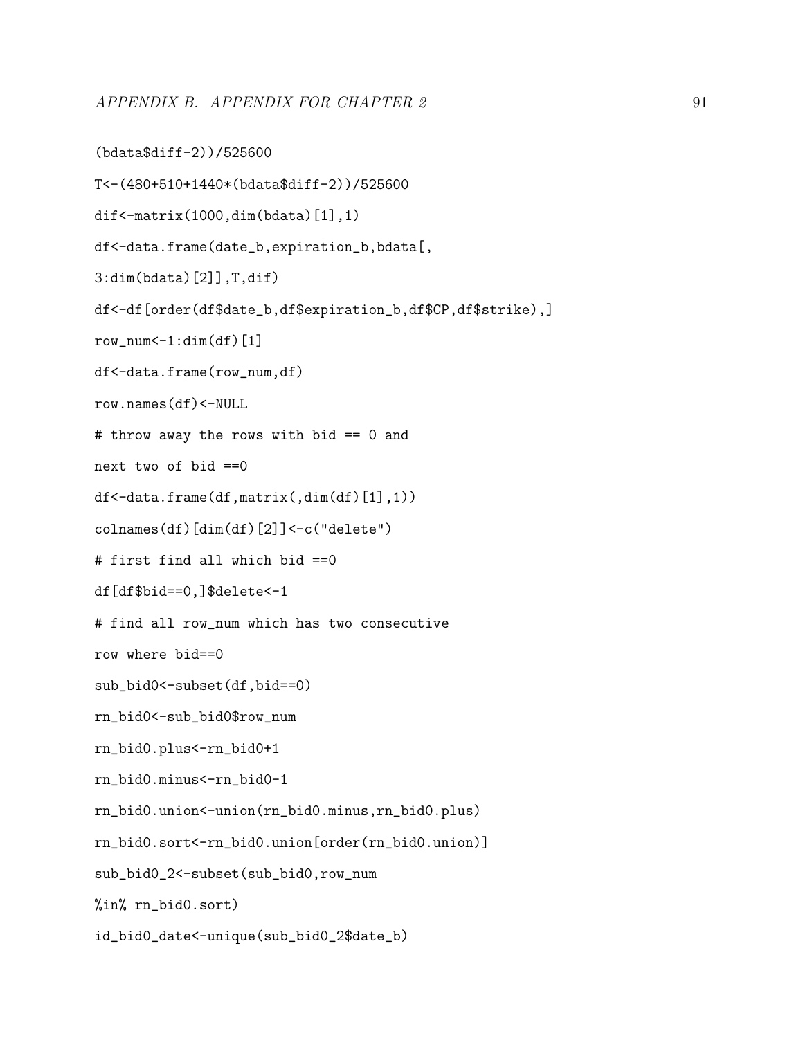```
(bdata$diff-2))/525600
T<-(480+510+1440*(bdata$diff-2))/525600
dif<-matrix(1000,dim(bdata)[1],1)
df<-data.frame(date_b,expiration_b,bdata[,
3:dim(bdata)[2]],T,dif)
df<-df[order(df$date_b,df$expiration_b,df$CP,df$strike),]
row_num<-1:dim(df)[1]
df<-data.frame(row_num,df)
row.names(df)<-NULL
# throw away the rows with bid == 0 and
next two of bid ==0
df<-data.frame(df,matrix(,dim(df)[1],1))
colnames(df)[dim(df)[2]]<-c("delete")
# first find all which bid ==0
df[df$bid==0,]$delete<-1
# find all row_num which has two consecutive
row where bid==0
sub_bid0<-subset(df,bid==0)
rn_bid0<-sub_bid0$row_num
rn_bid0.plus<-rn_bid0+1
rn_bid0.minus<-rn_bid0-1
rn_bid0.union<-union(rn_bid0.minus,rn_bid0.plus)
rn_bid0.sort<-rn_bid0.union[order(rn_bid0.union)]
sub_bid0_2<-subset(sub_bid0,row_num
%in% rn_bid0.sort)
id_bid0_date<-unique(sub_bid0_2$date_b)
```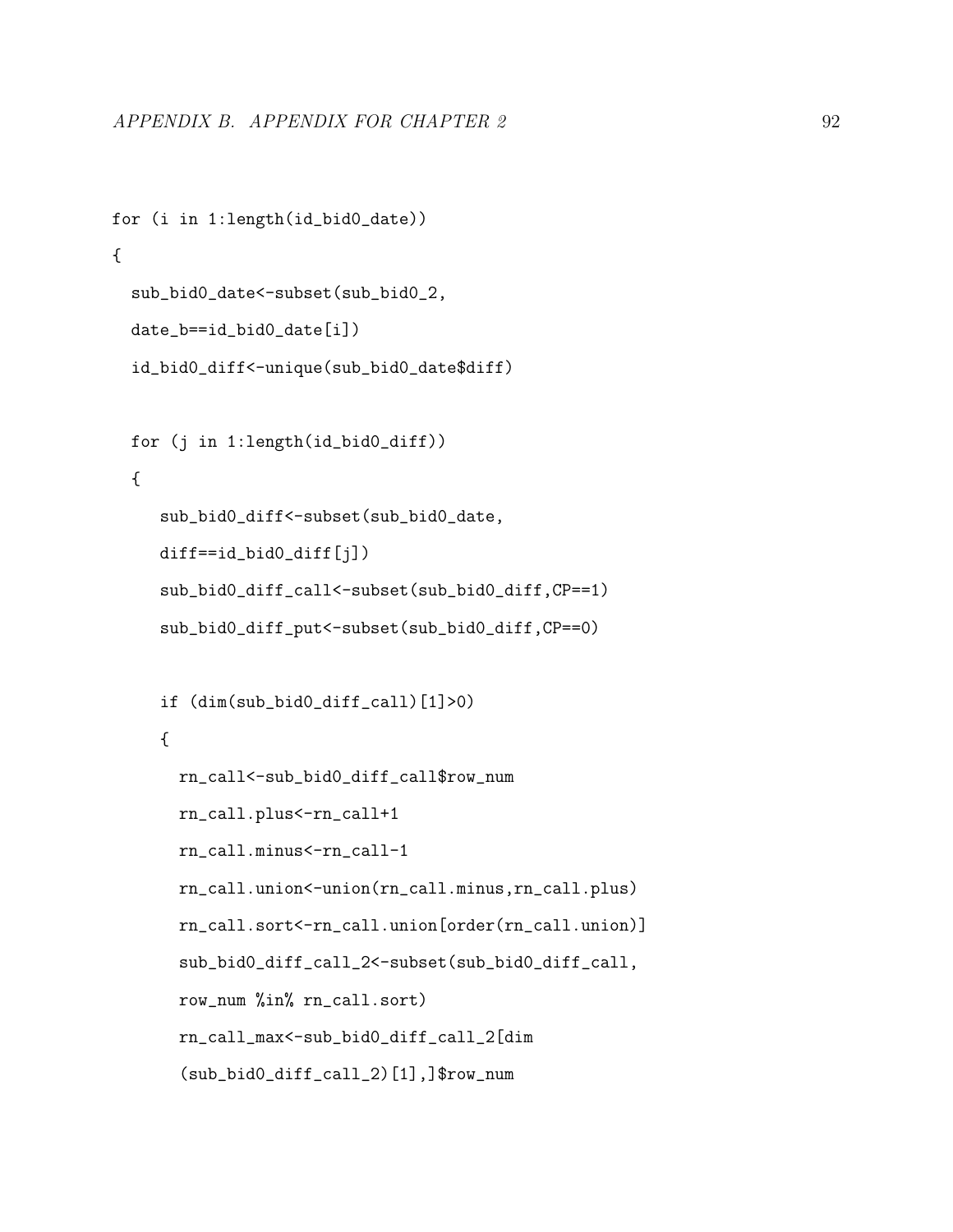```
for (i in 1:length(id_bid0_date))
{
  sub_bid0_date<-subset(sub_bid0_2,
  date_b==id_bid0_date[i])
  id_bid0_diff<-unique(sub_bid0_date$diff)

  for (j in 1:length(id_bid0_diff))
  {
     sub_bid0_diff<-subset(sub_bid0_date,
     diff==id_bid0_diff[j])
     sub_bid0_diff_call<-subset(sub_bid0_diff,CP==1)
     sub_bid0_diff_put<-subset(sub_bid0_diff,CP==0)

     if (dim(sub_bid0_diff_call)[1]>0)
     {
       rn_call<-sub_bid0_diff_call$row_num
       rn_call.plus<-rn_call+1
       rn_call.minus<-rn_call-1
       rn_call.union<-union(rn_call.minus,rn_call.plus)
       rn_call.sort<-rn_call.union[order(rn_call.union)]
       sub_bid0_diff_call_2<-subset(sub_bid0_diff_call,
       row_num %in% rn_call.sort)
       rn_call_max<-sub_bid0_diff_call_2[dim
       (sub_bid0_diff_call_2)[1],]$row_num
```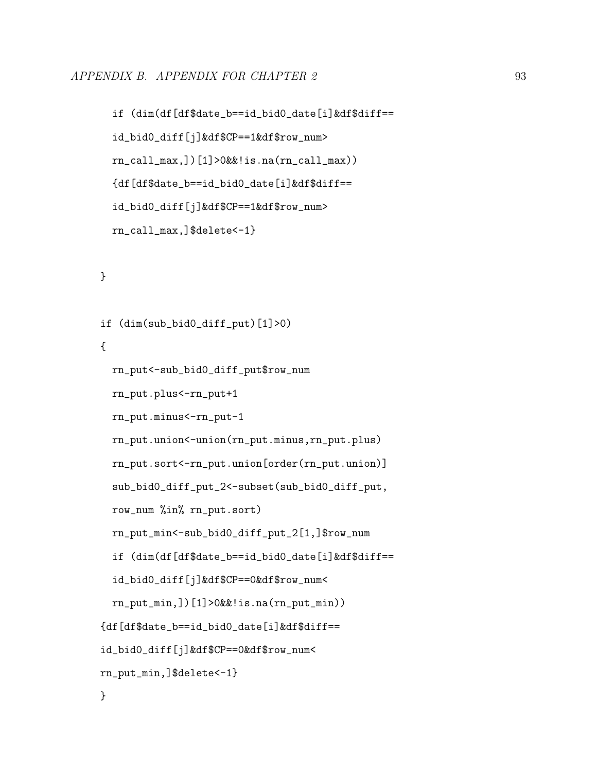```
    if (dim(df[df$date_b==id_bid0_date[i]&df$diff==
    id_bid0_diff[j]&df$CP==1&df$row_num>
    rn_call_max,])[1]>0&&!is.na(rn_call_max))
    {df[df$date_b==id_bid0_date[i]&df$diff==
    id_bid0_diff[j]&df$CP==1&df$row_num>
    rn_call_max,]$delete<-1}

  }

  if (dim(sub_bid0_diff_put)[1]>0)
  {
    rn_put<-sub_bid0_diff_put$row_num
    rn_put.plus<-rn_put+1
    rn_put.minus<-rn_put-1
    rn_put.union<-union(rn_put.minus,rn_put.plus)
    rn_put.sort<-rn_put.union[order(rn_put.union)]
    sub_bid0_diff_put_2<-subset(sub_bid0_diff_put,
    row_num %in% rn_put.sort)
    rn_put_min<-sub_bid0_diff_put_2[1,]$row_num
    if (dim(df[df$date_b==id_bid0_date[i]&df$diff==
    id_bid0_diff[j]&df$CP==0&df$row_num<
    rn_put_min,])[1]>0&&!is.na(rn_put_min))
  {df[df$date_b==id_bid0_date[i]&df$diff==
  id_bid0_diff[j]&df$CP==0&df$row_num<
  rn_put_min,]$delete<-1}
  }
```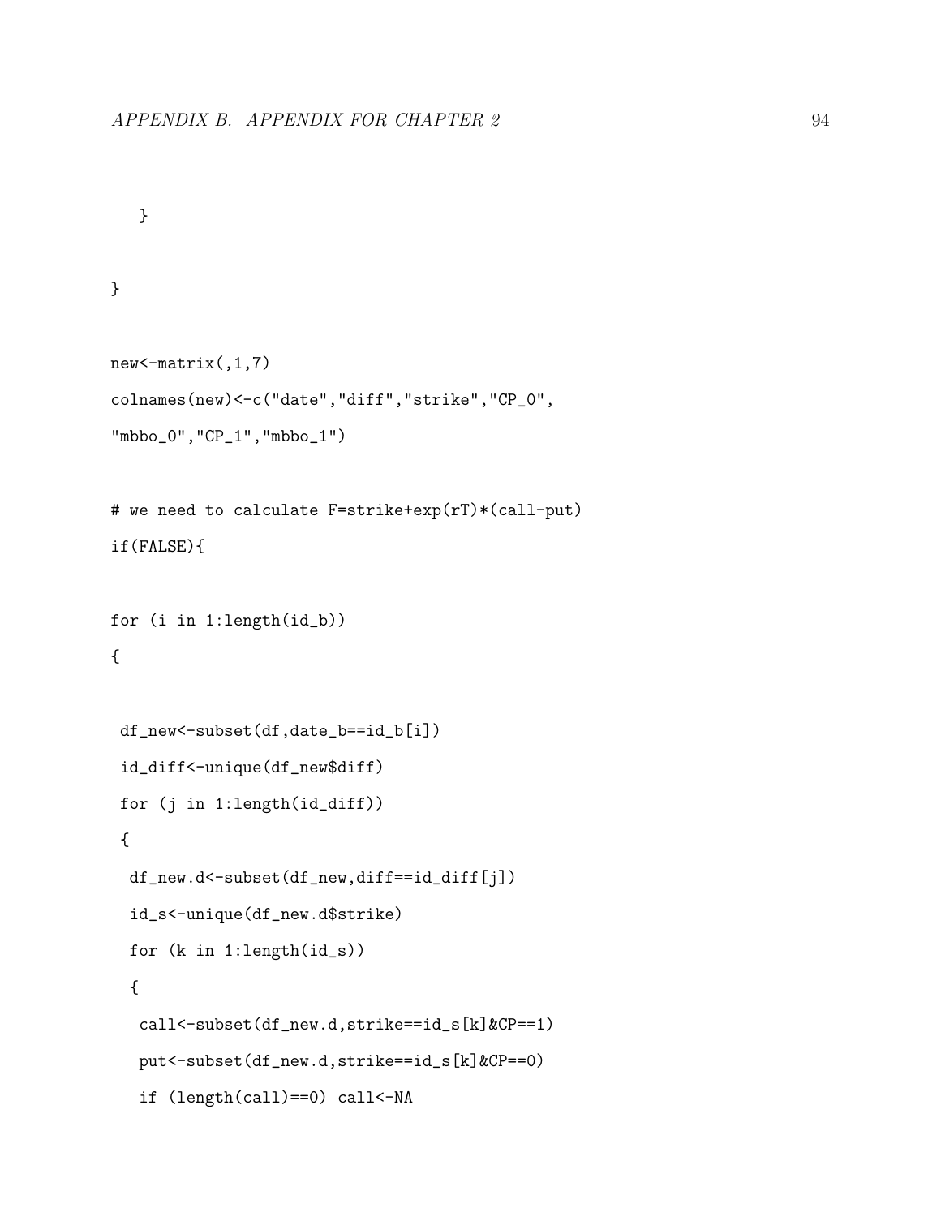```
   }

}

new<-matrix(,1,7)
colnames(new)<-c("date","diff","strike","CP_0",
"mbbo_0","CP_1","mbbo_1")

# we need to calculate F=strike+exp(rT)*(call-put)
if(FALSE){

for (i in 1:length(id_b))
{

 df_new<-subset(df,date_b==id_b[i])
 id_diff<-unique(df_new$diff)
 for (j in 1:length(id_diff))
 {
  df_new.d<-subset(df_new,diff==id_diff[j])
  id_s<-unique(df_new.d$strike)
  for (k in 1:length(id_s))
  {
   call<-subset(df_new.d,strike==id_s[k]&CP==1)
   put<-subset(df_new.d,strike==id_s[k]&CP==0)
   if (length(call)==0) call<-NA
```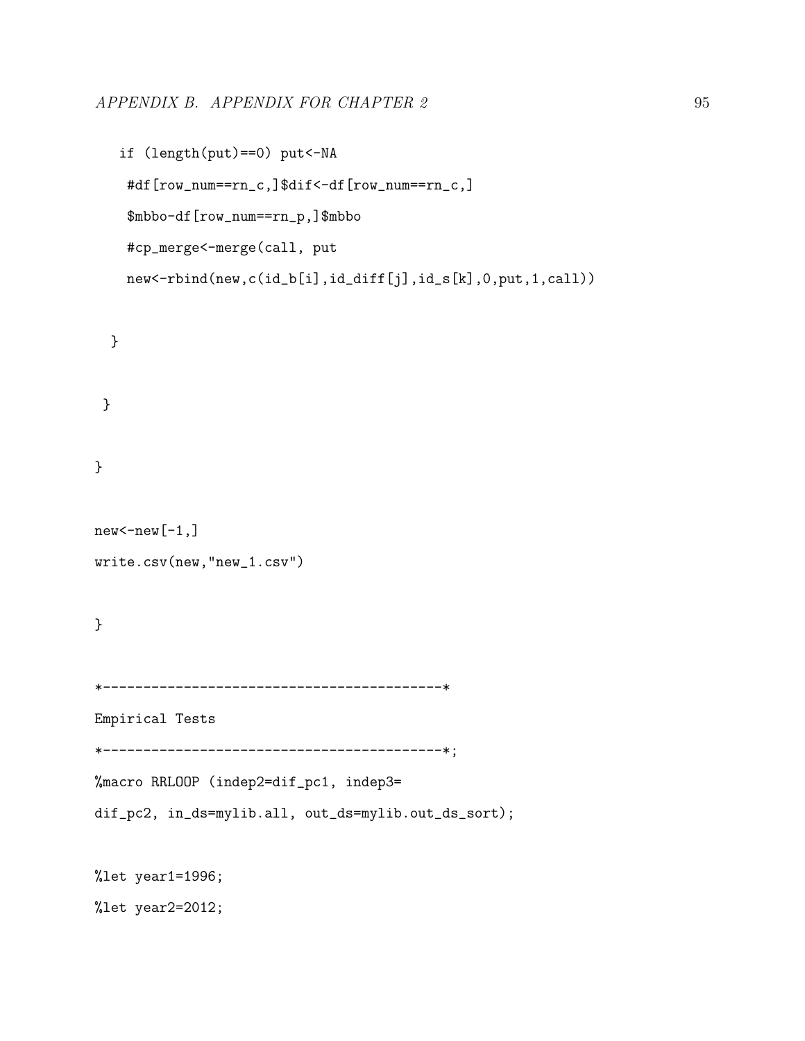```
   if (length(put)==0) put<-NA
    #df[row_num==rn_c,]$dif<-df[row_num==rn_c,]
    $mbbo-df[row_num==rn_p,]$mbbo
    #cp_merge<-merge(call, put
    new<-rbind(new,c(id_b[i],id_diff[j],id_s[k],0,put,1,call))

  }

 }

}

new<-new[-1,]
write.csv(new,"new_1.csv")

}

*------------------------------------------*
Empirical Tests
*------------------------------------------*;
%macro RRLOOP (indep2=dif_pc1, indep3=
dif_pc2, in_ds=mylib.all, out_ds=mylib.out_ds_sort);

%let year1=1996;
%let year2=2012;
```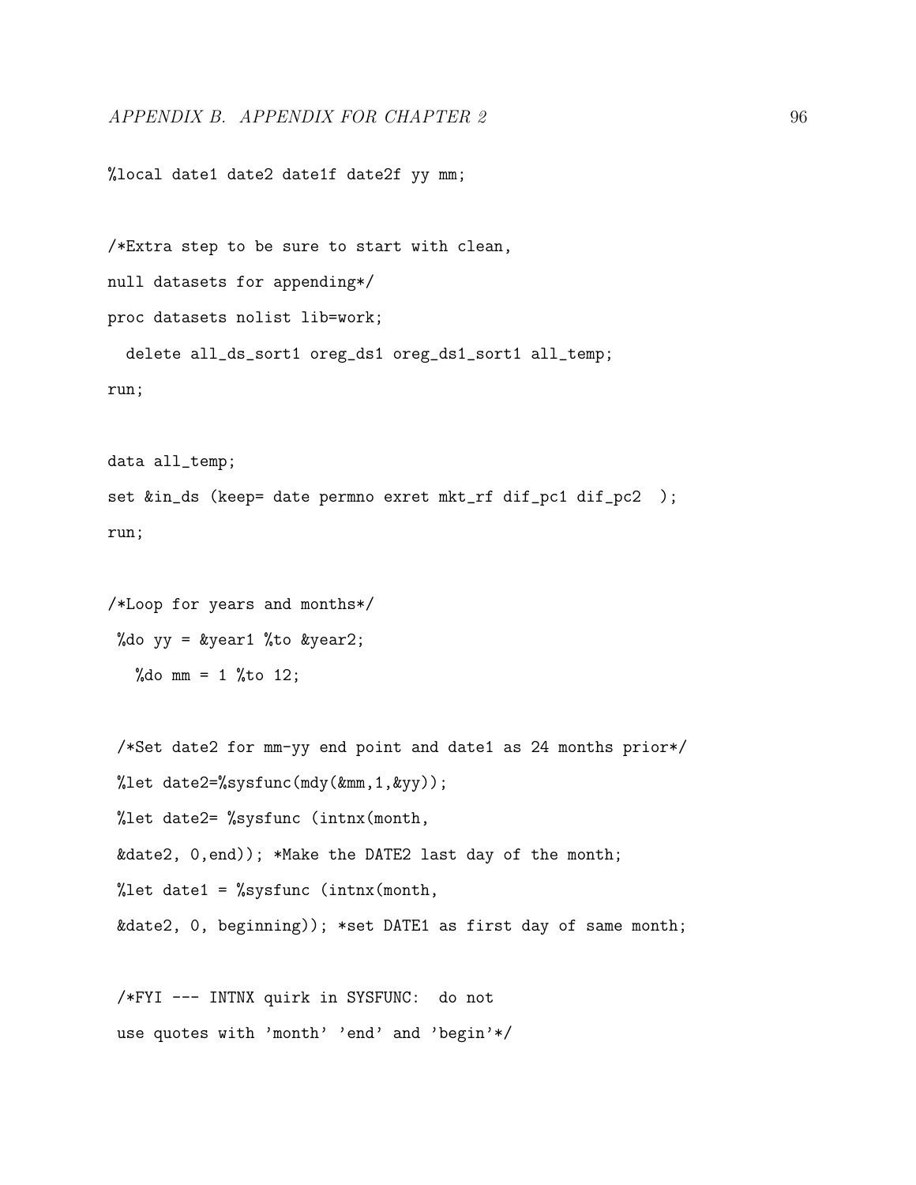```
%local date1 date2 date1f date2f yy mm;


/*Extra step to be sure to start with clean,
null datasets for appending*/
proc datasets nolist lib=work;
  delete all_ds_sort1 oreg_ds1 oreg_ds1_sort1 all_temp;
run;


data all_temp;
set &in_ds (keep= date permno exret mkt_rf dif_pc1 dif_pc2  );
run;


/*Loop for years and months*/
 %do yy = &year1 %to &year2;
   %do mm = 1 %to 12;


 /*Set date2 for mm-yy end point and date1 as 24 months prior*/
 %let date2=%sysfunc(mdy(&mm,1,&yy));
 %let date2= %sysfunc (intnx(month,
 &date2, 0,end)); *Make the DATE2 last day of the month;
 %let date1 = %sysfunc (intnx(month,
 &date2, 0, beginning)); *set DATE1 as first day of same month;


 /*FYI --- INTNX quirk in SYSFUNC:  do not
 use quotes with 'month' 'end' and 'begin'*/
```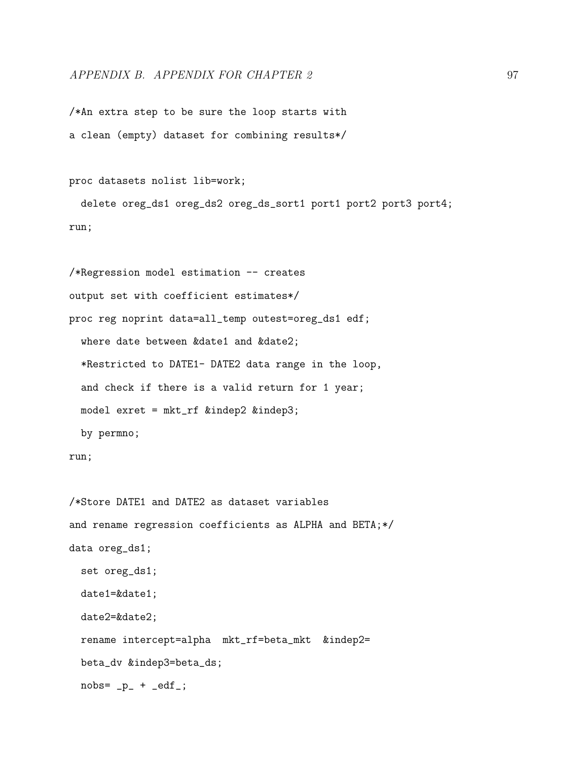```
/*An extra step to be sure the loop starts with
a clean (empty) dataset for combining results*/

proc datasets nolist lib=work;
  delete oreg_ds1 oreg_ds2 oreg_ds_sort1 port1 port2 port3 port4;
run;

/*Regression model estimation -- creates
output set with coefficient estimates*/
proc reg noprint data=all_temp outest=oreg_ds1 edf;
  where date between &date1 and &date2;
  *Restricted to DATE1- DATE2 data range in the loop,
  and check if there is a valid return for 1 year;
  model exret = mkt_rf &indep2 &indep3;
  by permno;
run;

/*Store DATE1 and DATE2 as dataset variables
and rename regression coefficients as ALPHA and BETA;*/
data oreg_ds1;
  set oreg_ds1;
  date1=&date1;
  date2=&date2;
  rename intercept=alpha  mkt_rf=beta_mkt  &indep2=
  beta_dv &indep3=beta_ds;
  nobs= _p_ + _edf_;
```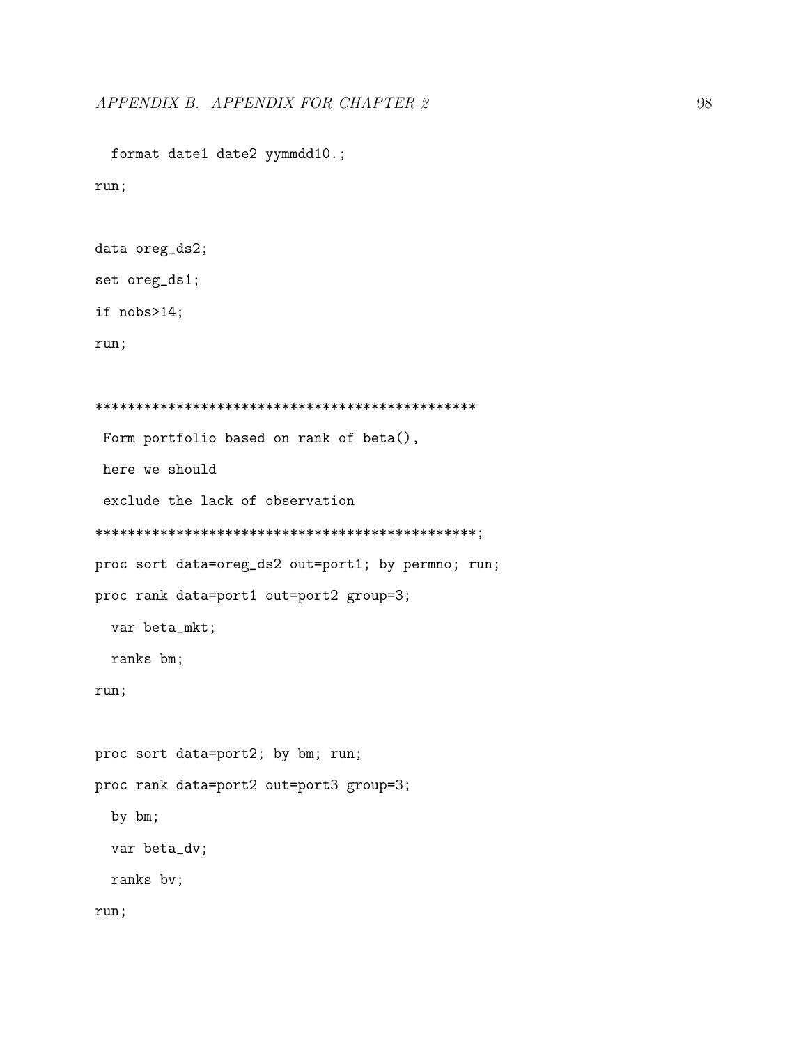```
  format date1 date2 yymmdd10.;
run;

data oreg_ds2;
set oreg_ds1;
if nobs>14;
run;

***********************************************
 Form portfolio based on rank of beta(),
 here we should
 exclude the lack of observation
***********************************************;
proc sort data=oreg_ds2 out=port1; by permno; run;
proc rank data=port1 out=port2 group=3;
  var beta_mkt;
  ranks bm;
run;

proc sort data=port2; by bm; run;
proc rank data=port2 out=port3 group=3;
  by bm;
  var beta_dv;
  ranks bv;
run;
```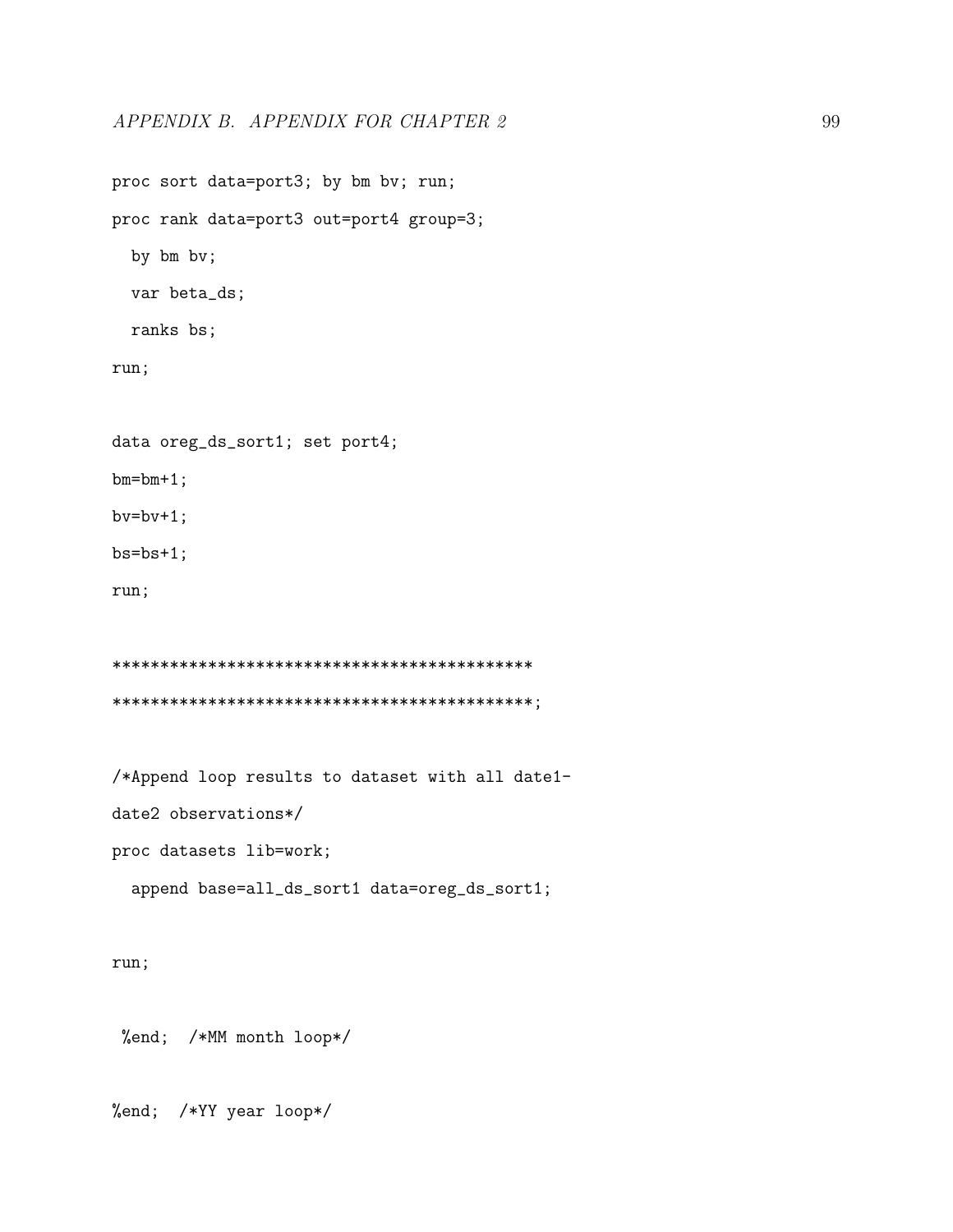```
proc sort data=port3; by bm bv; run;

proc rank data=port3 out=port4 group=3;

  by bm bv;

  var beta_ds;

  ranks bs;

run;


data oreg_ds_sort1; set port4;

bm=bm+1;

bv=bv+1;

bs=bs+1;

run;


********************************************

********************************************;


/*Append loop results to dataset with all date1-

date2 observations*/

proc datasets lib=work;

  append base=all_ds_sort1 data=oreg_ds_sort1;


run;


 %end;  /*MM month loop*/


%end;  /*YY year loop*/
```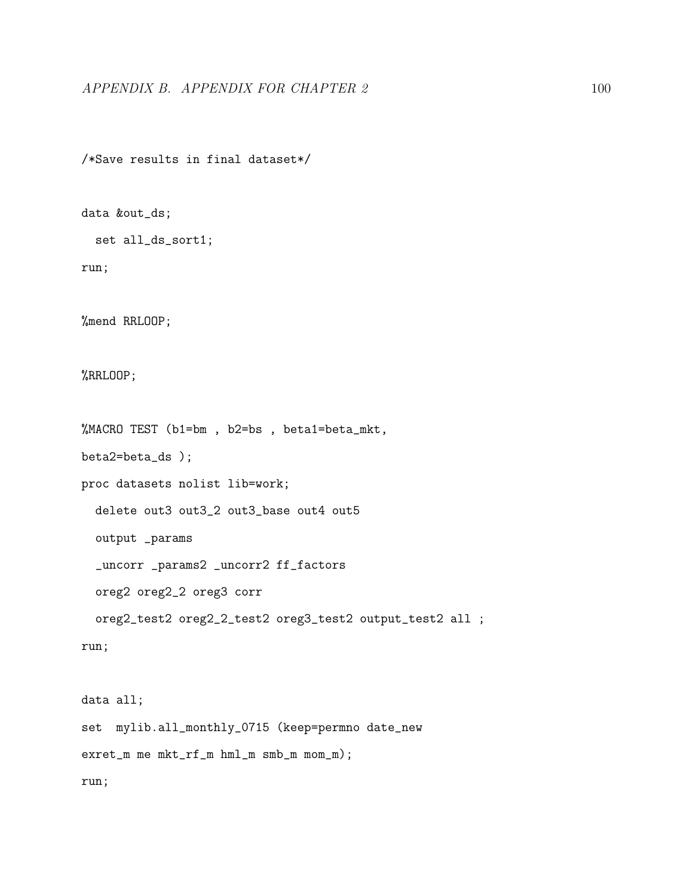```
/*Save results in final dataset*/

data &out_ds;
  set all_ds_sort1;
run;

%mend RRLOOP;

%RRLOOP;

%MACRO TEST (b1=bm , b2=bs , beta1=beta_mkt,
beta2=beta_ds );
proc datasets nolist lib=work;
  delete out3 out3_2 out3_base out4 out5
  output _params
  _uncorr _params2 _uncorr2 ff_factors
  oreg2 oreg2_2 oreg3 corr
  oreg2_test2 oreg2_2_test2 oreg3_test2 output_test2 all ;
run;

data all;
set  mylib.all_monthly_0715 (keep=permno date_new
exret_m me mkt_rf_m hml_m smb_m mom_m);
run;
```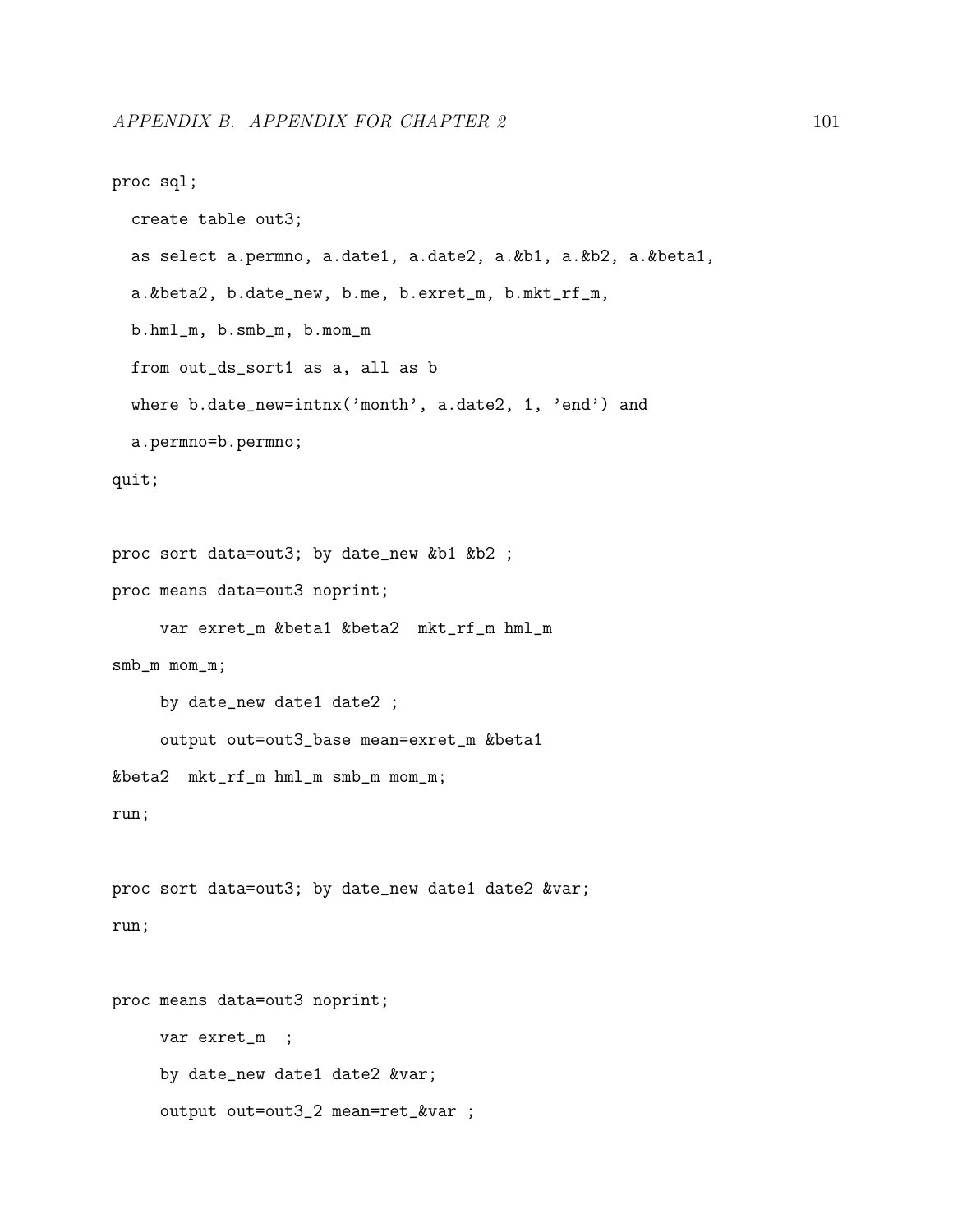```
proc sql;
  create table out3;
  as select a.permno, a.date1, a.date2, a.&b1, a.&b2, a.&beta1,
  a.&beta2, b.date_new, b.me, b.exret_m, b.mkt_rf_m,
  b.hml_m, b.smb_m, b.mom_m
  from out_ds_sort1 as a, all as b
  where b.date_new=intnx('month', a.date2, 1, 'end') and
  a.permno=b.permno;
quit;

proc sort data=out3; by date_new &b1 &b2 ;
proc means data=out3 noprint;
     var exret_m &beta1 &beta2  mkt_rf_m hml_m
smb_m mom_m;
     by date_new date1 date2 ;
     output out=out3_base mean=exret_m &beta1
&beta2  mkt_rf_m hml_m smb_m mom_m;
run;

proc sort data=out3; by date_new date1 date2 &var;
run;

proc means data=out3 noprint;
     var exret_m  ;
     by date_new date1 date2 &var;
     output out=out3_2 mean=ret_&var ;
```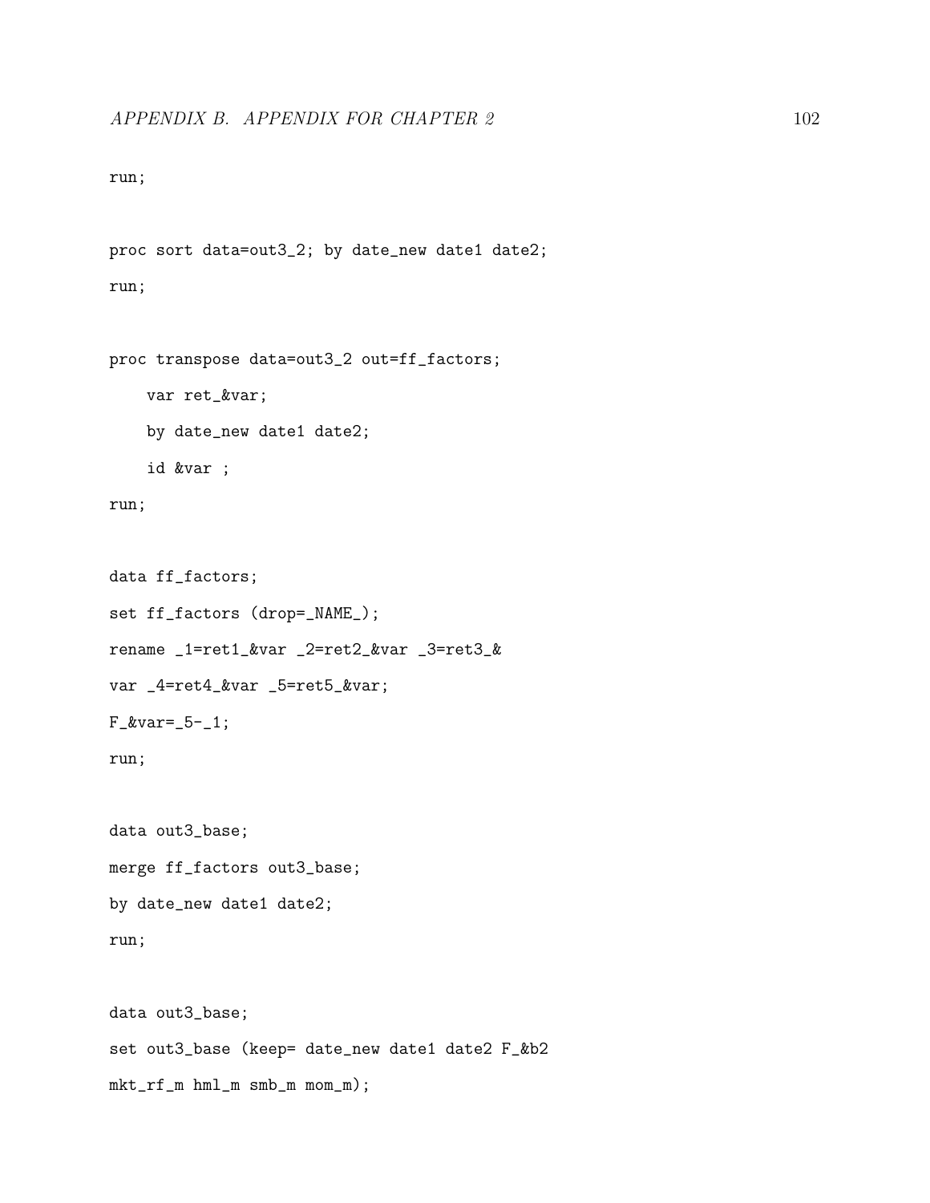```
run;

proc sort data=out3_2; by date_new date1 date2;
run;

proc transpose data=out3_2 out=ff_factors;
    var ret_&var;
    by date_new date1 date2;
    id &var ;
run;

data ff_factors;
set ff_factors (drop=_NAME_);
rename _1=ret1_&var _2=ret2_&var _3=ret3_&
var _4=ret4_&var _5=ret5_&var;
F_&var=_5-_1;
run;

data out3_base;
merge ff_factors out3_base;
by date_new date1 date2;
run;

data out3_base;
set out3_base (keep= date_new date1 date2 F_&b2
mkt_rf_m hml_m smb_m mom_m);
```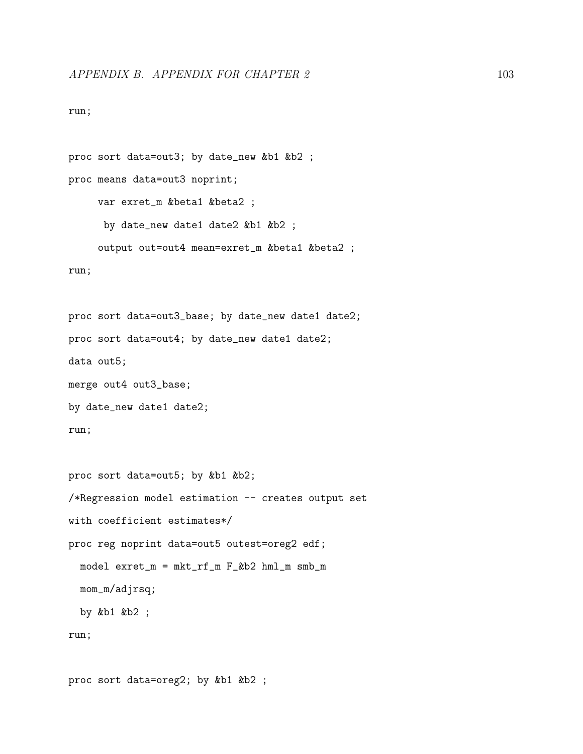```
run;

proc sort data=out3; by date_new &b1 &b2 ;
proc means data=out3 noprint;
     var exret_m &beta1 &beta2 ;
      by date_new date1 date2 &b1 &b2 ;
     output out=out4 mean=exret_m &beta1 &beta2 ;
run;

proc sort data=out3_base; by date_new date1 date2;
proc sort data=out4; by date_new date1 date2;
data out5;
merge out4 out3_base;
by date_new date1 date2;
run;

proc sort data=out5; by &b1 &b2;
/*Regression model estimation -- creates output set
with coefficient estimates*/
proc reg noprint data=out5 outest=oreg2 edf;
  model exret_m = mkt_rf_m F_&b2 hml_m smb_m
  mom_m/adjrsq;
  by &b1 &b2 ;
run;

proc sort data=oreg2; by &b1 &b2 ;
```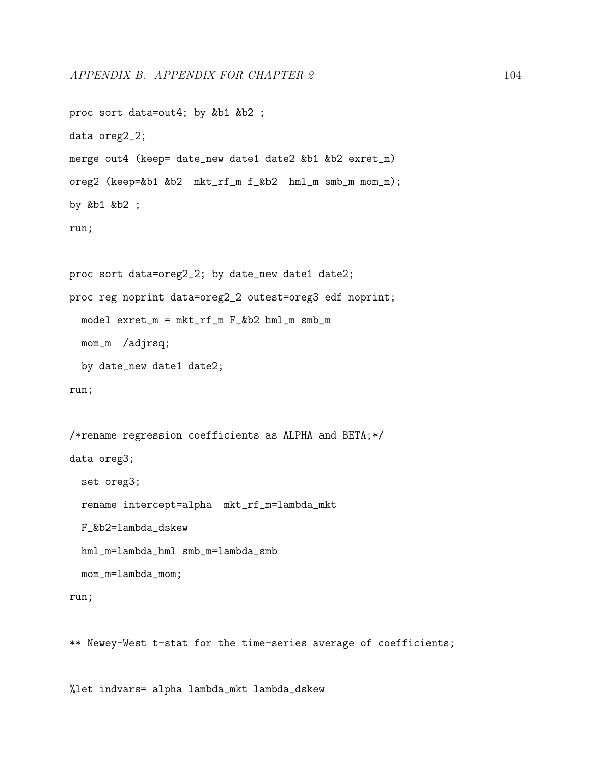```
proc sort data=out4; by &b1 &b2 ;

data oreg2_2;

merge out4 (keep= date_new date1 date2 &b1 &b2 exret_m)

oreg2 (keep=&b1 &b2  mkt_rf_m f_&b2  hml_m smb_m mom_m);

by &b1 &b2 ;

run;


proc sort data=oreg2_2; by date_new date1 date2;

proc reg noprint data=oreg2_2 outest=oreg3 edf noprint;

  model exret_m = mkt_rf_m F_&b2 hml_m smb_m

  mom_m  /adjrsq;

  by date_new date1 date2;

run;


/*rename regression coefficients as ALPHA and BETA;*/

data oreg3;

  set oreg3;

  rename intercept=alpha  mkt_rf_m=lambda_mkt

  F_&b2=lambda_dskew

  hml_m=lambda_hml smb_m=lambda_smb

  mom_m=lambda_mom;

run;


** Newey-West t-stat for the time-series average of coefficients;


%let indvars= alpha lambda_mkt lambda_dskew
```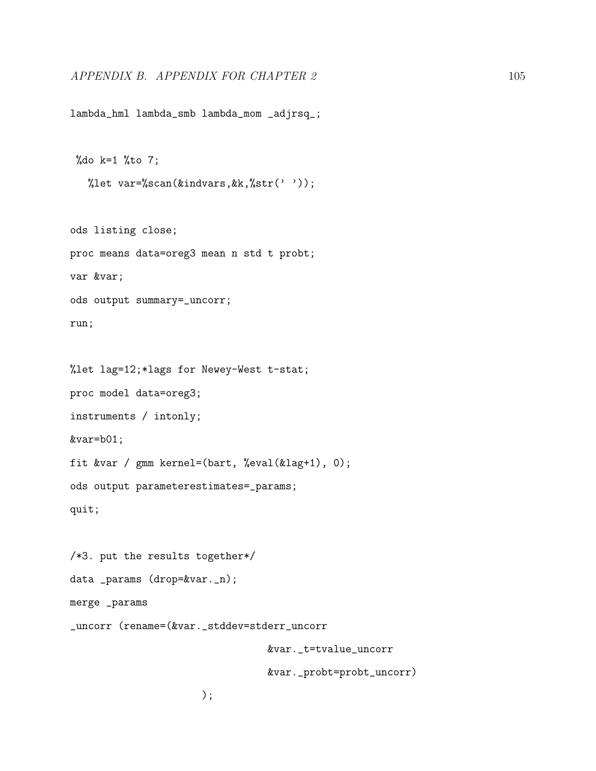```
lambda_hml lambda_smb lambda_mom _adjrsq_;

 %do k=1 %to 7;

   %let var=%scan(&indvars,&k,%str(' '));

ods listing close;

proc means data=oreg3 mean n std t probt;

var &var;

ods output summary=_uncorr;

run;

%let lag=12;*lags for Newey-West t-stat;

proc model data=oreg3;

instruments / intonly;

&var=b01;

fit &var / gmm kernel=(bart, %eval(&lag+1), 0);

ods output parameterestimates=_params;

quit;

/*3. put the results together*/

data _params (drop=&var._n);

merge _params

_uncorr (rename=(&var._stddev=stderr_uncorr

                                &var._t=tvalue_uncorr

                                &var._probt=probt_uncorr)

                   );
```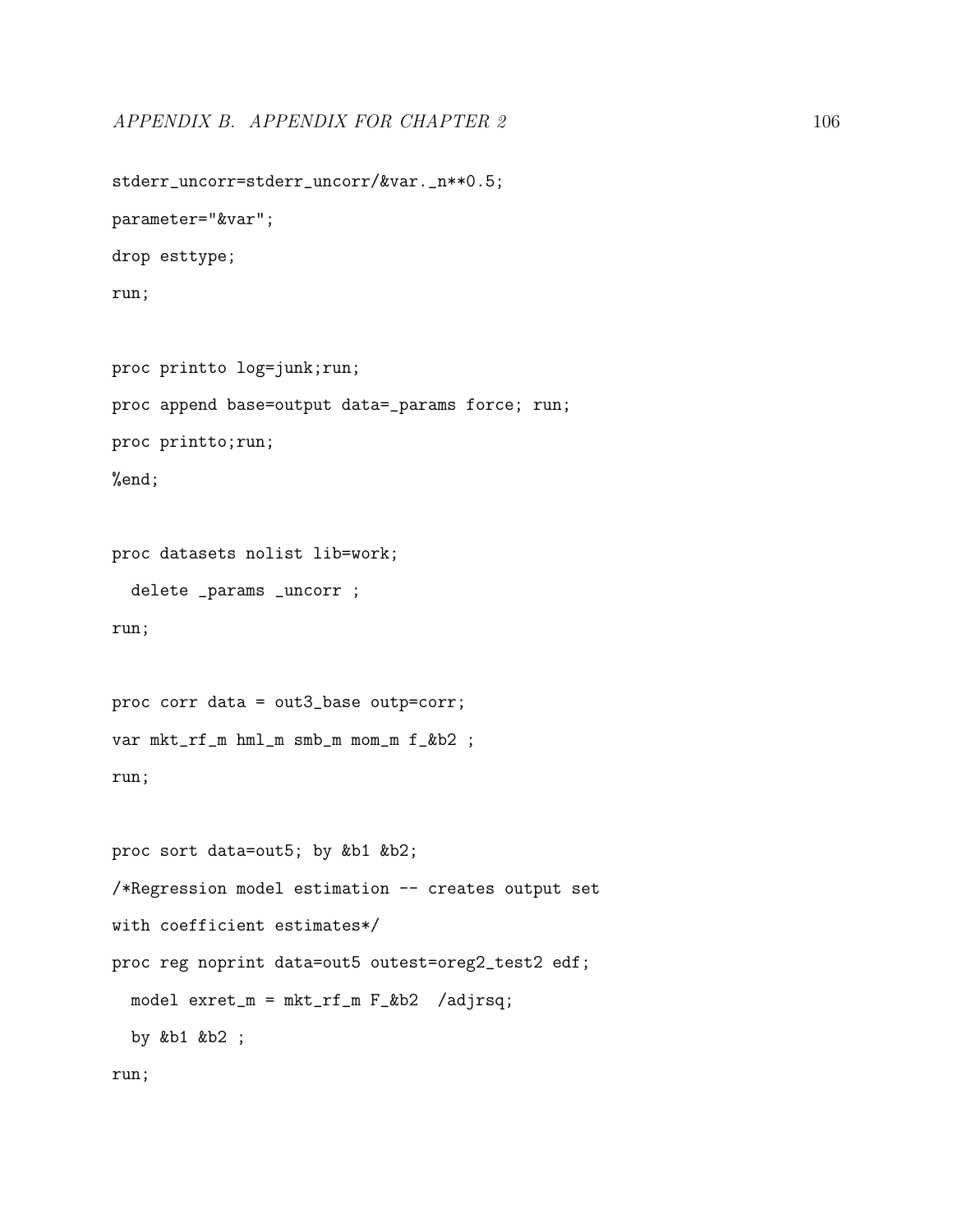```
stderr_uncorr=stderr_uncorr/&var._n**0.5;

parameter="&var";

drop esttype;

run;


proc printto log=junk;run;

proc append base=output data=_params force; run;

proc printto;run;

%end;


proc datasets nolist lib=work;

  delete _params _uncorr ;

run;


proc corr data = out3_base outp=corr;

var mkt_rf_m hml_m smb_m mom_m f_&b2 ;

run;


proc sort data=out5; by &b1 &b2;

/*Regression model estimation -- creates output set

with coefficient estimates*/

proc reg noprint data=out5 outest=oreg2_test2 edf;

  model exret_m = mkt_rf_m F_&b2  /adjrsq;

  by &b1 &b2 ;

run;
```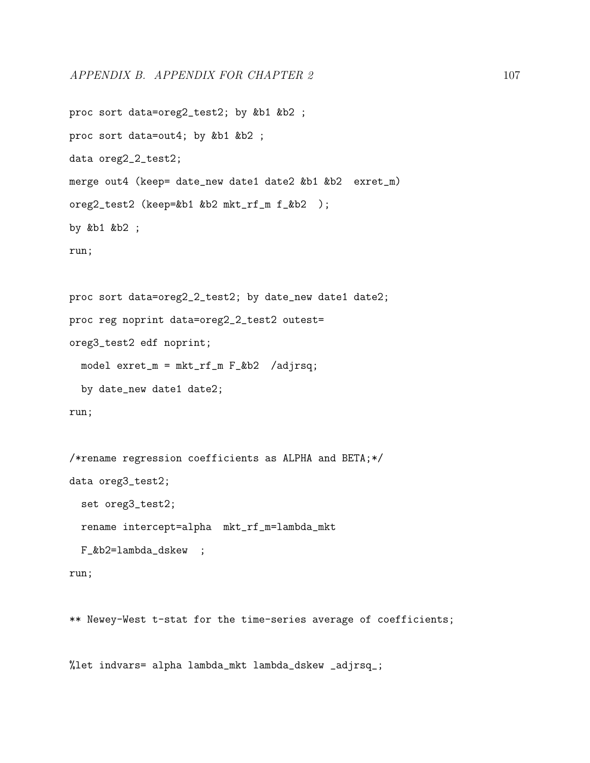```
proc sort data=oreg2_test2; by &b1 &b2 ;

proc sort data=out4; by &b1 &b2 ;

data oreg2_2_test2;

merge out4 (keep= date_new date1 date2 &b1 &b2  exret_m)

oreg2_test2 (keep=&b1 &b2 mkt_rf_m f_&b2  );

by &b1 &b2 ;

run;


proc sort data=oreg2_2_test2; by date_new date1 date2;

proc reg noprint data=oreg2_2_test2 outest=

oreg3_test2 edf noprint;

  model exret_m = mkt_rf_m F_&b2  /adjrsq;

  by date_new date1 date2;

run;


/*rename regression coefficients as ALPHA and BETA;*/

data oreg3_test2;

  set oreg3_test2;

  rename intercept=alpha  mkt_rf_m=lambda_mkt

  F_&b2=lambda_dskew  ;

run;


** Newey-West t-stat for the time-series average of coefficients;


%let indvars= alpha lambda_mkt lambda_dskew _adjrsq_;
```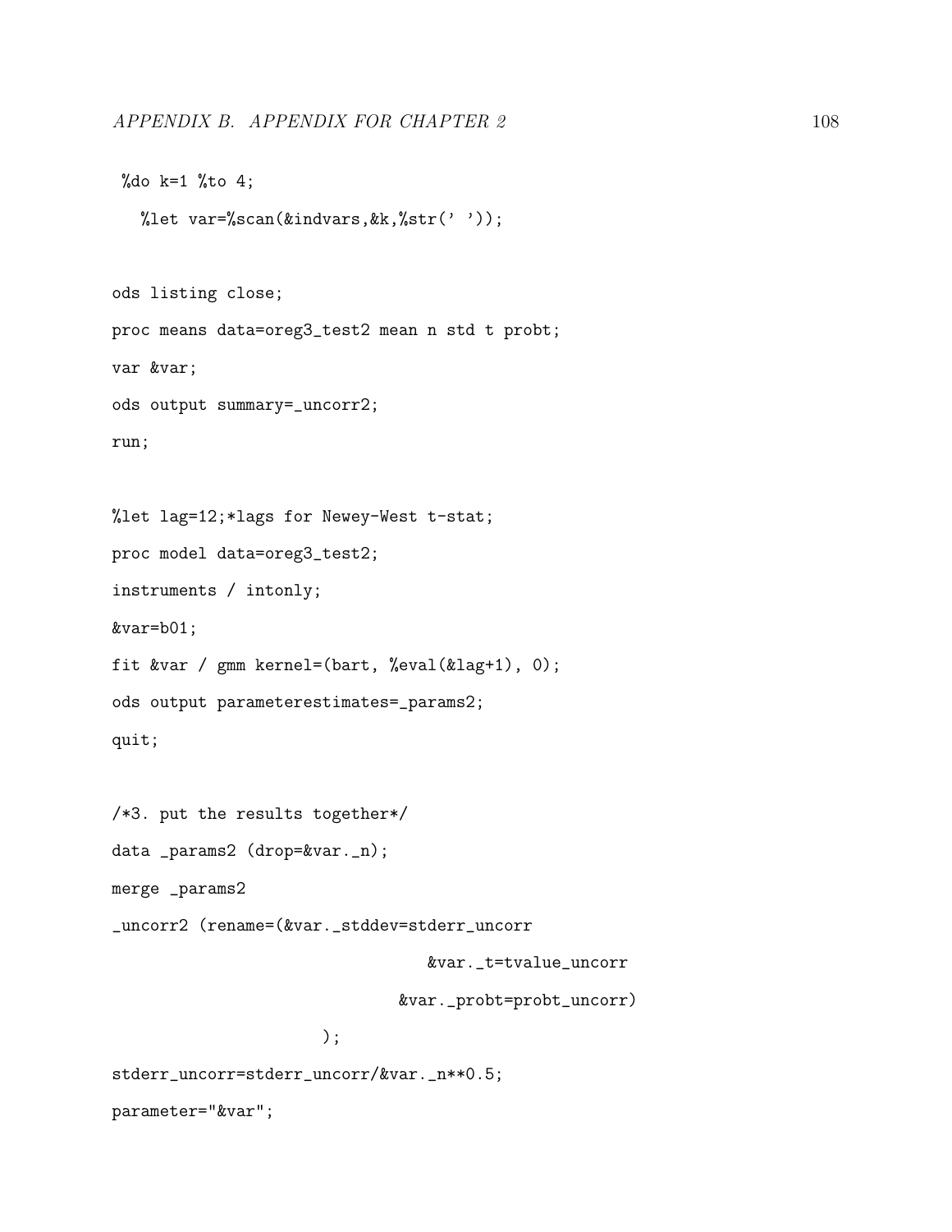```
 %do k=1 %to 4;
   %let var=%scan(&indvars,&k,%str(' '));

ods listing close;
proc means data=oreg3_test2 mean n std t probt;
var &var;
ods output summary=_uncorr2;
run;

%let lag=12;*lags for Newey-West t-stat;
proc model data=oreg3_test2;
instruments / intonly;
&var=b01;
fit &var / gmm kernel=(bart, %eval(&lag+1), 0);
ods output parameterestimates=_params2;
quit;

/*3. put the results together*/
data _params2 (drop=&var._n);
merge _params2
_uncorr2 (rename=(&var._stddev=stderr_uncorr
                              &var._t=tvalue_uncorr
                            &var._probt=probt_uncorr)
                    );
stderr_uncorr=stderr_uncorr/&var._n**0.5;
parameter="&var";
```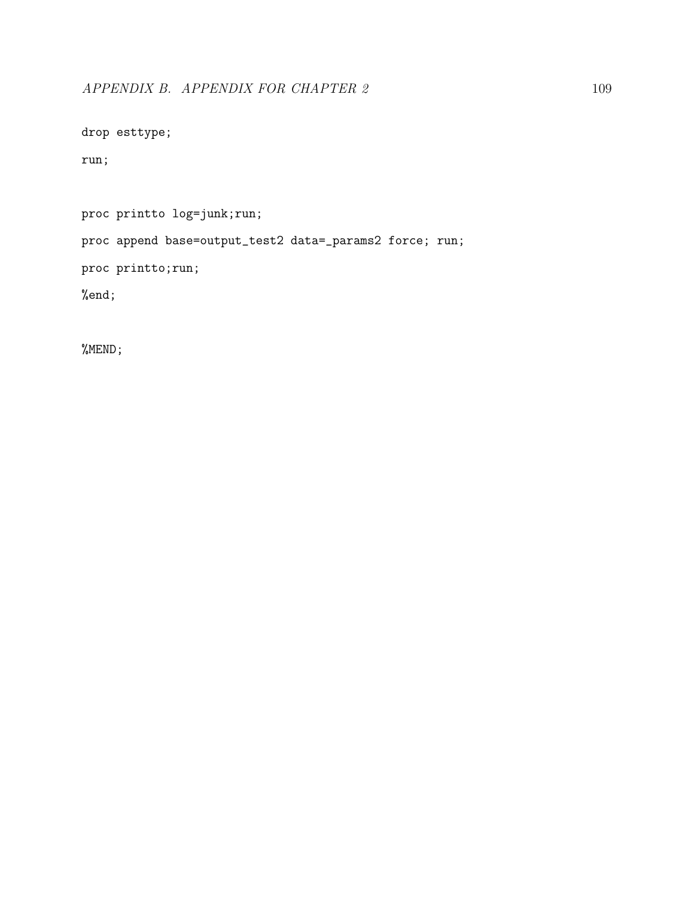```
drop esttype;

run;


proc printto log=junk;run;

proc append base=output_test2 data=_params2 force; run;

proc printto;run;

%end;


%MEND;
```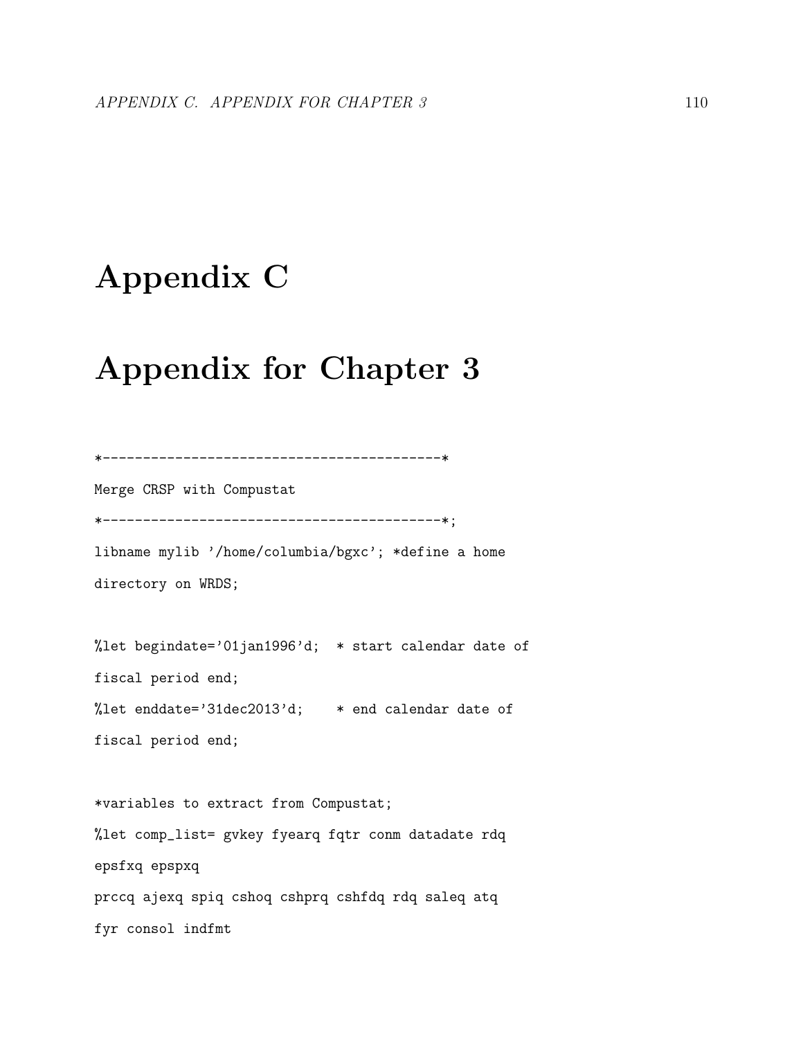# Appendix C

# Appendix for Chapter 3

```
*------------------------------------------*
Merge CRSP with Compustat
*------------------------------------------*;
libname mylib '/home/columbia/bgxc'; *define a home
directory on WRDS;

%let begindate='01jan1996'd;  * start calendar date of
fiscal period end;
%let enddate='31dec2013'd;    * end calendar date of
fiscal period end;

*variables to extract from Compustat;
%let comp_list= gvkey fyearq fqtr conm datadate rdq
epsfxq epspxq
prccq ajexq spiq cshoq cshprq cshfdq rdq saleq atq
fyr consol indfmt
```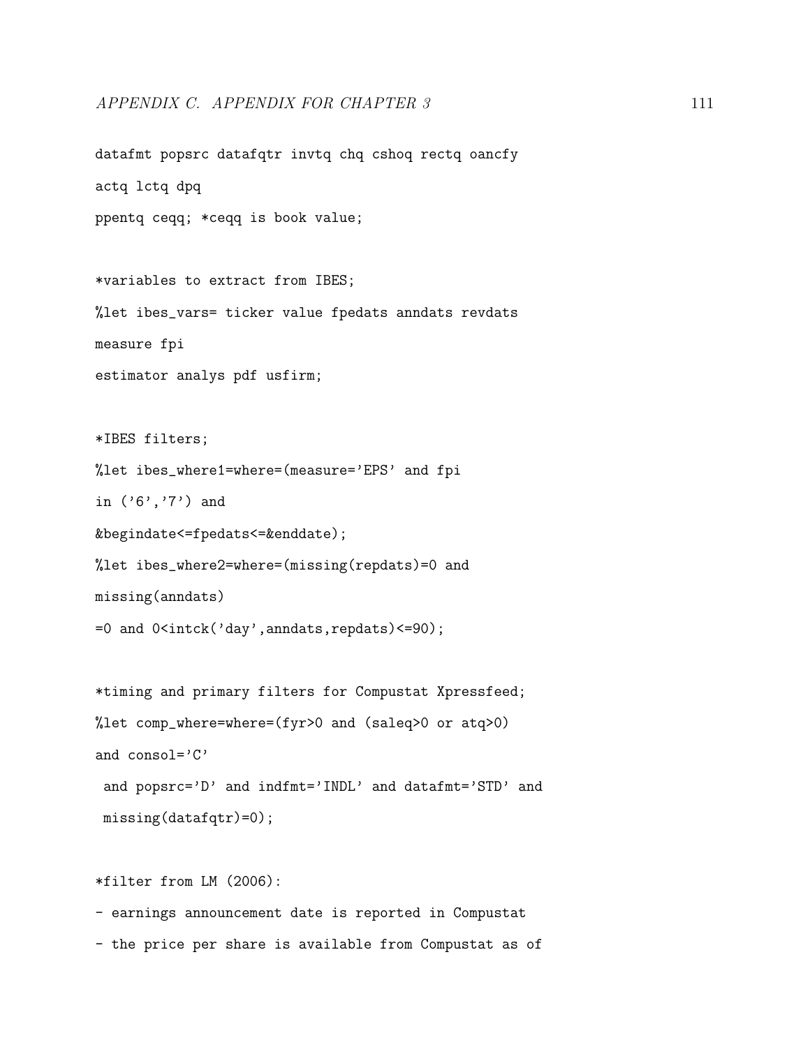```
datafmt popsrc datafqtr invtq chq cshoq rectq oancfy
actq lctq dpq
ppentq ceqq; *ceqq is book value;

*variables to extract from IBES;
%let ibes_vars= ticker value fpedats anndats revdats
measure fpi
estimator analys pdf usfirm;

*IBES filters;
%let ibes_where1=where=(measure='EPS' and fpi
in ('6','7') and
&begindate<=fpedats<=&enddate);
%let ibes_where2=where=(missing(repdats)=0 and
missing(anndats)
=0 and 0<intck('day',anndats,repdats)<=90);

*timing and primary filters for Compustat Xpressfeed;
%let comp_where=where=(fyr>0 and (saleq>0 or atq>0)
and consol='C'
 and popsrc='D' and indfmt='INDL' and datafmt='STD' and
 missing(datafqtr)=0);

*filter from LM (2006):
- earnings announcement date is reported in Compustat
- the price per share is available from Compustat as of
```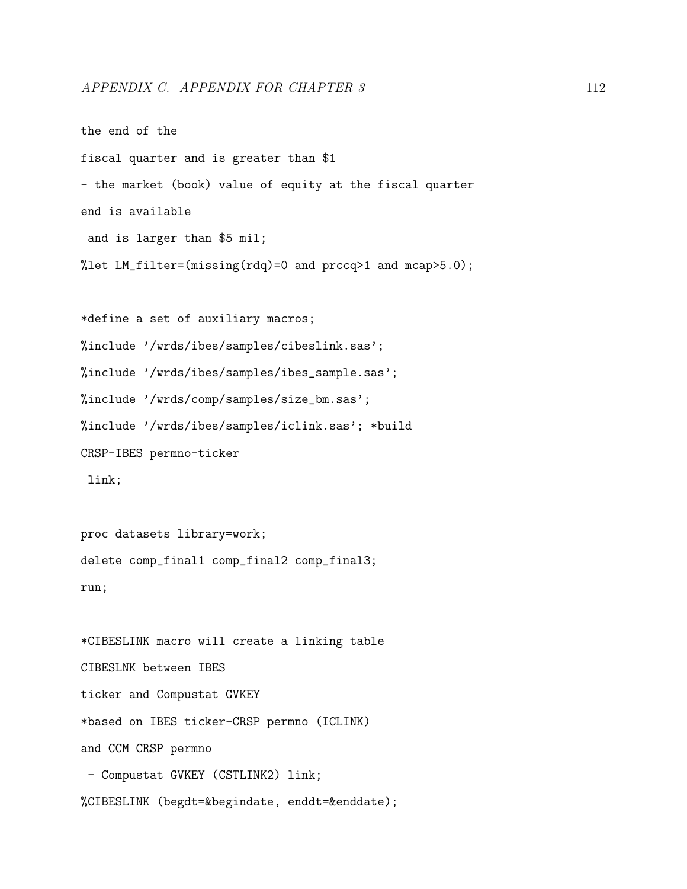```
the end of the
fiscal quarter and is greater than $1
- the market (book) value of equity at the fiscal quarter
end is available
 and is larger than $5 mil;
%let LM_filter=(missing(rdq)=0 and prccq>1 and mcap>5.0);

*define a set of auxiliary macros;
%include '/wrds/ibes/samples/cibeslink.sas';
%include '/wrds/ibes/samples/ibes_sample.sas';
%include '/wrds/comp/samples/size_bm.sas';
%include '/wrds/ibes/samples/iclink.sas'; *build
CRSP-IBES permno-ticker
 link;

proc datasets library=work;
delete comp_final1 comp_final2 comp_final3;
run;

*CIBESLINK macro will create a linking table
CIBESLNK between IBES
ticker and Compustat GVKEY
*based on IBES ticker-CRSP permno (ICLINK)
and CCM CRSP permno
 - Compustat GVKEY (CSTLINK2) link;
%CIBESLINK (begdt=&begindate, enddt=&enddate);
```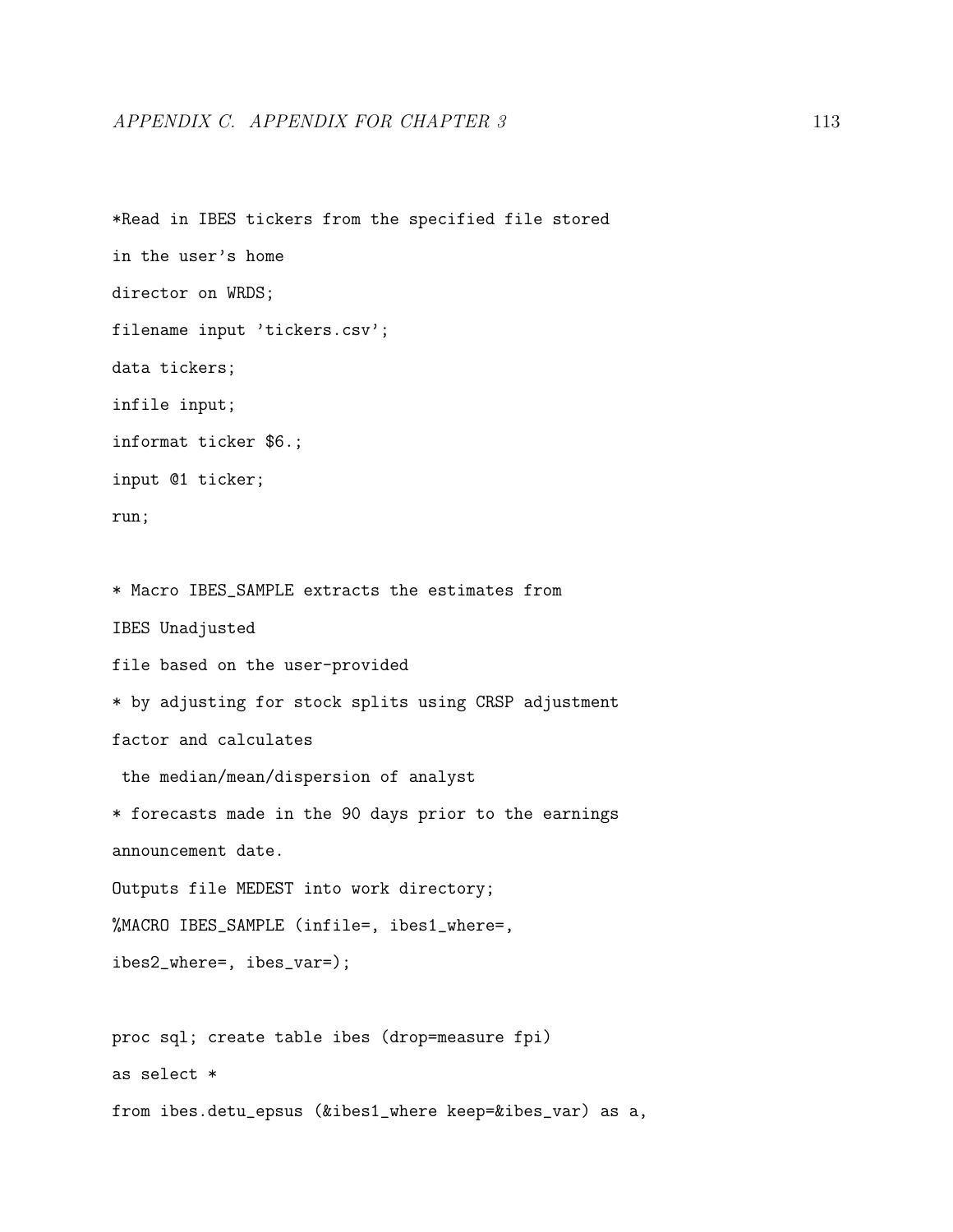```
*Read in IBES tickers from the specified file stored
in the user's home
director on WRDS;
filename input 'tickers.csv';
data tickers;
infile input;
informat ticker $6.;
input @1 ticker;
run;

* Macro IBES_SAMPLE extracts the estimates from
IBES Unadjusted
file based on the user-provided
* by adjusting for stock splits using CRSP adjustment
factor and calculates
 the median/mean/dispersion of analyst
* forecasts made in the 90 days prior to the earnings
announcement date.
Outputs file MEDEST into work directory;
%MACRO IBES_SAMPLE (infile=, ibes1_where=,
ibes2_where=, ibes_var=);

proc sql; create table ibes (drop=measure fpi)
as select *
from ibes.detu_epsus (&ibes1_where keep=&ibes_var) as a,
```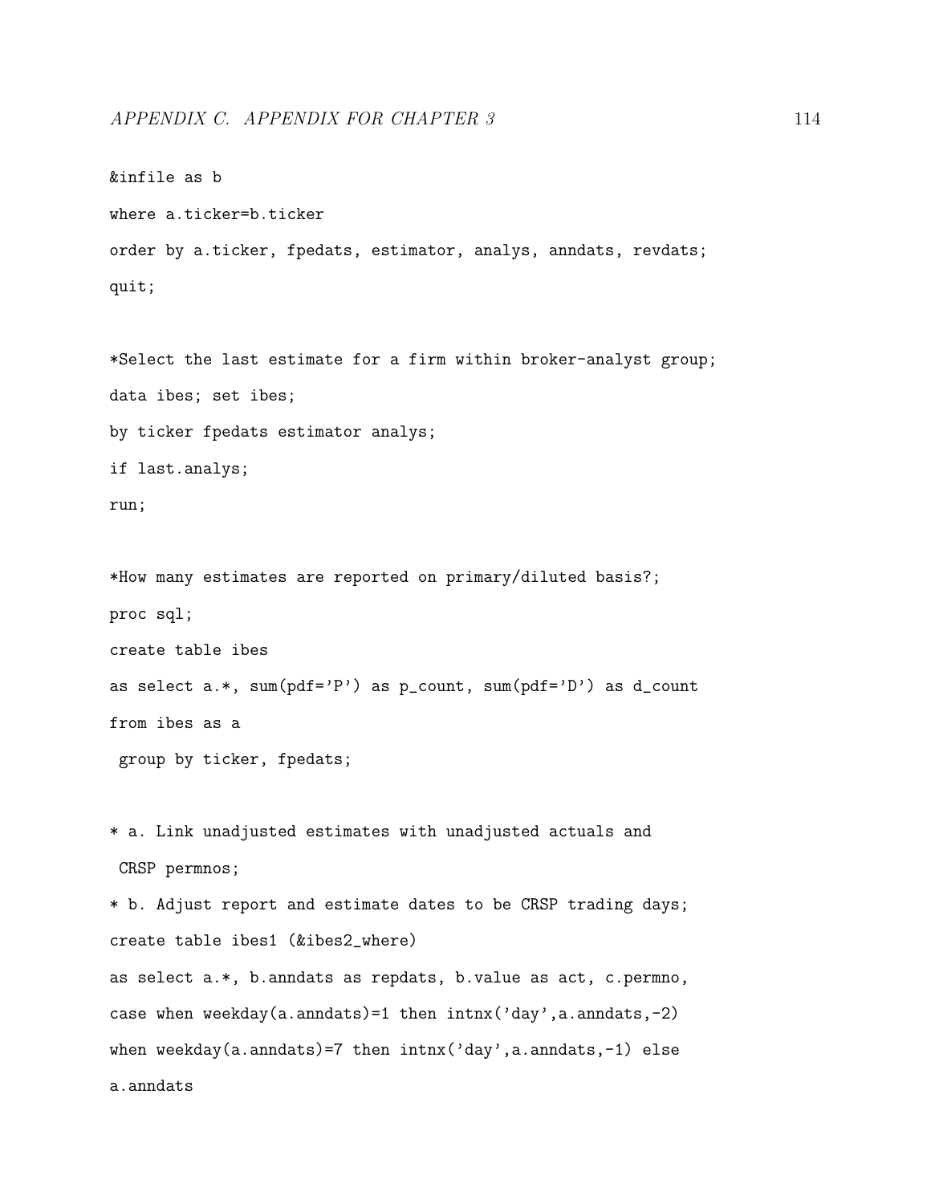```
&infile as b
where a.ticker=b.ticker
order by a.ticker, fpedats, estimator, analys, anndats, revdats;
quit;

*Select the last estimate for a firm within broker-analyst group;
data ibes; set ibes;
by ticker fpedats estimator analys;
if last.analys;
run;

*How many estimates are reported on primary/diluted basis?;
proc sql;
create table ibes
as select a.*, sum(pdf='P') as p_count, sum(pdf='D') as d_count
from ibes as a
 group by ticker, fpedats;

* a. Link unadjusted estimates with unadjusted actuals and
 CRSP permnos;
* b. Adjust report and estimate dates to be CRSP trading days;
create table ibes1 (&ibes2_where)
as select a.*, b.anndats as repdats, b.value as act, c.permno,
case when weekday(a.anndats)=1 then intnx('day',a.anndats,-2)
when weekday(a.anndats)=7 then intnx('day',a.anndats,-1) else
a.anndats
```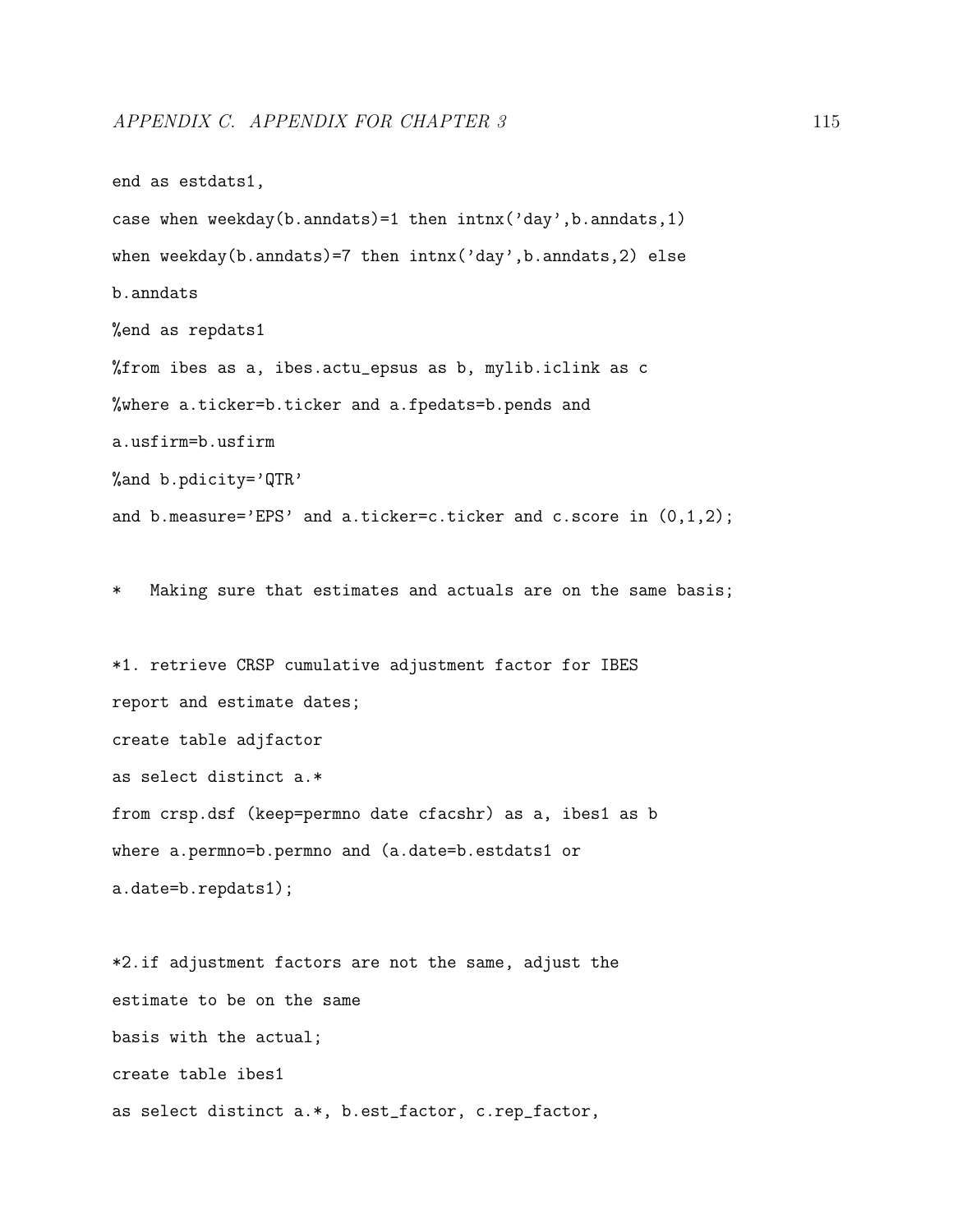```
end as estdats1,
case when weekday(b.anndats)=1 then intnx('day',b.anndats,1)
when weekday(b.anndats)=7 then intnx('day',b.anndats,2) else
b.anndats
%end as repdats1
%from ibes as a, ibes.actu_epsus as b, mylib.iclink as c
%where a.ticker=b.ticker and a.fpedats=b.pends and
a.usfirm=b.usfirm
%and b.pdicity='QTR'
and b.measure='EPS' and a.ticker=c.ticker and c.score in (0,1,2);

*   Making sure that estimates and actuals are on the same basis;

*1. retrieve CRSP cumulative adjustment factor for IBES
report and estimate dates;
create table adjfactor
as select distinct a.*
from crsp.dsf (keep=permno date cfacshr) as a, ibes1 as b
where a.permno=b.permno and (a.date=b.estdats1 or
a.date=b.repdats1);

*2.if adjustment factors are not the same, adjust the
estimate to be on the same
basis with the actual;
create table ibes1
as select distinct a.*, b.est_factor, c.rep_factor,
```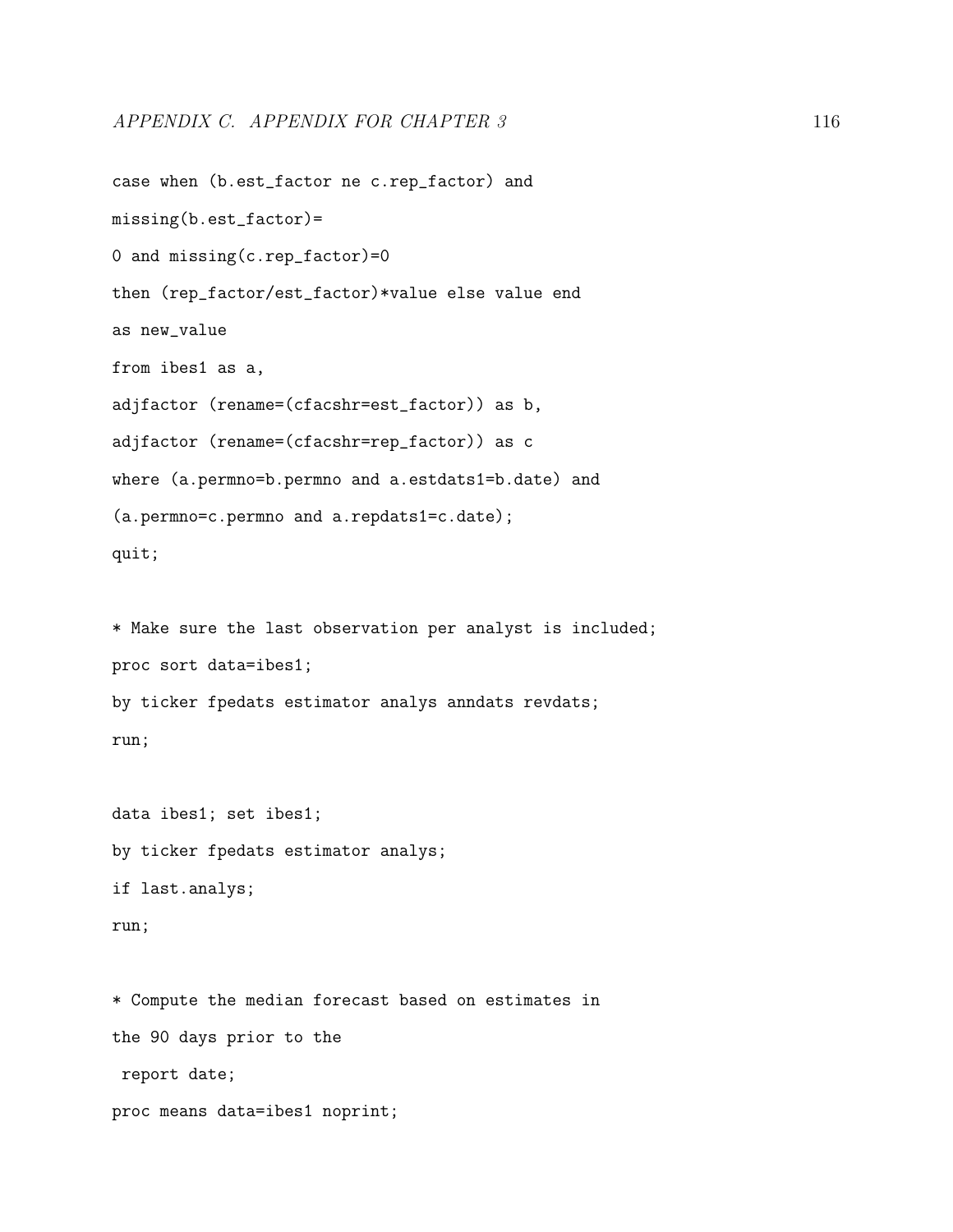```
case when (b.est_factor ne c.rep_factor) and
missing(b.est_factor)=
0 and missing(c.rep_factor)=0
then (rep_factor/est_factor)*value else value end
as new_value
from ibes1 as a,
adjfactor (rename=(cfacshr=est_factor)) as b,
adjfactor (rename=(cfacshr=rep_factor)) as c
where (a.permno=b.permno and a.estdats1=b.date) and
(a.permno=c.permno and a.repdats1=c.date);
quit;

* Make sure the last observation per analyst is included;
proc sort data=ibes1;
by ticker fpedats estimator analys anndats revdats;
run;

data ibes1; set ibes1;
by ticker fpedats estimator analys;
if last.analys;
run;

* Compute the median forecast based on estimates in
the 90 days prior to the
 report date;
proc means data=ibes1 noprint;
```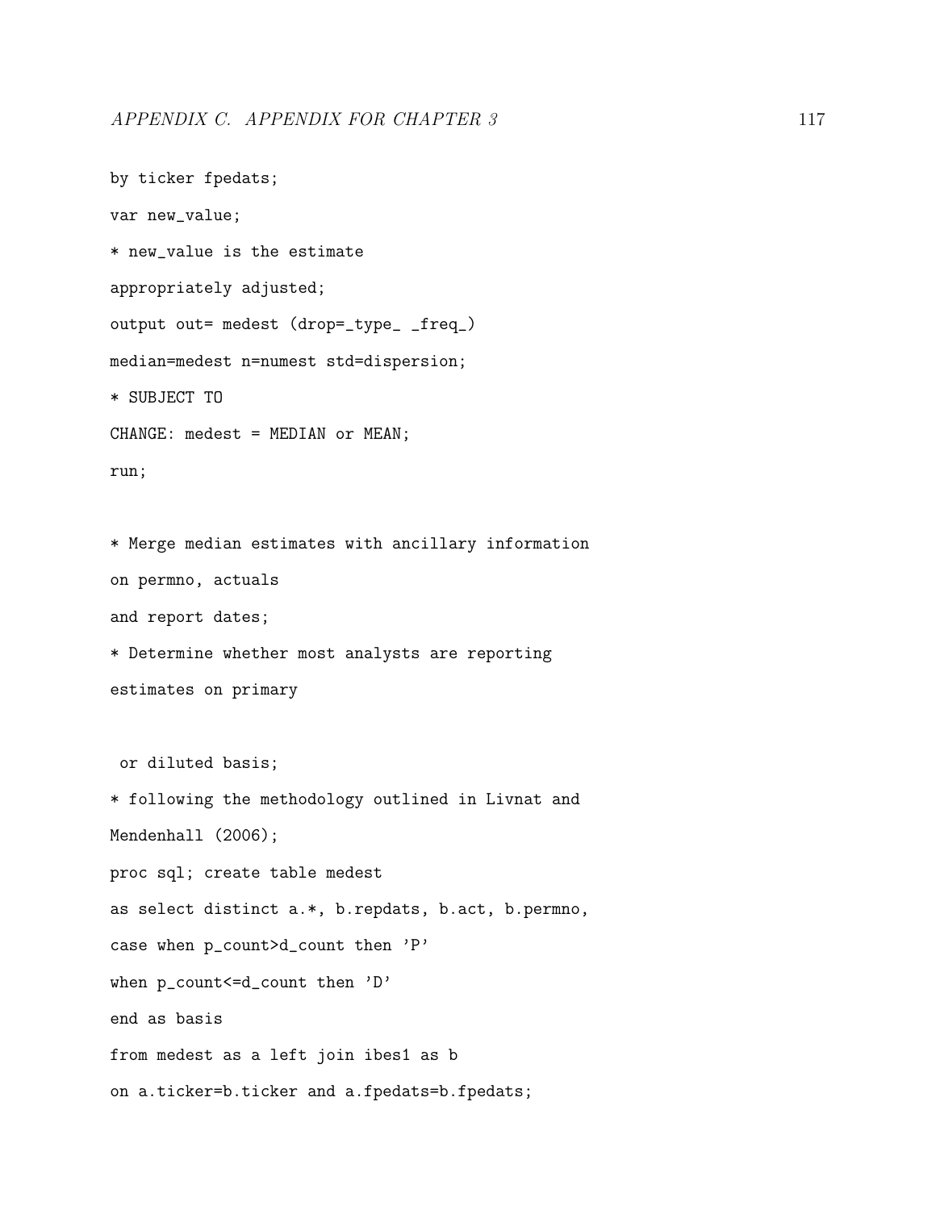```
by ticker fpedats;
var new_value;
* new_value is the estimate
appropriately adjusted;
output out= medest (drop=_type_ _freq_)
median=medest n=numest std=dispersion;
* SUBJECT TO
CHANGE: medest = MEDIAN or MEAN;
run;

* Merge median estimates with ancillary information
on permno, actuals
and report dates;
* Determine whether most analysts are reporting
estimates on primary

 or diluted basis;
* following the methodology outlined in Livnat and
Mendenhall (2006);
proc sql; create table medest
as select distinct a.*, b.repdats, b.act, b.permno,
case when p_count>d_count then 'P'
when p_count<=d_count then 'D'
end as basis
from medest as a left join ibes1 as b
on a.ticker=b.ticker and a.fpedats=b.fpedats;
```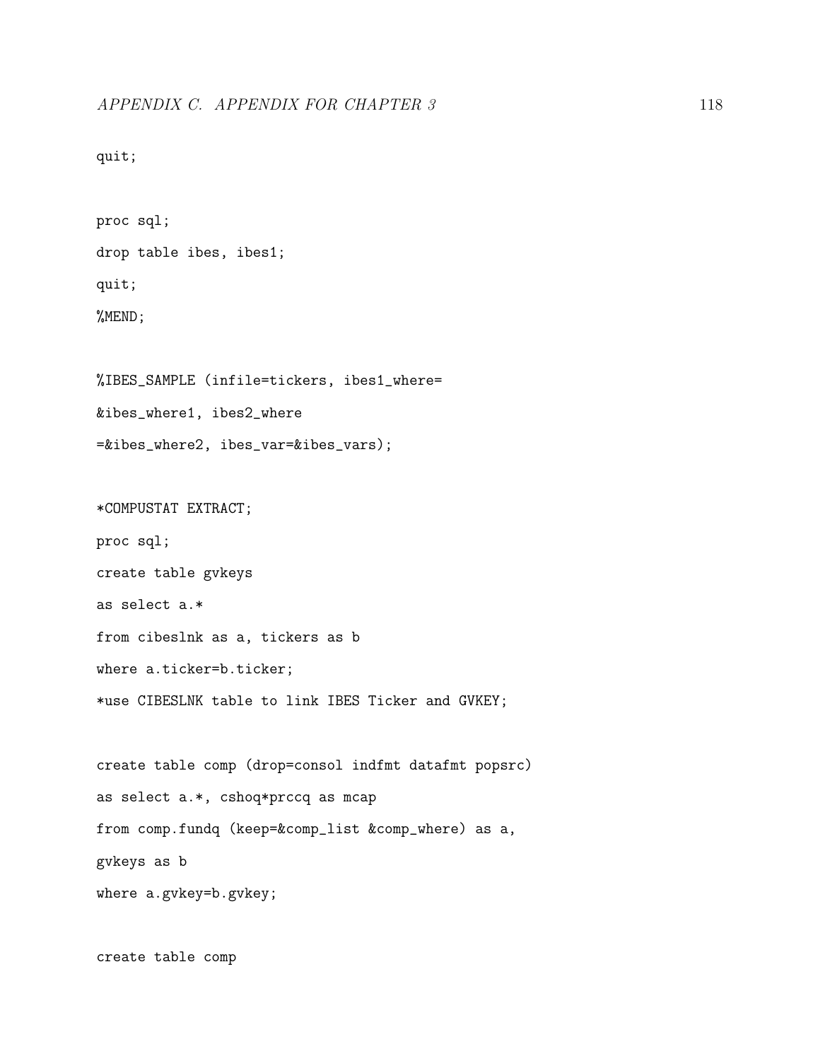```
quit;

proc sql;
drop table ibes, ibes1;
quit;
%MEND;

%IBES_SAMPLE (infile=tickers, ibes1_where=
&ibes_where1, ibes2_where
=&ibes_where2, ibes_var=&ibes_vars);

*COMPUSTAT EXTRACT;
proc sql;
create table gvkeys
as select a.*
from cibeslnk as a, tickers as b
where a.ticker=b.ticker;
*use CIBESLNK table to link IBES Ticker and GVKEY;

create table comp (drop=consol indfmt datafmt popsrc)
as select a.*, cshoq*prccq as mcap
from comp.fundq (keep=&comp_list &comp_where) as a,
gvkeys as b
where a.gvkey=b.gvkey;

create table comp
```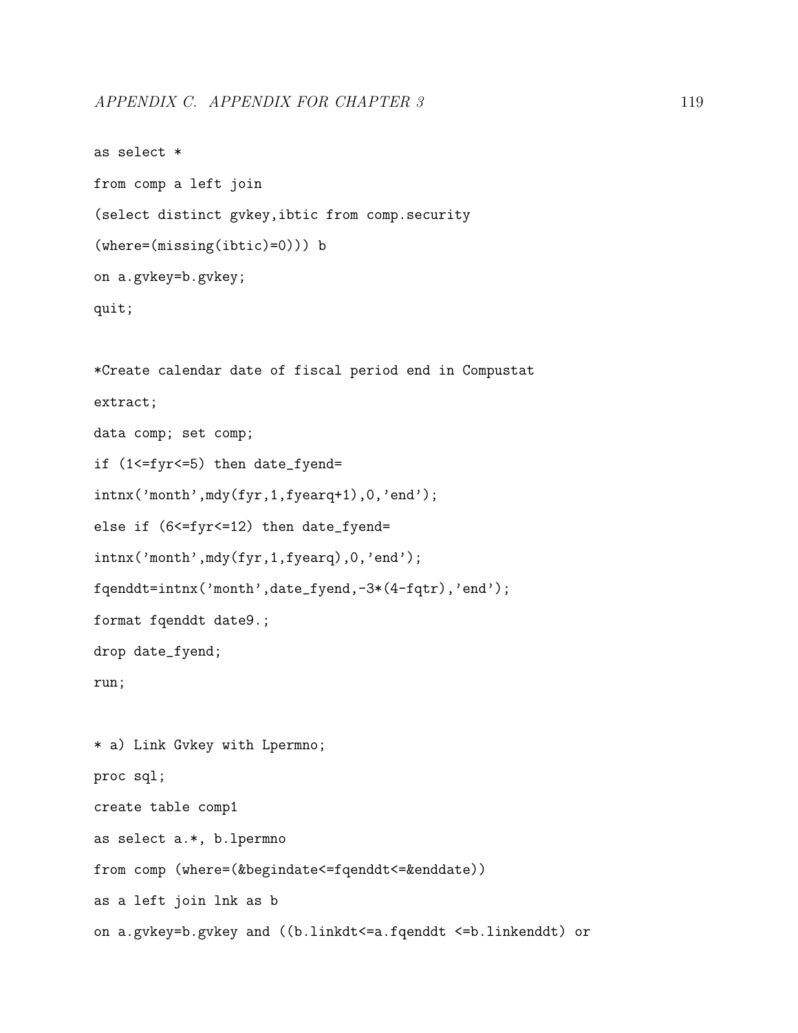```
as select *
from comp a left join
(select distinct gvkey,ibtic from comp.security
(where=(missing(ibtic)=0))) b
on a.gvkey=b.gvkey;
quit;

*Create calendar date of fiscal period end in Compustat
extract;
data comp; set comp;
if (1<=fyr<=5) then date_fyend=
intnx('month',mdy(fyr,1,fyearq+1),0,'end');
else if (6<=fyr<=12) then date_fyend=
intnx('month',mdy(fyr,1,fyearq),0,'end');
fqenddt=intnx('month',date_fyend,-3*(4-fqtr),'end');
format fqenddt date9.;
drop date_fyend;
run;

* a) Link Gvkey with Lpermno;
proc sql;
create table comp1
as select a.*, b.lpermno
from comp (where=(&begindate<=fqenddt<=&enddate))
as a left join lnk as b
on a.gvkey=b.gvkey and ((b.linkdt<=a.fqenddt <=b.linkenddt) or
```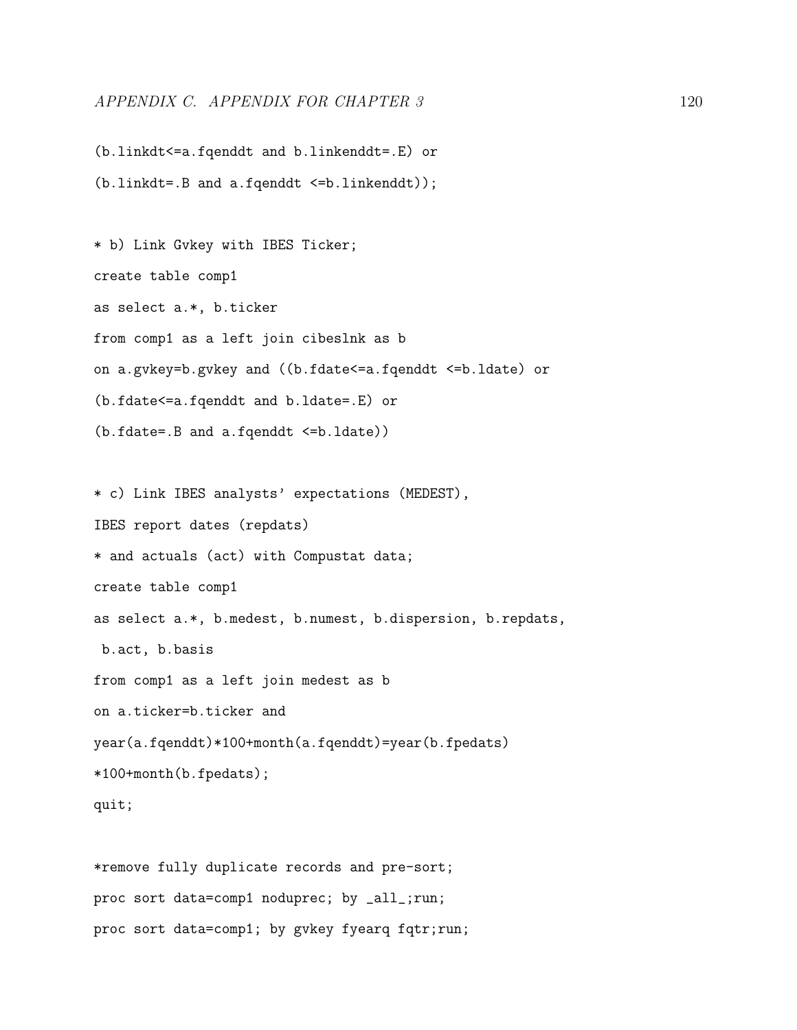```
(b.linkdt<=a.fqenddt and b.linkenddt=.E) or
(b.linkdt=.B and a.fqenddt <=b.linkenddt));

* b) Link Gvkey with IBES Ticker;
create table comp1
as select a.*, b.ticker
from comp1 as a left join cibeslnk as b
on a.gvkey=b.gvkey and ((b.fdate<=a.fqenddt <=b.ldate) or
(b.fdate<=a.fqenddt and b.ldate=.E) or
(b.fdate=.B and a.fqenddt <=b.ldate))

* c) Link IBES analysts' expectations (MEDEST),
IBES report dates (repdats)
* and actuals (act) with Compustat data;
create table comp1
as select a.*, b.medest, b.numest, b.dispersion, b.repdats,
 b.act, b.basis
from comp1 as a left join medest as b
on a.ticker=b.ticker and
year(a.fqenddt)*100+month(a.fqenddt)=year(b.fpedats)
*100+month(b.fpedats);
quit;

*remove fully duplicate records and pre-sort;
proc sort data=comp1 noduprec; by _all_;run;
proc sort data=comp1; by gvkey fyearq fqtr;run;
```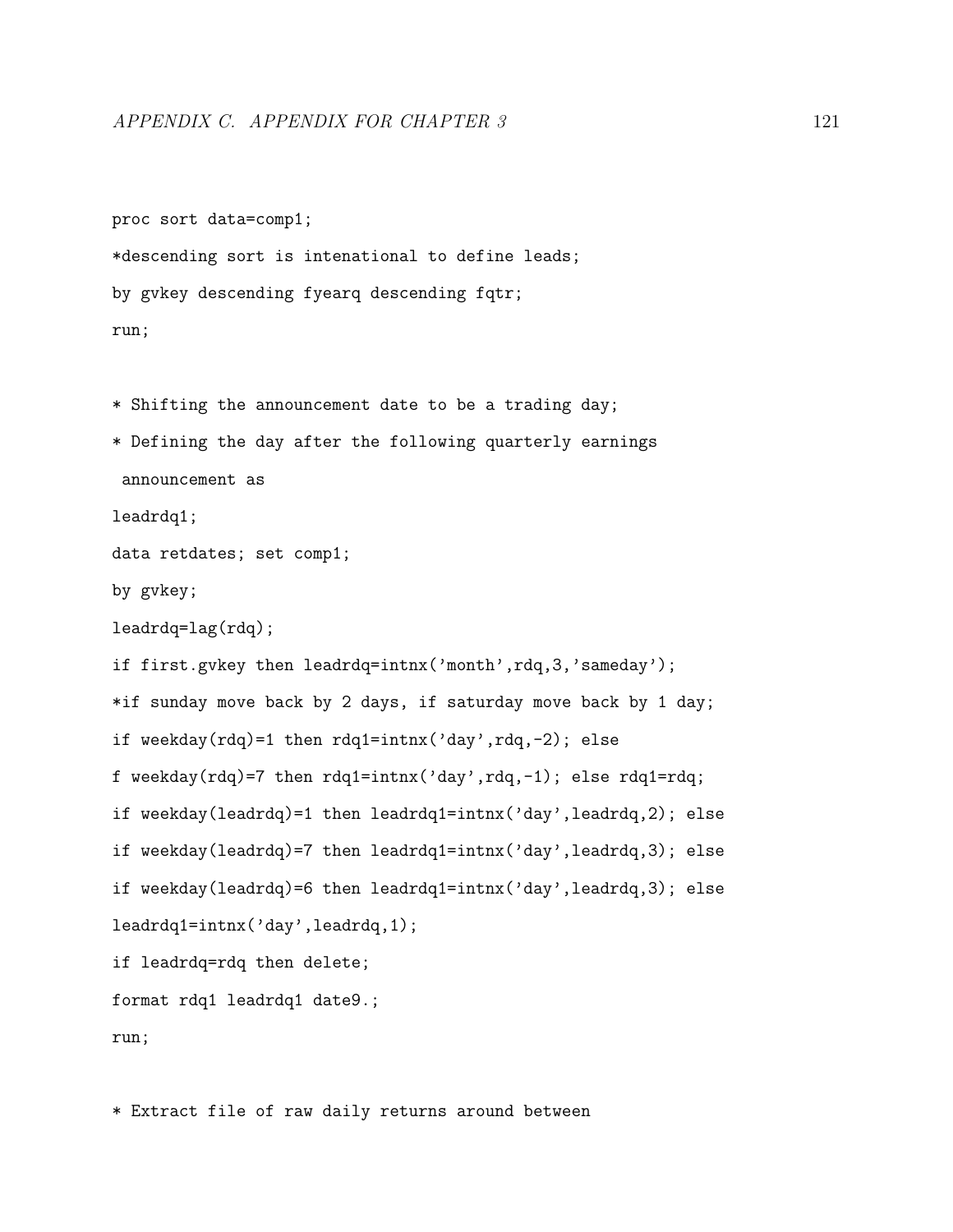```
proc sort data=comp1;
*descending sort is intenational to define leads;
by gvkey descending fyearq descending fqtr;
run;

* Shifting the announcement date to be a trading day;
* Defining the day after the following quarterly earnings
 announcement as
leadrdq1;
data retdates; set comp1;
by gvkey;
leadrdq=lag(rdq);
if first.gvkey then leadrdq=intnx('month',rdq,3,'sameday');
*if sunday move back by 2 days, if saturday move back by 1 day;
if weekday(rdq)=1 then rdq1=intnx('day',rdq,-2); else
f weekday(rdq)=7 then rdq1=intnx('day',rdq,-1); else rdq1=rdq;
if weekday(leadrdq)=1 then leadrdq1=intnx('day',leadrdq,2); else
if weekday(leadrdq)=7 then leadrdq1=intnx('day',leadrdq,3); else
if weekday(leadrdq)=6 then leadrdq1=intnx('day',leadrdq,3); else
leadrdq1=intnx('day',leadrdq,1);
if leadrdq=rdq then delete;
format rdq1 leadrdq1 date9.;
run;

* Extract file of raw daily returns around between
```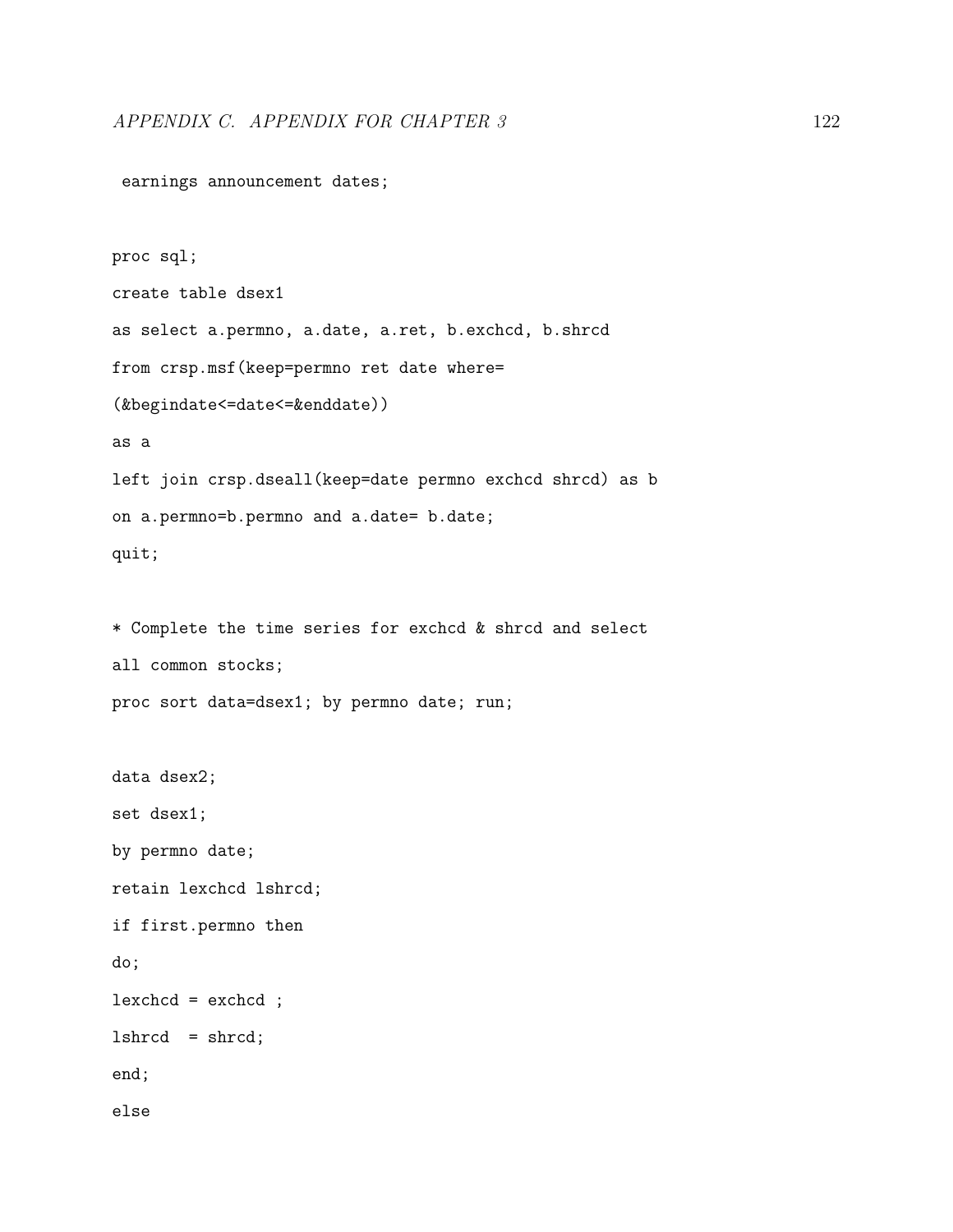```
 earnings announcement dates;

proc sql;
create table dsex1
as select a.permno, a.date, a.ret, b.exchcd, b.shrcd
from crsp.msf(keep=permno ret date where=
(&begindate<=date<=&enddate))
as a
left join crsp.dseall(keep=date permno exchcd shrcd) as b
on a.permno=b.permno and a.date= b.date;
quit;

* Complete the time series for exchcd & shrcd and select
all common stocks;
proc sort data=dsex1; by permno date; run;

data dsex2;
set dsex1;
by permno date;
retain lexchcd lshrcd;
if first.permno then
do;
lexchcd = exchcd ;
lshrcd  = shrcd;
end;
else
```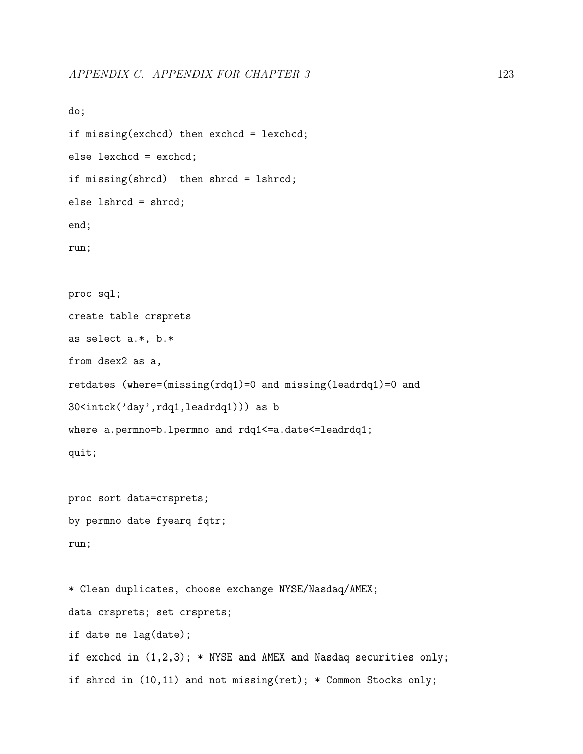```
do;
if missing(exchcd) then exchcd = lexchcd;
else lexchcd = exchcd;
if missing(shrcd)  then shrcd = lshrcd;
else lshrcd = shrcd;
end;
run;

proc sql;
create table crsprets
as select a.*, b.*
from dsex2 as a,
retdates (where=(missing(rdq1)=0 and missing(leadrdq1)=0 and
30<intck('day',rdq1,leadrdq1))) as b
where a.permno=b.lpermno and rdq1<=a.date<=leadrdq1;
quit;

proc sort data=crsprets;
by permno date fyearq fqtr;
run;

* Clean duplicates, choose exchange NYSE/Nasdaq/AMEX;
data crsprets; set crsprets;
if date ne lag(date);
if exchcd in (1,2,3); * NYSE and AMEX and Nasdaq securities only;
if shrcd in (10,11) and not missing(ret); * Common Stocks only;
```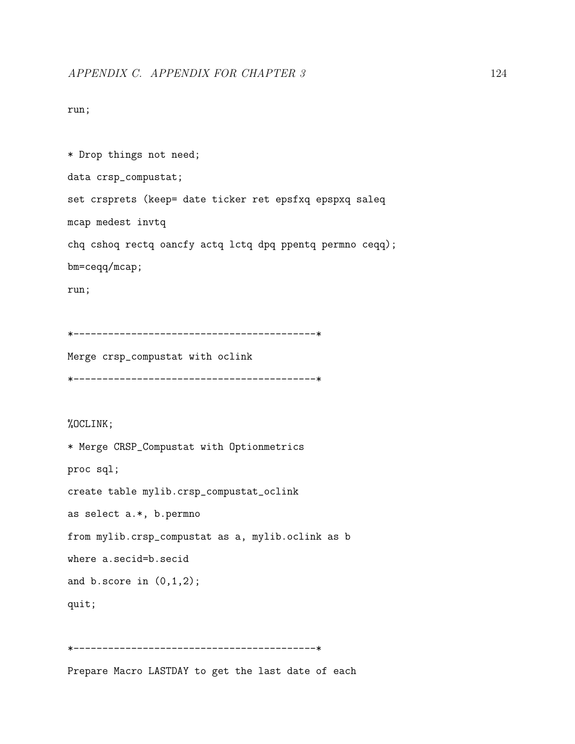```
run;

* Drop things not need;
data crsp_compustat;
set crsprets (keep= date ticker ret epsfxq epspxq saleq
mcap medest invtq
chq cshoq rectq oancfy actq lctq dpq ppentq permno ceqq);
bm=ceqq/mcap;
run;

*------------------------------------------*
Merge crsp_compustat with oclink
*------------------------------------------*

%OCLINK;
* Merge CRSP_Compustat with Optionmetrics
proc sql;
create table mylib.crsp_compustat_oclink
as select a.*, b.permno
from mylib.crsp_compustat as a, mylib.oclink as b
where a.secid=b.secid
and b.score in (0,1,2);
quit;

*------------------------------------------*
Prepare Macro LASTDAY to get the last date of each
```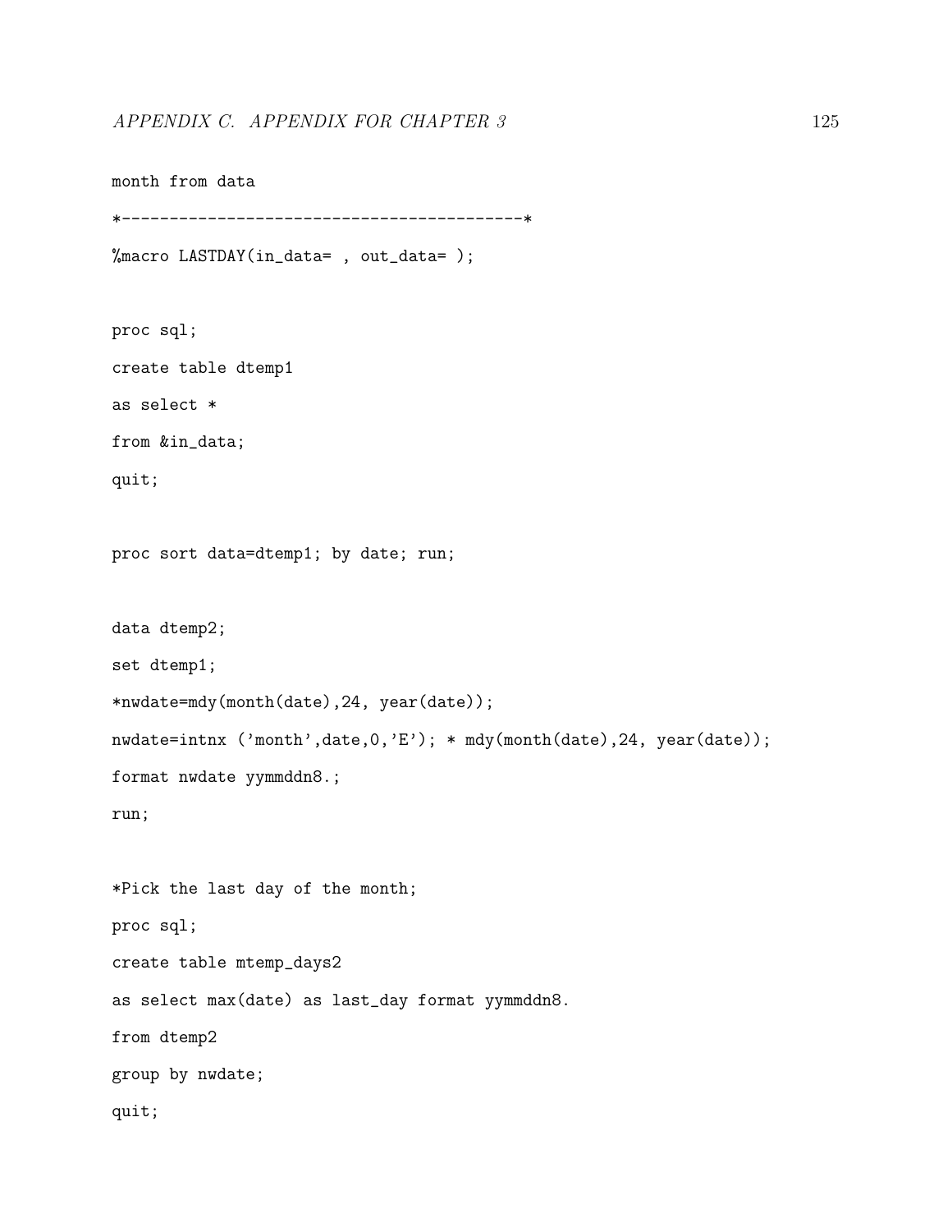```
month from data
*-----------------------------------------*
%macro LASTDAY(in_data= , out_data= );


proc sql;
create table dtemp1
as select *
from &in_data;
quit;


proc sort data=dtemp1; by date; run;


data dtemp2;
set dtemp1;
*nwdate=mdy(month(date),24, year(date));
nwdate=intnx ('month',date,0,'E'); * mdy(month(date),24, year(date));
format nwdate yymmddn8.;
run;


*Pick the last day of the month;
proc sql;
create table mtemp_days2
as select max(date) as last_day format yymmddn8.
from dtemp2
group by nwdate;
quit;
```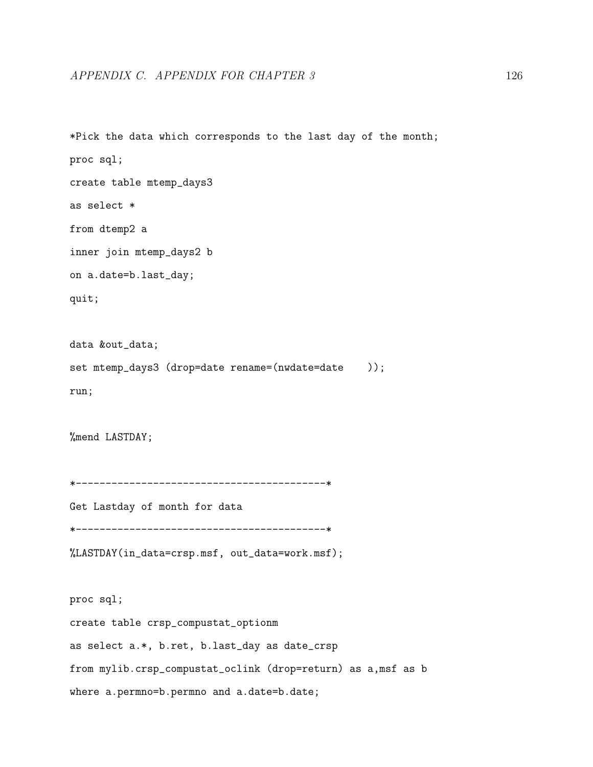```
*Pick the data which corresponds to the last day of the month;
proc sql;
create table mtemp_days3
as select *
from dtemp2 a
inner join mtemp_days2 b
on a.date=b.last_day;
quit;

data &out_data;
set mtemp_days3 (drop=date rename=(nwdate=date    ));
run;

%mend LASTDAY;

*------------------------------------------*
Get Lastday of month for data
*------------------------------------------*
%LASTDAY(in_data=crsp.msf, out_data=work.msf);

proc sql;
create table crsp_compustat_optionm
as select a.*, b.ret, b.last_day as date_crsp
from mylib.crsp_compustat_oclink (drop=return) as a,msf as b
where a.permno=b.permno and a.date=b.date;
```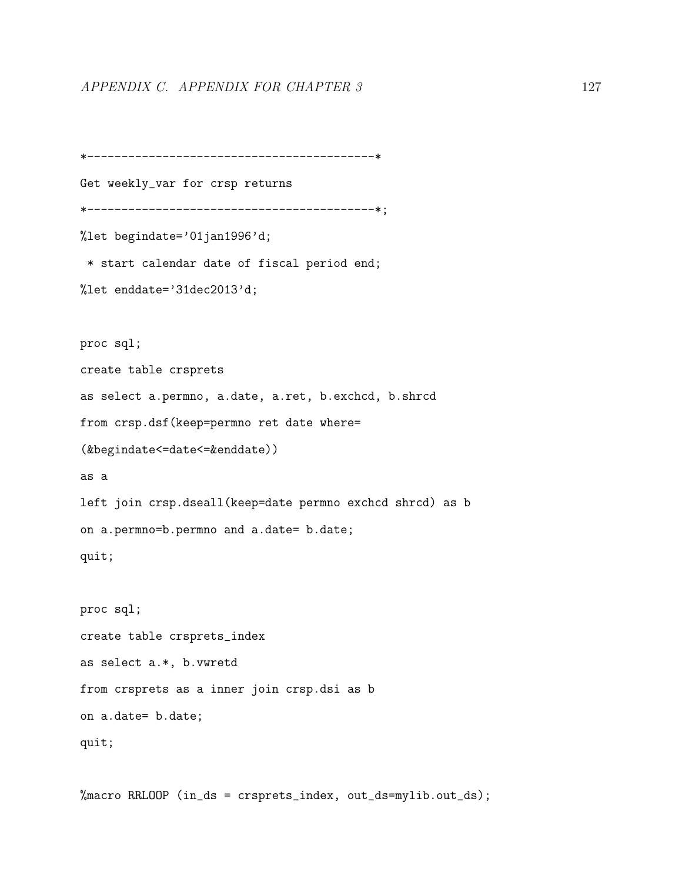```
*------------------------------------------*
Get weekly_var for crsp returns
*------------------------------------------*;
%let begindate='01jan1996'd;
 * start calendar date of fiscal period end;
%let enddate='31dec2013'd;

proc sql;
create table crsprets
as select a.permno, a.date, a.ret, b.exchcd, b.shrcd
from crsp.dsf(keep=permno ret date where=
(&begindate<=date<=&enddate))
as a
left join crsp.dseall(keep=date permno exchcd shrcd) as b
on a.permno=b.permno and a.date= b.date;
quit;

proc sql;
create table crsprets_index
as select a.*, b.vwretd
from crsprets as a inner join crsp.dsi as b
on a.date= b.date;
quit;

%macro RRLOOP (in_ds = crsprets_index, out_ds=mylib.out_ds);
```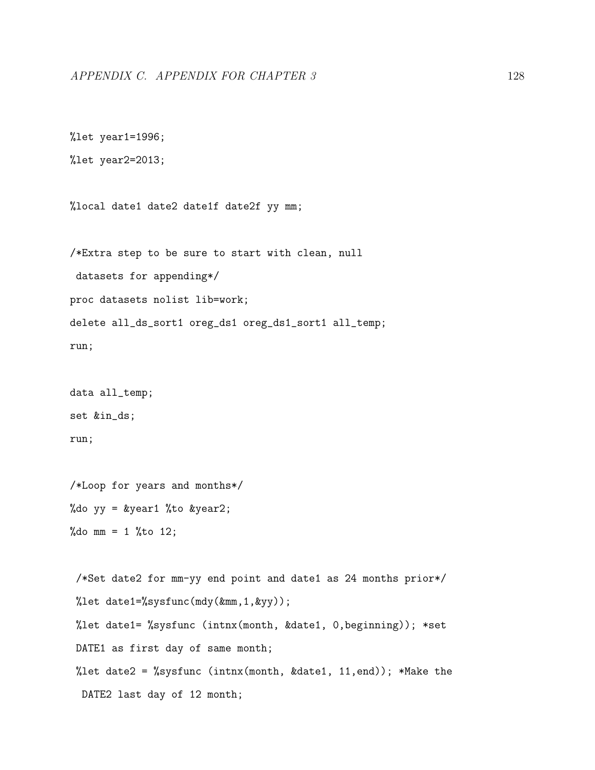```
%let year1=1996;
%let year2=2013;

%local date1 date2 date1f date2f yy mm;

/*Extra step to be sure to start with clean, null
 datasets for appending*/
proc datasets nolist lib=work;
delete all_ds_sort1 oreg_ds1 oreg_ds1_sort1 all_temp;
run;

data all_temp;
set &in_ds;
run;

/*Loop for years and months*/
%do yy = &year1 %to &year2;
%do mm = 1 %to 12;

 /*Set date2 for mm-yy end point and date1 as 24 months prior*/
 %let date1=%sysfunc(mdy(&mm,1,&yy));
 %let date1= %sysfunc (intnx(month, &date1, 0,beginning)); *set
 DATE1 as first day of same month;
 %let date2 = %sysfunc (intnx(month, &date1, 11,end)); *Make the
  DATE2 last day of 12 month;
```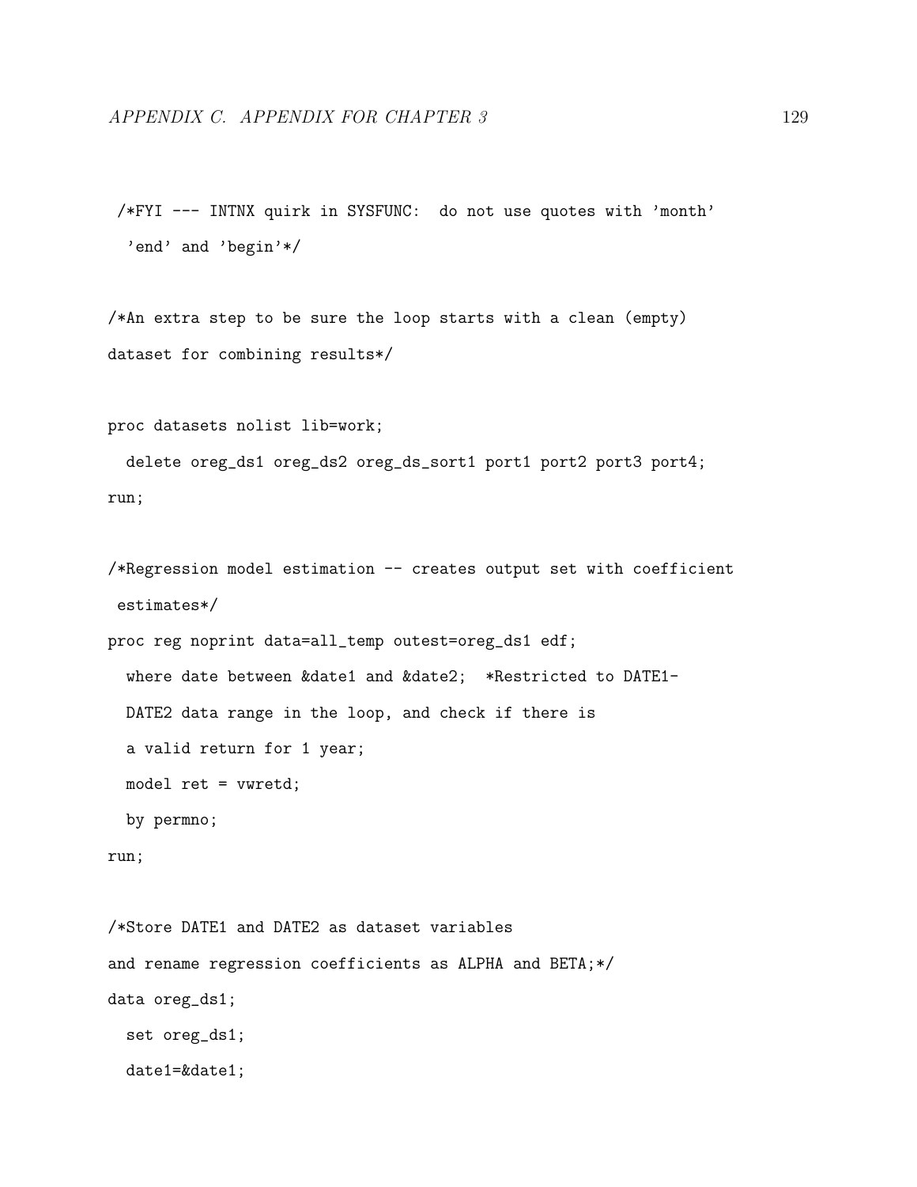```
 /*FYI --- INTNX quirk in SYSFUNC:  do not use quotes with 'month'
  'end' and 'begin'*/

/*An extra step to be sure the loop starts with a clean (empty)
dataset for combining results*/

proc datasets nolist lib=work;
  delete oreg_ds1 oreg_ds2 oreg_ds_sort1 port1 port2 port3 port4;
run;

/*Regression model estimation -- creates output set with coefficient
 estimates*/
proc reg noprint data=all_temp outest=oreg_ds1 edf;
  where date between &date1 and &date2;  *Restricted to DATE1-
  DATE2 data range in the loop, and check if there is
  a valid return for 1 year;
  model ret = vwretd;
  by permno;
run;

/*Store DATE1 and DATE2 as dataset variables
and rename regression coefficients as ALPHA and BETA;*/
data oreg_ds1;
  set oreg_ds1;
  date1=&date1;
```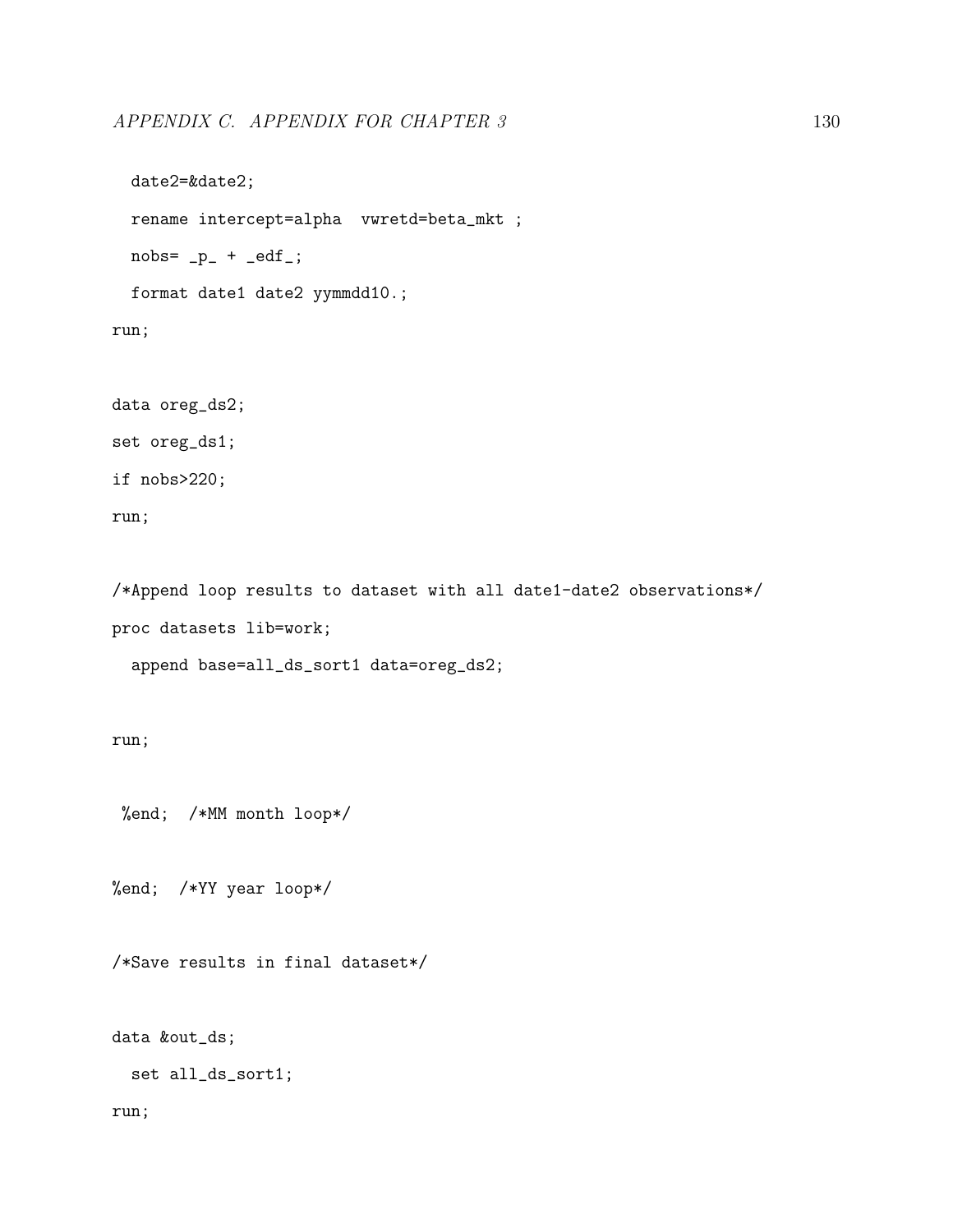```
  date2=&date2;
  rename intercept=alpha  vwretd=beta_mkt ;
  nobs= _p_ + _edf_;
  format date1 date2 yymmdd10.;
run;

data oreg_ds2;
set oreg_ds1;
if nobs>220;
run;

/*Append loop results to dataset with all date1-date2 observations*/
proc datasets lib=work;
  append base=all_ds_sort1 data=oreg_ds2;

run;

 %end;  /*MM month loop*/

%end;  /*YY year loop*/

/*Save results in final dataset*/

data &out_ds;
  set all_ds_sort1;
run;
```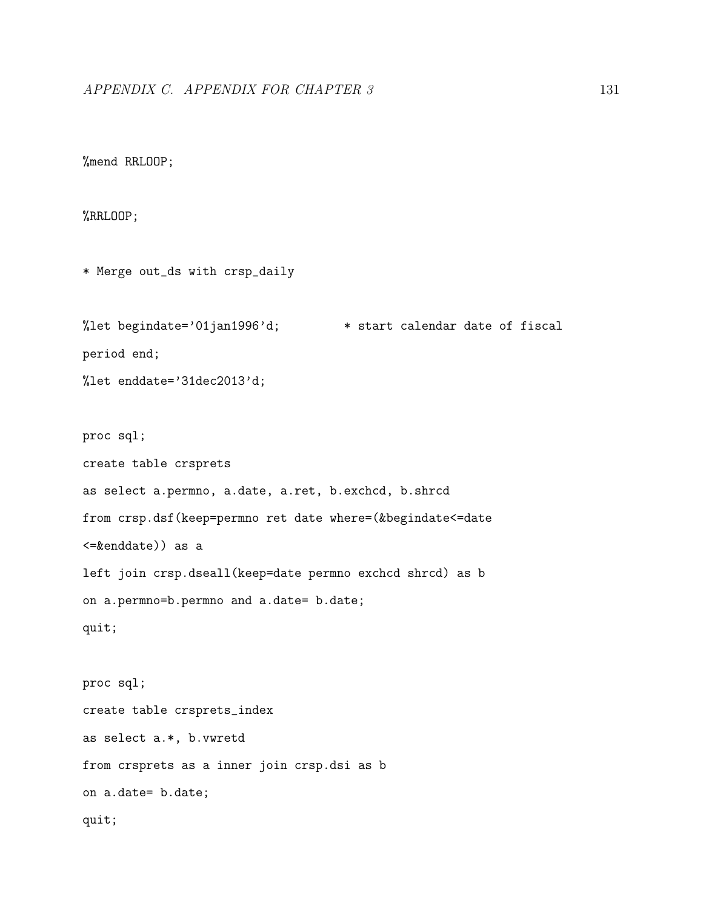```
%mend RRLOOP;

%RRLOOP;

* Merge out_ds with crsp_daily

%let begindate='01jan1996'd;         * start calendar date of fiscal
period end;
%let enddate='31dec2013'd;

proc sql;
create table crsprets
as select a.permno, a.date, a.ret, b.exchcd, b.shrcd
from crsp.dsf(keep=permno ret date where=(&begindate<=date
<=&enddate)) as a
left join crsp.dseall(keep=date permno exchcd shrcd) as b
on a.permno=b.permno and a.date= b.date;
quit;

proc sql;
create table crsprets_index
as select a.*, b.vwretd
from crsprets as a inner join crsp.dsi as b
on a.date= b.date;
quit;
```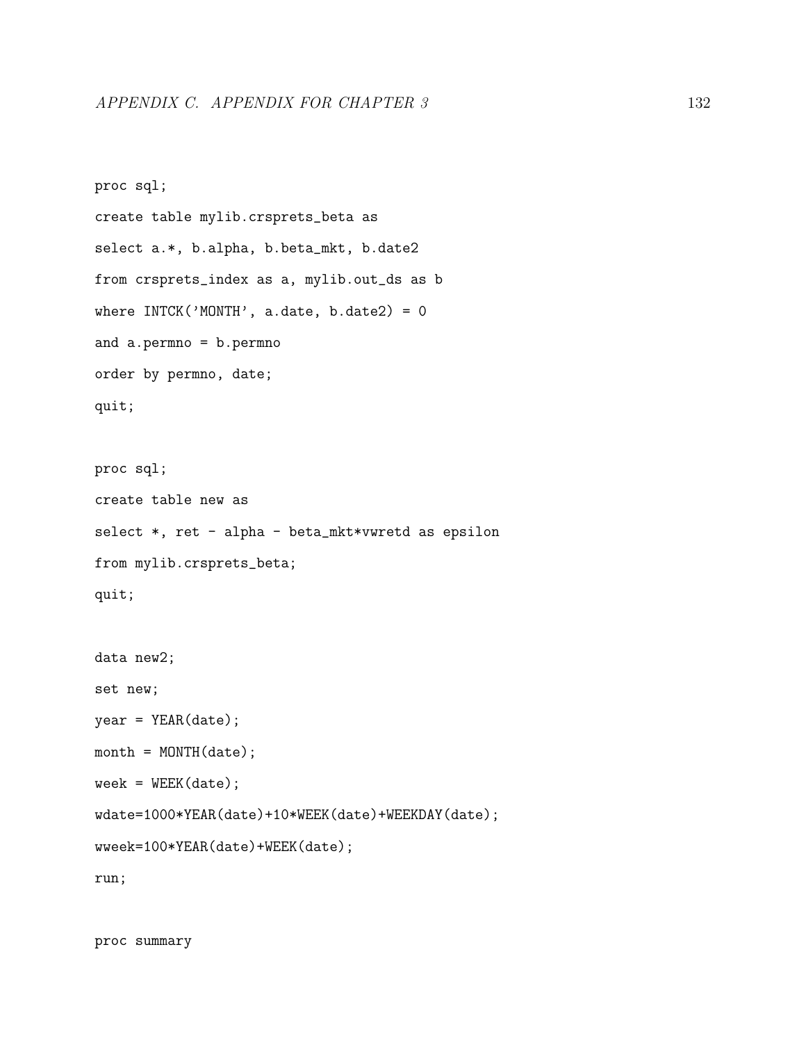```
proc sql;
create table mylib.crsprets_beta as
select a.*, b.alpha, b.beta_mkt, b.date2
from crsprets_index as a, mylib.out_ds as b
where INTCK('MONTH', a.date, b.date2) = 0
and a.permno = b.permno
order by permno, date;
quit;

proc sql;
create table new as
select *, ret - alpha - beta_mkt*vwretd as epsilon
from mylib.crsprets_beta;
quit;

data new2;
set new;
year = YEAR(date);
month = MONTH(date);
week = WEEK(date);
wdate=1000*YEAR(date)+10*WEEK(date)+WEEKDAY(date);
wweek=100*YEAR(date)+WEEK(date);
run;

proc summary
```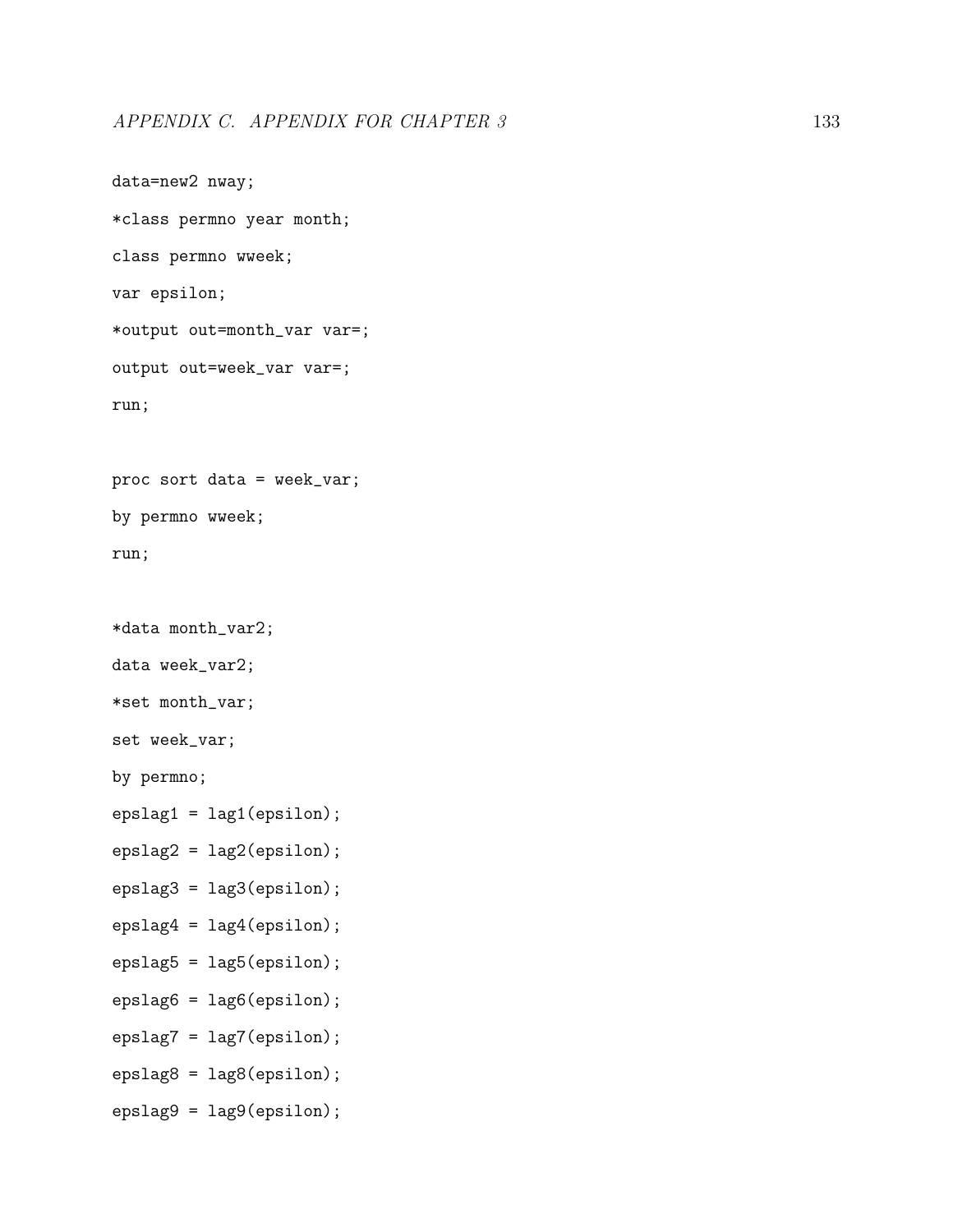```
data=new2 nway;
*class permno year month;
class permno wweek;
var epsilon;
*output out=month_var var=;
output out=week_var var=;
run;

proc sort data = week_var;
by permno wweek;
run;

*data month_var2;
data week_var2;
*set month_var;
set week_var;
by permno;
epslag1 = lag1(epsilon);
epslag2 = lag2(epsilon);
epslag3 = lag3(epsilon);
epslag4 = lag4(epsilon);
epslag5 = lag5(epsilon);
epslag6 = lag6(epsilon);
epslag7 = lag7(epsilon);
epslag8 = lag8(epsilon);
epslag9 = lag9(epsilon);
```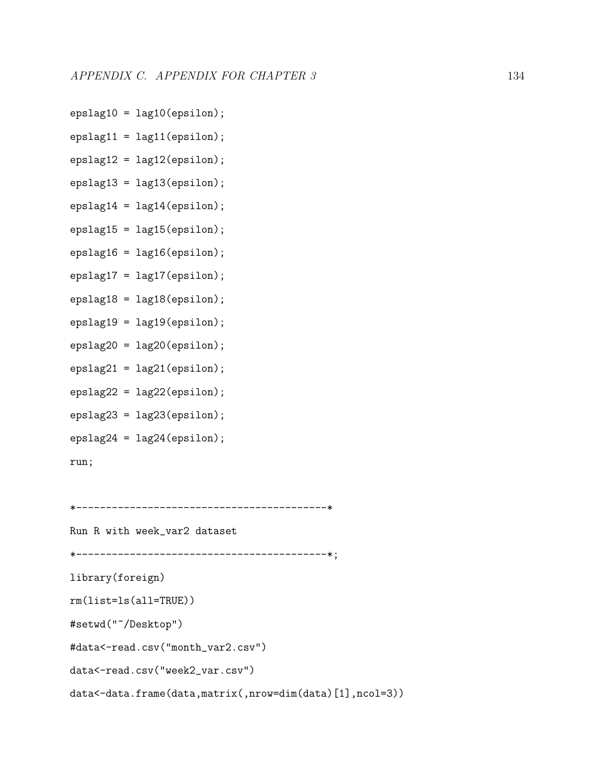```
epslag10 = lag10(epsilon);
epslag11 = lag11(epsilon);
epslag12 = lag12(epsilon);
epslag13 = lag13(epsilon);
epslag14 = lag14(epsilon);
epslag15 = lag15(epsilon);
epslag16 = lag16(epsilon);
epslag17 = lag17(epsilon);
epslag18 = lag18(epsilon);
epslag19 = lag19(epsilon);
epslag20 = lag20(epsilon);
epslag21 = lag21(epsilon);
epslag22 = lag22(epsilon);
epslag23 = lag23(epsilon);
epslag24 = lag24(epsilon);
run;


*-------------------------------------------*
Run R with week_var2 dataset
*-------------------------------------------*;
library(foreign)
rm(list=ls(all=TRUE))
#setwd("~/Desktop")
#data<-read.csv("month_var2.csv")
data<-read.csv("week2_var.csv")
data<-data.frame(data,matrix(,nrow=dim(data)[1],ncol=3))
```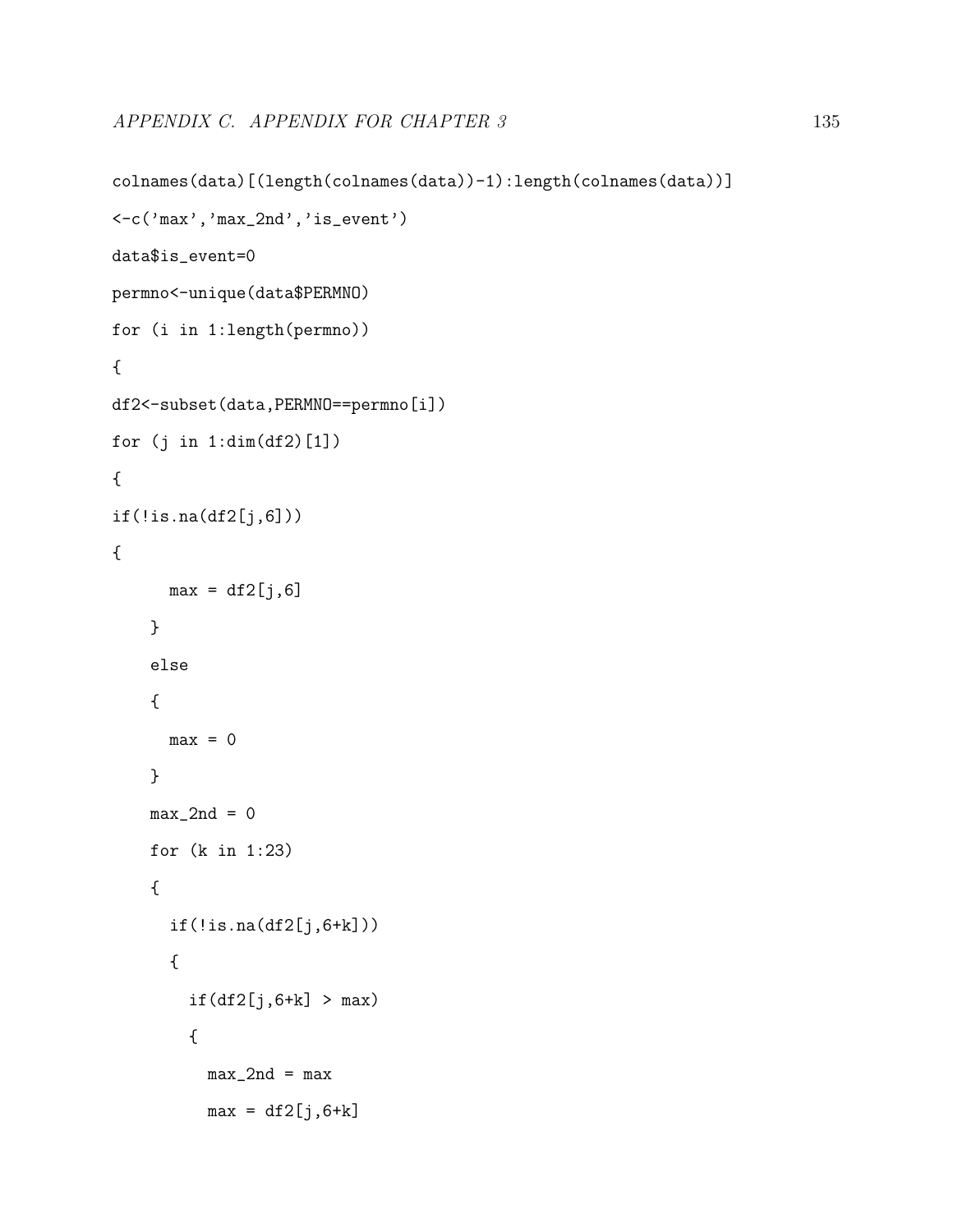```
colnames(data)[(length(colnames(data))-1):length(colnames(data))]
<-c('max','max_2nd','is_event')
data$is_event=0
permno<-unique(data$PERMNO)
for (i in 1:length(permno))
{
df2<-subset(data,PERMNO==permno[i])
for (j in 1:dim(df2)[1])
{
if(!is.na(df2[j,6]))
{
      max = df2[j,6]
    }
    else
    {
      max = 0
    }
    max_2nd = 0
    for (k in 1:23)
    {
      if(!is.na(df2[j,6+k]))
      {
        if(df2[j,6+k] > max)
        {
          max_2nd = max
          max = df2[j,6+k]
```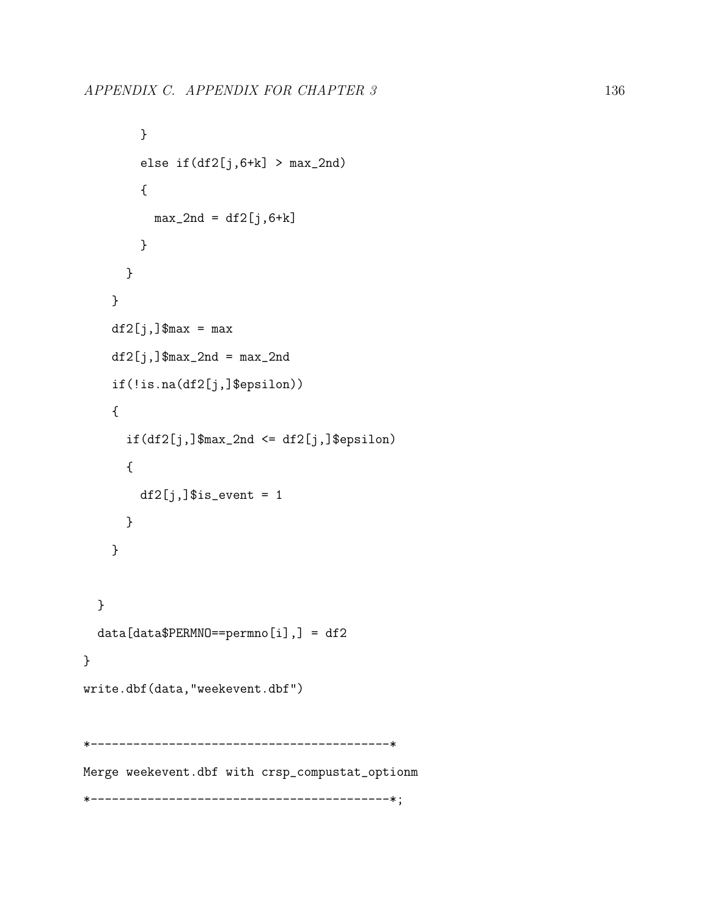```
        }
        else if(df2[j,6+k] > max_2nd)
        {
          max_2nd = df2[j,6+k]
        }
      }
    }
    df2[j,]$max = max
    df2[j,]$max_2nd = max_2nd
    if(!is.na(df2[j,]$epsilon))
    {
      if(df2[j,]$max_2nd <= df2[j,]$epsilon)
      {
        df2[j,]$is_event = 1
      }
    }

  }
  data[data$PERMNO==permno[i],] = df2
}
write.dbf(data,"weekevent.dbf")


*------------------------------------------*
Merge weekevent.dbf with crsp_compustat_optionm
*------------------------------------------*;
```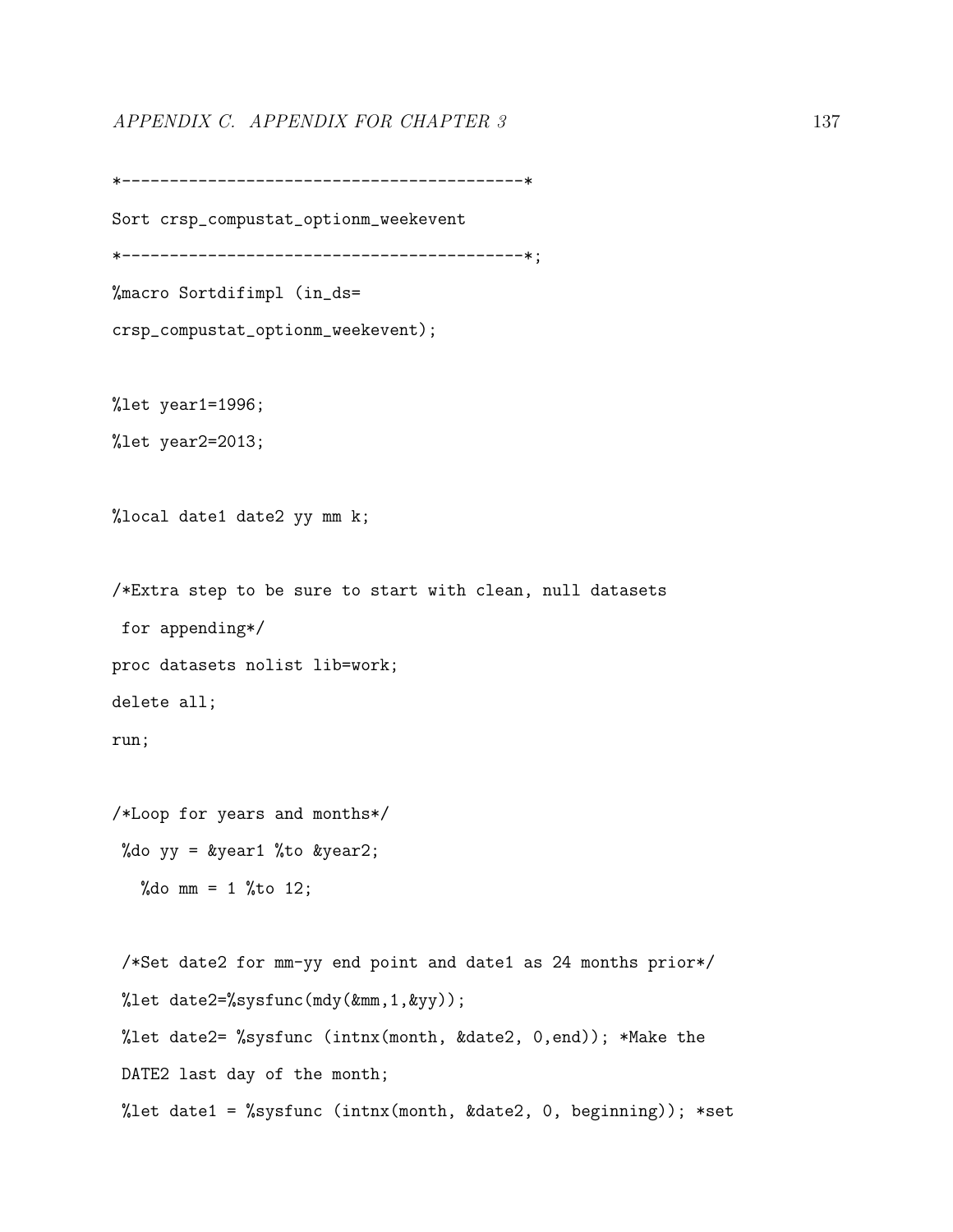```
*------------------------------------------*
Sort crsp_compustat_optionm_weekevent
*------------------------------------------*;
%macro Sortdifimpl (in_ds=
crsp_compustat_optionm_weekevent);

%let year1=1996;
%let year2=2013;

%local date1 date2 yy mm k;

/*Extra step to be sure to start with clean, null datasets
 for appending*/
proc datasets nolist lib=work;
delete all;
run;

/*Loop for years and months*/
 %do yy = &year1 %to &year2;
   %do mm = 1 %to 12;

 /*Set date2 for mm-yy end point and date1 as 24 months prior*/
 %let date2=%sysfunc(mdy(&mm,1,&yy));
 %let date2= %sysfunc (intnx(month, &date2, 0,end)); *Make the
 DATE2 last day of the month;
 %let date1 = %sysfunc (intnx(month, &date2, 0, beginning)); *set
```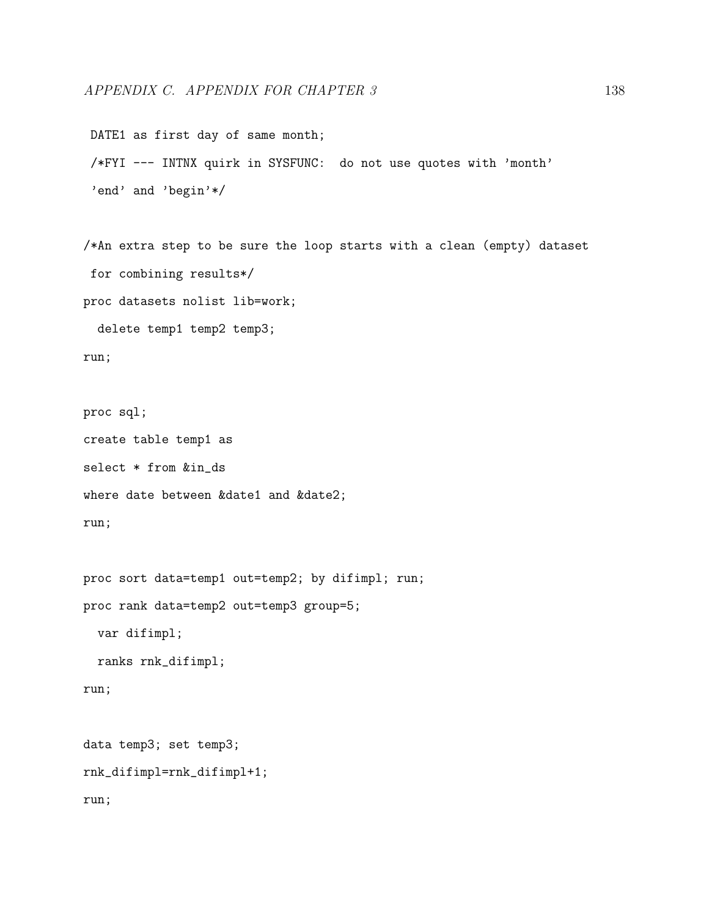```
 DATE1 as first day of same month;
 /*FYI --- INTNX quirk in SYSFUNC:  do not use quotes with 'month'
 'end' and 'begin'*/

/*An extra step to be sure the loop starts with a clean (empty) dataset
 for combining results*/
proc datasets nolist lib=work;
  delete temp1 temp2 temp3;
run;

proc sql;
create table temp1 as
select * from &in_ds
where date between &date1 and &date2;
run;

proc sort data=temp1 out=temp2; by difimpl; run;
proc rank data=temp2 out=temp3 group=5;
  var difimpl;
  ranks rnk_difimpl;
run;

data temp3; set temp3;
rnk_difimpl=rnk_difimpl+1;
run;
```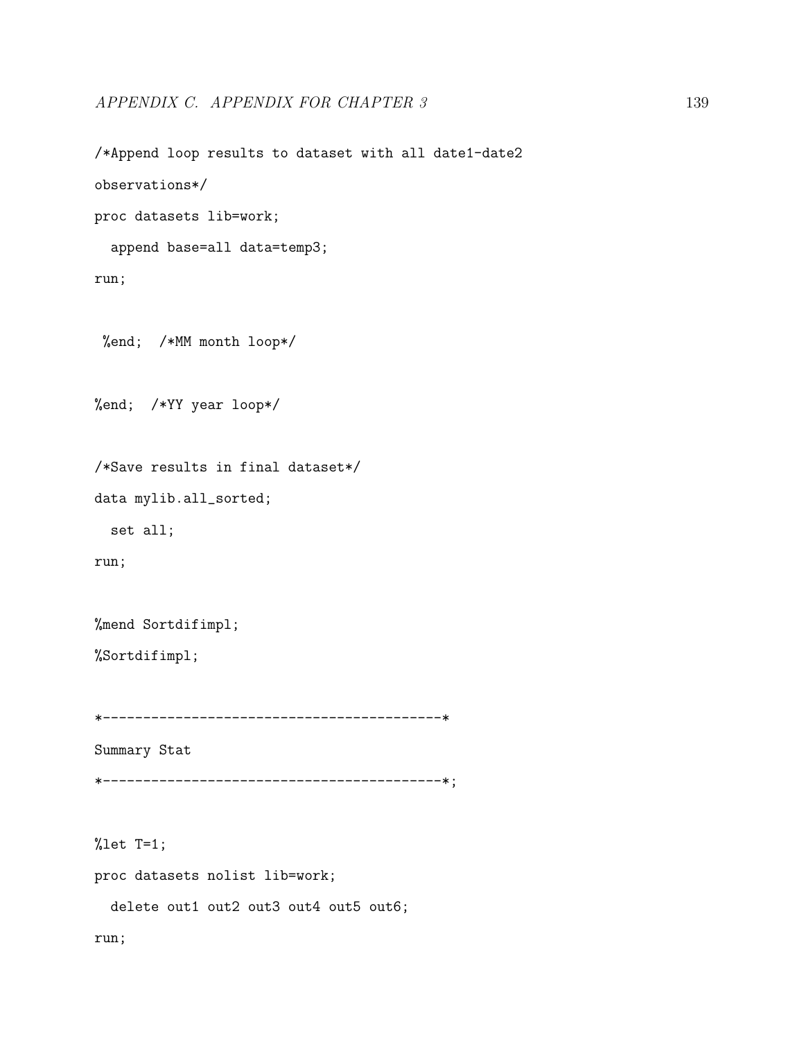```
/*Append loop results to dataset with all date1-date2
observations*/
proc datasets lib=work;
  append base=all data=temp3;
run;

 %end;  /*MM month loop*/

%end;  /*YY year loop*/

/*Save results in final dataset*/
data mylib.all_sorted;
  set all;
run;

%mend Sortdifimpl;
%Sortdifimpl;

*------------------------------------------*
Summary Stat
*------------------------------------------*;

%let T=1;
proc datasets nolist lib=work;
  delete out1 out2 out3 out4 out5 out6;
run;
```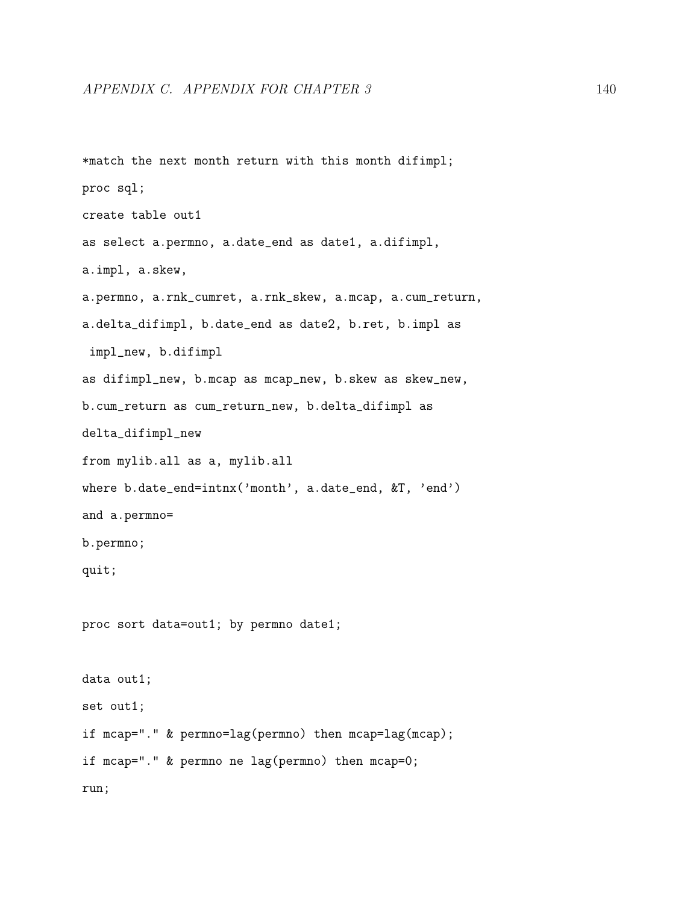```
*match the next month return with this month difimpl;
proc sql;
create table out1
as select a.permno, a.date_end as date1, a.difimpl,
a.impl, a.skew,
a.permno, a.rnk_cumret, a.rnk_skew, a.mcap, a.cum_return,
a.delta_difimpl, b.date_end as date2, b.ret, b.impl as
 impl_new, b.difimpl
as difimpl_new, b.mcap as mcap_new, b.skew as skew_new,
b.cum_return as cum_return_new, b.delta_difimpl as
delta_difimpl_new
from mylib.all as a, mylib.all
where b.date_end=intnx('month', a.date_end, &T, 'end')
and a.permno=
b.permno;
quit;

proc sort data=out1; by permno date1;

data out1;
set out1;
if mcap="." & permno=lag(permno) then mcap=lag(mcap);
if mcap="." & permno ne lag(permno) then mcap=0;
run;
```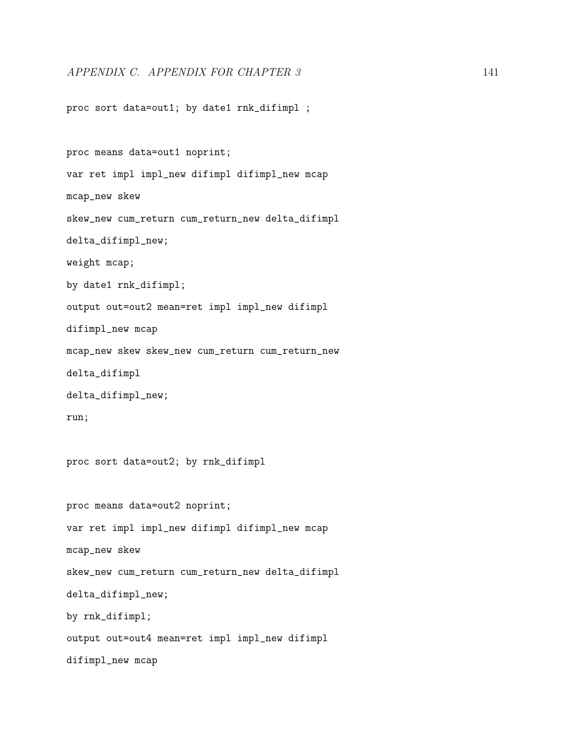```
proc sort data=out1; by date1 rnk_difimpl ;


proc means data=out1 noprint;
var ret impl impl_new difimpl difimpl_new mcap
mcap_new skew
skew_new cum_return cum_return_new delta_difimpl
delta_difimpl_new;
weight mcap;
by date1 rnk_difimpl;
output out=out2 mean=ret impl impl_new difimpl
difimpl_new mcap
mcap_new skew skew_new cum_return cum_return_new
delta_difimpl
delta_difimpl_new;
run;


proc sort data=out2; by rnk_difimpl


proc means data=out2 noprint;
var ret impl impl_new difimpl difimpl_new mcap
mcap_new skew
skew_new cum_return cum_return_new delta_difimpl
delta_difimpl_new;
by rnk_difimpl;
output out=out4 mean=ret impl impl_new difimpl
difimpl_new mcap
```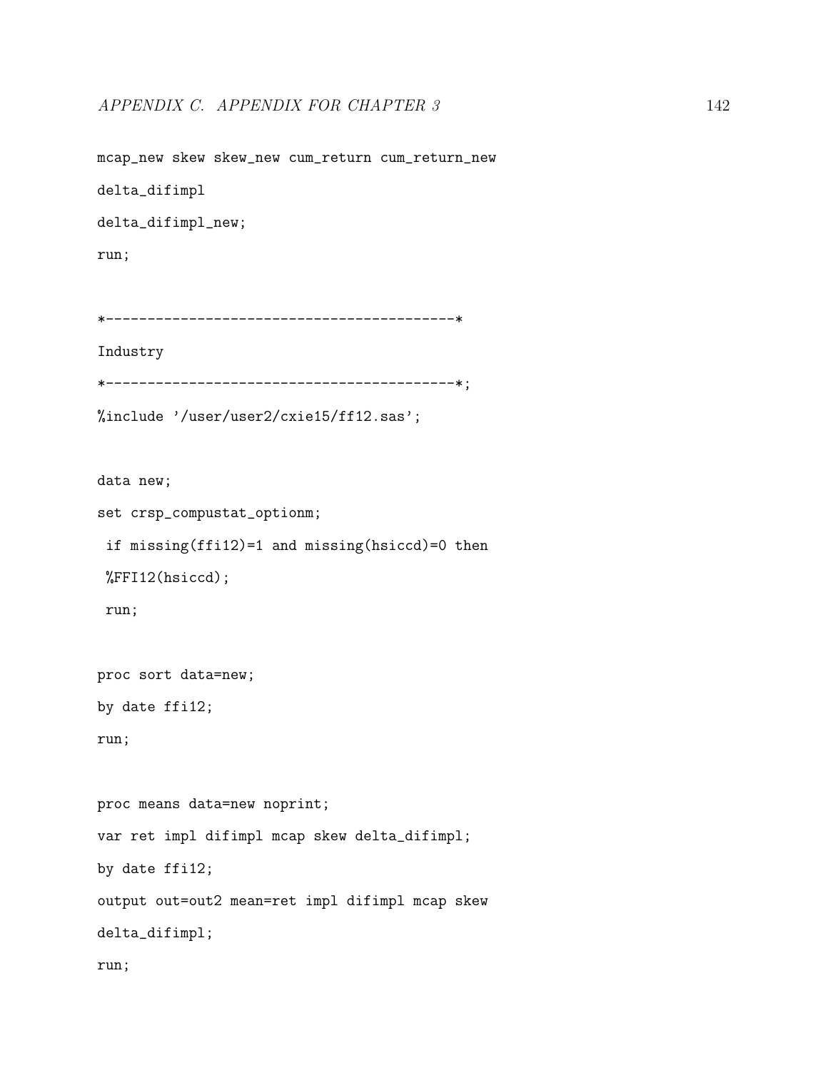```
mcap_new skew skew_new cum_return cum_return_new
delta_difimpl
delta_difimpl_new;
run;

*------------------------------------------*
Industry
*------------------------------------------*;
%include '/user/user2/cxie15/ff12.sas';

data new;
set crsp_compustat_optionm;
 if missing(ffi12)=1 and missing(hsiccd)=0 then
 %FFI12(hsiccd);
 run;

proc sort data=new;
by date ffi12;
run;

proc means data=new noprint;
var ret impl difimpl mcap skew delta_difimpl;
by date ffi12;
output out=out2 mean=ret impl difimpl mcap skew
delta_difimpl;
run;
```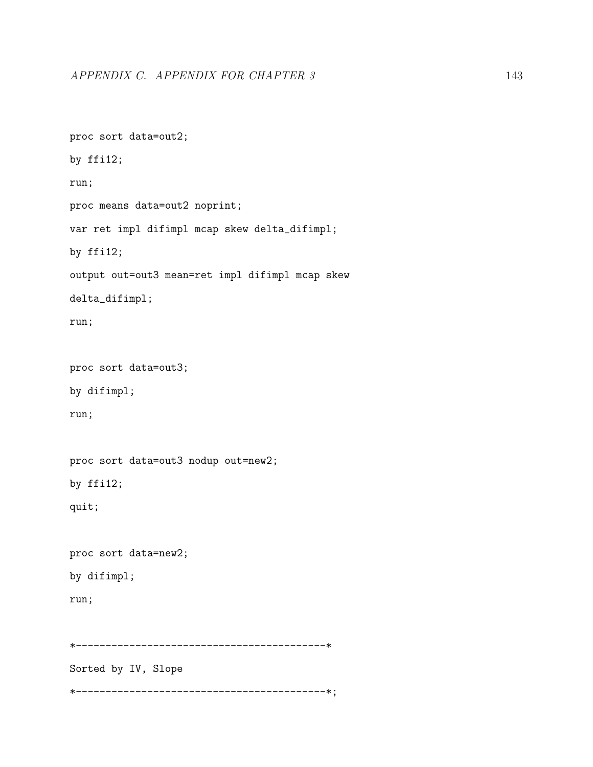```
proc sort data=out2;
by ffi12;
run;
proc means data=out2 noprint;
var ret impl difimpl mcap skew delta_difimpl;
by ffi12;
output out=out3 mean=ret impl difimpl mcap skew
delta_difimpl;
run;

proc sort data=out3;
by difimpl;
run;

proc sort data=out3 nodup out=new2;
by ffi12;
quit;

proc sort data=new2;
by difimpl;
run;

*-------------------------------------------*
Sorted by IV, Slope
*-------------------------------------------*;
```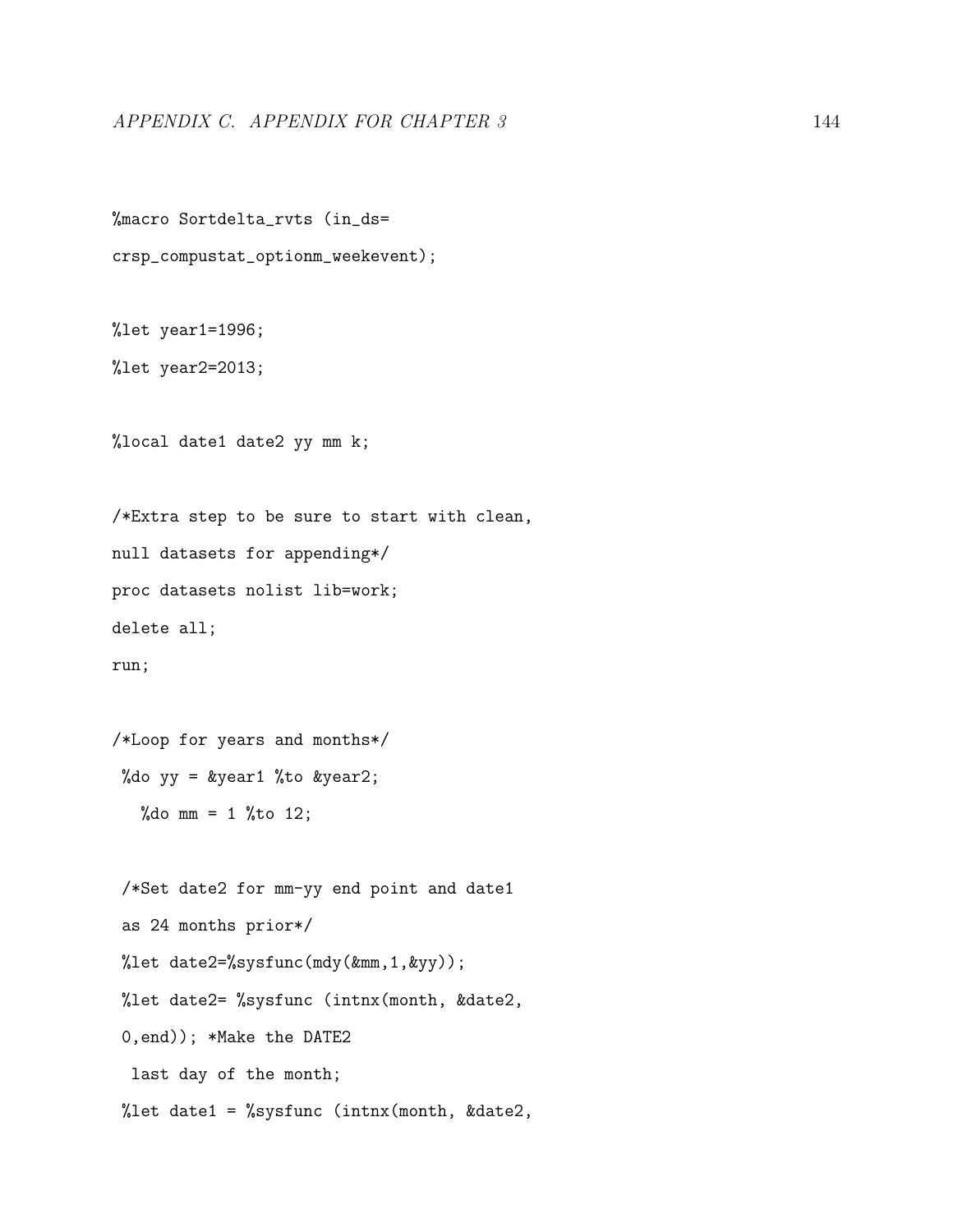```
%macro Sortdelta_rvts (in_ds=
crsp_compustat_optionm_weekevent);

%let year1=1996;
%let year2=2013;

%local date1 date2 yy mm k;

/*Extra step to be sure to start with clean,
null datasets for appending*/
proc datasets nolist lib=work;
delete all;
run;

/*Loop for years and months*/
 %do yy = &year1 %to &year2;
   %do mm = 1 %to 12;

 /*Set date2 for mm-yy end point and date1
 as 24 months prior*/
 %let date2=%sysfunc(mdy(&mm,1,&yy));
 %let date2= %sysfunc (intnx(month, &date2,
 0,end)); *Make the DATE2
  last day of the month;
 %let date1 = %sysfunc (intnx(month, &date2,
```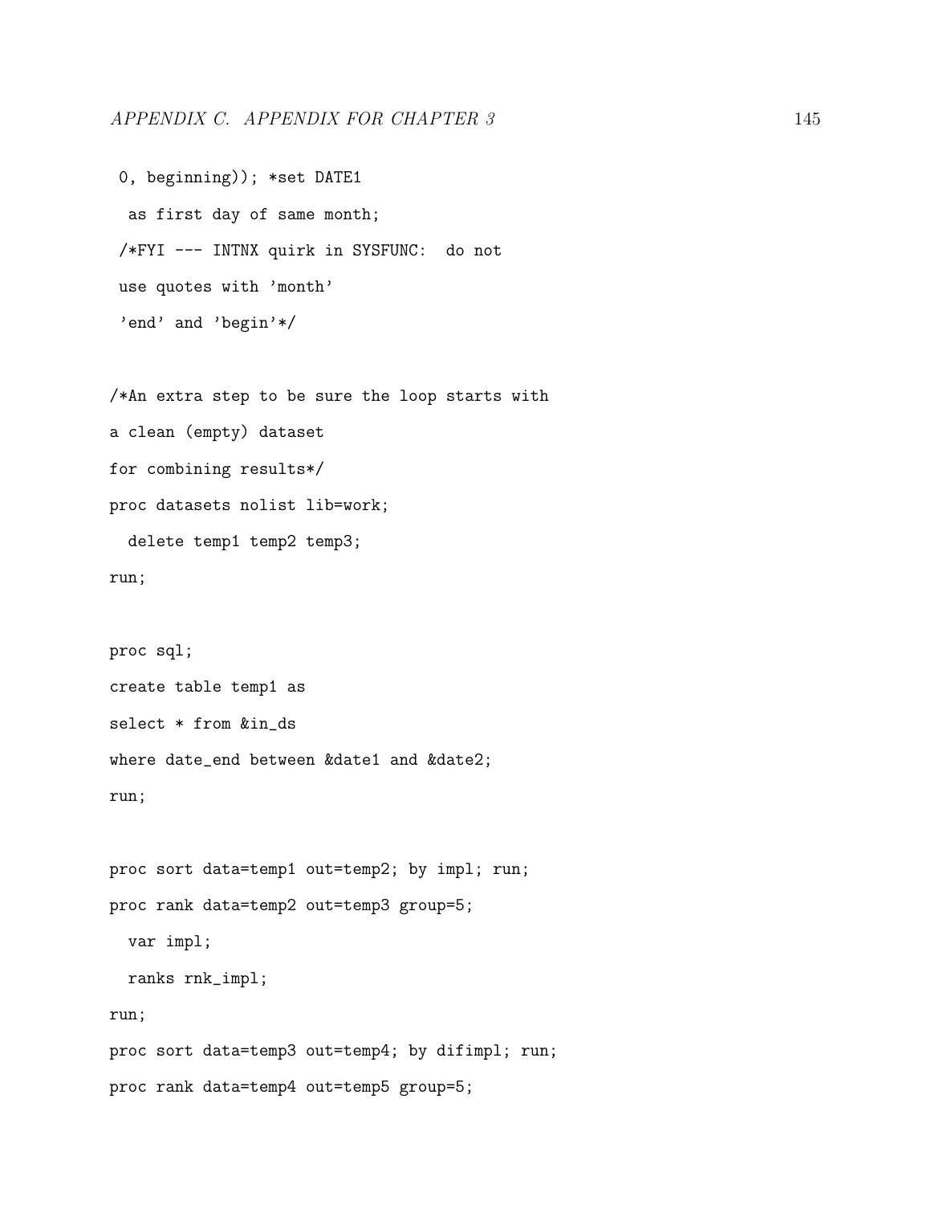```
 0, beginning)); *set DATE1
  as first day of same month;
 /*FYI --- INTNX quirk in SYSFUNC:  do not
 use quotes with 'month'
 'end' and 'begin'*/

/*An extra step to be sure the loop starts with
a clean (empty) dataset
for combining results*/
proc datasets nolist lib=work;
  delete temp1 temp2 temp3;
run;

proc sql;
create table temp1 as
select * from &in_ds
where date_end between &date1 and &date2;
run;

proc sort data=temp1 out=temp2; by impl; run;
proc rank data=temp2 out=temp3 group=5;
  var impl;
  ranks rnk_impl;
run;
proc sort data=temp3 out=temp4; by difimpl; run;
proc rank data=temp4 out=temp5 group=5;
```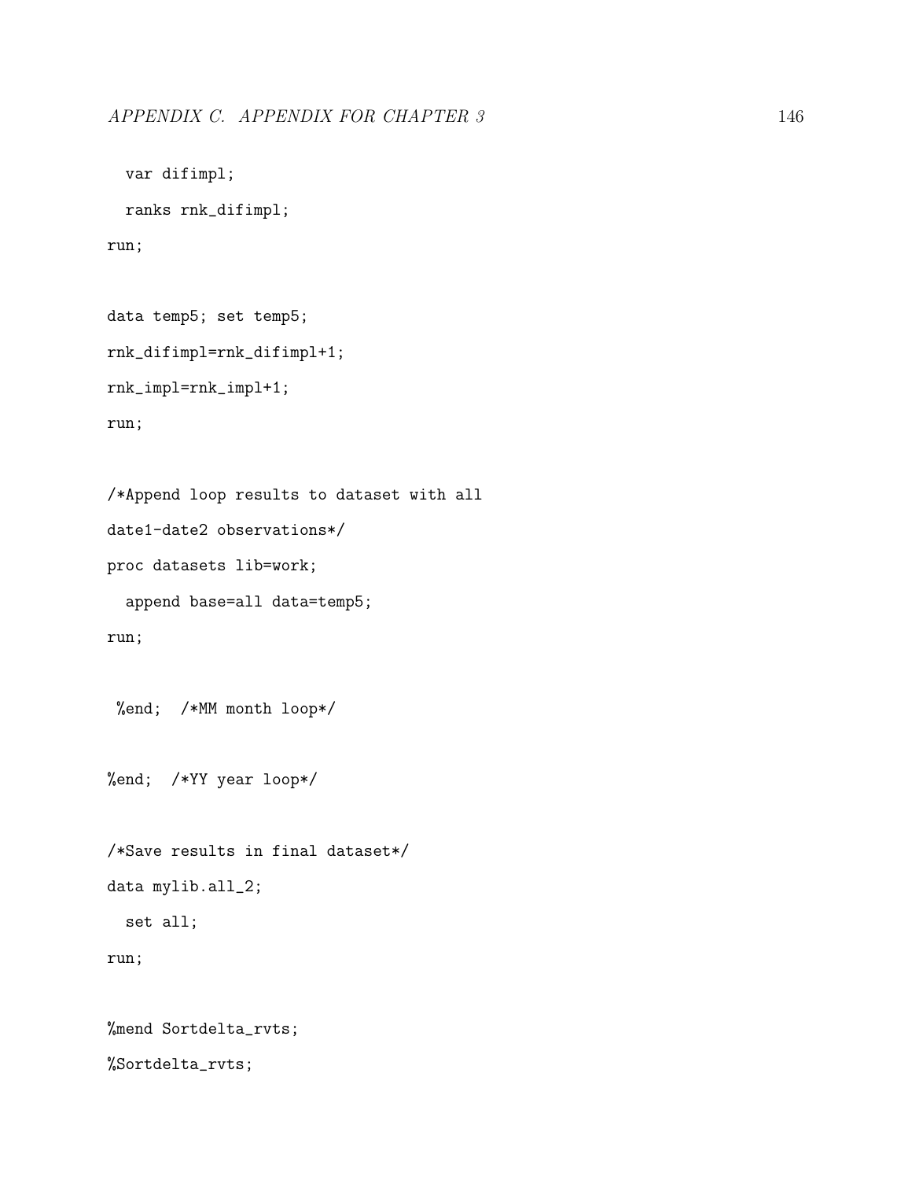```
  var difimpl;
  ranks rnk_difimpl;
run;

data temp5; set temp5;
rnk_difimpl=rnk_difimpl+1;
rnk_impl=rnk_impl+1;
run;

/*Append loop results to dataset with all
date1-date2 observations*/
proc datasets lib=work;
  append base=all data=temp5;
run;

 %end;  /*MM month loop*/

%end;  /*YY year loop*/

/*Save results in final dataset*/
data mylib.all_2;
  set all;
run;

%mend Sortdelta_rvts;
%Sortdelta_rvts;
```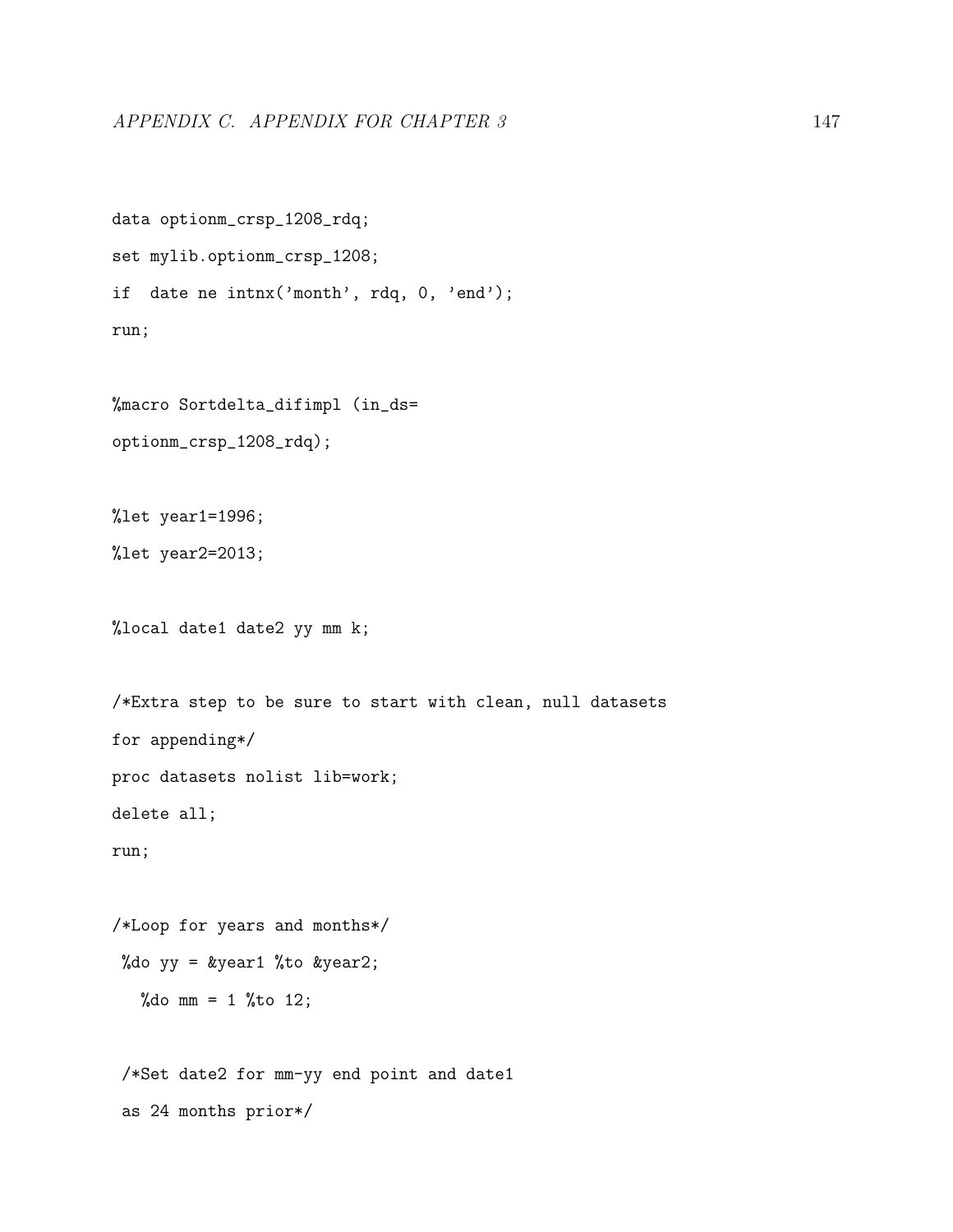```
data optionm_crsp_1208_rdq;
set mylib.optionm_crsp_1208;
if  date ne intnx('month', rdq, 0, 'end');
run;

%macro Sortdelta_difimpl (in_ds=
optionm_crsp_1208_rdq);

%let year1=1996;
%let year2=2013;

%local date1 date2 yy mm k;

/*Extra step to be sure to start with clean, null datasets
for appending*/
proc datasets nolist lib=work;
delete all;
run;

/*Loop for years and months*/
 %do yy = &year1 %to &year2;
   %do mm = 1 %to 12;

 /*Set date2 for mm-yy end point and date1
 as 24 months prior*/
```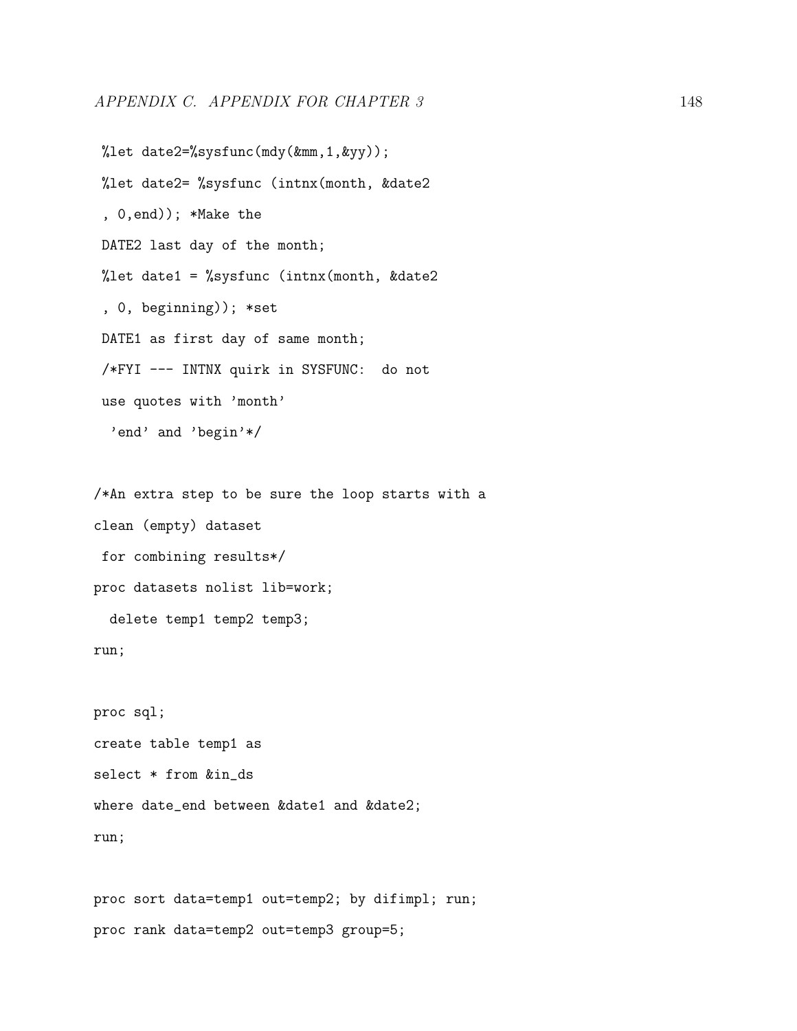```
 %let date2=%sysfunc(mdy(&mm,1,&yy));
 %let date2= %sysfunc (intnx(month, &date2
 , 0,end)); *Make the
 DATE2 last day of the month;
 %let date1 = %sysfunc (intnx(month, &date2
 , 0, beginning)); *set
 DATE1 as first day of same month;
 /*FYI --- INTNX quirk in SYSFUNC:  do not
 use quotes with 'month'
  'end' and 'begin'*/

/*An extra step to be sure the loop starts with a
clean (empty) dataset
 for combining results*/
proc datasets nolist lib=work;
  delete temp1 temp2 temp3;
run;

proc sql;
create table temp1 as
select * from &in_ds
where date_end between &date1 and &date2;
run;

proc sort data=temp1 out=temp2; by difimpl; run;
proc rank data=temp2 out=temp3 group=5;
```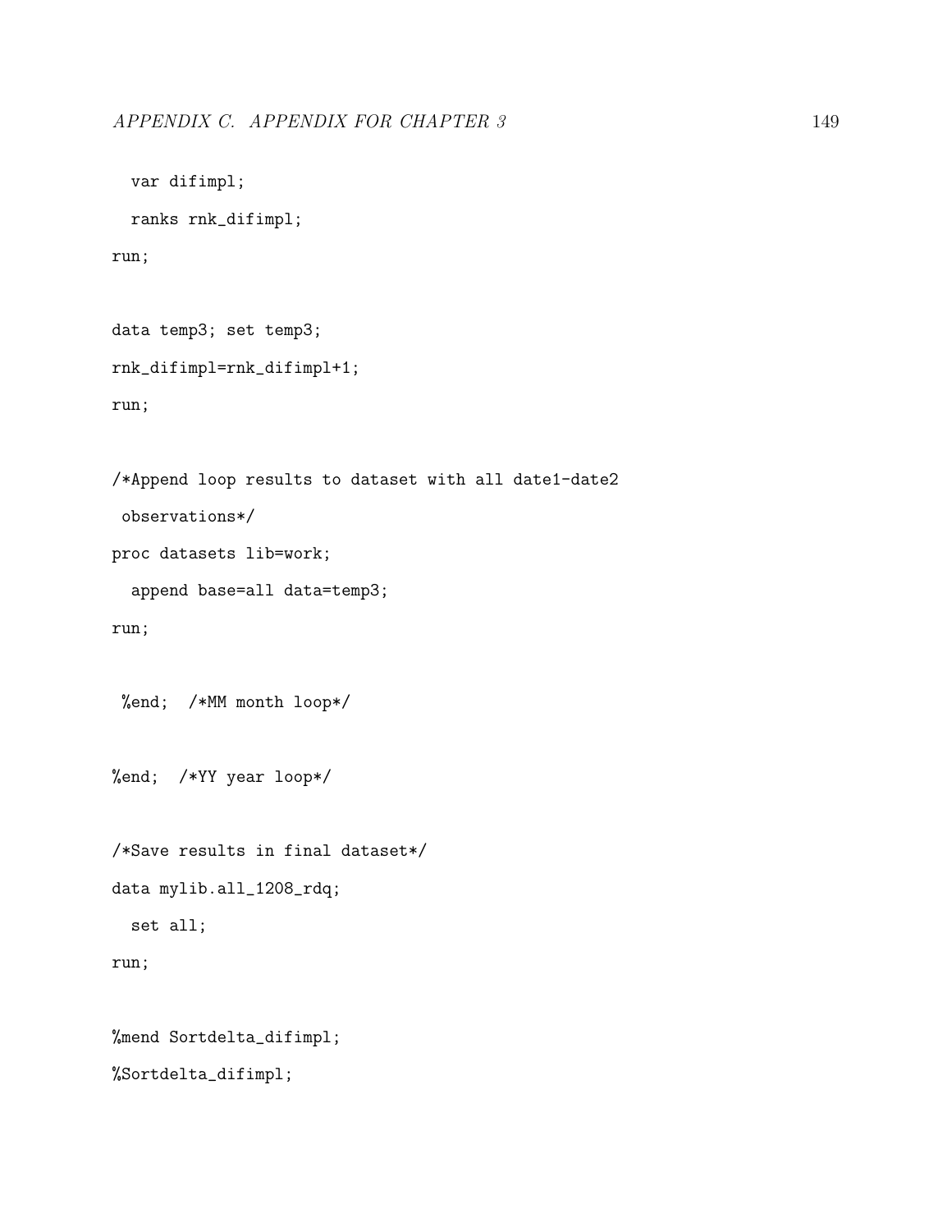```
  var difimpl;
  ranks rnk_difimpl;
run;

data temp3; set temp3;
rnk_difimpl=rnk_difimpl+1;
run;

/*Append loop results to dataset with all date1-date2
 observations*/
proc datasets lib=work;
  append base=all data=temp3;
run;

 %end;  /*MM month loop*/

%end;  /*YY year loop*/

/*Save results in final dataset*/
data mylib.all_1208_rdq;
  set all;
run;

%mend Sortdelta_difimpl;
%Sortdelta_difimpl;
```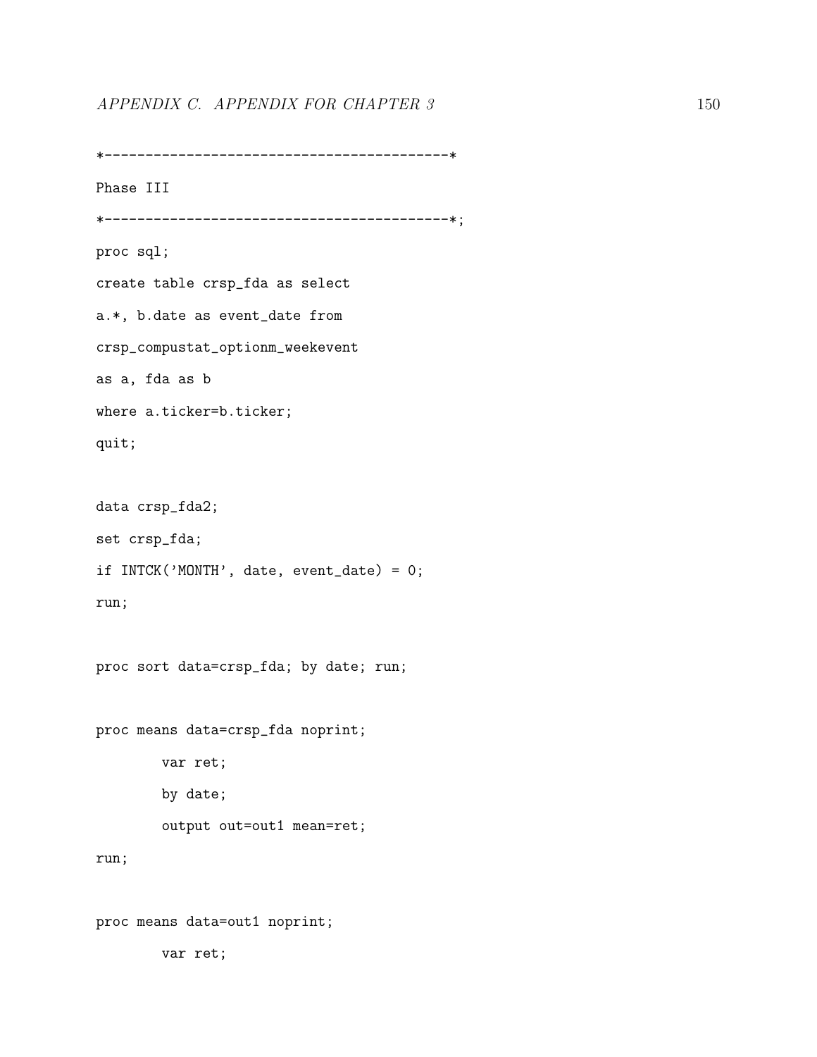```
*-----------------------------------------*
Phase III
*-----------------------------------------*;
proc sql;
create table crsp_fda as select
a.*, b.date as event_date from
crsp_compustat_optionm_weekevent
as a, fda as b
where a.ticker=b.ticker;
quit;

data crsp_fda2;
set crsp_fda;
if INTCK('MONTH', date, event_date) = 0;
run;

proc sort data=crsp_fda; by date; run;

proc means data=crsp_fda noprint;
        var ret;
        by date;
        output out=out1 mean=ret;
run;

proc means data=out1 noprint;
        var ret;
```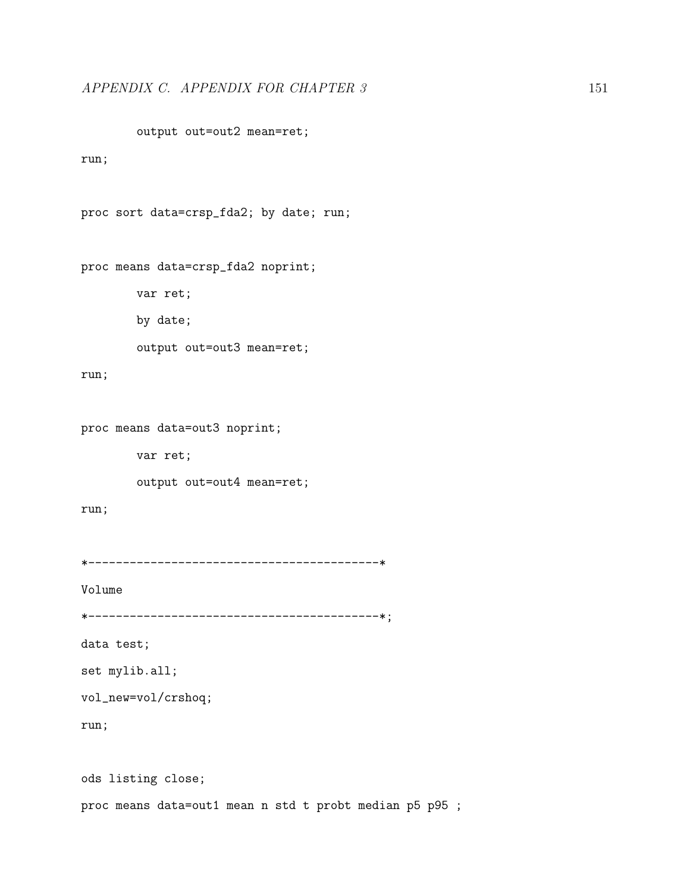```
        output out=out2 mean=ret;
run;

proc sort data=crsp_fda2; by date; run;

proc means data=crsp_fda2 noprint;
        var ret;
        by date;
        output out=out3 mean=ret;
run;

proc means data=out3 noprint;
        var ret;
        output out=out4 mean=ret;
run;

*------------------------------------------*
Volume
*------------------------------------------*;
data test;
set mylib.all;
vol_new=vol/crshoq;
run;

ods listing close;
proc means data=out1 mean n std t probt median p5 p95 ;
```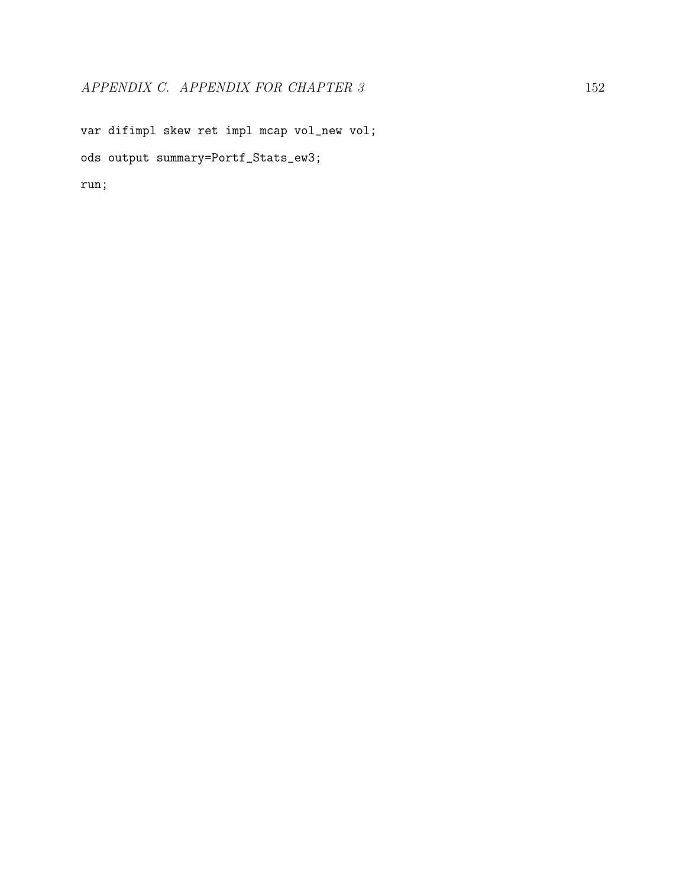```
var difimpl skew ret impl mcap vol_new vol;

ods output summary=Portf_Stats_ew3;

run;
```